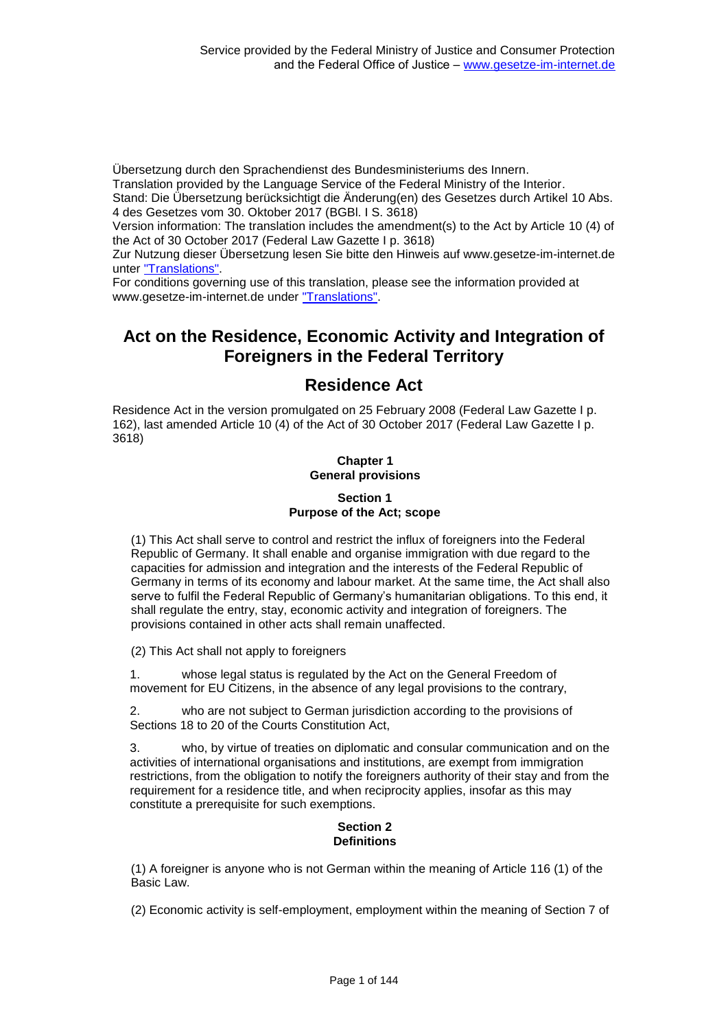Übersetzung durch den Sprachendienst des Bundesministeriums des Innern.
Translation provided by the Language Service of the Federal Ministry of the Interior.
Stand: Die Übersetzung berücksichtigt die Änderung(en) des Gesetzes durch Artikel 10 Abs. 4 des Gesetzes vom 30. Oktober 2017 (BGBl. I S. 3618)
Version information: The translation includes the amendment(s) to the Act by Article 10 (4) of the Act of 30 October 2017 (Federal Law Gazette I p. 3618)
Zur Nutzung dieser Übersetzung lesen Sie bitte den Hinweis auf www.gesetze-im-internet.de unter "Translations".
For conditions governing use of this translation, please see the information provided at www.gesetze-im-internet.de under "Translations".

# Act on the Residence, Economic Activity and Integration of Foreigners in the Federal Territory

# Residence Act

Residence Act in the version promulgated on 25 February 2008 (Federal Law Gazette I p. 162), last amended Article 10 (4) of the Act of 30 October 2017 (Federal Law Gazette I p. 3618)

## Chapter 1
## General provisions

### Section 1
### Purpose of the Act; scope

(1) This Act shall serve to control and restrict the influx of foreigners into the Federal Republic of Germany. It shall enable and organise immigration with due regard to the capacities for admission and integration and the interests of the Federal Republic of Germany in terms of its economy and labour market. At the same time, the Act shall also serve to fulfil the Federal Republic of Germany's humanitarian obligations. To this end, it shall regulate the entry, stay, economic activity and integration of foreigners. The provisions contained in other acts shall remain unaffected.

(2) This Act shall not apply to foreigners

1. whose legal status is regulated by the Act on the General Freedom of movement for EU Citizens, in the absence of any legal provisions to the contrary,

2. who are not subject to German jurisdiction according to the provisions of Sections 18 to 20 of the Courts Constitution Act,

3. who, by virtue of treaties on diplomatic and consular communication and on the activities of international organisations and institutions, are exempt from immigration restrictions, from the obligation to notify the foreigners authority of their stay and from the requirement for a residence title, and when reciprocity applies, insofar as this may constitute a prerequisite for such exemptions.

### Section 2
### Definitions

(1) A foreigner is anyone who is not German within the meaning of Article 116 (1) of the Basic Law.

(2) Economic activity is self-employment, employment within the meaning of Section 7 of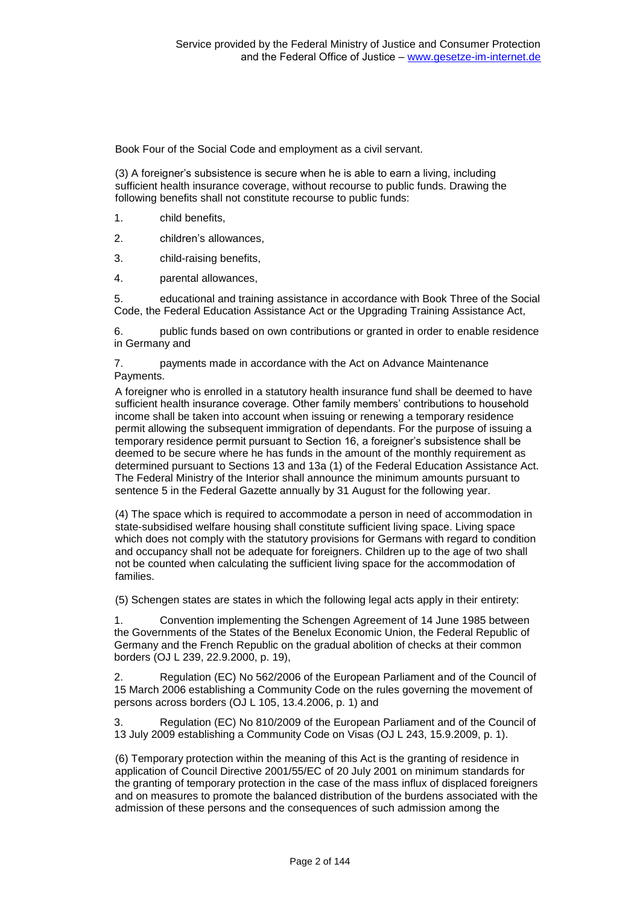Book Four of the Social Code and employment as a civil servant.

(3) A foreigner's subsistence is secure when he is able to earn a living, including sufficient health insurance coverage, without recourse to public funds. Drawing the following benefits shall not constitute recourse to public funds:

1. child benefits,

2. children's allowances,

3. child-raising benefits,

4. parental allowances,

5. educational and training assistance in accordance with Book Three of the Social Code, the Federal Education Assistance Act or the Upgrading Training Assistance Act,

6. public funds based on own contributions or granted in order to enable residence in Germany and

7. payments made in accordance with the Act on Advance Maintenance Payments.

A foreigner who is enrolled in a statutory health insurance fund shall be deemed to have sufficient health insurance coverage. Other family members' contributions to household income shall be taken into account when issuing or renewing a temporary residence permit allowing the subsequent immigration of dependants. For the purpose of issuing a temporary residence permit pursuant to Section 16, a foreigner's subsistence shall be deemed to be secure where he has funds in the amount of the monthly requirement as determined pursuant to Sections 13 and 13a (1) of the Federal Education Assistance Act. The Federal Ministry of the Interior shall announce the minimum amounts pursuant to sentence 5 in the Federal Gazette annually by 31 August for the following year.

(4) The space which is required to accommodate a person in need of accommodation in state-subsidised welfare housing shall constitute sufficient living space. Living space which does not comply with the statutory provisions for Germans with regard to condition and occupancy shall not be adequate for foreigners. Children up to the age of two shall not be counted when calculating the sufficient living space for the accommodation of families.

(5) Schengen states are states in which the following legal acts apply in their entirety:

1. Convention implementing the Schengen Agreement of 14 June 1985 between the Governments of the States of the Benelux Economic Union, the Federal Republic of Germany and the French Republic on the gradual abolition of checks at their common borders (OJ L 239, 22.9.2000, p. 19),

2. Regulation (EC) No 562/2006 of the European Parliament and of the Council of 15 March 2006 establishing a Community Code on the rules governing the movement of persons across borders (OJ L 105, 13.4.2006, p. 1) and

3. Regulation (EC) No 810/2009 of the European Parliament and of the Council of 13 July 2009 establishing a Community Code on Visas (OJ L 243, 15.9.2009, p. 1).

(6) Temporary protection within the meaning of this Act is the granting of residence in application of Council Directive 2001/55/EC of 20 July 2001 on minimum standards for the granting of temporary protection in the case of the mass influx of displaced foreigners and on measures to promote the balanced distribution of the burdens associated with the admission of these persons and the consequences of such admission among the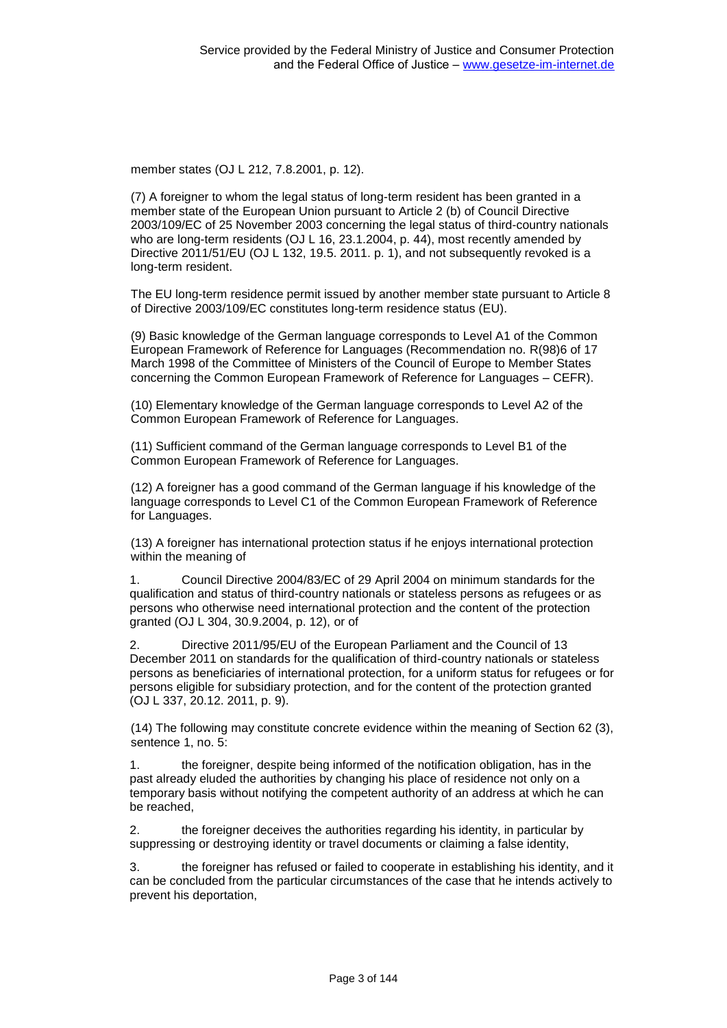member states (OJ L 212, 7.8.2001, p. 12).

(7) A foreigner to whom the legal status of long-term resident has been granted in a member state of the European Union pursuant to Article 2 (b) of Council Directive 2003/109/EC of 25 November 2003 concerning the legal status of third-country nationals who are long-term residents (OJ L 16, 23.1.2004, p. 44), most recently amended by Directive 2011/51/EU (OJ L 132, 19.5. 2011. p. 1), and not subsequently revoked is a long-term resident.

The EU long-term residence permit issued by another member state pursuant to Article 8 of Directive 2003/109/EC constitutes long-term residence status (EU).

(9) Basic knowledge of the German language corresponds to Level A1 of the Common European Framework of Reference for Languages (Recommendation no. R(98)6 of 17 March 1998 of the Committee of Ministers of the Council of Europe to Member States concerning the Common European Framework of Reference for Languages – CEFR).

(10) Elementary knowledge of the German language corresponds to Level A2 of the Common European Framework of Reference for Languages.

(11) Sufficient command of the German language corresponds to Level B1 of the Common European Framework of Reference for Languages.

(12) A foreigner has a good command of the German language if his knowledge of the language corresponds to Level C1 of the Common European Framework of Reference for Languages.

(13) A foreigner has international protection status if he enjoys international protection within the meaning of

1. Council Directive 2004/83/EC of 29 April 2004 on minimum standards for the qualification and status of third-country nationals or stateless persons as refugees or as persons who otherwise need international protection and the content of the protection granted (OJ L 304, 30.9.2004, p. 12), or of

2. Directive 2011/95/EU of the European Parliament and the Council of 13 December 2011 on standards for the qualification of third-country nationals or stateless persons as beneficiaries of international protection, for a uniform status for refugees or for persons eligible for subsidiary protection, and for the content of the protection granted (OJ L 337, 20.12. 2011, p. 9).

(14) The following may constitute concrete evidence within the meaning of Section 62 (3), sentence 1, no. 5:

1. the foreigner, despite being informed of the notification obligation, has in the past already eluded the authorities by changing his place of residence not only on a temporary basis without notifying the competent authority of an address at which he can be reached,

2. the foreigner deceives the authorities regarding his identity, in particular by suppressing or destroying identity or travel documents or claiming a false identity,

3. the foreigner has refused or failed to cooperate in establishing his identity, and it can be concluded from the particular circumstances of the case that he intends actively to prevent his deportation,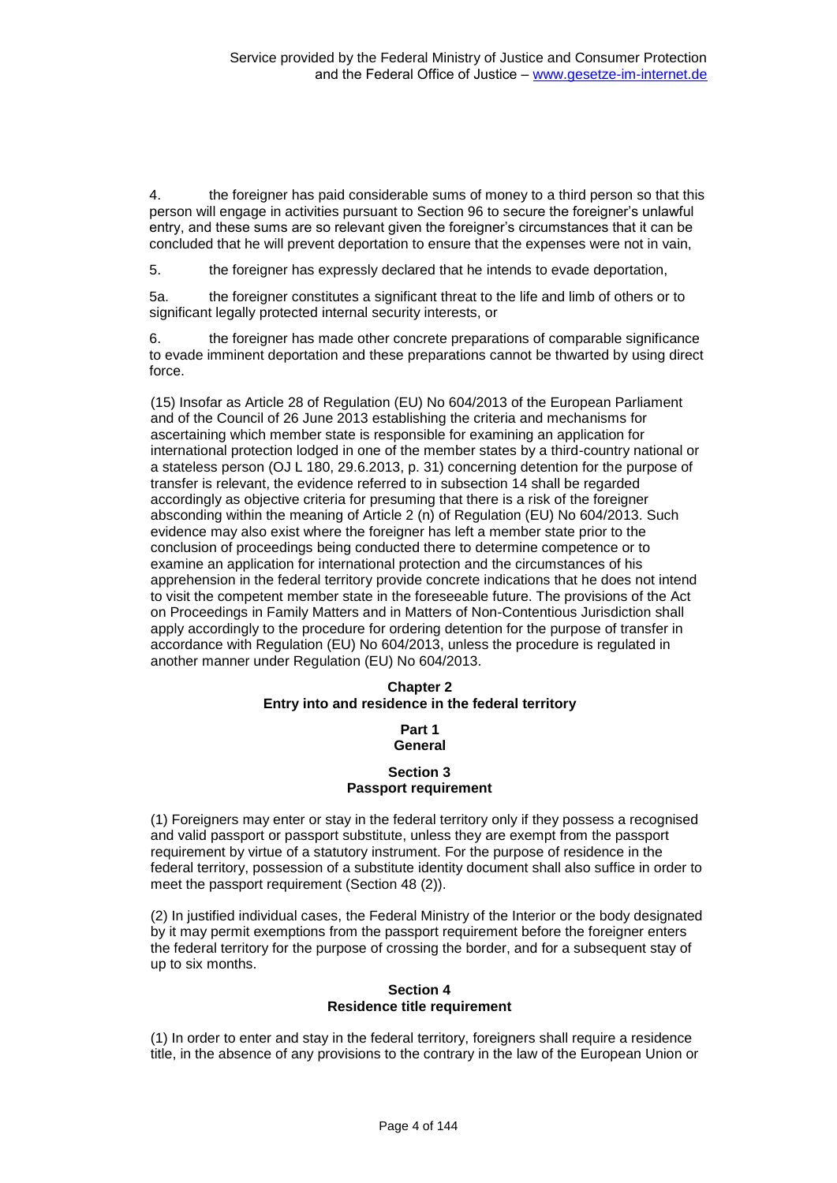4. the foreigner has paid considerable sums of money to a third person so that this person will engage in activities pursuant to Section 96 to secure the foreigner's unlawful entry, and these sums are so relevant given the foreigner's circumstances that it can be concluded that he will prevent deportation to ensure that the expenses were not in vain,

5. the foreigner has expressly declared that he intends to evade deportation,

5a. the foreigner constitutes a significant threat to the life and limb of others or to significant legally protected internal security interests, or

6. the foreigner has made other concrete preparations of comparable significance to evade imminent deportation and these preparations cannot be thwarted by using direct force.

(15) Insofar as Article 28 of Regulation (EU) No 604/2013 of the European Parliament and of the Council of 26 June 2013 establishing the criteria and mechanisms for ascertaining which member state is responsible for examining an application for international protection lodged in one of the member states by a third-country national or a stateless person (OJ L 180, 29.6.2013, p. 31) concerning detention for the purpose of transfer is relevant, the evidence referred to in subsection 14 shall be regarded accordingly as objective criteria for presuming that there is a risk of the foreigner absconding within the meaning of Article 2 (n) of Regulation (EU) No 604/2013. Such evidence may also exist where the foreigner has left a member state prior to the conclusion of proceedings being conducted there to determine competence or to examine an application for international protection and the circumstances of his apprehension in the federal territory provide concrete indications that he does not intend to visit the competent member state in the foreseeable future. The provisions of the Act on Proceedings in Family Matters and in Matters of Non-Contentious Jurisdiction shall apply accordingly to the procedure for ordering detention for the purpose of transfer in accordance with Regulation (EU) No 604/2013, unless the procedure is regulated in another manner under Regulation (EU) No 604/2013.

## Chapter 2
## Entry into and residence in the federal territory

### Part 1
### General

#### Section 3
#### Passport requirement

(1) Foreigners may enter or stay in the federal territory only if they possess a recognised and valid passport or passport substitute, unless they are exempt from the passport requirement by virtue of a statutory instrument. For the purpose of residence in the federal territory, possession of a substitute identity document shall also suffice in order to meet the passport requirement (Section 48 (2)).

(2) In justified individual cases, the Federal Ministry of the Interior or the body designated by it may permit exemptions from the passport requirement before the foreigner enters the federal territory for the purpose of crossing the border, and for a subsequent stay of up to six months.

#### Section 4
#### Residence title requirement

(1) In order to enter and stay in the federal territory, foreigners shall require a residence title, in the absence of any provisions to the contrary in the law of the European Union or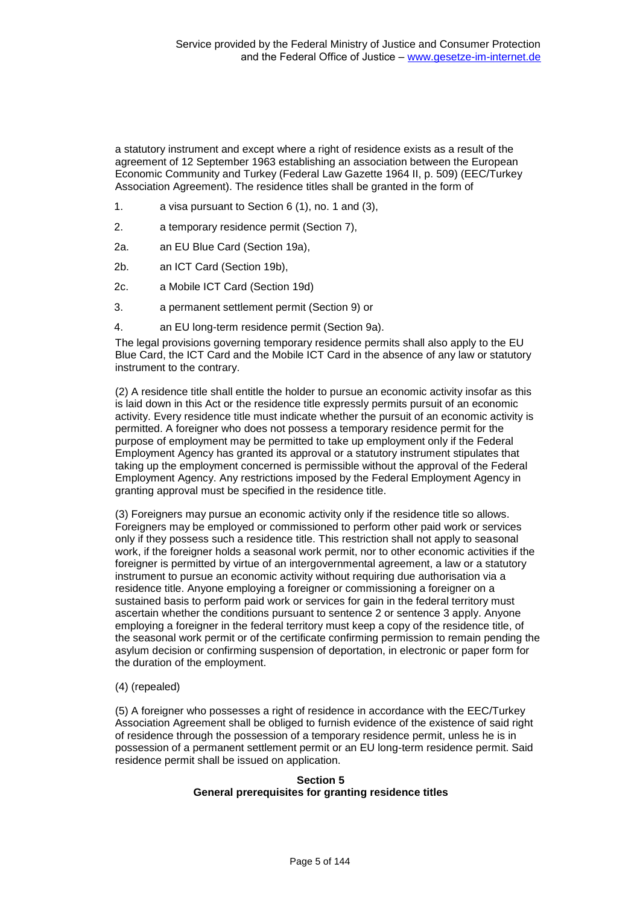a statutory instrument and except where a right of residence exists as a result of the agreement of 12 September 1963 establishing an association between the European Economic Community and Turkey (Federal Law Gazette 1964 II, p. 509) (EEC/Turkey Association Agreement). The residence titles shall be granted in the form of

1. a visa pursuant to Section 6 (1), no. 1 and (3),
2. a temporary residence permit (Section 7),

2a. an EU Blue Card (Section 19a),

2b. an ICT Card (Section 19b),

2c. a Mobile ICT Card (Section 19d)

3. a permanent settlement permit (Section 9) or
4. an EU long-term residence permit (Section 9a).

The legal provisions governing temporary residence permits shall also apply to the EU Blue Card, the ICT Card and the Mobile ICT Card in the absence of any law or statutory instrument to the contrary.

(2) A residence title shall entitle the holder to pursue an economic activity insofar as this is laid down in this Act or the residence title expressly permits pursuit of an economic activity. Every residence title must indicate whether the pursuit of an economic activity is permitted. A foreigner who does not possess a temporary residence permit for the purpose of employment may be permitted to take up employment only if the Federal Employment Agency has granted its approval or a statutory instrument stipulates that taking up the employment concerned is permissible without the approval of the Federal Employment Agency. Any restrictions imposed by the Federal Employment Agency in granting approval must be specified in the residence title.

(3) Foreigners may pursue an economic activity only if the residence title so allows. Foreigners may be employed or commissioned to perform other paid work or services only if they possess such a residence title. This restriction shall not apply to seasonal work, if the foreigner holds a seasonal work permit, nor to other economic activities if the foreigner is permitted by virtue of an intergovernmental agreement, a law or a statutory instrument to pursue an economic activity without requiring due authorisation via a residence title. Anyone employing a foreigner or commissioning a foreigner on a sustained basis to perform paid work or services for gain in the federal territory must ascertain whether the conditions pursuant to sentence 2 or sentence 3 apply. Anyone employing a foreigner in the federal territory must keep a copy of the residence title, of the seasonal work permit or of the certificate confirming permission to remain pending the asylum decision or confirming suspension of deportation, in electronic or paper form for the duration of the employment.

(4) (repealed)

(5) A foreigner who possesses a right of residence in accordance with the EEC/Turkey Association Agreement shall be obliged to furnish evidence of the existence of said right of residence through the possession of a temporary residence permit, unless he is in possession of a permanent settlement permit or an EU long-term residence permit. Said residence permit shall be issued on application.

### Section 5
### General prerequisites for granting residence titles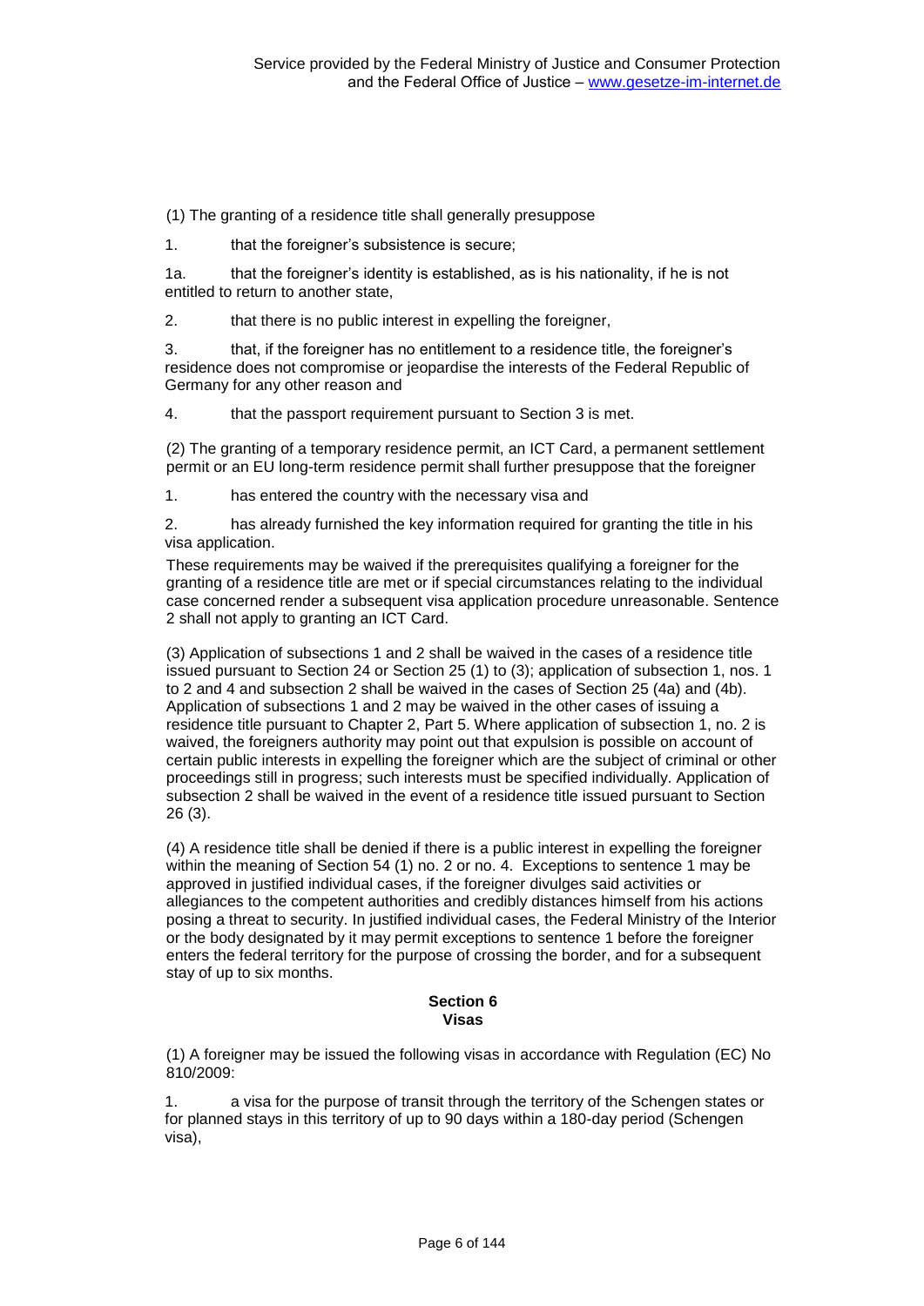(1) The granting of a residence title shall generally presuppose

1. that the foreigner's subsistence is secure;

1a. that the foreigner's identity is established, as is his nationality, if he is not entitled to return to another state,

2. that there is no public interest in expelling the foreigner,

3. that, if the foreigner has no entitlement to a residence title, the foreigner's residence does not compromise or jeopardise the interests of the Federal Republic of Germany for any other reason and

4. that the passport requirement pursuant to Section 3 is met.

(2) The granting of a temporary residence permit, an ICT Card, a permanent settlement permit or an EU long-term residence permit shall further presuppose that the foreigner

1. has entered the country with the necessary visa and

2. has already furnished the key information required for granting the title in his visa application.

These requirements may be waived if the prerequisites qualifying a foreigner for the granting of a residence title are met or if special circumstances relating to the individual case concerned render a subsequent visa application procedure unreasonable. Sentence 2 shall not apply to granting an ICT Card.

(3) Application of subsections 1 and 2 shall be waived in the cases of a residence title issued pursuant to Section 24 or Section 25 (1) to (3); application of subsection 1, nos. 1 to 2 and 4 and subsection 2 shall be waived in the cases of Section 25 (4a) and (4b). Application of subsections 1 and 2 may be waived in the other cases of issuing a residence title pursuant to Chapter 2, Part 5. Where application of subsection 1, no. 2 is waived, the foreigners authority may point out that expulsion is possible on account of certain public interests in expelling the foreigner which are the subject of criminal or other proceedings still in progress; such interests must be specified individually. Application of subsection 2 shall be waived in the event of a residence title issued pursuant to Section 26 (3).

(4) A residence title shall be denied if there is a public interest in expelling the foreigner within the meaning of Section 54 (1) no. 2 or no. 4. Exceptions to sentence 1 may be approved in justified individual cases, if the foreigner divulges said activities or allegiances to the competent authorities and credibly distances himself from his actions posing a threat to security. In justified individual cases, the Federal Ministry of the Interior or the body designated by it may permit exceptions to sentence 1 before the foreigner enters the federal territory for the purpose of crossing the border, and for a subsequent stay of up to six months.

## Section 6
## Visas

(1) A foreigner may be issued the following visas in accordance with Regulation (EC) No 810/2009:

1. a visa for the purpose of transit through the territory of the Schengen states or for planned stays in this territory of up to 90 days within a 180-day period (Schengen visa),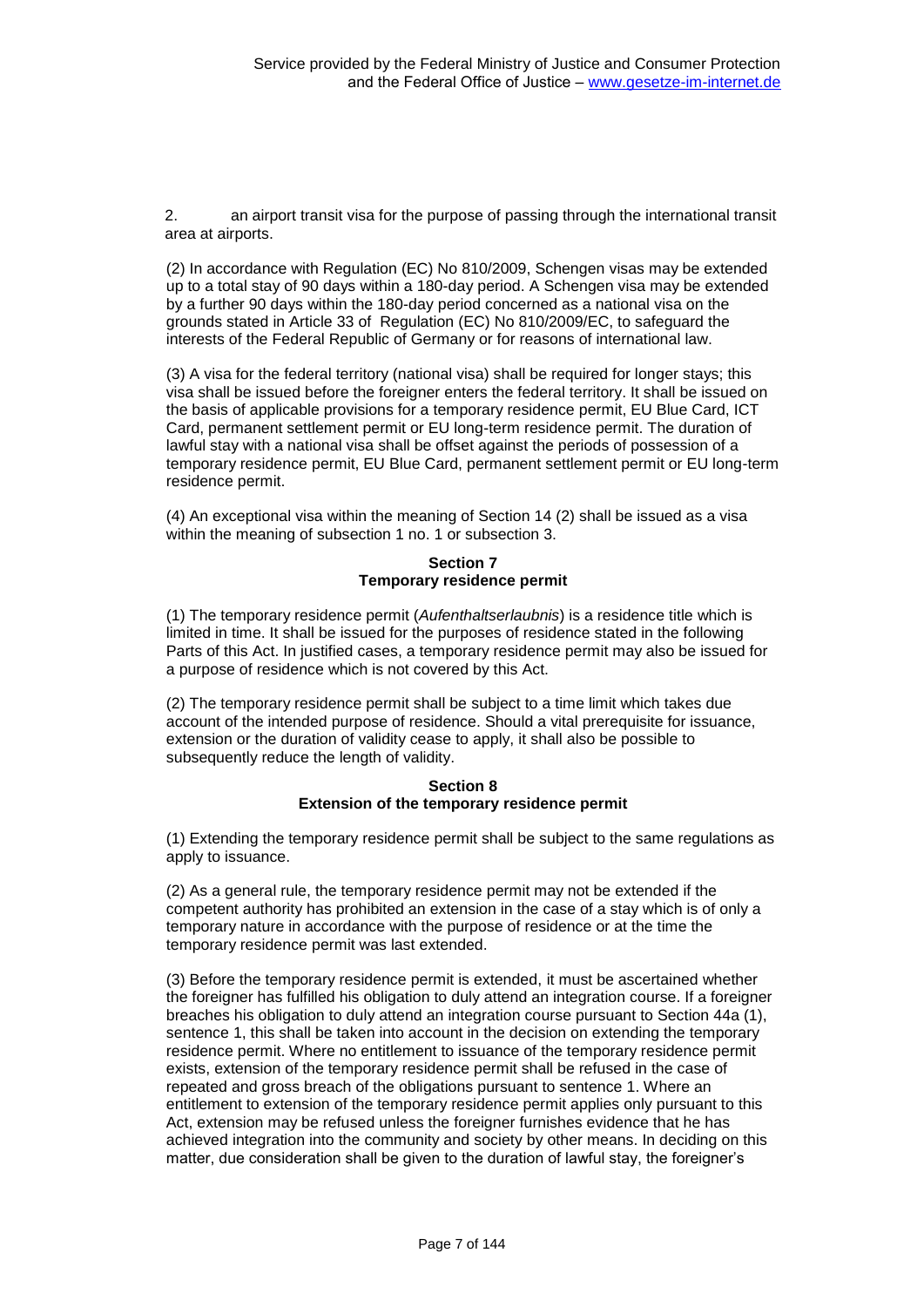2. an airport transit visa for the purpose of passing through the international transit area at airports.

(2) In accordance with Regulation (EC) No 810/2009, Schengen visas may be extended up to a total stay of 90 days within a 180-day period. A Schengen visa may be extended by a further 90 days within the 180-day period concerned as a national visa on the grounds stated in Article 33 of Regulation (EC) No 810/2009/EC, to safeguard the interests of the Federal Republic of Germany or for reasons of international law.

(3) A visa for the federal territory (national visa) shall be required for longer stays; this visa shall be issued before the foreigner enters the federal territory. It shall be issued on the basis of applicable provisions for a temporary residence permit, EU Blue Card, ICT Card, permanent settlement permit or EU long-term residence permit. The duration of lawful stay with a national visa shall be offset against the periods of possession of a temporary residence permit, EU Blue Card, permanent settlement permit or EU long-term residence permit.

(4) An exceptional visa within the meaning of Section 14 (2) shall be issued as a visa within the meaning of subsection 1 no. 1 or subsection 3.

### Section 7
### Temporary residence permit

(1) The temporary residence permit (*Aufenthaltserlaubnis*) is a residence title which is limited in time. It shall be issued for the purposes of residence stated in the following Parts of this Act. In justified cases, a temporary residence permit may also be issued for a purpose of residence which is not covered by this Act.

(2) The temporary residence permit shall be subject to a time limit which takes due account of the intended purpose of residence. Should a vital prerequisite for issuance, extension or the duration of validity cease to apply, it shall also be possible to subsequently reduce the length of validity.

### Section 8
### Extension of the temporary residence permit

(1) Extending the temporary residence permit shall be subject to the same regulations as apply to issuance.

(2) As a general rule, the temporary residence permit may not be extended if the competent authority has prohibited an extension in the case of a stay which is of only a temporary nature in accordance with the purpose of residence or at the time the temporary residence permit was last extended.

(3) Before the temporary residence permit is extended, it must be ascertained whether the foreigner has fulfilled his obligation to duly attend an integration course. If a foreigner breaches his obligation to duly attend an integration course pursuant to Section 44a (1), sentence 1, this shall be taken into account in the decision on extending the temporary residence permit. Where no entitlement to issuance of the temporary residence permit exists, extension of the temporary residence permit shall be refused in the case of repeated and gross breach of the obligations pursuant to sentence 1. Where an entitlement to extension of the temporary residence permit applies only pursuant to this Act, extension may be refused unless the foreigner furnishes evidence that he has achieved integration into the community and society by other means. In deciding on this matter, due consideration shall be given to the duration of lawful stay, the foreigner's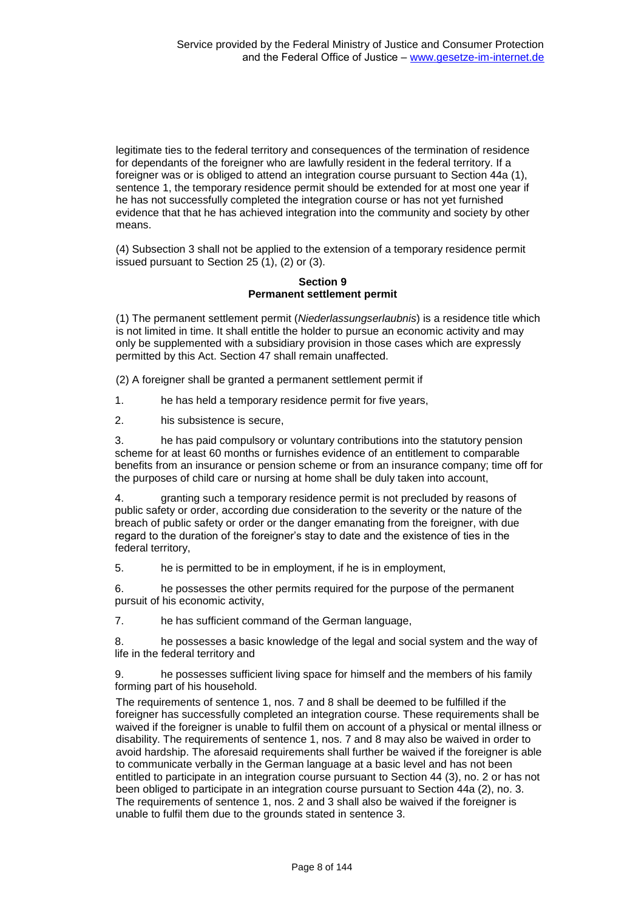legitimate ties to the federal territory and consequences of the termination of residence for dependants of the foreigner who are lawfully resident in the federal territory. If a foreigner was or is obliged to attend an integration course pursuant to Section 44a (1), sentence 1, the temporary residence permit should be extended for at most one year if he has not successfully completed the integration course or has not yet furnished evidence that that he has achieved integration into the community and society by other means.

(4) Subsection 3 shall not be applied to the extension of a temporary residence permit issued pursuant to Section 25 (1), (2) or (3).

### Section 9
### Permanent settlement permit

(1) The permanent settlement permit (*Niederlassungserlaubnis*) is a residence title which is not limited in time. It shall entitle the holder to pursue an economic activity and may only be supplemented with a subsidiary provision in those cases which are expressly permitted by this Act. Section 47 shall remain unaffected.

(2) A foreigner shall be granted a permanent settlement permit if

1. he has held a temporary residence permit for five years,
2. his subsistence is secure,
3. he has paid compulsory or voluntary contributions into the statutory pension scheme for at least 60 months or furnishes evidence of an entitlement to comparable benefits from an insurance or pension scheme or from an insurance company; time off for the purposes of child care or nursing at home shall be duly taken into account,
4. granting such a temporary residence permit is not precluded by reasons of public safety or order, according due consideration to the severity or the nature of the breach of public safety or order or the danger emanating from the foreigner, with due regard to the duration of the foreigner's stay to date and the existence of ties in the federal territory,
5. he is permitted to be in employment, if he is in employment,
6. he possesses the other permits required for the purpose of the permanent pursuit of his economic activity,
7. he has sufficient command of the German language,
8. he possesses a basic knowledge of the legal and social system and the way of life in the federal territory and
9. he possesses sufficient living space for himself and the members of his family forming part of his household.

The requirements of sentence 1, nos. 7 and 8 shall be deemed to be fulfilled if the foreigner has successfully completed an integration course. These requirements shall be waived if the foreigner is unable to fulfil them on account of a physical or mental illness or disability. The requirements of sentence 1, nos. 7 and 8 may also be waived in order to avoid hardship. The aforesaid requirements shall further be waived if the foreigner is able to communicate verbally in the German language at a basic level and has not been entitled to participate in an integration course pursuant to Section 44 (3), no. 2 or has not been obliged to participate in an integration course pursuant to Section 44a (2), no. 3. The requirements of sentence 1, nos. 2 and 3 shall also be waived if the foreigner is unable to fulfil them due to the grounds stated in sentence 3.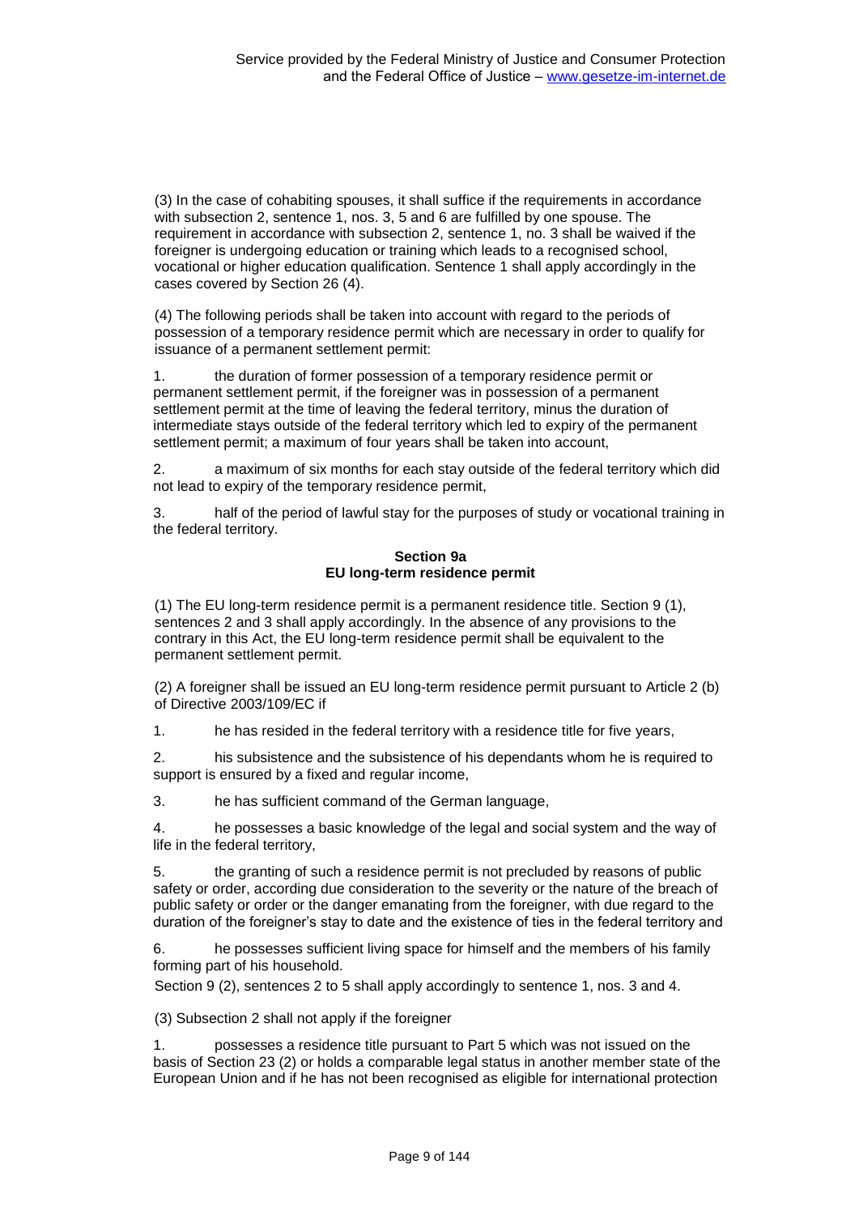(3) In the case of cohabiting spouses, it shall suffice if the requirements in accordance with subsection 2, sentence 1, nos. 3, 5 and 6 are fulfilled by one spouse. The requirement in accordance with subsection 2, sentence 1, no. 3 shall be waived if the foreigner is undergoing education or training which leads to a recognised school, vocational or higher education qualification. Sentence 1 shall apply accordingly in the cases covered by Section 26 (4).

(4) The following periods shall be taken into account with regard to the periods of possession of a temporary residence permit which are necessary in order to qualify for issuance of a permanent settlement permit:

1. the duration of former possession of a temporary residence permit or permanent settlement permit, if the foreigner was in possession of a permanent settlement permit at the time of leaving the federal territory, minus the duration of intermediate stays outside of the federal territory which led to expiry of the permanent settlement permit; a maximum of four years shall be taken into account,

2. a maximum of six months for each stay outside of the federal territory which did not lead to expiry of the temporary residence permit,

3. half of the period of lawful stay for the purposes of study or vocational training in the federal territory.

### Section 9a
### EU long-term residence permit

(1) The EU long-term residence permit is a permanent residence title. Section 9 (1), sentences 2 and 3 shall apply accordingly. In the absence of any provisions to the contrary in this Act, the EU long-term residence permit shall be equivalent to the permanent settlement permit.

(2) A foreigner shall be issued an EU long-term residence permit pursuant to Article 2 (b) of Directive 2003/109/EC if

1. he has resided in the federal territory with a residence title for five years,

2. his subsistence and the subsistence of his dependants whom he is required to support is ensured by a fixed and regular income,

3. he has sufficient command of the German language,

4. he possesses a basic knowledge of the legal and social system and the way of life in the federal territory,

5. the granting of such a residence permit is not precluded by reasons of public safety or order, according due consideration to the severity or the nature of the breach of public safety or order or the danger emanating from the foreigner, with due regard to the duration of the foreigner's stay to date and the existence of ties in the federal territory and

6. he possesses sufficient living space for himself and the members of his family forming part of his household.

Section 9 (2), sentences 2 to 5 shall apply accordingly to sentence 1, nos. 3 and 4.

(3) Subsection 2 shall not apply if the foreigner

1. possesses a residence title pursuant to Part 5 which was not issued on the basis of Section 23 (2) or holds a comparable legal status in another member state of the European Union and if he has not been recognised as eligible for international protection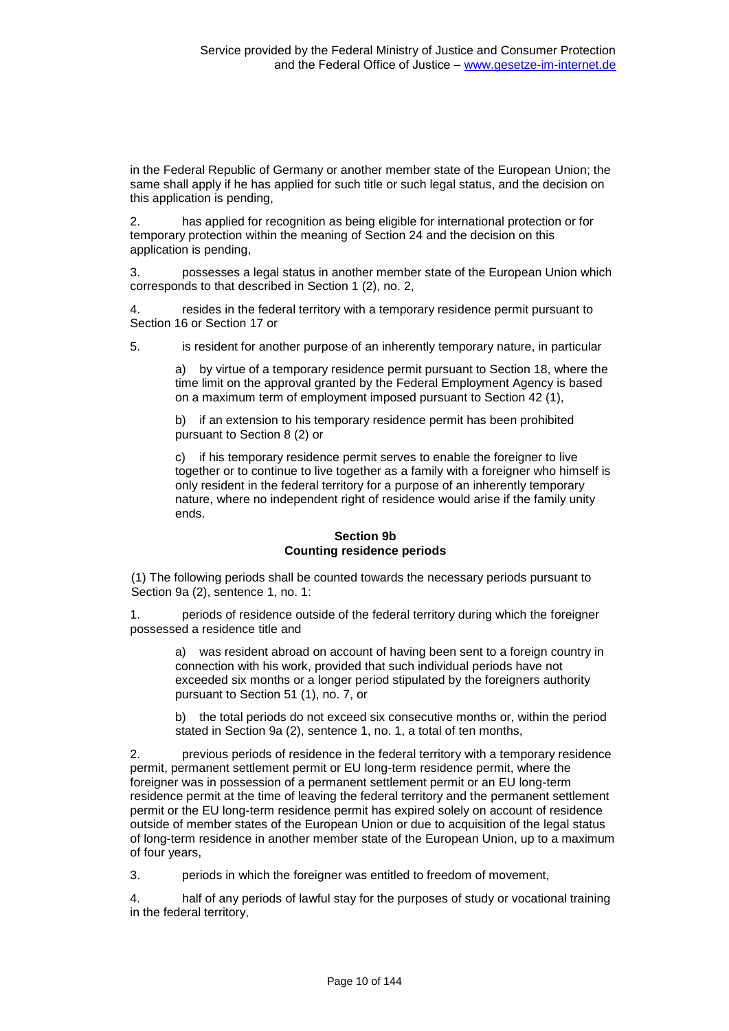in the Federal Republic of Germany or another member state of the European Union; the same shall apply if he has applied for such title or such legal status, and the decision on this application is pending,

2. has applied for recognition as being eligible for international protection or for temporary protection within the meaning of Section 24 and the decision on this application is pending,

3. possesses a legal status in another member state of the European Union which corresponds to that described in Section 1 (2), no. 2,

4. resides in the federal territory with a temporary residence permit pursuant to Section 16 or Section 17 or

5. is resident for another purpose of an inherently temporary nature, in particular

   a) by virtue of a temporary residence permit pursuant to Section 18, where the time limit on the approval granted by the Federal Employment Agency is based on a maximum term of employment imposed pursuant to Section 42 (1),

   b) if an extension to his temporary residence permit has been prohibited pursuant to Section 8 (2) or

   c) if his temporary residence permit serves to enable the foreigner to live together or to continue to live together as a family with a foreigner who himself is only resident in the federal territory for a purpose of an inherently temporary nature, where no independent right of residence would arise if the family unity ends.

**Section 9b**
**Counting residence periods**

(1) The following periods shall be counted towards the necessary periods pursuant to Section 9a (2), sentence 1, no. 1:

1. periods of residence outside of the federal territory during which the foreigner possessed a residence title and

   a) was resident abroad on account of having been sent to a foreign country in connection with his work, provided that such individual periods have not exceeded six months or a longer period stipulated by the foreigners authority pursuant to Section 51 (1), no. 7, or

   b) the total periods do not exceed six consecutive months or, within the period stated in Section 9a (2), sentence 1, no. 1, a total of ten months,

2. previous periods of residence in the federal territory with a temporary residence permit, permanent settlement permit or EU long-term residence permit, where the foreigner was in possession of a permanent settlement permit or an EU long-term residence permit at the time of leaving the federal territory and the permanent settlement permit or the EU long-term residence permit has expired solely on account of residence outside of member states of the European Union or due to acquisition of the legal status of long-term residence in another member state of the European Union, up to a maximum of four years,

3. periods in which the foreigner was entitled to freedom of movement,

4. half of any periods of lawful stay for the purposes of study or vocational training in the federal territory,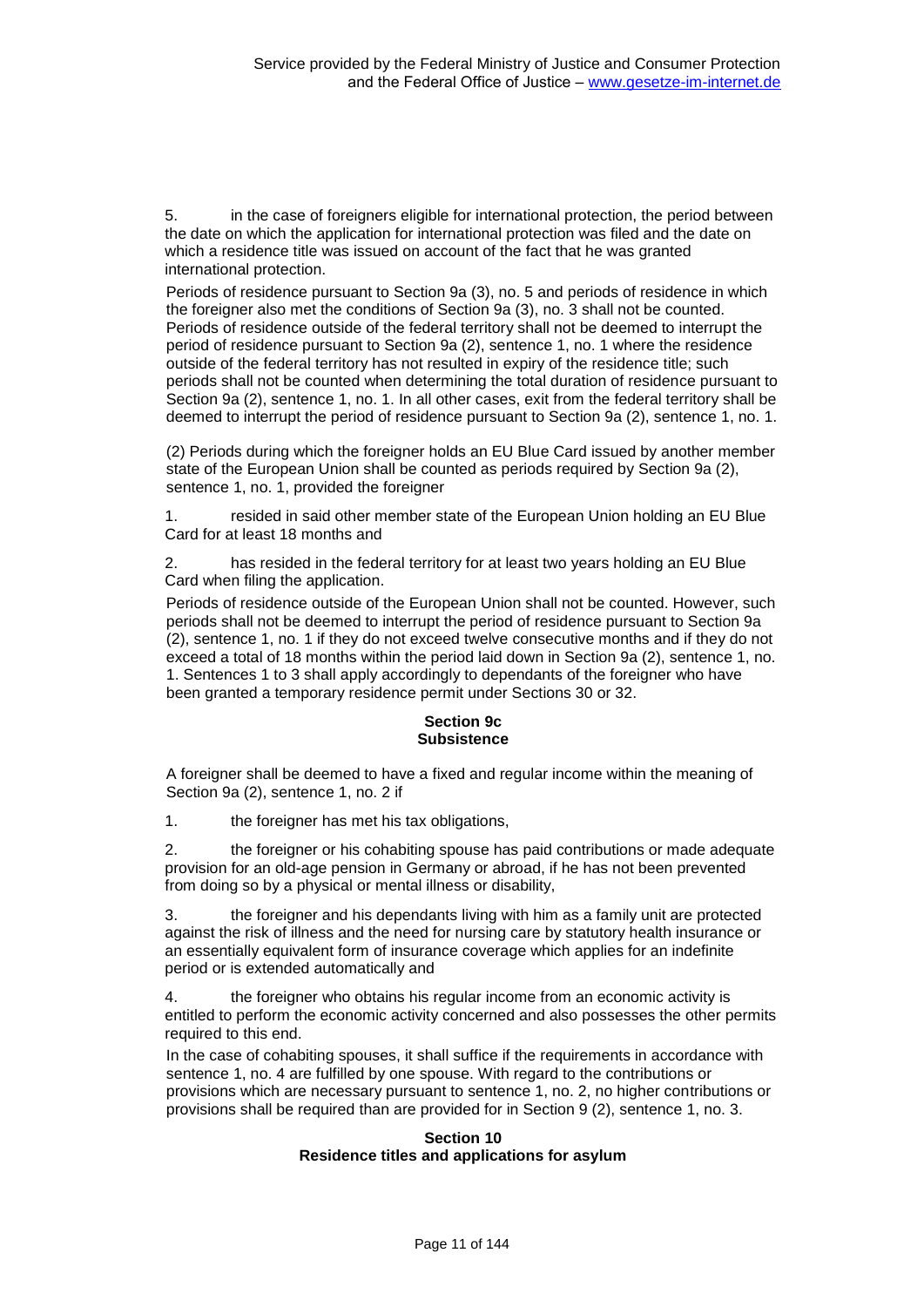5. in the case of foreigners eligible for international protection, the period between the date on which the application for international protection was filed and the date on which a residence title was issued on account of the fact that he was granted international protection.

Periods of residence pursuant to Section 9a (3), no. 5 and periods of residence in which the foreigner also met the conditions of Section 9a (3), no. 3 shall not be counted. Periods of residence outside of the federal territory shall not be deemed to interrupt the period of residence pursuant to Section 9a (2), sentence 1, no. 1 where the residence outside of the federal territory has not resulted in expiry of the residence title; such periods shall not be counted when determining the total duration of residence pursuant to Section 9a (2), sentence 1, no. 1. In all other cases, exit from the federal territory shall be deemed to interrupt the period of residence pursuant to Section 9a (2), sentence 1, no. 1.

(2) Periods during which the foreigner holds an EU Blue Card issued by another member state of the European Union shall be counted as periods required by Section 9a (2), sentence 1, no. 1, provided the foreigner

1. resided in said other member state of the European Union holding an EU Blue Card for at least 18 months and

2. has resided in the federal territory for at least two years holding an EU Blue Card when filing the application.

Periods of residence outside of the European Union shall not be counted. However, such periods shall not be deemed to interrupt the period of residence pursuant to Section 9a (2), sentence 1, no. 1 if they do not exceed twelve consecutive months and if they do not exceed a total of 18 months within the period laid down in Section 9a (2), sentence 1, no. 1. Sentences 1 to 3 shall apply accordingly to dependants of the foreigner who have been granted a temporary residence permit under Sections 30 or 32.

## Section 9c
## Subsistence

A foreigner shall be deemed to have a fixed and regular income within the meaning of Section 9a (2), sentence 1, no. 2 if

1. the foreigner has met his tax obligations,

2. the foreigner or his cohabiting spouse has paid contributions or made adequate provision for an old-age pension in Germany or abroad, if he has not been prevented from doing so by a physical or mental illness or disability,

3. the foreigner and his dependants living with him as a family unit are protected against the risk of illness and the need for nursing care by statutory health insurance or an essentially equivalent form of insurance coverage which applies for an indefinite period or is extended automatically and

4. the foreigner who obtains his regular income from an economic activity is entitled to perform the economic activity concerned and also possesses the other permits required to this end.

In the case of cohabiting spouses, it shall suffice if the requirements in accordance with sentence 1, no. 4 are fulfilled by one spouse. With regard to the contributions or provisions which are necessary pursuant to sentence 1, no. 2, no higher contributions or provisions shall be required than are provided for in Section 9 (2), sentence 1, no. 3.

## Section 10
## Residence titles and applications for asylum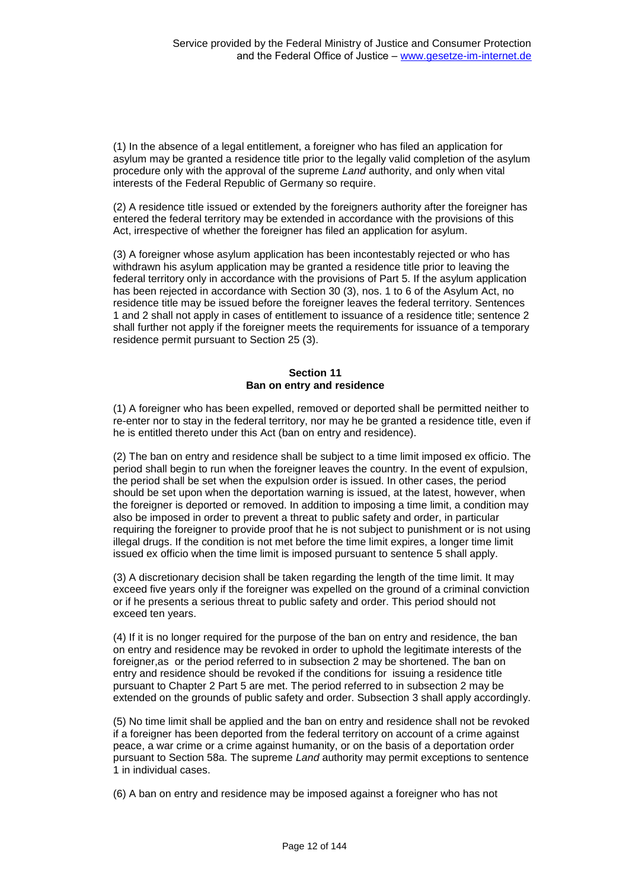(1) In the absence of a legal entitlement, a foreigner who has filed an application for asylum may be granted a residence title prior to the legally valid completion of the asylum procedure only with the approval of the supreme *Land* authority, and only when vital interests of the Federal Republic of Germany so require.

(2) A residence title issued or extended by the foreigners authority after the foreigner has entered the federal territory may be extended in accordance with the provisions of this Act, irrespective of whether the foreigner has filed an application for asylum.

(3) A foreigner whose asylum application has been incontestably rejected or who has withdrawn his asylum application may be granted a residence title prior to leaving the federal territory only in accordance with the provisions of Part 5. If the asylum application has been rejected in accordance with Section 30 (3), nos. 1 to 6 of the Asylum Act, no residence title may be issued before the foreigner leaves the federal territory. Sentences 1 and 2 shall not apply in cases of entitlement to issuance of a residence title; sentence 2 shall further not apply if the foreigner meets the requirements for issuance of a temporary residence permit pursuant to Section 25 (3).

### Section 11
### Ban on entry and residence

(1) A foreigner who has been expelled, removed or deported shall be permitted neither to re-enter nor to stay in the federal territory, nor may he be granted a residence title, even if he is entitled thereto under this Act (ban on entry and residence).

(2) The ban on entry and residence shall be subject to a time limit imposed ex officio. The period shall begin to run when the foreigner leaves the country. In the event of expulsion, the period shall be set when the expulsion order is issued. In other cases, the period should be set upon when the deportation warning is issued, at the latest, however, when the foreigner is deported or removed. In addition to imposing a time limit, a condition may also be imposed in order to prevent a threat to public safety and order, in particular requiring the foreigner to provide proof that he is not subject to punishment or is not using illegal drugs. If the condition is not met before the time limit expires, a longer time limit issued ex officio when the time limit is imposed pursuant to sentence 5 shall apply.

(3) A discretionary decision shall be taken regarding the length of the time limit. It may exceed five years only if the foreigner was expelled on the ground of a criminal conviction or if he presents a serious threat to public safety and order. This period should not exceed ten years.

(4) If it is no longer required for the purpose of the ban on entry and residence, the ban on entry and residence may be revoked in order to uphold the legitimate interests of the foreigner,as or the period referred to in subsection 2 may be shortened. The ban on entry and residence should be revoked if the conditions for issuing a residence title pursuant to Chapter 2 Part 5 are met. The period referred to in subsection 2 may be extended on the grounds of public safety and order. Subsection 3 shall apply accordingly.

(5) No time limit shall be applied and the ban on entry and residence shall not be revoked if a foreigner has been deported from the federal territory on account of a crime against peace, a war crime or a crime against humanity, or on the basis of a deportation order pursuant to Section 58a. The supreme *Land* authority may permit exceptions to sentence 1 in individual cases.

(6) A ban on entry and residence may be imposed against a foreigner who has not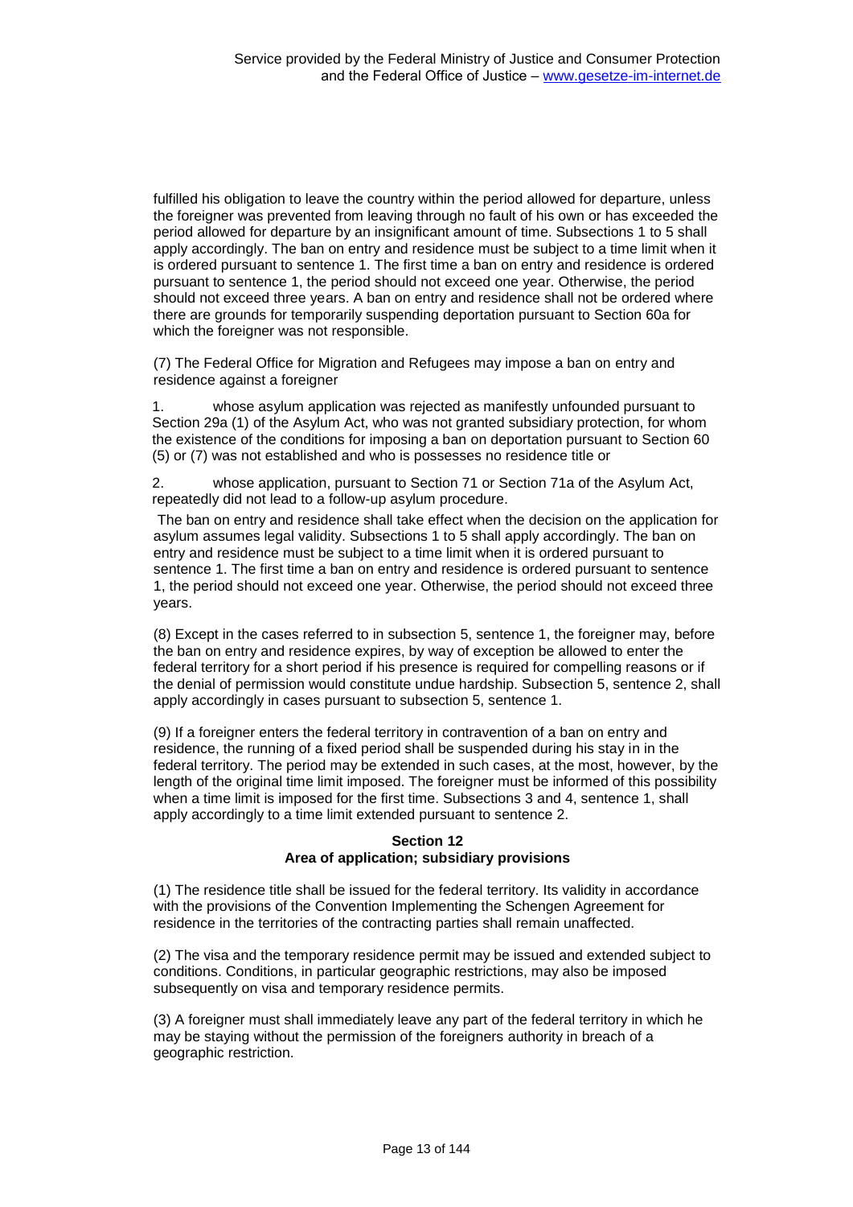fulfilled his obligation to leave the country within the period allowed for departure, unless the foreigner was prevented from leaving through no fault of his own or has exceeded the period allowed for departure by an insignificant amount of time. Subsections 1 to 5 shall apply accordingly. The ban on entry and residence must be subject to a time limit when it is ordered pursuant to sentence 1. The first time a ban on entry and residence is ordered pursuant to sentence 1, the period should not exceed one year. Otherwise, the period should not exceed three years. A ban on entry and residence shall not be ordered where there are grounds for temporarily suspending deportation pursuant to Section 60a for which the foreigner was not responsible.

(7) The Federal Office for Migration and Refugees may impose a ban on entry and residence against a foreigner

1. whose asylum application was rejected as manifestly unfounded pursuant to Section 29a (1) of the Asylum Act, who was not granted subsidiary protection, for whom the existence of the conditions for imposing a ban on deportation pursuant to Section 60 (5) or (7) was not established and who is possesses no residence title or

2. whose application, pursuant to Section 71 or Section 71a of the Asylum Act, repeatedly did not lead to a follow-up asylum procedure.

The ban on entry and residence shall take effect when the decision on the application for asylum assumes legal validity. Subsections 1 to 5 shall apply accordingly. The ban on entry and residence must be subject to a time limit when it is ordered pursuant to sentence 1. The first time a ban on entry and residence is ordered pursuant to sentence 1, the period should not exceed one year. Otherwise, the period should not exceed three years.

(8) Except in the cases referred to in subsection 5, sentence 1, the foreigner may, before the ban on entry and residence expires, by way of exception be allowed to enter the federal territory for a short period if his presence is required for compelling reasons or if the denial of permission would constitute undue hardship. Subsection 5, sentence 2, shall apply accordingly in cases pursuant to subsection 5, sentence 1.

(9) If a foreigner enters the federal territory in contravention of a ban on entry and residence, the running of a fixed period shall be suspended during his stay in in the federal territory. The period may be extended in such cases, at the most, however, by the length of the original time limit imposed. The foreigner must be informed of this possibility when a time limit is imposed for the first time. Subsections 3 and 4, sentence 1, shall apply accordingly to a time limit extended pursuant to sentence 2.

## Section 12
## Area of application; subsidiary provisions

(1) The residence title shall be issued for the federal territory. Its validity in accordance with the provisions of the Convention Implementing the Schengen Agreement for residence in the territories of the contracting parties shall remain unaffected.

(2) The visa and the temporary residence permit may be issued and extended subject to conditions. Conditions, in particular geographic restrictions, may also be imposed subsequently on visa and temporary residence permits.

(3) A foreigner must shall immediately leave any part of the federal territory in which he may be staying without the permission of the foreigners authority in breach of a geographic restriction.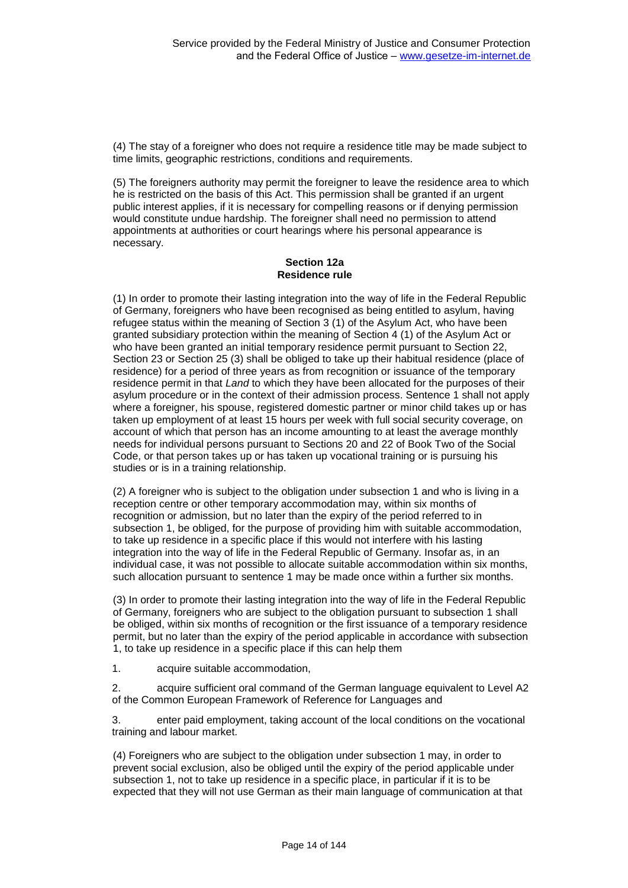(4) The stay of a foreigner who does not require a residence title may be made subject to time limits, geographic restrictions, conditions and requirements.

(5) The foreigners authority may permit the foreigner to leave the residence area to which he is restricted on the basis of this Act. This permission shall be granted if an urgent public interest applies, if it is necessary for compelling reasons or if denying permission would constitute undue hardship. The foreigner shall need no permission to attend appointments at authorities or court hearings where his personal appearance is necessary.

**Section 12a**
**Residence rule**

(1) In order to promote their lasting integration into the way of life in the Federal Republic of Germany, foreigners who have been recognised as being entitled to asylum, having refugee status within the meaning of Section 3 (1) of the Asylum Act, who have been granted subsidiary protection within the meaning of Section 4 (1) of the Asylum Act or who have been granted an initial temporary residence permit pursuant to Section 22, Section 23 or Section 25 (3) shall be obliged to take up their habitual residence (place of residence) for a period of three years as from recognition or issuance of the temporary residence permit in that *Land* to which they have been allocated for the purposes of their asylum procedure or in the context of their admission process. Sentence 1 shall not apply where a foreigner, his spouse, registered domestic partner or minor child takes up or has taken up employment of at least 15 hours per week with full social security coverage, on account of which that person has an income amounting to at least the average monthly needs for individual persons pursuant to Sections 20 and 22 of Book Two of the Social Code, or that person takes up or has taken up vocational training or is pursuing his studies or is in a training relationship.

(2) A foreigner who is subject to the obligation under subsection 1 and who is living in a reception centre or other temporary accommodation may, within six months of recognition or admission, but no later than the expiry of the period referred to in subsection 1, be obliged, for the purpose of providing him with suitable accommodation, to take up residence in a specific place if this would not interfere with his lasting integration into the way of life in the Federal Republic of Germany. Insofar as, in an individual case, it was not possible to allocate suitable accommodation within six months, such allocation pursuant to sentence 1 may be made once within a further six months.

(3) In order to promote their lasting integration into the way of life in the Federal Republic of Germany, foreigners who are subject to the obligation pursuant to subsection 1 shall be obliged, within six months of recognition or the first issuance of a temporary residence permit, but no later than the expiry of the period applicable in accordance with subsection 1, to take up residence in a specific place if this can help them

1. acquire suitable accommodation,

2. acquire sufficient oral command of the German language equivalent to Level A2 of the Common European Framework of Reference for Languages and

3. enter paid employment, taking account of the local conditions on the vocational training and labour market.

(4) Foreigners who are subject to the obligation under subsection 1 may, in order to prevent social exclusion, also be obliged until the expiry of the period applicable under subsection 1, not to take up residence in a specific place, in particular if it is to be expected that they will not use German as their main language of communication at that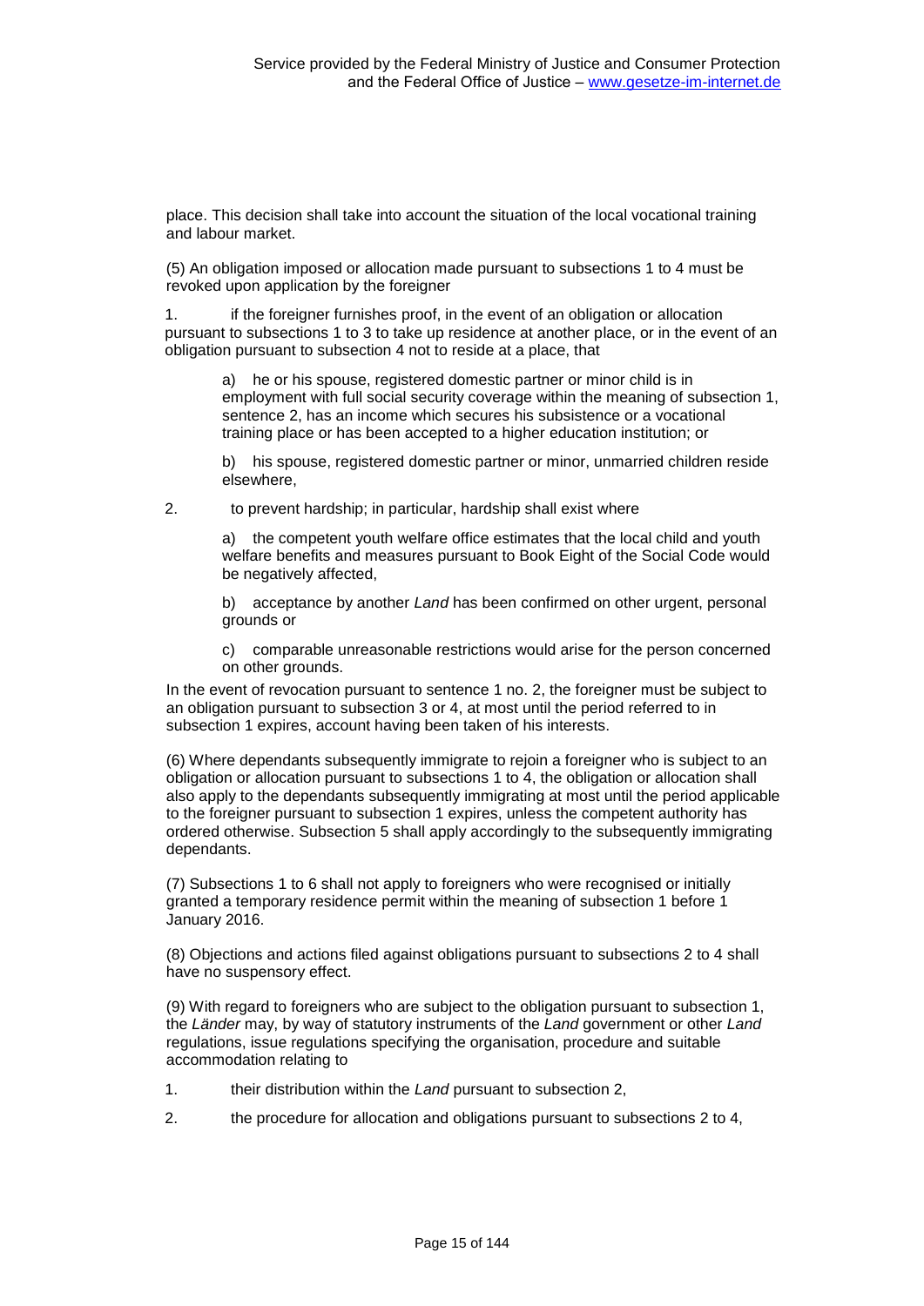place. This decision shall take into account the situation of the local vocational training and labour market.

(5) An obligation imposed or allocation made pursuant to subsections 1 to 4 must be revoked upon application by the foreigner

1. if the foreigner furnishes proof, in the event of an obligation or allocation pursuant to subsections 1 to 3 to take up residence at another place, or in the event of an obligation pursuant to subsection 4 not to reside at a place, that

   a) he or his spouse, registered domestic partner or minor child is in employment with full social security coverage within the meaning of subsection 1, sentence 2, has an income which secures his subsistence or a vocational training place or has been accepted to a higher education institution; or

   b) his spouse, registered domestic partner or minor, unmarried children reside elsewhere,

2. to prevent hardship; in particular, hardship shall exist where

   a) the competent youth welfare office estimates that the local child and youth welfare benefits and measures pursuant to Book Eight of the Social Code would be negatively affected,

   b) acceptance by another *Land* has been confirmed on other urgent, personal grounds or

   c) comparable unreasonable restrictions would arise for the person concerned on other grounds.

In the event of revocation pursuant to sentence 1 no. 2, the foreigner must be subject to an obligation pursuant to subsection 3 or 4, at most until the period referred to in subsection 1 expires, account having been taken of his interests.

(6) Where dependants subsequently immigrate to rejoin a foreigner who is subject to an obligation or allocation pursuant to subsections 1 to 4, the obligation or allocation shall also apply to the dependants subsequently immigrating at most until the period applicable to the foreigner pursuant to subsection 1 expires, unless the competent authority has ordered otherwise. Subsection 5 shall apply accordingly to the subsequently immigrating dependants.

(7) Subsections 1 to 6 shall not apply to foreigners who were recognised or initially granted a temporary residence permit within the meaning of subsection 1 before 1 January 2016.

(8) Objections and actions filed against obligations pursuant to subsections 2 to 4 shall have no suspensory effect.

(9) With regard to foreigners who are subject to the obligation pursuant to subsection 1, the *Länder* may, by way of statutory instruments of the *Land* government or other *Land* regulations, issue regulations specifying the organisation, procedure and suitable accommodation relating to

1. their distribution within the *Land* pursuant to subsection 2,
2. the procedure for allocation and obligations pursuant to subsections 2 to 4,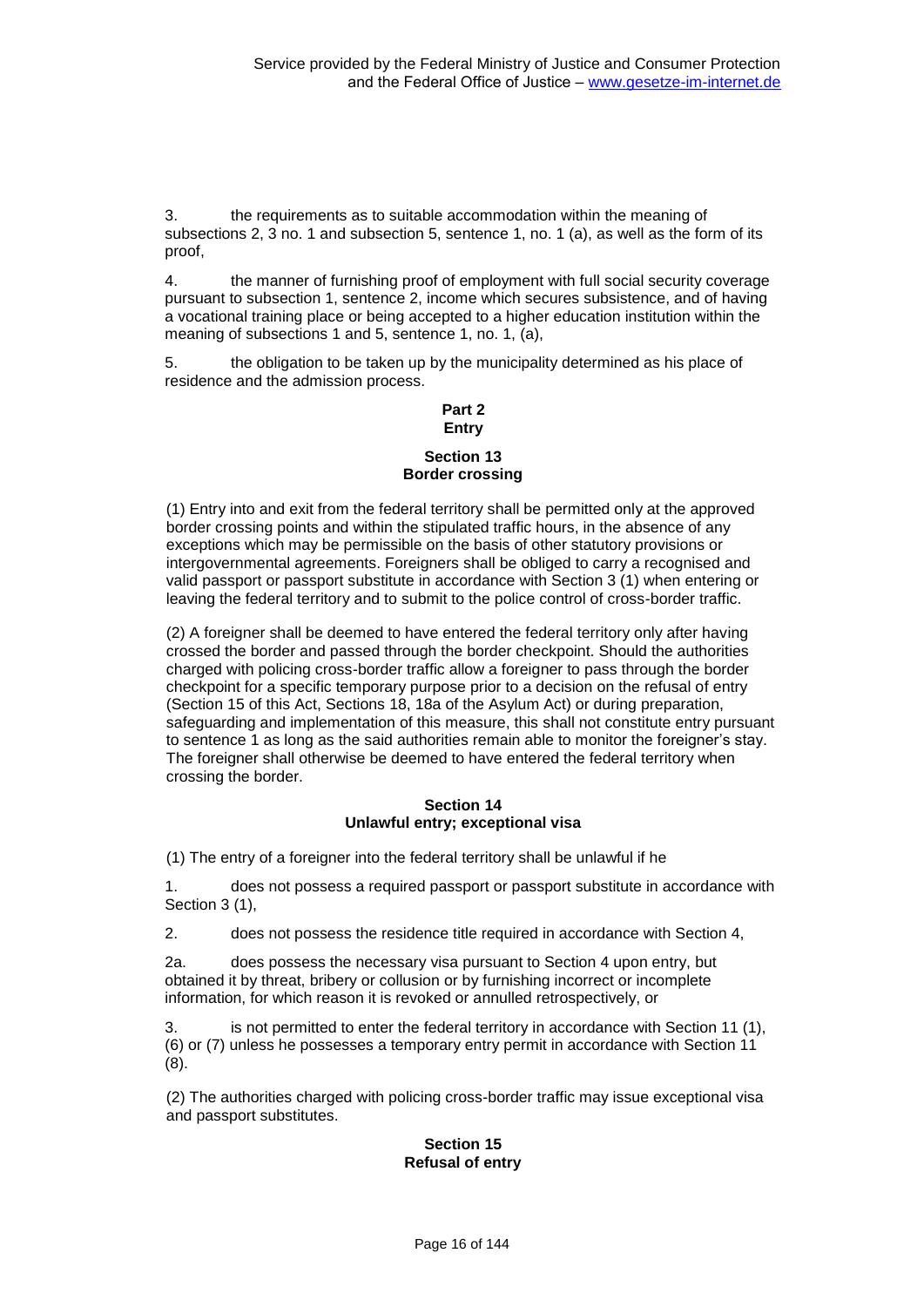3. the requirements as to suitable accommodation within the meaning of subsections 2, 3 no. 1 and subsection 5, sentence 1, no. 1 (a), as well as the form of its proof,

4. the manner of furnishing proof of employment with full social security coverage pursuant to subsection 1, sentence 2, income which secures subsistence, and of having a vocational training place or being accepted to a higher education institution within the meaning of subsections 1 and 5, sentence 1, no. 1, (a),

5. the obligation to be taken up by the municipality determined as his place of residence and the admission process.

## Part 2
## Entry

### Section 13
### Border crossing

(1) Entry into and exit from the federal territory shall be permitted only at the approved border crossing points and within the stipulated traffic hours, in the absence of any exceptions which may be permissible on the basis of other statutory provisions or intergovernmental agreements. Foreigners shall be obliged to carry a recognised and valid passport or passport substitute in accordance with Section 3 (1) when entering or leaving the federal territory and to submit to the police control of cross-border traffic.

(2) A foreigner shall be deemed to have entered the federal territory only after having crossed the border and passed through the border checkpoint. Should the authorities charged with policing cross-border traffic allow a foreigner to pass through the border checkpoint for a specific temporary purpose prior to a decision on the refusal of entry (Section 15 of this Act, Sections 18, 18a of the Asylum Act) or during preparation, safeguarding and implementation of this measure, this shall not constitute entry pursuant to sentence 1 as long as the said authorities remain able to monitor the foreigner's stay. The foreigner shall otherwise be deemed to have entered the federal territory when crossing the border.

### Section 14
### Unlawful entry; exceptional visa

(1) The entry of a foreigner into the federal territory shall be unlawful if he

1. does not possess a required passport or passport substitute in accordance with Section 3 (1),

2. does not possess the residence title required in accordance with Section 4,

2a. does possess the necessary visa pursuant to Section 4 upon entry, but obtained it by threat, bribery or collusion or by furnishing incorrect or incomplete information, for which reason it is revoked or annulled retrospectively, or

3. is not permitted to enter the federal territory in accordance with Section 11 (1), (6) or (7) unless he possesses a temporary entry permit in accordance with Section 11 (8).

(2) The authorities charged with policing cross-border traffic may issue exceptional visa and passport substitutes.

### Section 15
### Refusal of entry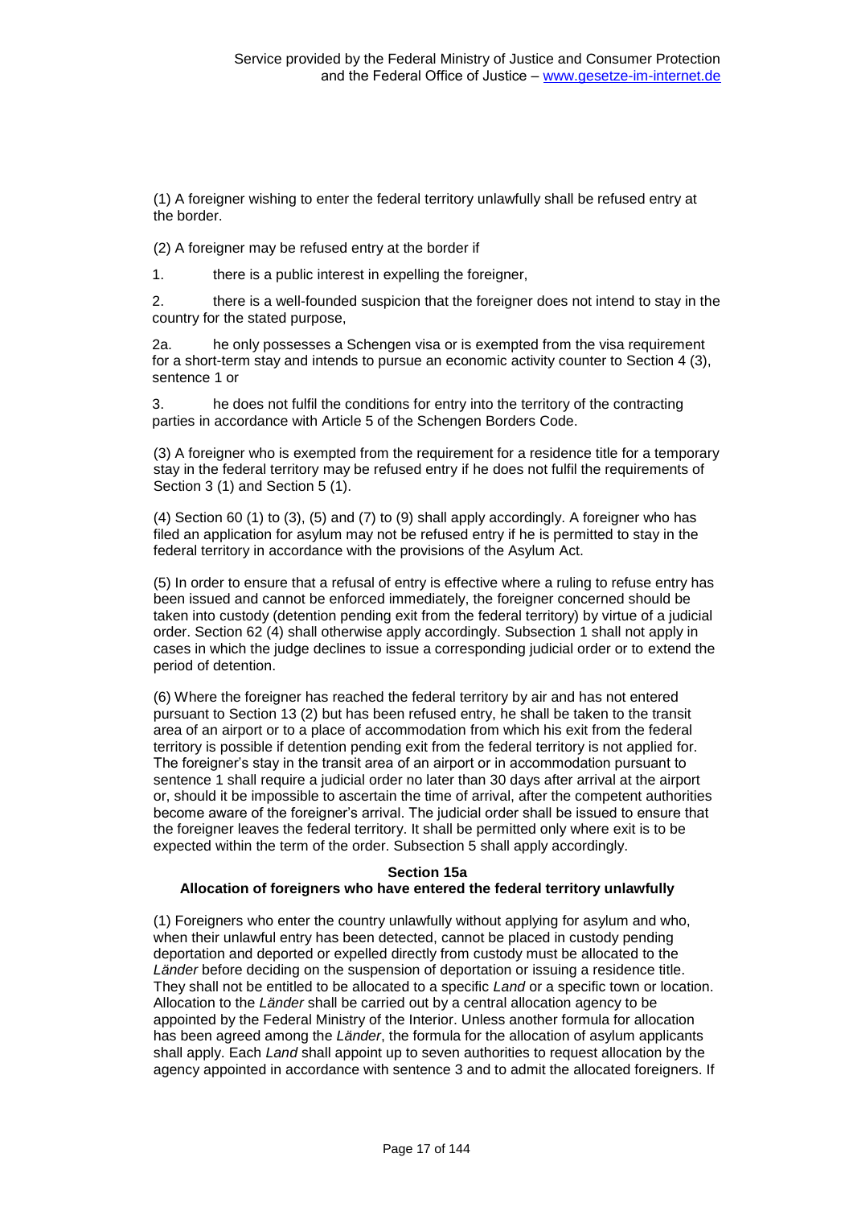(1) A foreigner wishing to enter the federal territory unlawfully shall be refused entry at the border.

(2) A foreigner may be refused entry at the border if

1. there is a public interest in expelling the foreigner,

2. there is a well-founded suspicion that the foreigner does not intend to stay in the country for the stated purpose,

2a. he only possesses a Schengen visa or is exempted from the visa requirement for a short-term stay and intends to pursue an economic activity counter to Section 4 (3), sentence 1 or

3. he does not fulfil the conditions for entry into the territory of the contracting parties in accordance with Article 5 of the Schengen Borders Code.

(3) A foreigner who is exempted from the requirement for a residence title for a temporary stay in the federal territory may be refused entry if he does not fulfil the requirements of Section 3 (1) and Section 5 (1).

(4) Section 60 (1) to (3), (5) and (7) to (9) shall apply accordingly. A foreigner who has filed an application for asylum may not be refused entry if he is permitted to stay in the federal territory in accordance with the provisions of the Asylum Act.

(5) In order to ensure that a refusal of entry is effective where a ruling to refuse entry has been issued and cannot be enforced immediately, the foreigner concerned should be taken into custody (detention pending exit from the federal territory) by virtue of a judicial order. Section 62 (4) shall otherwise apply accordingly. Subsection 1 shall not apply in cases in which the judge declines to issue a corresponding judicial order or to extend the period of detention.

(6) Where the foreigner has reached the federal territory by air and has not entered pursuant to Section 13 (2) but has been refused entry, he shall be taken to the transit area of an airport or to a place of accommodation from which his exit from the federal territory is possible if detention pending exit from the federal territory is not applied for. The foreigner's stay in the transit area of an airport or in accommodation pursuant to sentence 1 shall require a judicial order no later than 30 days after arrival at the airport or, should it be impossible to ascertain the time of arrival, after the competent authorities become aware of the foreigner's arrival. The judicial order shall be issued to ensure that the foreigner leaves the federal territory. It shall be permitted only where exit is to be expected within the term of the order. Subsection 5 shall apply accordingly.

## Section 15a
## Allocation of foreigners who have entered the federal territory unlawfully

(1) Foreigners who enter the country unlawfully without applying for asylum and who, when their unlawful entry has been detected, cannot be placed in custody pending deportation and deported or expelled directly from custody must be allocated to the *Länder* before deciding on the suspension of deportation or issuing a residence title. They shall not be entitled to be allocated to a specific *Land* or a specific town or location. Allocation to the *Länder* shall be carried out by a central allocation agency to be appointed by the Federal Ministry of the Interior. Unless another formula for allocation has been agreed among the *Länder*, the formula for the allocation of asylum applicants shall apply. Each *Land* shall appoint up to seven authorities to request allocation by the agency appointed in accordance with sentence 3 and to admit the allocated foreigners. If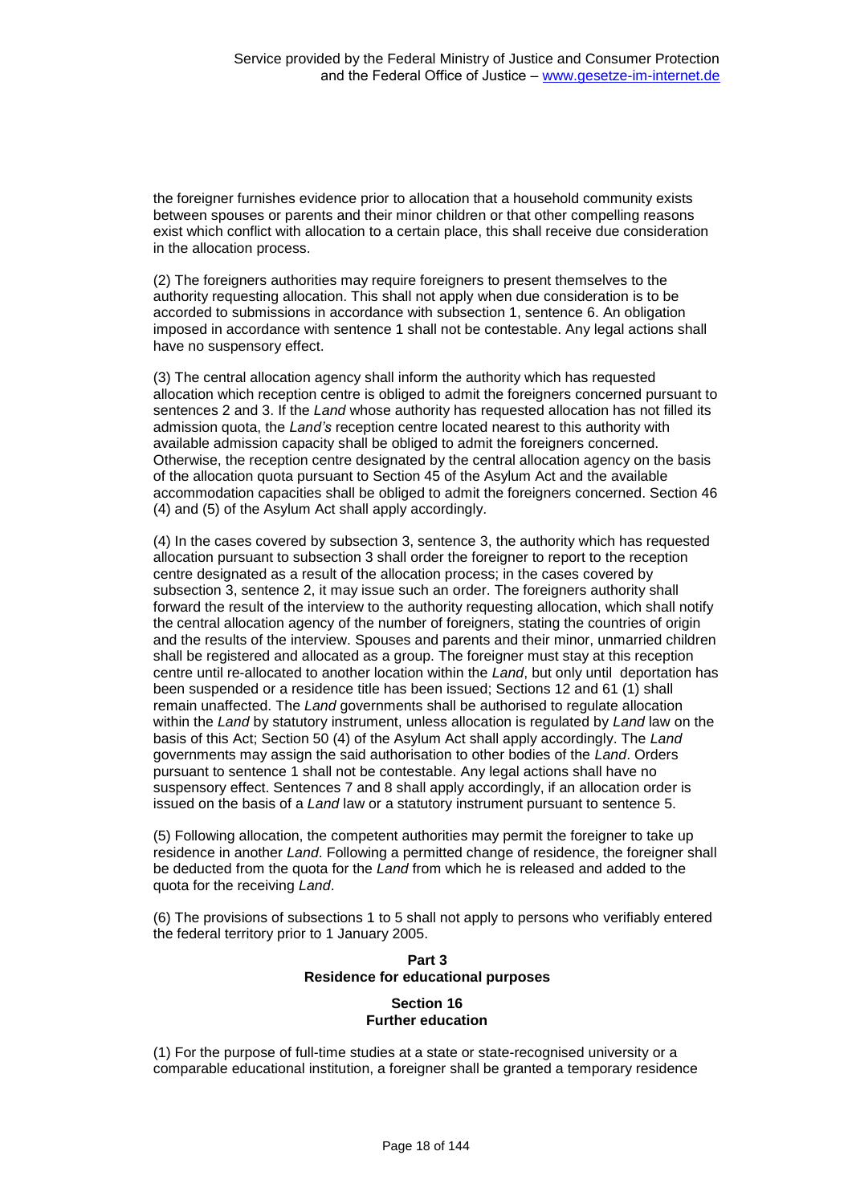the foreigner furnishes evidence prior to allocation that a household community exists between spouses or parents and their minor children or that other compelling reasons exist which conflict with allocation to a certain place, this shall receive due consideration in the allocation process.

(2) The foreigners authorities may require foreigners to present themselves to the authority requesting allocation. This shall not apply when due consideration is to be accorded to submissions in accordance with subsection 1, sentence 6. An obligation imposed in accordance with sentence 1 shall not be contestable. Any legal actions shall have no suspensory effect.

(3) The central allocation agency shall inform the authority which has requested allocation which reception centre is obliged to admit the foreigners concerned pursuant to sentences 2 and 3. If the *Land* whose authority has requested allocation has not filled its admission quota, the *Land's* reception centre located nearest to this authority with available admission capacity shall be obliged to admit the foreigners concerned. Otherwise, the reception centre designated by the central allocation agency on the basis of the allocation quota pursuant to Section 45 of the Asylum Act and the available accommodation capacities shall be obliged to admit the foreigners concerned. Section 46 (4) and (5) of the Asylum Act shall apply accordingly.

(4) In the cases covered by subsection 3, sentence 3, the authority which has requested allocation pursuant to subsection 3 shall order the foreigner to report to the reception centre designated as a result of the allocation process; in the cases covered by subsection 3, sentence 2, it may issue such an order. The foreigners authority shall forward the result of the interview to the authority requesting allocation, which shall notify the central allocation agency of the number of foreigners, stating the countries of origin and the results of the interview. Spouses and parents and their minor, unmarried children shall be registered and allocated as a group. The foreigner must stay at this reception centre until re-allocated to another location within the *Land*, but only until deportation has been suspended or a residence title has been issued; Sections 12 and 61 (1) shall remain unaffected. The *Land* governments shall be authorised to regulate allocation within the *Land* by statutory instrument, unless allocation is regulated by *Land* law on the basis of this Act; Section 50 (4) of the Asylum Act shall apply accordingly. The *Land* governments may assign the said authorisation to other bodies of the *Land*. Orders pursuant to sentence 1 shall not be contestable. Any legal actions shall have no suspensory effect. Sentences 7 and 8 shall apply accordingly, if an allocation order is issued on the basis of a *Land* law or a statutory instrument pursuant to sentence 5.

(5) Following allocation, the competent authorities may permit the foreigner to take up residence in another *Land*. Following a permitted change of residence, the foreigner shall be deducted from the quota for the *Land* from which he is released and added to the quota for the receiving *Land*.

(6) The provisions of subsections 1 to 5 shall not apply to persons who verifiably entered the federal territory prior to 1 January 2005.

## Part 3
## Residence for educational purposes

### Section 16
### Further education

(1) For the purpose of full-time studies at a state or state-recognised university or a comparable educational institution, a foreigner shall be granted a temporary residence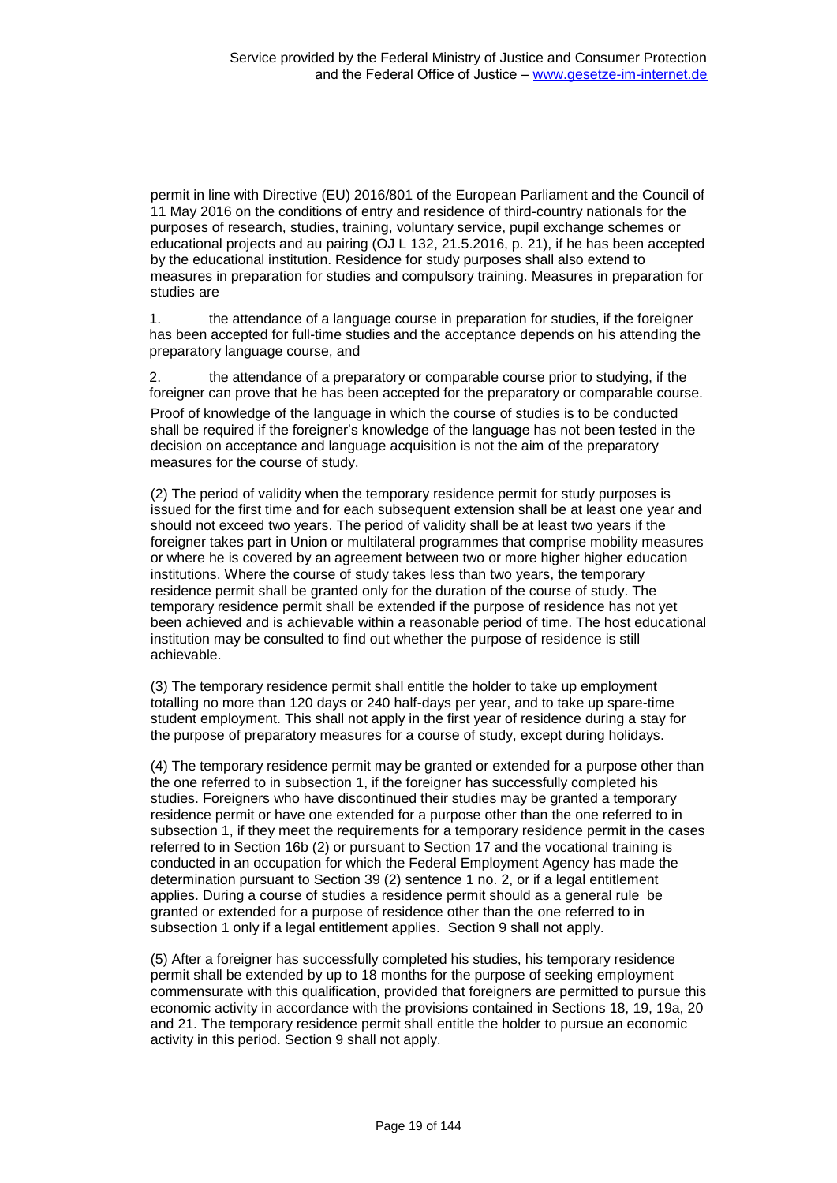permit in line with Directive (EU) 2016/801 of the European Parliament and the Council of 11 May 2016 on the conditions of entry and residence of third-country nationals for the purposes of research, studies, training, voluntary service, pupil exchange schemes or educational projects and au pairing (OJ L 132, 21.5.2016, p. 21), if he has been accepted by the educational institution. Residence for study purposes shall also extend to measures in preparation for studies and compulsory training. Measures in preparation for studies are

1. the attendance of a language course in preparation for studies, if the foreigner has been accepted for full-time studies and the acceptance depends on his attending the preparatory language course, and

2. the attendance of a preparatory or comparable course prior to studying, if the foreigner can prove that he has been accepted for the preparatory or comparable course.

Proof of knowledge of the language in which the course of studies is to be conducted shall be required if the foreigner's knowledge of the language has not been tested in the decision on acceptance and language acquisition is not the aim of the preparatory measures for the course of study.

(2) The period of validity when the temporary residence permit for study purposes is issued for the first time and for each subsequent extension shall be at least one year and should not exceed two years. The period of validity shall be at least two years if the foreigner takes part in Union or multilateral programmes that comprise mobility measures or where he is covered by an agreement between two or more higher higher education institutions. Where the course of study takes less than two years, the temporary residence permit shall be granted only for the duration of the course of study. The temporary residence permit shall be extended if the purpose of residence has not yet been achieved and is achievable within a reasonable period of time. The host educational institution may be consulted to find out whether the purpose of residence is still achievable.

(3) The temporary residence permit shall entitle the holder to take up employment totalling no more than 120 days or 240 half-days per year, and to take up spare-time student employment. This shall not apply in the first year of residence during a stay for the purpose of preparatory measures for a course of study, except during holidays.

(4) The temporary residence permit may be granted or extended for a purpose other than the one referred to in subsection 1, if the foreigner has successfully completed his studies. Foreigners who have discontinued their studies may be granted a temporary residence permit or have one extended for a purpose other than the one referred to in subsection 1, if they meet the requirements for a temporary residence permit in the cases referred to in Section 16b (2) or pursuant to Section 17 and the vocational training is conducted in an occupation for which the Federal Employment Agency has made the determination pursuant to Section 39 (2) sentence 1 no. 2, or if a legal entitlement applies. During a course of studies a residence permit should as a general rule be granted or extended for a purpose of residence other than the one referred to in subsection 1 only if a legal entitlement applies. Section 9 shall not apply.

(5) After a foreigner has successfully completed his studies, his temporary residence permit shall be extended by up to 18 months for the purpose of seeking employment commensurate with this qualification, provided that foreigners are permitted to pursue this economic activity in accordance with the provisions contained in Sections 18, 19, 19a, 20 and 21. The temporary residence permit shall entitle the holder to pursue an economic activity in this period. Section 9 shall not apply.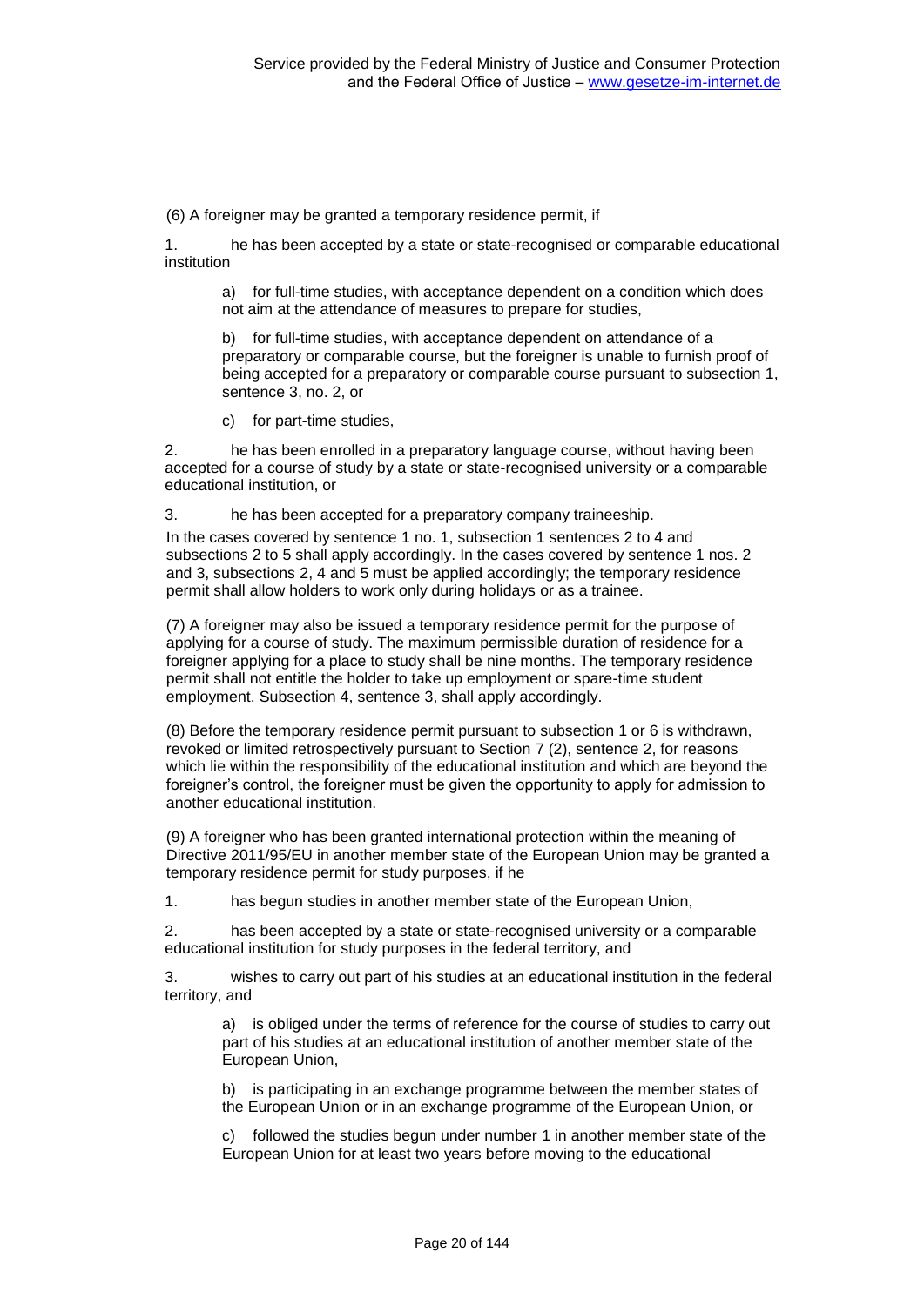(6) A foreigner may be granted a temporary residence permit, if

1. he has been accepted by a state or state-recognised or comparable educational institution

   a) for full-time studies, with acceptance dependent on a condition which does not aim at the attendance of measures to prepare for studies,

   b) for full-time studies, with acceptance dependent on attendance of a preparatory or comparable course, but the foreigner is unable to furnish proof of being accepted for a preparatory or comparable course pursuant to subsection 1, sentence 3, no. 2, or

   c) for part-time studies,

2. he has been enrolled in a preparatory language course, without having been accepted for a course of study by a state or state-recognised university or a comparable educational institution, or

3. he has been accepted for a preparatory company traineeship.

In the cases covered by sentence 1 no. 1, subsection 1 sentences 2 to 4 and subsections 2 to 5 shall apply accordingly. In the cases covered by sentence 1 nos. 2 and 3, subsections 2, 4 and 5 must be applied accordingly; the temporary residence permit shall allow holders to work only during holidays or as a trainee.

(7) A foreigner may also be issued a temporary residence permit for the purpose of applying for a course of study. The maximum permissible duration of residence for a foreigner applying for a place to study shall be nine months. The temporary residence permit shall not entitle the holder to take up employment or spare-time student employment. Subsection 4, sentence 3, shall apply accordingly.

(8) Before the temporary residence permit pursuant to subsection 1 or 6 is withdrawn, revoked or limited retrospectively pursuant to Section 7 (2), sentence 2, for reasons which lie within the responsibility of the educational institution and which are beyond the foreigner's control, the foreigner must be given the opportunity to apply for admission to another educational institution.

(9) A foreigner who has been granted international protection within the meaning of Directive 2011/95/EU in another member state of the European Union may be granted a temporary residence permit for study purposes, if he

1. has begun studies in another member state of the European Union,

2. has been accepted by a state or state-recognised university or a comparable educational institution for study purposes in the federal territory, and

3. wishes to carry out part of his studies at an educational institution in the federal territory, and

   a) is obliged under the terms of reference for the course of studies to carry out part of his studies at an educational institution of another member state of the European Union,

   b) is participating in an exchange programme between the member states of the European Union or in an exchange programme of the European Union, or

   c) followed the studies begun under number 1 in another member state of the European Union for at least two years before moving to the educational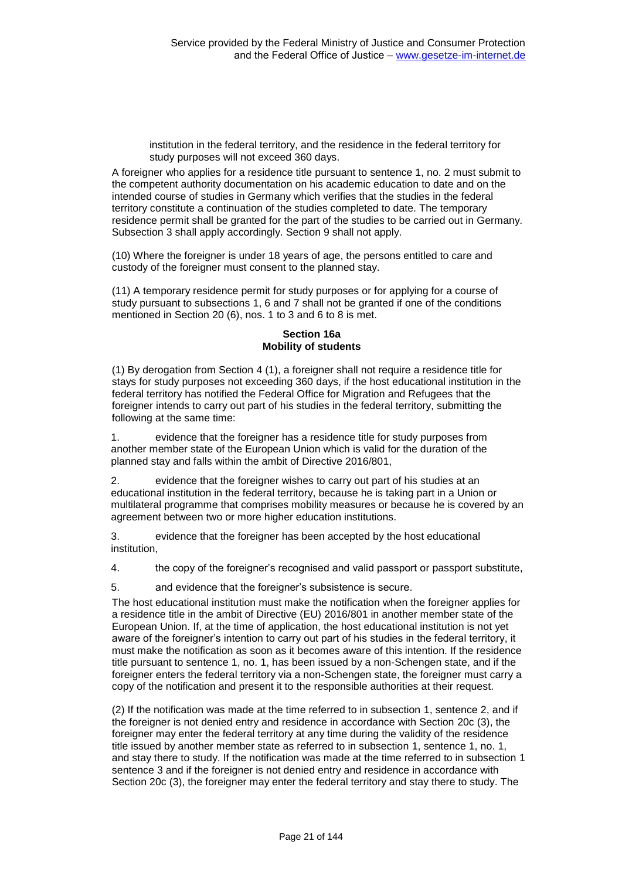institution in the federal territory, and the residence in the federal territory for study purposes will not exceed 360 days.

A foreigner who applies for a residence title pursuant to sentence 1, no. 2 must submit to the competent authority documentation on his academic education to date and on the intended course of studies in Germany which verifies that the studies in the federal territory constitute a continuation of the studies completed to date. The temporary residence permit shall be granted for the part of the studies to be carried out in Germany. Subsection 3 shall apply accordingly. Section 9 shall not apply.

(10) Where the foreigner is under 18 years of age, the persons entitled to care and custody of the foreigner must consent to the planned stay.

(11) A temporary residence permit for study purposes or for applying for a course of study pursuant to subsections 1, 6 and 7 shall not be granted if one of the conditions mentioned in Section 20 (6), nos. 1 to 3 and 6 to 8 is met.

### Section 16a
### Mobility of students

(1) By derogation from Section 4 (1), a foreigner shall not require a residence title for stays for study purposes not exceeding 360 days, if the host educational institution in the federal territory has notified the Federal Office for Migration and Refugees that the foreigner intends to carry out part of his studies in the federal territory, submitting the following at the same time:

1. evidence that the foreigner has a residence title for study purposes from another member state of the European Union which is valid for the duration of the planned stay and falls within the ambit of Directive 2016/801,

2. evidence that the foreigner wishes to carry out part of his studies at an educational institution in the federal territory, because he is taking part in a Union or multilateral programme that comprises mobility measures or because he is covered by an agreement between two or more higher education institutions.

3. evidence that the foreigner has been accepted by the host educational institution,

4. the copy of the foreigner’s recognised and valid passport or passport substitute,

5. and evidence that the foreigner’s subsistence is secure.

The host educational institution must make the notification when the foreigner applies for a residence title in the ambit of Directive (EU) 2016/801 in another member state of the European Union. If, at the time of application, the host educational institution is not yet aware of the foreigner’s intention to carry out part of his studies in the federal territory, it must make the notification as soon as it becomes aware of this intention. If the residence title pursuant to sentence 1, no. 1, has been issued by a non-Schengen state, and if the foreigner enters the federal territory via a non-Schengen state, the foreigner must carry a copy of the notification and present it to the responsible authorities at their request.

(2) If the notification was made at the time referred to in subsection 1, sentence 2, and if the foreigner is not denied entry and residence in accordance with Section 20c (3), the foreigner may enter the federal territory at any time during the validity of the residence title issued by another member state as referred to in subsection 1, sentence 1, no. 1, and stay there to study. If the notification was made at the time referred to in subsection 1 sentence 3 and if the foreigner is not denied entry and residence in accordance with Section 20c (3), the foreigner may enter the federal territory and stay there to study. The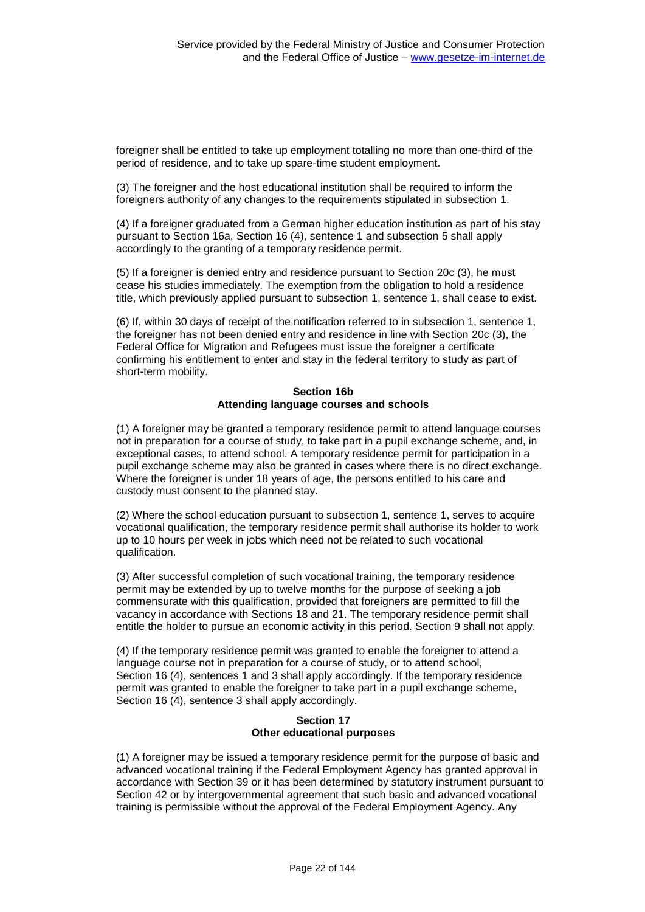foreigner shall be entitled to take up employment totalling no more than one-third of the period of residence, and to take up spare-time student employment.

(3) The foreigner and the host educational institution shall be required to inform the foreigners authority of any changes to the requirements stipulated in subsection 1.

(4) If a foreigner graduated from a German higher education institution as part of his stay pursuant to Section 16a, Section 16 (4), sentence 1 and subsection 5 shall apply accordingly to the granting of a temporary residence permit.

(5) If a foreigner is denied entry and residence pursuant to Section 20c (3), he must cease his studies immediately. The exemption from the obligation to hold a residence title, which previously applied pursuant to subsection 1, sentence 1, shall cease to exist.

(6) If, within 30 days of receipt of the notification referred to in subsection 1, sentence 1, the foreigner has not been denied entry and residence in line with Section 20c (3), the Federal Office for Migration and Refugees must issue the foreigner a certificate confirming his entitlement to enter and stay in the federal territory to study as part of short-term mobility.

**Section 16b**
**Attending language courses and schools**

(1) A foreigner may be granted a temporary residence permit to attend language courses not in preparation for a course of study, to take part in a pupil exchange scheme, and, in exceptional cases, to attend school. A temporary residence permit for participation in a pupil exchange scheme may also be granted in cases where there is no direct exchange. Where the foreigner is under 18 years of age, the persons entitled to his care and custody must consent to the planned stay.

(2) Where the school education pursuant to subsection 1, sentence 1, serves to acquire vocational qualification, the temporary residence permit shall authorise its holder to work up to 10 hours per week in jobs which need not be related to such vocational qualification.

(3) After successful completion of such vocational training, the temporary residence permit may be extended by up to twelve months for the purpose of seeking a job commensurate with this qualification, provided that foreigners are permitted to fill the vacancy in accordance with Sections 18 and 21. The temporary residence permit shall entitle the holder to pursue an economic activity in this period. Section 9 shall not apply.

(4) If the temporary residence permit was granted to enable the foreigner to attend a language course not in preparation for a course of study, or to attend school, Section 16 (4), sentences 1 and 3 shall apply accordingly. If the temporary residence permit was granted to enable the foreigner to take part in a pupil exchange scheme, Section 16 (4), sentence 3 shall apply accordingly.

**Section 17**
**Other educational purposes**

(1) A foreigner may be issued a temporary residence permit for the purpose of basic and advanced vocational training if the Federal Employment Agency has granted approval in accordance with Section 39 or it has been determined by statutory instrument pursuant to Section 42 or by intergovernmental agreement that such basic and advanced vocational training is permissible without the approval of the Federal Employment Agency. Any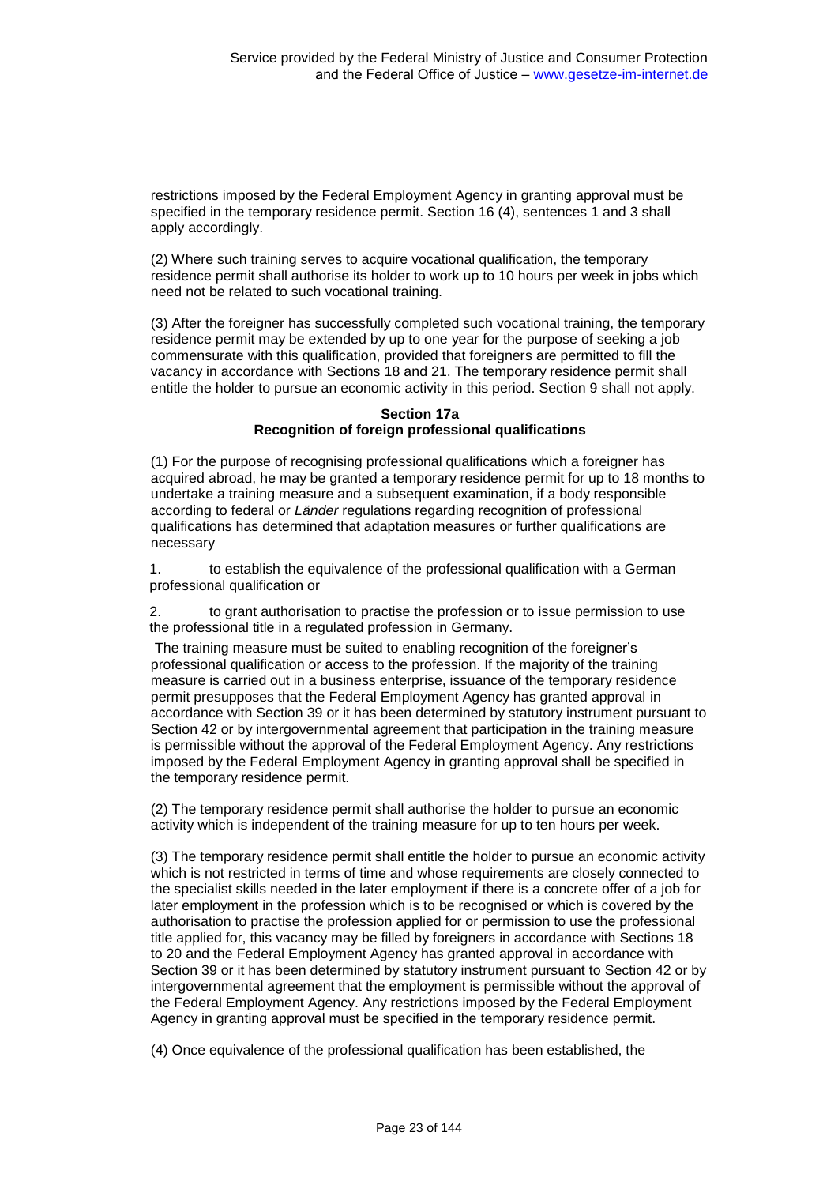restrictions imposed by the Federal Employment Agency in granting approval must be specified in the temporary residence permit. Section 16 (4), sentences 1 and 3 shall apply accordingly.

(2) Where such training serves to acquire vocational qualification, the temporary residence permit shall authorise its holder to work up to 10 hours per week in jobs which need not be related to such vocational training.

(3) After the foreigner has successfully completed such vocational training, the temporary residence permit may be extended by up to one year for the purpose of seeking a job commensurate with this qualification, provided that foreigners are permitted to fill the vacancy in accordance with Sections 18 and 21. The temporary residence permit shall entitle the holder to pursue an economic activity in this period. Section 9 shall not apply.

**Section 17a**
**Recognition of foreign professional qualifications**

(1) For the purpose of recognising professional qualifications which a foreigner has acquired abroad, he may be granted a temporary residence permit for up to 18 months to undertake a training measure and a subsequent examination, if a body responsible according to federal or *Länder* regulations regarding recognition of professional qualifications has determined that adaptation measures or further qualifications are necessary

1. to establish the equivalence of the professional qualification with a German professional qualification or

2. to grant authorisation to practise the profession or to issue permission to use the professional title in a regulated profession in Germany.

The training measure must be suited to enabling recognition of the foreigner's professional qualification or access to the profession. If the majority of the training measure is carried out in a business enterprise, issuance of the temporary residence permit presupposes that the Federal Employment Agency has granted approval in accordance with Section 39 or it has been determined by statutory instrument pursuant to Section 42 or by intergovernmental agreement that participation in the training measure is permissible without the approval of the Federal Employment Agency. Any restrictions imposed by the Federal Employment Agency in granting approval shall be specified in the temporary residence permit.

(2) The temporary residence permit shall authorise the holder to pursue an economic activity which is independent of the training measure for up to ten hours per week.

(3) The temporary residence permit shall entitle the holder to pursue an economic activity which is not restricted in terms of time and whose requirements are closely connected to the specialist skills needed in the later employment if there is a concrete offer of a job for later employment in the profession which is to be recognised or which is covered by the authorisation to practise the profession applied for or permission to use the professional title applied for, this vacancy may be filled by foreigners in accordance with Sections 18 to 20 and the Federal Employment Agency has granted approval in accordance with Section 39 or it has been determined by statutory instrument pursuant to Section 42 or by intergovernmental agreement that the employment is permissible without the approval of the Federal Employment Agency. Any restrictions imposed by the Federal Employment Agency in granting approval must be specified in the temporary residence permit.

(4) Once equivalence of the professional qualification has been established, the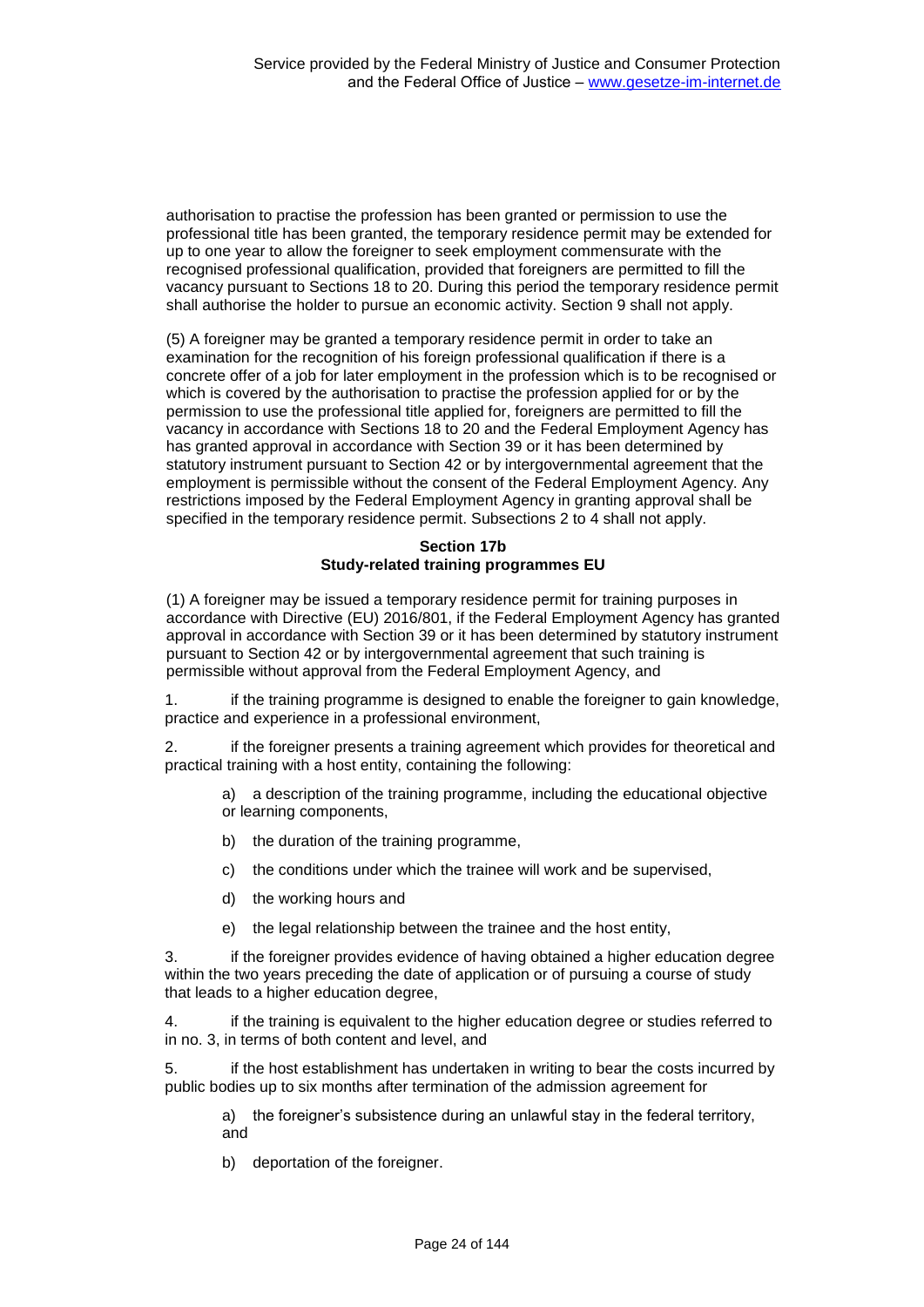authorisation to practise the profession has been granted or permission to use the professional title has been granted, the temporary residence permit may be extended for up to one year to allow the foreigner to seek employment commensurate with the recognised professional qualification, provided that foreigners are permitted to fill the vacancy pursuant to Sections 18 to 20. During this period the temporary residence permit shall authorise the holder to pursue an economic activity. Section 9 shall not apply.

(5) A foreigner may be granted a temporary residence permit in order to take an examination for the recognition of his foreign professional qualification if there is a concrete offer of a job for later employment in the profession which is to be recognised or which is covered by the authorisation to practise the profession applied for or by the permission to use the professional title applied for, foreigners are permitted to fill the vacancy in accordance with Sections 18 to 20 and the Federal Employment Agency has has granted approval in accordance with Section 39 or it has been determined by statutory instrument pursuant to Section 42 or by intergovernmental agreement that the employment is permissible without the consent of the Federal Employment Agency. Any restrictions imposed by the Federal Employment Agency in granting approval shall be specified in the temporary residence permit. Subsections 2 to 4 shall not apply.

### Section 17b
### Study-related training programmes EU

(1) A foreigner may be issued a temporary residence permit for training purposes in accordance with Directive (EU) 2016/801, if the Federal Employment Agency has granted approval in accordance with Section 39 or it has been determined by statutory instrument pursuant to Section 42 or by intergovernmental agreement that such training is permissible without approval from the Federal Employment Agency, and

1. if the training programme is designed to enable the foreigner to gain knowledge, practice and experience in a professional environment,

2. if the foreigner presents a training agreement which provides for theoretical and practical training with a host entity, containing the following:

   a) a description of the training programme, including the educational objective or learning components,

   b) the duration of the training programme,

   c) the conditions under which the trainee will work and be supervised,

   d) the working hours and

   e) the legal relationship between the trainee and the host entity,

3. if the foreigner provides evidence of having obtained a higher education degree within the two years preceding the date of application or of pursuing a course of study that leads to a higher education degree,

4. if the training is equivalent to the higher education degree or studies referred to in no. 3, in terms of both content and level, and

5. if the host establishment has undertaken in writing to bear the costs incurred by public bodies up to six months after termination of the admission agreement for

   a) the foreigner's subsistence during an unlawful stay in the federal territory, and

   b) deportation of the foreigner.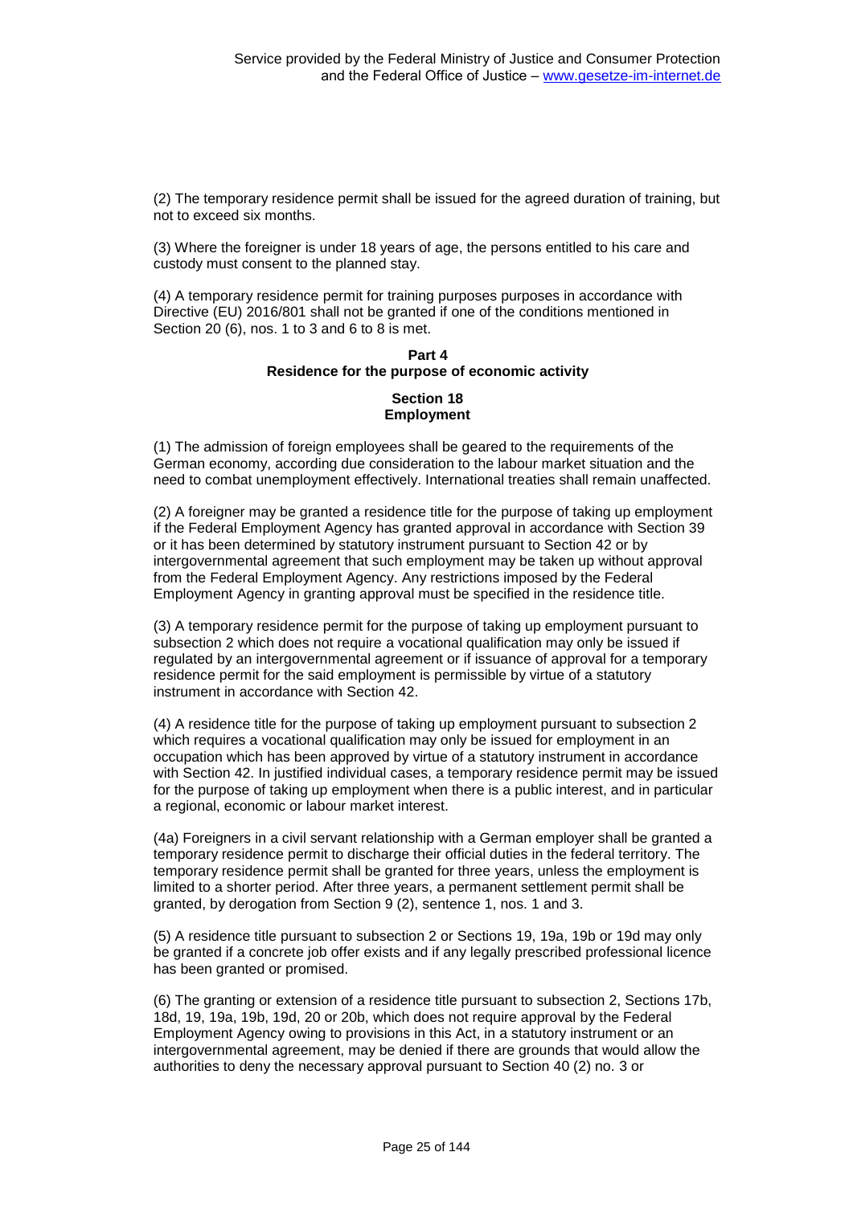(2) The temporary residence permit shall be issued for the agreed duration of training, but not to exceed six months.

(3) Where the foreigner is under 18 years of age, the persons entitled to his care and custody must consent to the planned stay.

(4) A temporary residence permit for training purposes purposes in accordance with Directive (EU) 2016/801 shall not be granted if one of the conditions mentioned in Section 20 (6), nos. 1 to 3 and 6 to 8 is met.

## Part 4
## Residence for the purpose of economic activity

### Section 18
### Employment

(1) The admission of foreign employees shall be geared to the requirements of the German economy, according due consideration to the labour market situation and the need to combat unemployment effectively. International treaties shall remain unaffected.

(2) A foreigner may be granted a residence title for the purpose of taking up employment if the Federal Employment Agency has granted approval in accordance with Section 39 or it has been determined by statutory instrument pursuant to Section 42 or by intergovernmental agreement that such employment may be taken up without approval from the Federal Employment Agency. Any restrictions imposed by the Federal Employment Agency in granting approval must be specified in the residence title.

(3) A temporary residence permit for the purpose of taking up employment pursuant to subsection 2 which does not require a vocational qualification may only be issued if regulated by an intergovernmental agreement or if issuance of approval for a temporary residence permit for the said employment is permissible by virtue of a statutory instrument in accordance with Section 42.

(4) A residence title for the purpose of taking up employment pursuant to subsection 2 which requires a vocational qualification may only be issued for employment in an occupation which has been approved by virtue of a statutory instrument in accordance with Section 42. In justified individual cases, a temporary residence permit may be issued for the purpose of taking up employment when there is a public interest, and in particular a regional, economic or labour market interest.

(4a) Foreigners in a civil servant relationship with a German employer shall be granted a temporary residence permit to discharge their official duties in the federal territory. The temporary residence permit shall be granted for three years, unless the employment is limited to a shorter period. After three years, a permanent settlement permit shall be granted, by derogation from Section 9 (2), sentence 1, nos. 1 and 3.

(5) A residence title pursuant to subsection 2 or Sections 19, 19a, 19b or 19d may only be granted if a concrete job offer exists and if any legally prescribed professional licence has been granted or promised.

(6) The granting or extension of a residence title pursuant to subsection 2, Sections 17b, 18d, 19, 19a, 19b, 19d, 20 or 20b, which does not require approval by the Federal Employment Agency owing to provisions in this Act, in a statutory instrument or an intergovernmental agreement, may be denied if there are grounds that would allow the authorities to deny the necessary approval pursuant to Section 40 (2) no. 3 or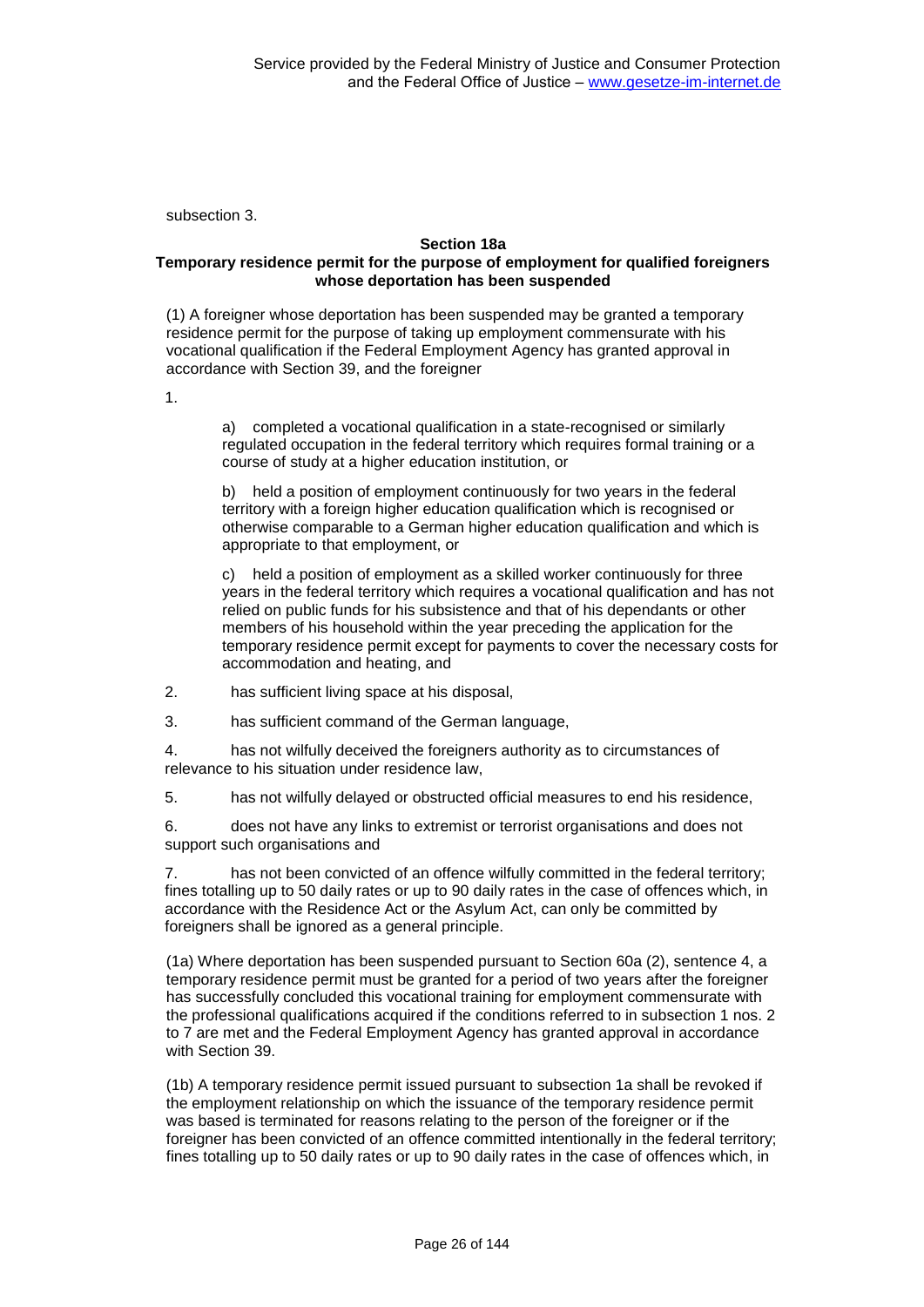subsection 3.

**Section 18a**
**Temporary residence permit for the purpose of employment for qualified foreigners whose deportation has been suspended**

(1) A foreigner whose deportation has been suspended may be granted a temporary residence permit for the purpose of taking up employment commensurate with his vocational qualification if the Federal Employment Agency has granted approval in accordance with Section 39, and the foreigner

1.

a) completed a vocational qualification in a state-recognised or similarly regulated occupation in the federal territory which requires formal training or a course of study at a higher education institution, or

b) held a position of employment continuously for two years in the federal territory with a foreign higher education qualification which is recognised or otherwise comparable to a German higher education qualification and which is appropriate to that employment, or

c) held a position of employment as a skilled worker continuously for three years in the federal territory which requires a vocational qualification and has not relied on public funds for his subsistence and that of his dependants or other members of his household within the year preceding the application for the temporary residence permit except for payments to cover the necessary costs for accommodation and heating, and

2. has sufficient living space at his disposal,

3. has sufficient command of the German language,

4. has not wilfully deceived the foreigners authority as to circumstances of relevance to his situation under residence law,

5. has not wilfully delayed or obstructed official measures to end his residence,

6. does not have any links to extremist or terrorist organisations and does not support such organisations and

7. has not been convicted of an offence wilfully committed in the federal territory; fines totalling up to 50 daily rates or up to 90 daily rates in the case of offences which, in accordance with the Residence Act or the Asylum Act, can only be committed by foreigners shall be ignored as a general principle.

(1a) Where deportation has been suspended pursuant to Section 60a (2), sentence 4, a temporary residence permit must be granted for a period of two years after the foreigner has successfully concluded this vocational training for employment commensurate with the professional qualifications acquired if the conditions referred to in subsection 1 nos. 2 to 7 are met and the Federal Employment Agency has granted approval in accordance with Section 39.

(1b) A temporary residence permit issued pursuant to subsection 1a shall be revoked if the employment relationship on which the issuance of the temporary residence permit was based is terminated for reasons relating to the person of the foreigner or if the foreigner has been convicted of an offence committed intentionally in the federal territory; fines totalling up to 50 daily rates or up to 90 daily rates in the case of offences which, in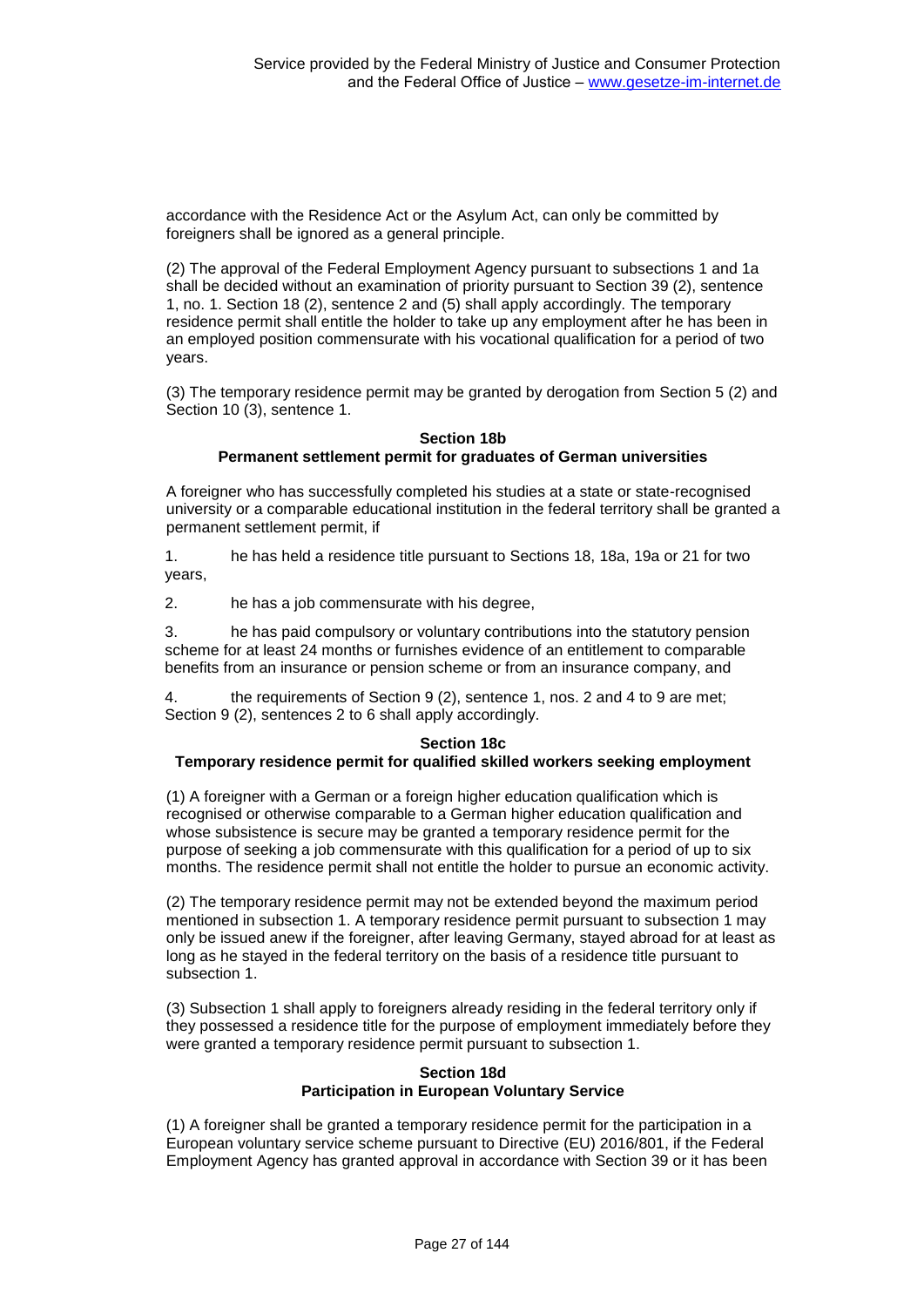accordance with the Residence Act or the Asylum Act, can only be committed by foreigners shall be ignored as a general principle.

(2) The approval of the Federal Employment Agency pursuant to subsections 1 and 1a shall be decided without an examination of priority pursuant to Section 39 (2), sentence 1, no. 1. Section 18 (2), sentence 2 and (5) shall apply accordingly. The temporary residence permit shall entitle the holder to take up any employment after he has been in an employed position commensurate with his vocational qualification for a period of two years.

(3) The temporary residence permit may be granted by derogation from Section 5 (2) and Section 10 (3), sentence 1.

### Section 18b
### Permanent settlement permit for graduates of German universities

A foreigner who has successfully completed his studies at a state or state-recognised university or a comparable educational institution in the federal territory shall be granted a permanent settlement permit, if

1. he has held a residence title pursuant to Sections 18, 18a, 19a or 21 for two years,

2. he has a job commensurate with his degree,

3. he has paid compulsory or voluntary contributions into the statutory pension scheme for at least 24 months or furnishes evidence of an entitlement to comparable benefits from an insurance or pension scheme or from an insurance company, and

4. the requirements of Section 9 (2), sentence 1, nos. 2 and 4 to 9 are met; Section 9 (2), sentences 2 to 6 shall apply accordingly.

### Section 18c
### Temporary residence permit for qualified skilled workers seeking employment

(1) A foreigner with a German or a foreign higher education qualification which is recognised or otherwise comparable to a German higher education qualification and whose subsistence is secure may be granted a temporary residence permit for the purpose of seeking a job commensurate with this qualification for a period of up to six months. The residence permit shall not entitle the holder to pursue an economic activity.

(2) The temporary residence permit may not be extended beyond the maximum period mentioned in subsection 1. A temporary residence permit pursuant to subsection 1 may only be issued anew if the foreigner, after leaving Germany, stayed abroad for at least as long as he stayed in the federal territory on the basis of a residence title pursuant to subsection 1.

(3) Subsection 1 shall apply to foreigners already residing in the federal territory only if they possessed a residence title for the purpose of employment immediately before they were granted a temporary residence permit pursuant to subsection 1.

### Section 18d
### Participation in European Voluntary Service

(1) A foreigner shall be granted a temporary residence permit for the participation in a European voluntary service scheme pursuant to Directive (EU) 2016/801, if the Federal Employment Agency has granted approval in accordance with Section 39 or it has been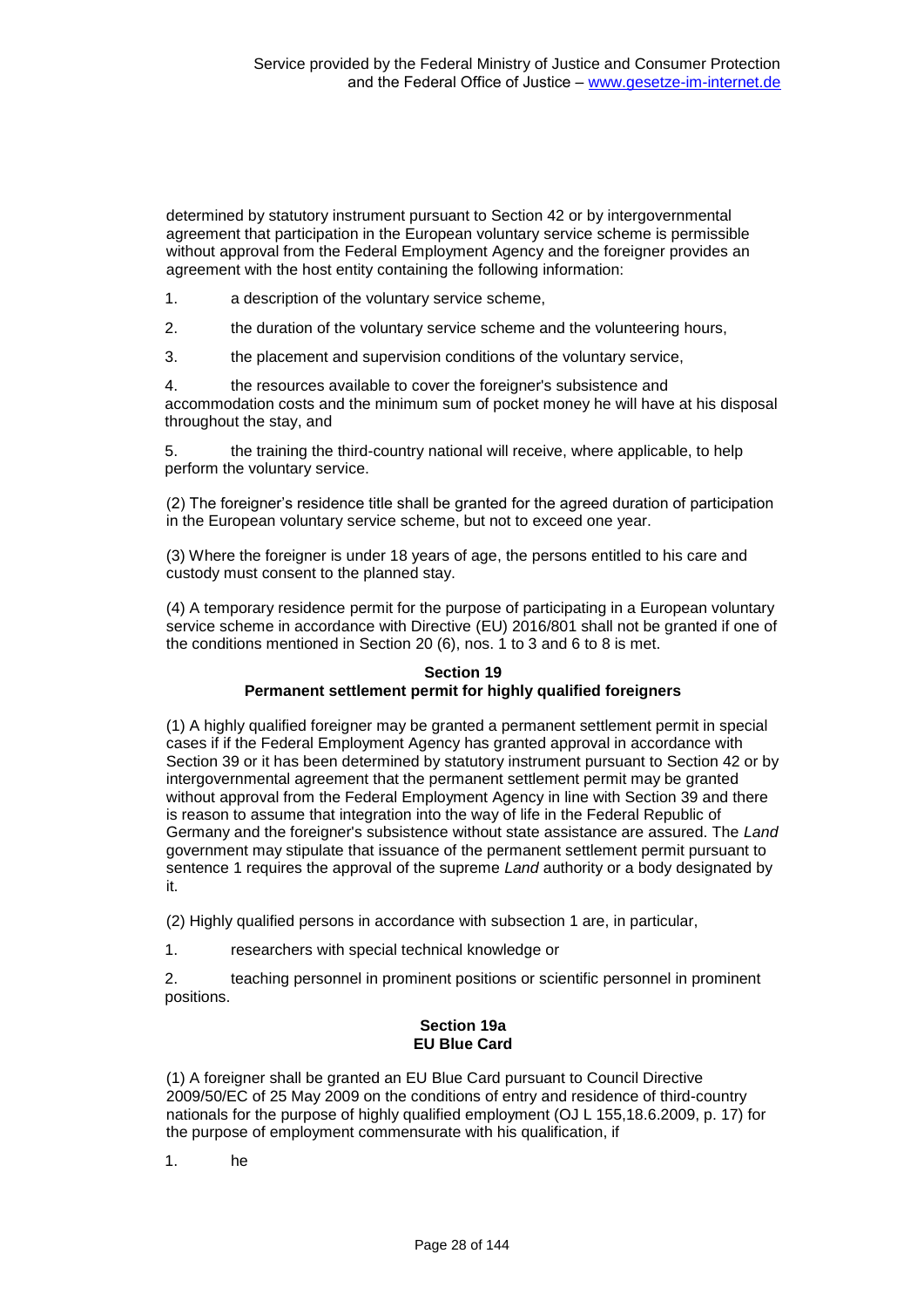determined by statutory instrument pursuant to Section 42 or by intergovernmental agreement that participation in the European voluntary service scheme is permissible without approval from the Federal Employment Agency and the foreigner provides an agreement with the host entity containing the following information:

1. a description of the voluntary service scheme,
2. the duration of the voluntary service scheme and the volunteering hours,
3. the placement and supervision conditions of the voluntary service,
4. the resources available to cover the foreigner's subsistence and accommodation costs and the minimum sum of pocket money he will have at his disposal throughout the stay, and
5. the training the third-country national will receive, where applicable, to help perform the voluntary service.

(2) The foreigner's residence title shall be granted for the agreed duration of participation in the European voluntary service scheme, but not to exceed one year.

(3) Where the foreigner is under 18 years of age, the persons entitled to his care and custody must consent to the planned stay.

(4) A temporary residence permit for the purpose of participating in a European voluntary service scheme in accordance with Directive (EU) 2016/801 shall not be granted if one of the conditions mentioned in Section 20 (6), nos. 1 to 3 and 6 to 8 is met.

### Section 19
### Permanent settlement permit for highly qualified foreigners

(1) A highly qualified foreigner may be granted a permanent settlement permit in special cases if if the Federal Employment Agency has granted approval in accordance with Section 39 or it has been determined by statutory instrument pursuant to Section 42 or by intergovernmental agreement that the permanent settlement permit may be granted without approval from the Federal Employment Agency in line with Section 39 and there is reason to assume that integration into the way of life in the Federal Republic of Germany and the foreigner's subsistence without state assistance are assured. The *Land* government may stipulate that issuance of the permanent settlement permit pursuant to sentence 1 requires the approval of the supreme *Land* authority or a body designated by it.

(2) Highly qualified persons in accordance with subsection 1 are, in particular,

1. researchers with special technical knowledge or
2. teaching personnel in prominent positions or scientific personnel in prominent positions.

### Section 19a
### EU Blue Card

(1) A foreigner shall be granted an EU Blue Card pursuant to Council Directive 2009/50/EC of 25 May 2009 on the conditions of entry and residence of third-country nationals for the purpose of highly qualified employment (OJ L 155,18.6.2009, p. 17) for the purpose of employment commensurate with his qualification, if

1. he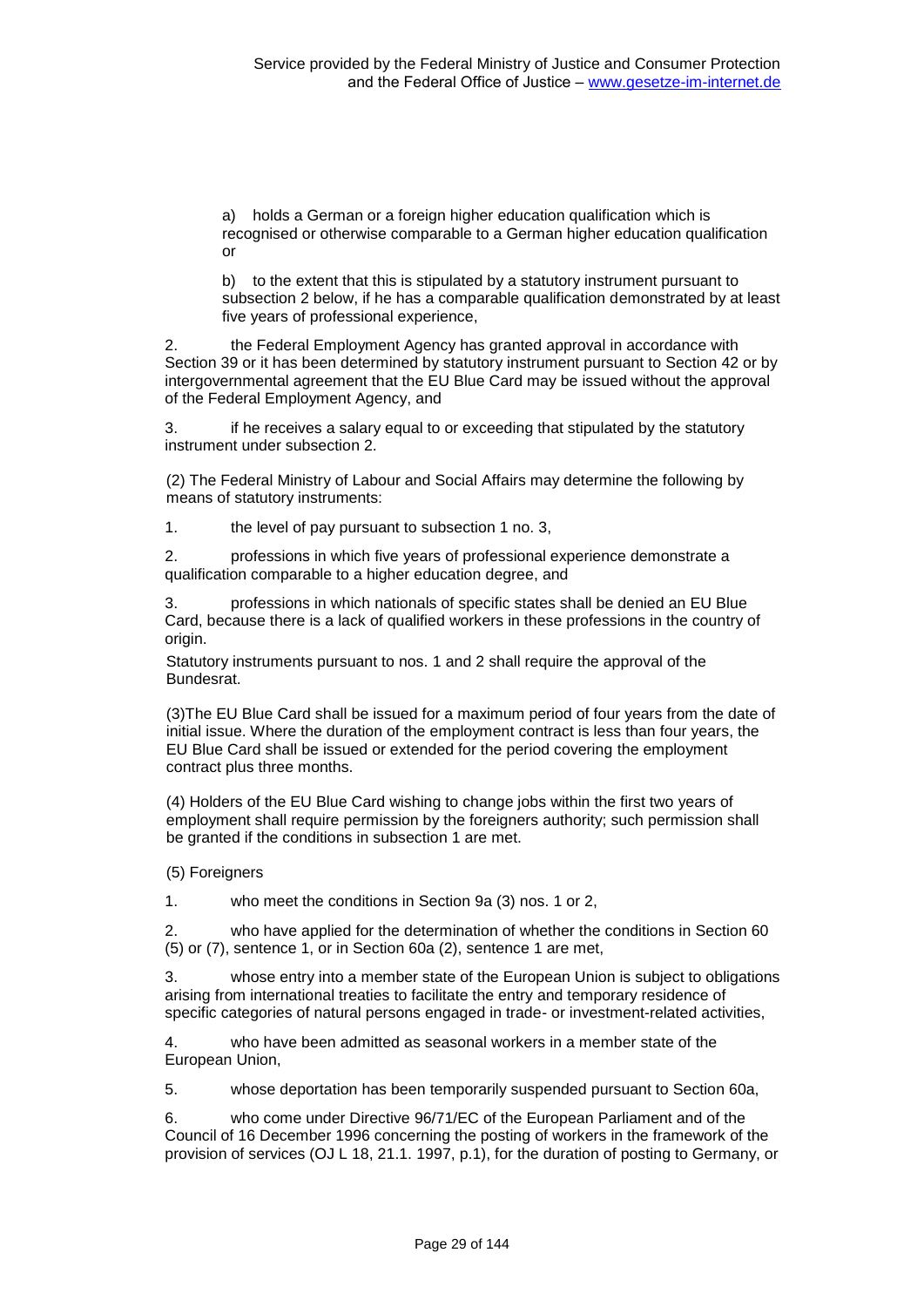a) holds a German or a foreign higher education qualification which is recognised or otherwise comparable to a German higher education qualification or

b) to the extent that this is stipulated by a statutory instrument pursuant to subsection 2 below, if he has a comparable qualification demonstrated by at least five years of professional experience,

2. the Federal Employment Agency has granted approval in accordance with Section 39 or it has been determined by statutory instrument pursuant to Section 42 or by intergovernmental agreement that the EU Blue Card may be issued without the approval of the Federal Employment Agency, and

3. if he receives a salary equal to or exceeding that stipulated by the statutory instrument under subsection 2.

(2) The Federal Ministry of Labour and Social Affairs may determine the following by means of statutory instruments:

1. the level of pay pursuant to subsection 1 no. 3,

2. professions in which five years of professional experience demonstrate a qualification comparable to a higher education degree, and

3. professions in which nationals of specific states shall be denied an EU Blue Card, because there is a lack of qualified workers in these professions in the country of origin.

Statutory instruments pursuant to nos. 1 and 2 shall require the approval of the Bundesrat.

(3)The EU Blue Card shall be issued for a maximum period of four years from the date of initial issue. Where the duration of the employment contract is less than four years, the EU Blue Card shall be issued or extended for the period covering the employment contract plus three months.

(4) Holders of the EU Blue Card wishing to change jobs within the first two years of employment shall require permission by the foreigners authority; such permission shall be granted if the conditions in subsection 1 are met.

(5) Foreigners

1. who meet the conditions in Section 9a (3) nos. 1 or 2,

2. who have applied for the determination of whether the conditions in Section 60 (5) or (7), sentence 1, or in Section 60a (2), sentence 1 are met,

3. whose entry into a member state of the European Union is subject to obligations arising from international treaties to facilitate the entry and temporary residence of specific categories of natural persons engaged in trade- or investment-related activities,

4. who have been admitted as seasonal workers in a member state of the European Union,

5. whose deportation has been temporarily suspended pursuant to Section 60a,

6. who come under Directive 96/71/EC of the European Parliament and of the Council of 16 December 1996 concerning the posting of workers in the framework of the provision of services (OJ L 18, 21.1. 1997, p.1), for the duration of posting to Germany, or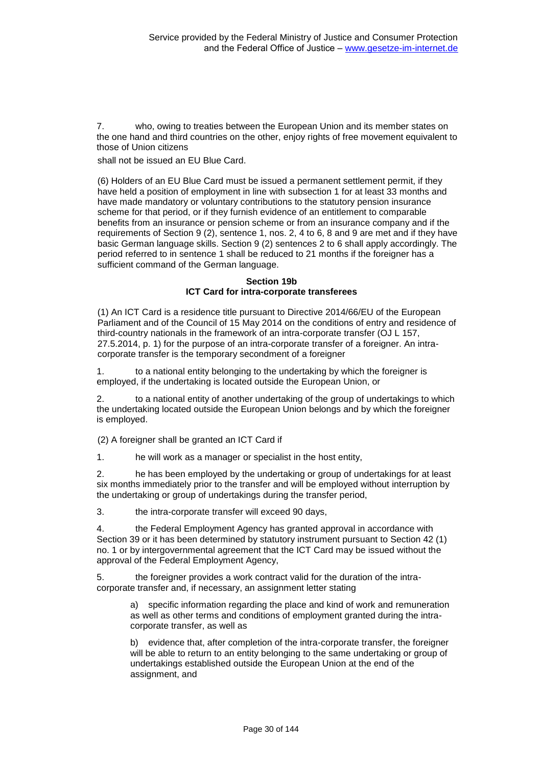7. who, owing to treaties between the European Union and its member states on the one hand and third countries on the other, enjoy rights of free movement equivalent to those of Union citizens

shall not be issued an EU Blue Card.

(6) Holders of an EU Blue Card must be issued a permanent settlement permit, if they have held a position of employment in line with subsection 1 for at least 33 months and have made mandatory or voluntary contributions to the statutory pension insurance scheme for that period, or if they furnish evidence of an entitlement to comparable benefits from an insurance or pension scheme or from an insurance company and if the requirements of Section 9 (2), sentence 1, nos. 2, 4 to 6, 8 and 9 are met and if they have basic German language skills. Section 9 (2) sentences 2 to 6 shall apply accordingly. The period referred to in sentence 1 shall be reduced to 21 months if the foreigner has a sufficient command of the German language.

### Section 19b
### ICT Card for intra-corporate transferees

(1) An ICT Card is a residence title pursuant to Directive 2014/66/EU of the European Parliament and of the Council of 15 May 2014 on the conditions of entry and residence of third-country nationals in the framework of an intra-corporate transfer (OJ L 157, 27.5.2014, p. 1) for the purpose of an intra-corporate transfer of a foreigner. An intra-corporate transfer is the temporary secondment of a foreigner

1. to a national entity belonging to the undertaking by which the foreigner is employed, if the undertaking is located outside the European Union, or

2. to a national entity of another undertaking of the group of undertakings to which the undertaking located outside the European Union belongs and by which the foreigner is employed.

(2) A foreigner shall be granted an ICT Card if

1. he will work as a manager or specialist in the host entity,

2. he has been employed by the undertaking or group of undertakings for at least six months immediately prior to the transfer and will be employed without interruption by the undertaking or group of undertakings during the transfer period,

3. the intra-corporate transfer will exceed 90 days,

4. the Federal Employment Agency has granted approval in accordance with Section 39 or it has been determined by statutory instrument pursuant to Section 42 (1) no. 1 or by intergovernmental agreement that the ICT Card may be issued without the approval of the Federal Employment Agency,

5. the foreigner provides a work contract valid for the duration of the intra-corporate transfer and, if necessary, an assignment letter stating

   a) specific information regarding the place and kind of work and remuneration as well as other terms and conditions of employment granted during the intra-corporate transfer, as well as

   b) evidence that, after completion of the intra-corporate transfer, the foreigner will be able to return to an entity belonging to the same undertaking or group of undertakings established outside the European Union at the end of the assignment, and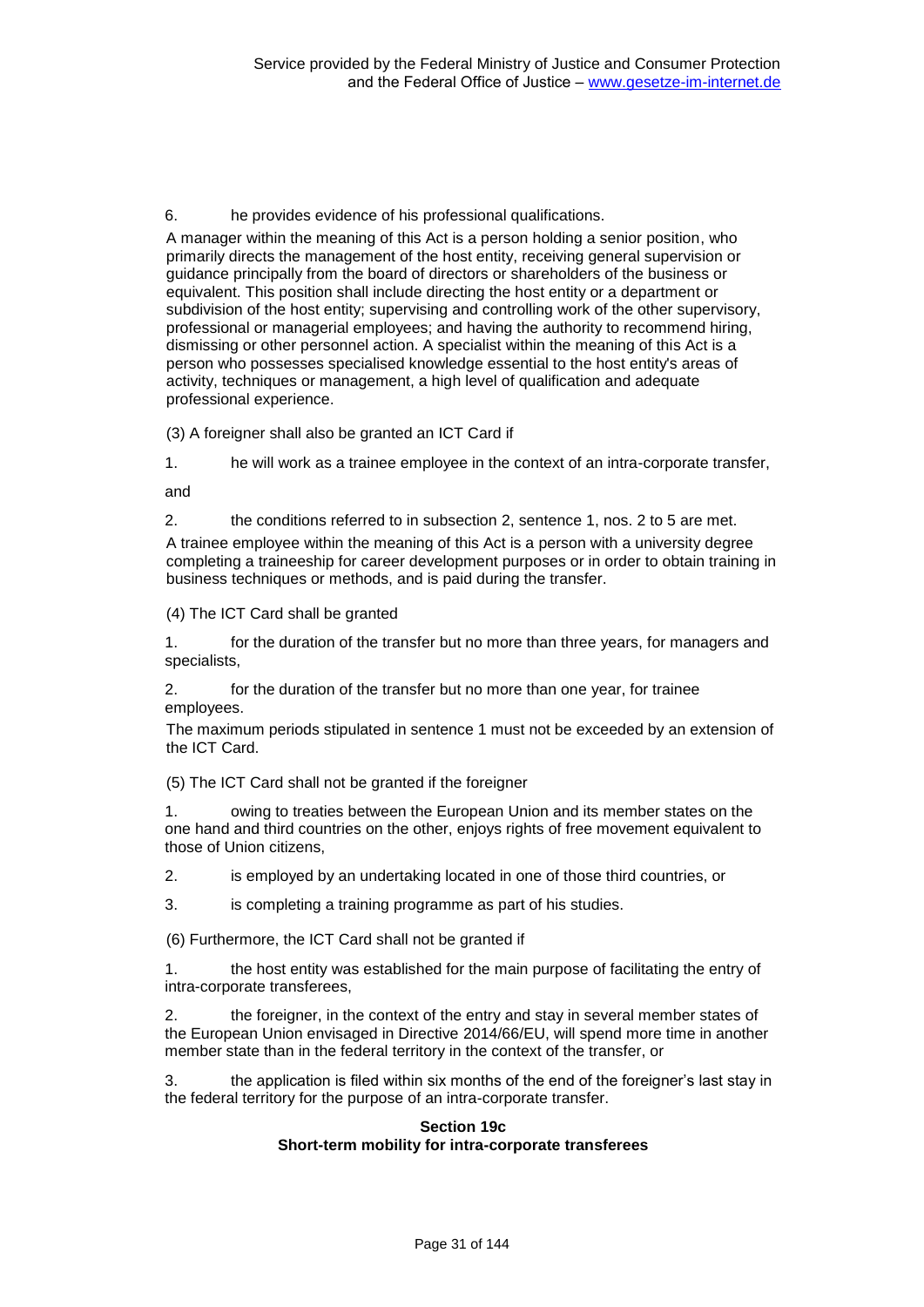6. he provides evidence of his professional qualifications.

A manager within the meaning of this Act is a person holding a senior position, who primarily directs the management of the host entity, receiving general supervision or guidance principally from the board of directors or shareholders of the business or equivalent. This position shall include directing the host entity or a department or subdivision of the host entity; supervising and controlling work of the other supervisory, professional or managerial employees; and having the authority to recommend hiring, dismissing or other personnel action. A specialist within the meaning of this Act is a person who possesses specialised knowledge essential to the host entity's areas of activity, techniques or management, a high level of qualification and adequate professional experience.

(3) A foreigner shall also be granted an ICT Card if

1. he will work as a trainee employee in the context of an intra-corporate transfer,

and

2. the conditions referred to in subsection 2, sentence 1, nos. 2 to 5 are met.

A trainee employee within the meaning of this Act is a person with a university degree completing a traineeship for career development purposes or in order to obtain training in business techniques or methods, and is paid during the transfer.

(4) The ICT Card shall be granted

1. for the duration of the transfer but no more than three years, for managers and specialists,

2. for the duration of the transfer but no more than one year, for trainee employees.

The maximum periods stipulated in sentence 1 must not be exceeded by an extension of the ICT Card.

(5) The ICT Card shall not be granted if the foreigner

1. owing to treaties between the European Union and its member states on the one hand and third countries on the other, enjoys rights of free movement equivalent to those of Union citizens,

2. is employed by an undertaking located in one of those third countries, or

3. is completing a training programme as part of his studies.

(6) Furthermore, the ICT Card shall not be granted if

1. the host entity was established for the main purpose of facilitating the entry of intra-corporate transferees,

2. the foreigner, in the context of the entry and stay in several member states of the European Union envisaged in Directive 2014/66/EU, will spend more time in another member state than in the federal territory in the context of the transfer, or

3. the application is filed within six months of the end of the foreigner's last stay in the federal territory for the purpose of an intra-corporate transfer.

**Section 19c**
**Short-term mobility for intra-corporate transferees**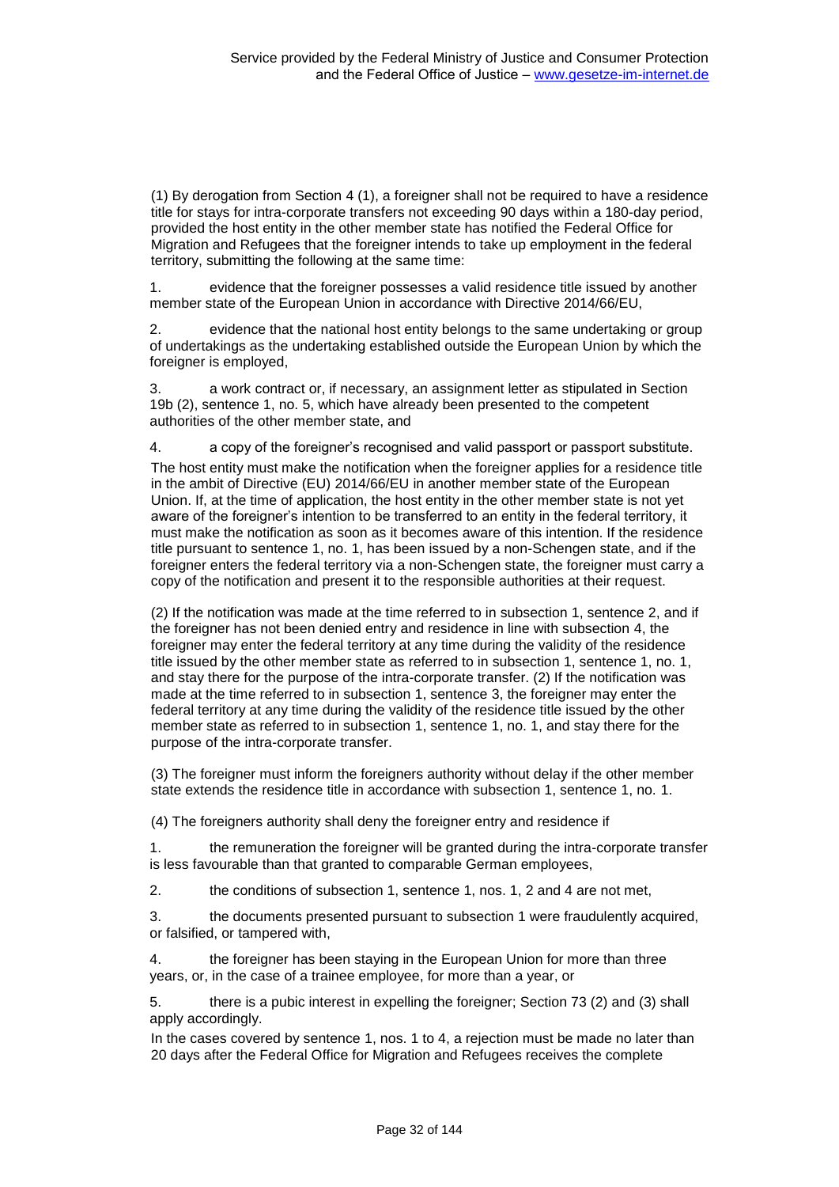(1) By derogation from Section 4 (1), a foreigner shall not be required to have a residence title for stays for intra-corporate transfers not exceeding 90 days within a 180-day period, provided the host entity in the other member state has notified the Federal Office for Migration and Refugees that the foreigner intends to take up employment in the federal territory, submitting the following at the same time:

1. evidence that the foreigner possesses a valid residence title issued by another member state of the European Union in accordance with Directive 2014/66/EU,

2. evidence that the national host entity belongs to the same undertaking or group of undertakings as the undertaking established outside the European Union by which the foreigner is employed,

3. a work contract or, if necessary, an assignment letter as stipulated in Section 19b (2), sentence 1, no. 5, which have already been presented to the competent authorities of the other member state, and

4. a copy of the foreigner's recognised and valid passport or passport substitute.

The host entity must make the notification when the foreigner applies for a residence title in the ambit of Directive (EU) 2014/66/EU in another member state of the European Union. If, at the time of application, the host entity in the other member state is not yet aware of the foreigner's intention to be transferred to an entity in the federal territory, it must make the notification as soon as it becomes aware of this intention. If the residence title pursuant to sentence 1, no. 1, has been issued by a non-Schengen state, and if the foreigner enters the federal territory via a non-Schengen state, the foreigner must carry a copy of the notification and present it to the responsible authorities at their request.

(2) If the notification was made at the time referred to in subsection 1, sentence 2, and if the foreigner has not been denied entry and residence in line with subsection 4, the foreigner may enter the federal territory at any time during the validity of the residence title issued by the other member state as referred to in subsection 1, sentence 1, no. 1, and stay there for the purpose of the intra-corporate transfer. (2) If the notification was made at the time referred to in subsection 1, sentence 3, the foreigner may enter the federal territory at any time during the validity of the residence title issued by the other member state as referred to in subsection 1, sentence 1, no. 1, and stay there for the purpose of the intra-corporate transfer.

(3) The foreigner must inform the foreigners authority without delay if the other member state extends the residence title in accordance with subsection 1, sentence 1, no. 1.

(4) The foreigners authority shall deny the foreigner entry and residence if

1. the remuneration the foreigner will be granted during the intra-corporate transfer is less favourable than that granted to comparable German employees,

2. the conditions of subsection 1, sentence 1, nos. 1, 2 and 4 are not met,

3. the documents presented pursuant to subsection 1 were fraudulently acquired, or falsified, or tampered with,

4. the foreigner has been staying in the European Union for more than three years, or, in the case of a trainee employee, for more than a year, or

5. there is a pubic interest in expelling the foreigner; Section 73 (2) and (3) shall apply accordingly.

In the cases covered by sentence 1, nos. 1 to 4, a rejection must be made no later than 20 days after the Federal Office for Migration and Refugees receives the complete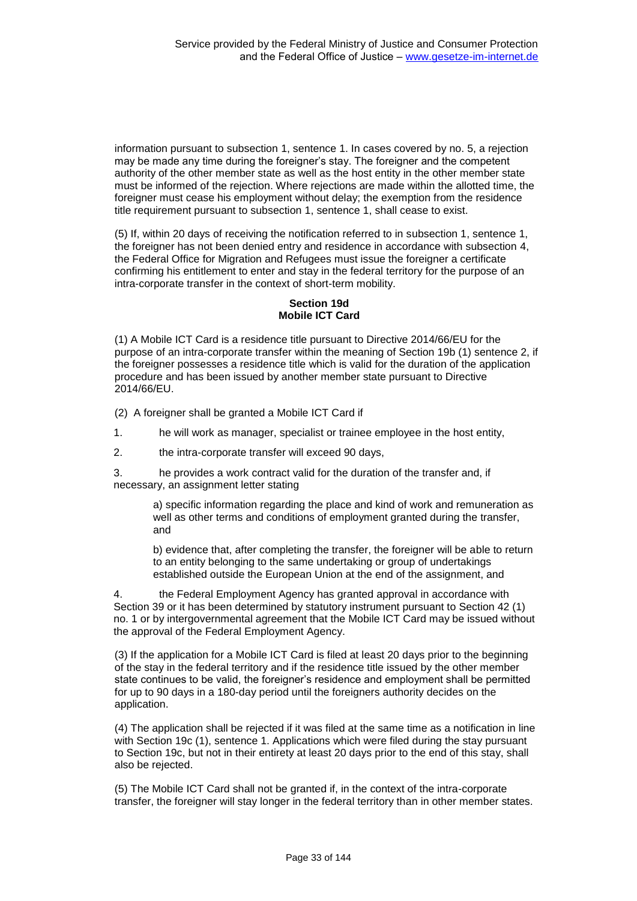information pursuant to subsection 1, sentence 1. In cases covered by no. 5, a rejection may be made any time during the foreigner's stay. The foreigner and the competent authority of the other member state as well as the host entity in the other member state must be informed of the rejection. Where rejections are made within the allotted time, the foreigner must cease his employment without delay; the exemption from the residence title requirement pursuant to subsection 1, sentence 1, shall cease to exist.

(5) If, within 20 days of receiving the notification referred to in subsection 1, sentence 1, the foreigner has not been denied entry and residence in accordance with subsection 4, the Federal Office for Migration and Refugees must issue the foreigner a certificate confirming his entitlement to enter and stay in the federal territory for the purpose of an intra-corporate transfer in the context of short-term mobility.

**Section 19d**
**Mobile ICT Card**

(1) A Mobile ICT Card is a residence title pursuant to Directive 2014/66/EU for the purpose of an intra-corporate transfer within the meaning of Section 19b (1) sentence 2, if the foreigner possesses a residence title which is valid for the duration of the application procedure and has been issued by another member state pursuant to Directive 2014/66/EU.

(2) A foreigner shall be granted a Mobile ICT Card if

1. he will work as manager, specialist or trainee employee in the host entity,

2. the intra-corporate transfer will exceed 90 days,

3. he provides a work contract valid for the duration of the transfer and, if necessary, an assignment letter stating

   a) specific information regarding the place and kind of work and remuneration as well as other terms and conditions of employment granted during the transfer, and

   b) evidence that, after completing the transfer, the foreigner will be able to return to an entity belonging to the same undertaking or group of undertakings established outside the European Union at the end of the assignment, and

4. the Federal Employment Agency has granted approval in accordance with Section 39 or it has been determined by statutory instrument pursuant to Section 42 (1) no. 1 or by intergovernmental agreement that the Mobile ICT Card may be issued without the approval of the Federal Employment Agency.

(3) If the application for a Mobile ICT Card is filed at least 20 days prior to the beginning of the stay in the federal territory and if the residence title issued by the other member state continues to be valid, the foreigner's residence and employment shall be permitted for up to 90 days in a 180-day period until the foreigners authority decides on the application.

(4) The application shall be rejected if it was filed at the same time as a notification in line with Section 19c (1), sentence 1. Applications which were filed during the stay pursuant to Section 19c, but not in their entirety at least 20 days prior to the end of this stay, shall also be rejected.

(5) The Mobile ICT Card shall not be granted if, in the context of the intra-corporate transfer, the foreigner will stay longer in the federal territory than in other member states.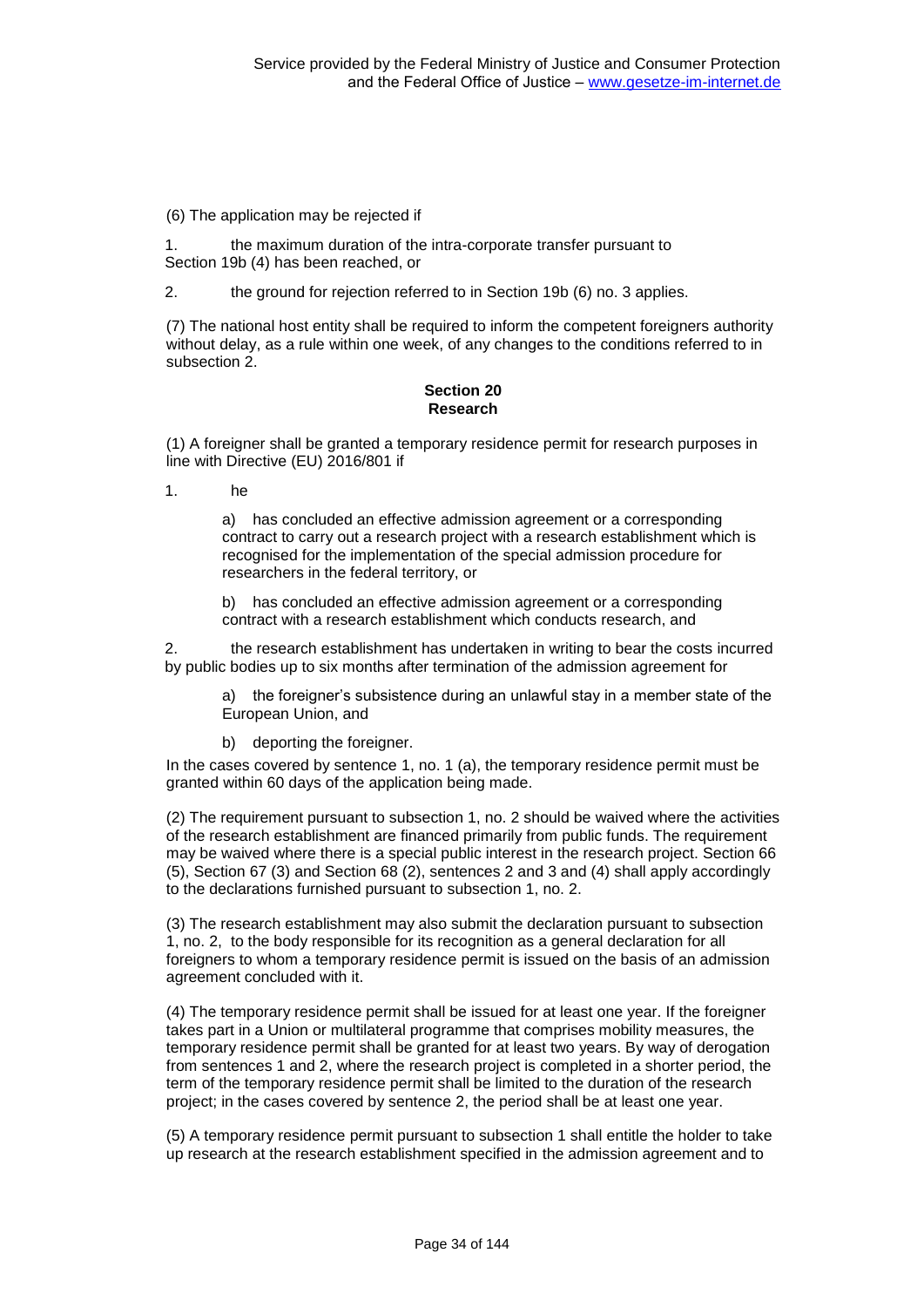(6) The application may be rejected if

1. the maximum duration of the intra-corporate transfer pursuant to Section 19b (4) has been reached, or

2. the ground for rejection referred to in Section 19b (6) no. 3 applies.

(7) The national host entity shall be required to inform the competent foreigners authority without delay, as a rule within one week, of any changes to the conditions referred to in subsection 2.

### Section 20
### Research

(1) A foreigner shall be granted a temporary residence permit for research purposes in line with Directive (EU) 2016/801 if

1. he

   a) has concluded an effective admission agreement or a corresponding contract to carry out a research project with a research establishment which is recognised for the implementation of the special admission procedure for researchers in the federal territory, or

   b) has concluded an effective admission agreement or a corresponding contract with a research establishment which conducts research, and

2. the research establishment has undertaken in writing to bear the costs incurred by public bodies up to six months after termination of the admission agreement for

   a) the foreigner's subsistence during an unlawful stay in a member state of the European Union, and

   b) deporting the foreigner.

In the cases covered by sentence 1, no. 1 (a), the temporary residence permit must be granted within 60 days of the application being made.

(2) The requirement pursuant to subsection 1, no. 2 should be waived where the activities of the research establishment are financed primarily from public funds. The requirement may be waived where there is a special public interest in the research project. Section 66 (5), Section 67 (3) and Section 68 (2), sentences 2 and 3 and (4) shall apply accordingly to the declarations furnished pursuant to subsection 1, no. 2.

(3) The research establishment may also submit the declaration pursuant to subsection 1, no. 2, to the body responsible for its recognition as a general declaration for all foreigners to whom a temporary residence permit is issued on the basis of an admission agreement concluded with it.

(4) The temporary residence permit shall be issued for at least one year. If the foreigner takes part in a Union or multilateral programme that comprises mobility measures, the temporary residence permit shall be granted for at least two years. By way of derogation from sentences 1 and 2, where the research project is completed in a shorter period, the term of the temporary residence permit shall be limited to the duration of the research project; in the cases covered by sentence 2, the period shall be at least one year.

(5) A temporary residence permit pursuant to subsection 1 shall entitle the holder to take up research at the research establishment specified in the admission agreement and to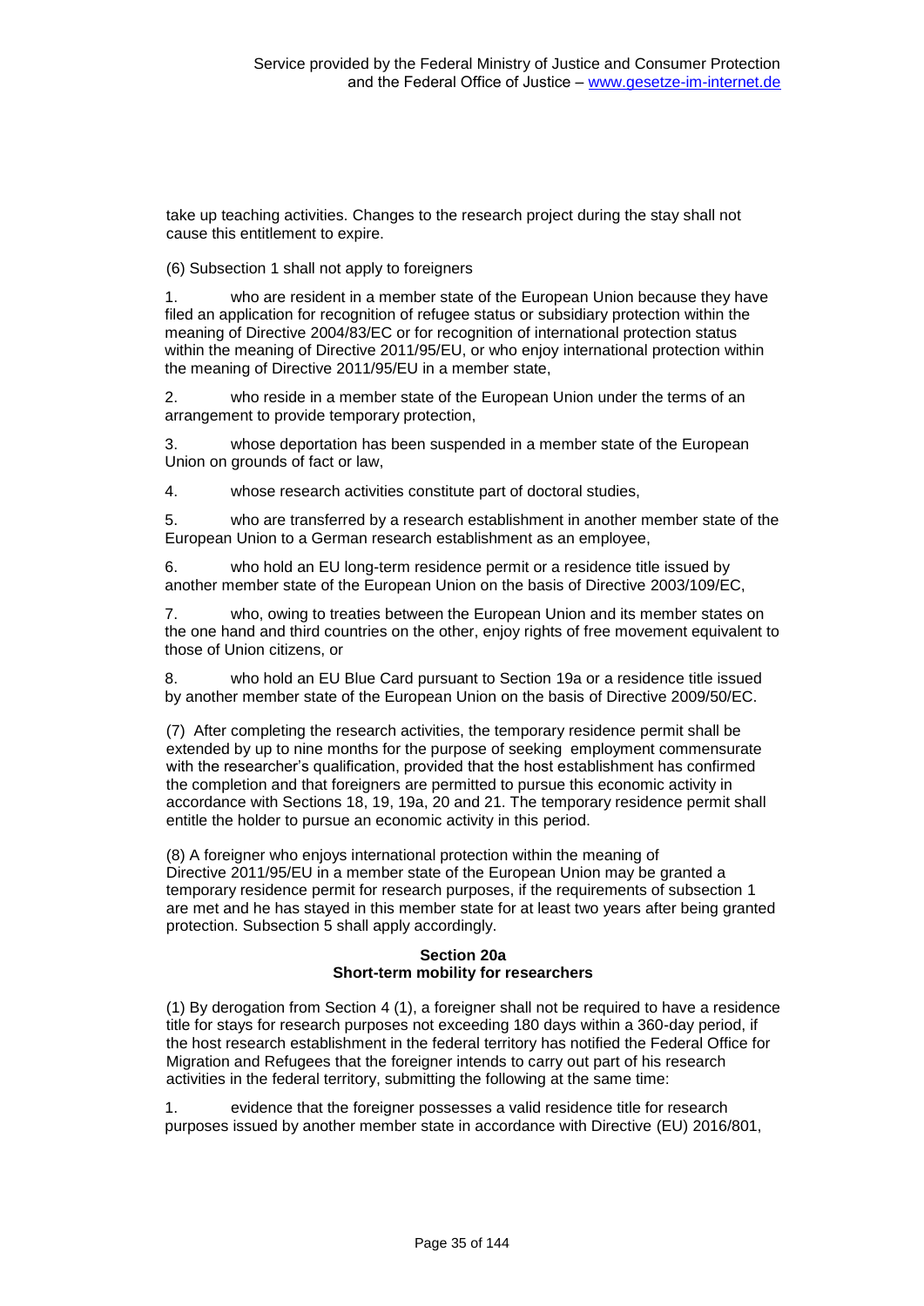take up teaching activities. Changes to the research project during the stay shall not cause this entitlement to expire.

(6) Subsection 1 shall not apply to foreigners

1. who are resident in a member state of the European Union because they have filed an application for recognition of refugee status or subsidiary protection within the meaning of Directive 2004/83/EC or for recognition of international protection status within the meaning of Directive 2011/95/EU, or who enjoy international protection within the meaning of Directive 2011/95/EU in a member state,

2. who reside in a member state of the European Union under the terms of an arrangement to provide temporary protection,

3. whose deportation has been suspended in a member state of the European Union on grounds of fact or law,

4. whose research activities constitute part of doctoral studies,

5. who are transferred by a research establishment in another member state of the European Union to a German research establishment as an employee,

6. who hold an EU long-term residence permit or a residence title issued by another member state of the European Union on the basis of Directive 2003/109/EC,

7. who, owing to treaties between the European Union and its member states on the one hand and third countries on the other, enjoy rights of free movement equivalent to those of Union citizens, or

8. who hold an EU Blue Card pursuant to Section 19a or a residence title issued by another member state of the European Union on the basis of Directive 2009/50/EC.

(7) After completing the research activities, the temporary residence permit shall be extended by up to nine months for the purpose of seeking employment commensurate with the researcher's qualification, provided that the host establishment has confirmed the completion and that foreigners are permitted to pursue this economic activity in accordance with Sections 18, 19, 19a, 20 and 21. The temporary residence permit shall entitle the holder to pursue an economic activity in this period.

(8) A foreigner who enjoys international protection within the meaning of Directive 2011/95/EU in a member state of the European Union may be granted a temporary residence permit for research purposes, if the requirements of subsection 1 are met and he has stayed in this member state for at least two years after being granted protection. Subsection 5 shall apply accordingly.

## Section 20a
## Short-term mobility for researchers

(1) By derogation from Section 4 (1), a foreigner shall not be required to have a residence title for stays for research purposes not exceeding 180 days within a 360-day period, if the host research establishment in the federal territory has notified the Federal Office for Migration and Refugees that the foreigner intends to carry out part of his research activities in the federal territory, submitting the following at the same time:

1. evidence that the foreigner possesses a valid residence title for research purposes issued by another member state in accordance with Directive (EU) 2016/801,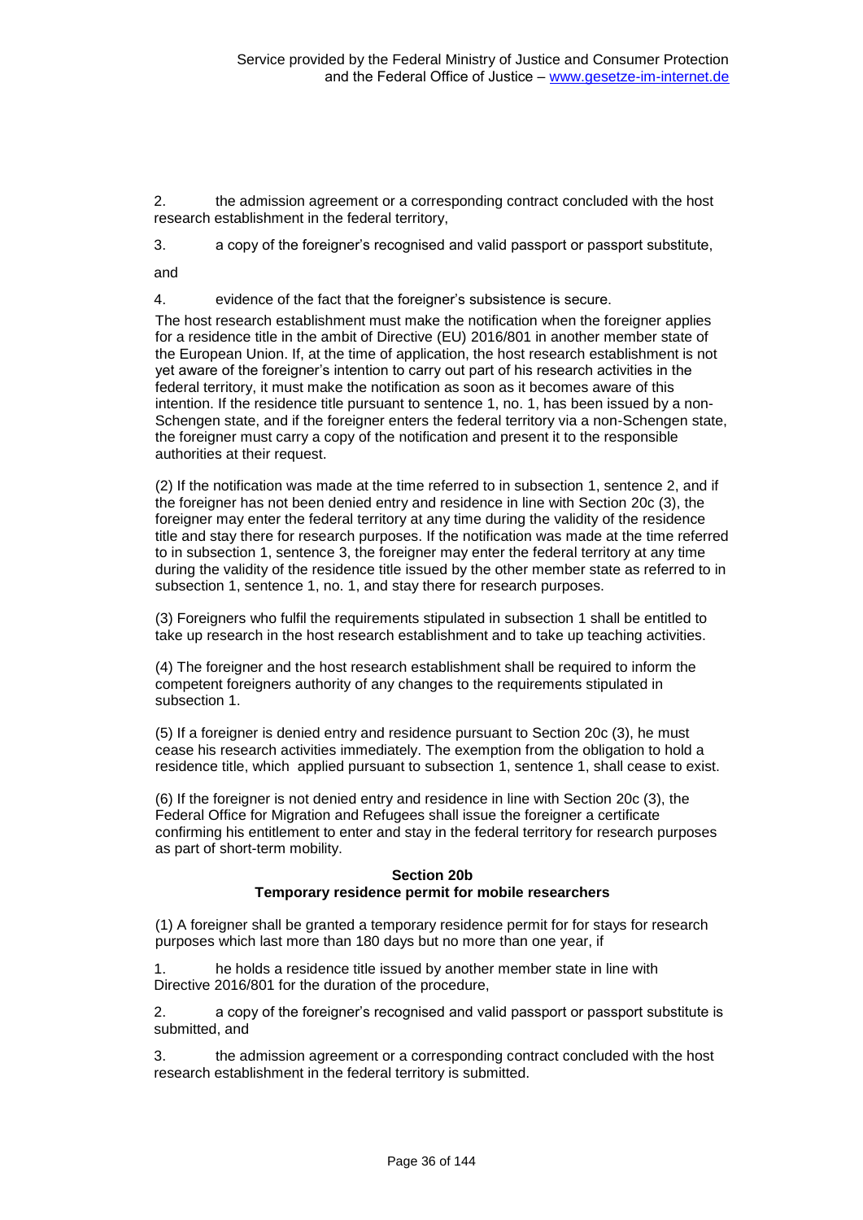2. the admission agreement or a corresponding contract concluded with the host research establishment in the federal territory,

3. a copy of the foreigner's recognised and valid passport or passport substitute,

and

4. evidence of the fact that the foreigner's subsistence is secure.

The host research establishment must make the notification when the foreigner applies for a residence title in the ambit of Directive (EU) 2016/801 in another member state of the European Union. If, at the time of application, the host research establishment is not yet aware of the foreigner's intention to carry out part of his research activities in the federal territory, it must make the notification as soon as it becomes aware of this intention. If the residence title pursuant to sentence 1, no. 1, has been issued by a non-Schengen state, and if the foreigner enters the federal territory via a non-Schengen state, the foreigner must carry a copy of the notification and present it to the responsible authorities at their request.

(2) If the notification was made at the time referred to in subsection 1, sentence 2, and if the foreigner has not been denied entry and residence in line with Section 20c (3), the foreigner may enter the federal territory at any time during the validity of the residence title and stay there for research purposes. If the notification was made at the time referred to in subsection 1, sentence 3, the foreigner may enter the federal territory at any time during the validity of the residence title issued by the other member state as referred to in subsection 1, sentence 1, no. 1, and stay there for research purposes.

(3) Foreigners who fulfil the requirements stipulated in subsection 1 shall be entitled to take up research in the host research establishment and to take up teaching activities.

(4) The foreigner and the host research establishment shall be required to inform the competent foreigners authority of any changes to the requirements stipulated in subsection 1.

(5) If a foreigner is denied entry and residence pursuant to Section 20c (3), he must cease his research activities immediately. The exemption from the obligation to hold a residence title, which applied pursuant to subsection 1, sentence 1, shall cease to exist.

(6) If the foreigner is not denied entry and residence in line with Section 20c (3), the Federal Office for Migration and Refugees shall issue the foreigner a certificate confirming his entitlement to enter and stay in the federal territory for research purposes as part of short-term mobility.

**Section 20b**
**Temporary residence permit for mobile researchers**

(1) A foreigner shall be granted a temporary residence permit for for stays for research purposes which last more than 180 days but no more than one year, if

1. he holds a residence title issued by another member state in line with Directive 2016/801 for the duration of the procedure,

2. a copy of the foreigner's recognised and valid passport or passport substitute is submitted, and

3. the admission agreement or a corresponding contract concluded with the host research establishment in the federal territory is submitted.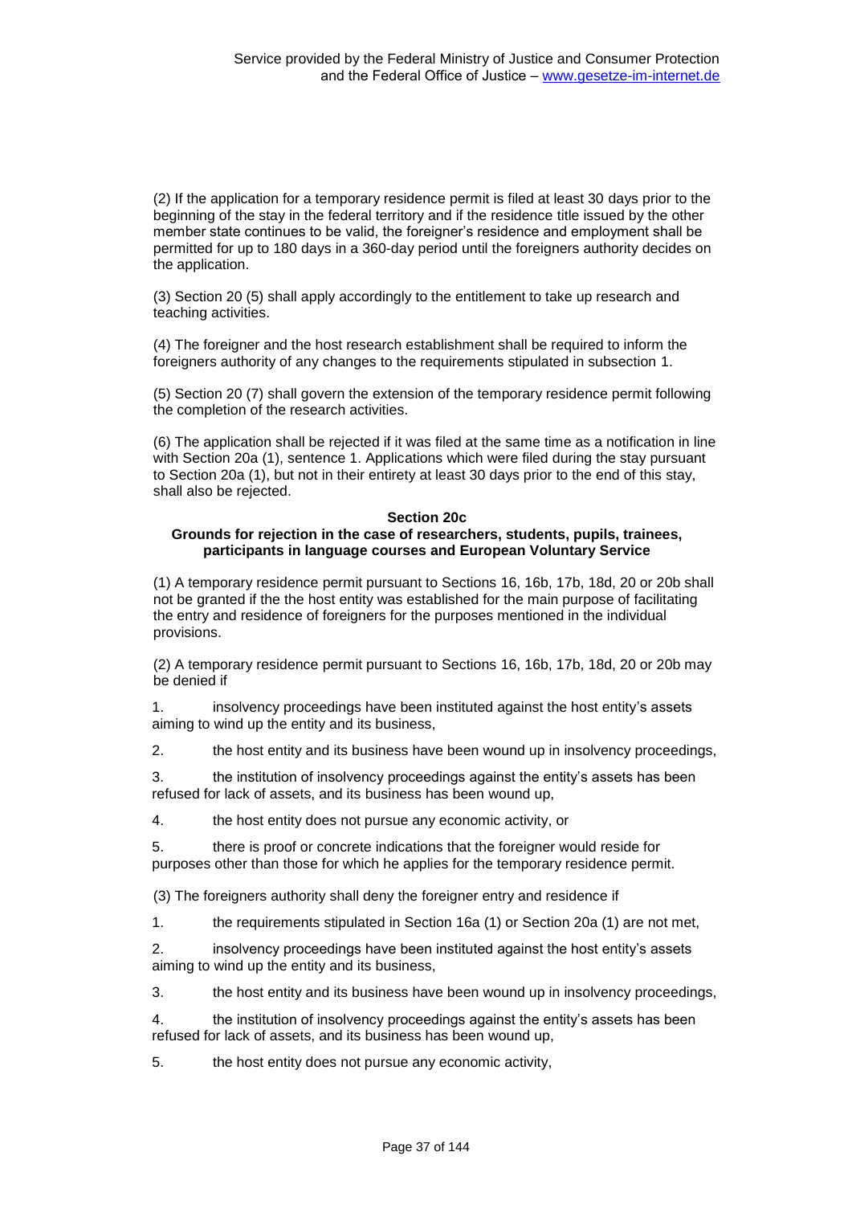(2) If the application for a temporary residence permit is filed at least 30 days prior to the beginning of the stay in the federal territory and if the residence title issued by the other member state continues to be valid, the foreigner's residence and employment shall be permitted for up to 180 days in a 360-day period until the foreigners authority decides on the application.

(3) Section 20 (5) shall apply accordingly to the entitlement to take up research and teaching activities.

(4) The foreigner and the host research establishment shall be required to inform the foreigners authority of any changes to the requirements stipulated in subsection 1.

(5) Section 20 (7) shall govern the extension of the temporary residence permit following the completion of the research activities.

(6) The application shall be rejected if it was filed at the same time as a notification in line with Section 20a (1), sentence 1. Applications which were filed during the stay pursuant to Section 20a (1), but not in their entirety at least 30 days prior to the end of this stay, shall also be rejected.

**Section 20c**

**Grounds for rejection in the case of researchers, students, pupils, trainees, participants in language courses and European Voluntary Service**

(1) A temporary residence permit pursuant to Sections 16, 16b, 17b, 18d, 20 or 20b shall not be granted if the the host entity was established for the main purpose of facilitating the entry and residence of foreigners for the purposes mentioned in the individual provisions.

(2) A temporary residence permit pursuant to Sections 16, 16b, 17b, 18d, 20 or 20b may be denied if

1. insolvency proceedings have been instituted against the host entity's assets aiming to wind up the entity and its business,

2. the host entity and its business have been wound up in insolvency proceedings,

3. the institution of insolvency proceedings against the entity's assets has been refused for lack of assets, and its business has been wound up,

4. the host entity does not pursue any economic activity, or

5. there is proof or concrete indications that the foreigner would reside for purposes other than those for which he applies for the temporary residence permit.

(3) The foreigners authority shall deny the foreigner entry and residence if

1. the requirements stipulated in Section 16a (1) or Section 20a (1) are not met,

2. insolvency proceedings have been instituted against the host entity's assets aiming to wind up the entity and its business,

3. the host entity and its business have been wound up in insolvency proceedings,

4. the institution of insolvency proceedings against the entity's assets has been refused for lack of assets, and its business has been wound up,

5. the host entity does not pursue any economic activity,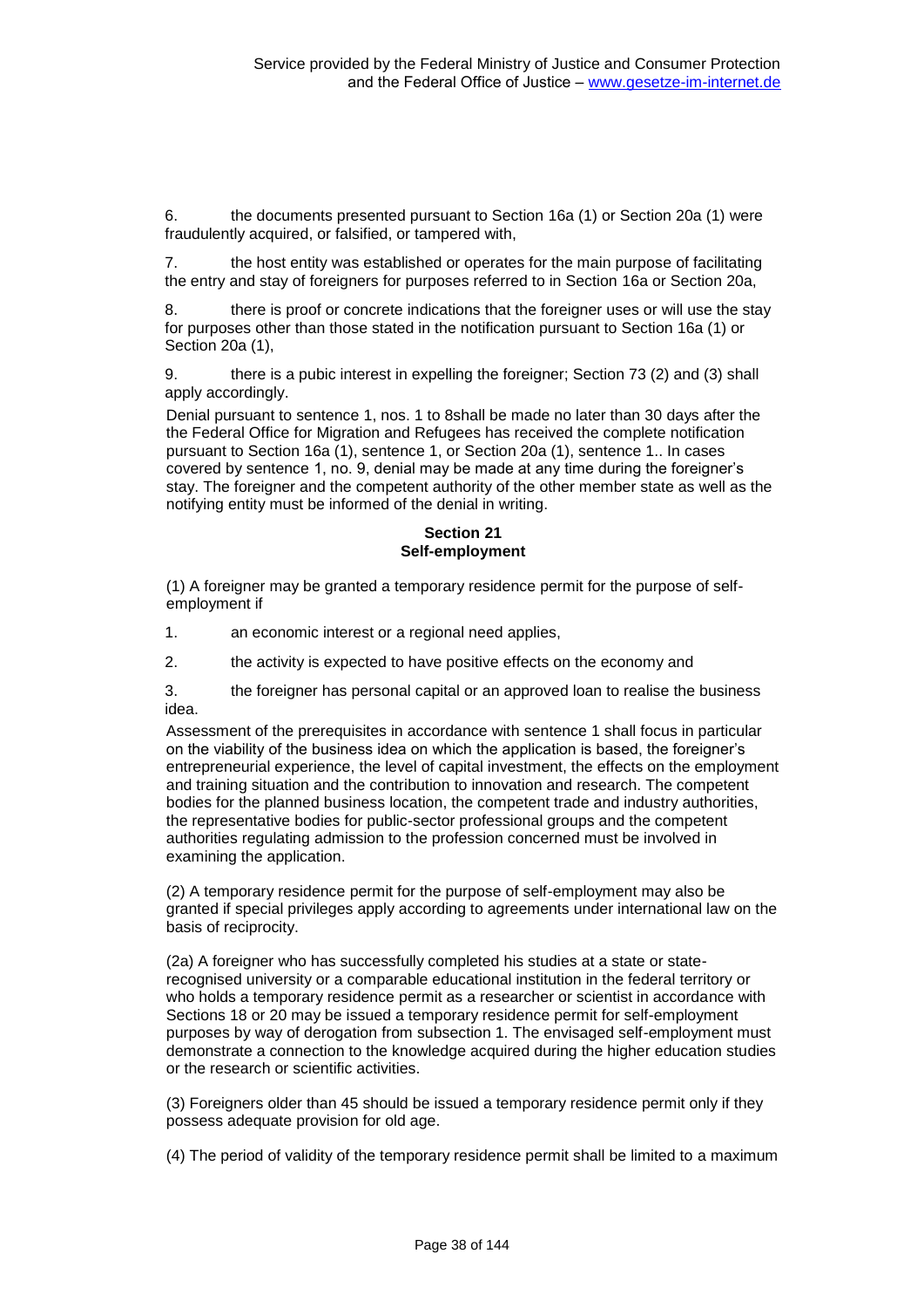6. the documents presented pursuant to Section 16a (1) or Section 20a (1) were fraudulently acquired, or falsified, or tampered with,

7. the host entity was established or operates for the main purpose of facilitating the entry and stay of foreigners for purposes referred to in Section 16a or Section 20a,

8. there is proof or concrete indications that the foreigner uses or will use the stay for purposes other than those stated in the notification pursuant to Section 16a (1) or Section 20a (1),

9. there is a pubic interest in expelling the foreigner; Section 73 (2) and (3) shall apply accordingly.

Denial pursuant to sentence 1, nos. 1 to 8shall be made no later than 30 days after the the Federal Office for Migration and Refugees has received the complete notification pursuant to Section 16a (1), sentence 1, or Section 20a (1), sentence 1.. In cases covered by sentence 1, no. 9, denial may be made at any time during the foreigner's stay. The foreigner and the competent authority of the other member state as well as the notifying entity must be informed of the denial in writing.

**Section 21**
**Self-employment**

(1) A foreigner may be granted a temporary residence permit for the purpose of self-employment if

1. an economic interest or a regional need applies,

2. the activity is expected to have positive effects on the economy and

3. the foreigner has personal capital or an approved loan to realise the business idea.

Assessment of the prerequisites in accordance with sentence 1 shall focus in particular on the viability of the business idea on which the application is based, the foreigner's entrepreneurial experience, the level of capital investment, the effects on the employment and training situation and the contribution to innovation and research. The competent bodies for the planned business location, the competent trade and industry authorities, the representative bodies for public-sector professional groups and the competent authorities regulating admission to the profession concerned must be involved in examining the application.

(2) A temporary residence permit for the purpose of self-employment may also be granted if special privileges apply according to agreements under international law on the basis of reciprocity.

(2a) A foreigner who has successfully completed his studies at a state or state-recognised university or a comparable educational institution in the federal territory or who holds a temporary residence permit as a researcher or scientist in accordance with Sections 18 or 20 may be issued a temporary residence permit for self-employment purposes by way of derogation from subsection 1. The envisaged self-employment must demonstrate a connection to the knowledge acquired during the higher education studies or the research or scientific activities.

(3) Foreigners older than 45 should be issued a temporary residence permit only if they possess adequate provision for old age.

(4) The period of validity of the temporary residence permit shall be limited to a maximum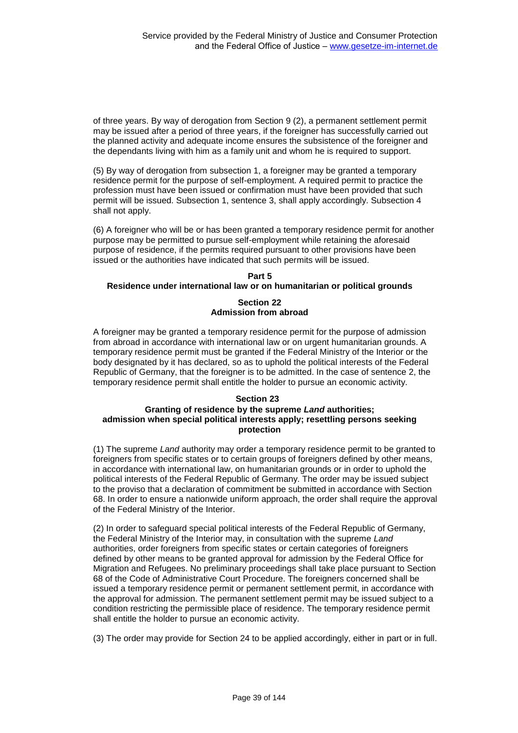of three years. By way of derogation from Section 9 (2), a permanent settlement permit may be issued after a period of three years, if the foreigner has successfully carried out the planned activity and adequate income ensures the subsistence of the foreigner and the dependants living with him as a family unit and whom he is required to support.

(5) By way of derogation from subsection 1, a foreigner may be granted a temporary residence permit for the purpose of self-employment. A required permit to practice the profession must have been issued or confirmation must have been provided that such permit will be issued. Subsection 1, sentence 3, shall apply accordingly. Subsection 4 shall not apply.

(6) A foreigner who will be or has been granted a temporary residence permit for another purpose may be permitted to pursue self-employment while retaining the aforesaid purpose of residence, if the permits required pursuant to other provisions have been issued or the authorities have indicated that such permits will be issued.

## Part 5
## Residence under international law or on humanitarian or political grounds

### Section 22
### Admission from abroad

A foreigner may be granted a temporary residence permit for the purpose of admission from abroad in accordance with international law or on urgent humanitarian grounds. A temporary residence permit must be granted if the Federal Ministry of the Interior or the body designated by it has declared, so as to uphold the political interests of the Federal Republic of Germany, that the foreigner is to be admitted. In the case of sentence 2, the temporary residence permit shall entitle the holder to pursue an economic activity.

### Section 23
### Granting of residence by the supreme *Land* authorities; admission when special political interests apply; resettling persons seeking protection

(1) The supreme *Land* authority may order a temporary residence permit to be granted to foreigners from specific states or to certain groups of foreigners defined by other means, in accordance with international law, on humanitarian grounds or in order to uphold the political interests of the Federal Republic of Germany. The order may be issued subject to the proviso that a declaration of commitment be submitted in accordance with Section 68. In order to ensure a nationwide uniform approach, the order shall require the approval of the Federal Ministry of the Interior.

(2) In order to safeguard special political interests of the Federal Republic of Germany, the Federal Ministry of the Interior may, in consultation with the supreme *Land* authorities, order foreigners from specific states or certain categories of foreigners defined by other means to be granted approval for admission by the Federal Office for Migration and Refugees. No preliminary proceedings shall take place pursuant to Section 68 of the Code of Administrative Court Procedure. The foreigners concerned shall be issued a temporary residence permit or permanent settlement permit, in accordance with the approval for admission. The permanent settlement permit may be issued subject to a condition restricting the permissible place of residence. The temporary residence permit shall entitle the holder to pursue an economic activity.

(3) The order may provide for Section 24 to be applied accordingly, either in part or in full.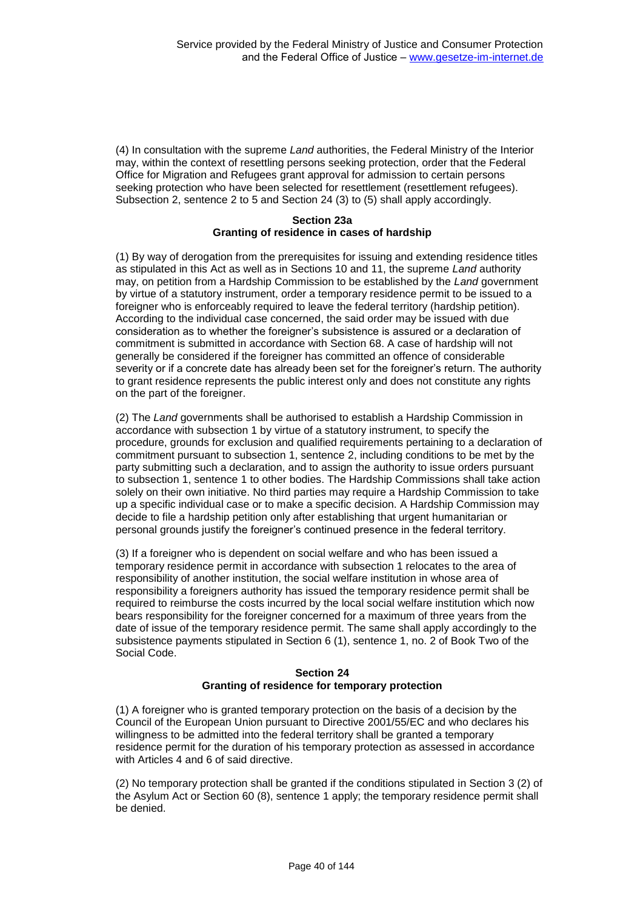(4) In consultation with the supreme *Land* authorities, the Federal Ministry of the Interior may, within the context of resettling persons seeking protection, order that the Federal Office for Migration and Refugees grant approval for admission to certain persons seeking protection who have been selected for resettlement (resettlement refugees). Subsection 2, sentence 2 to 5 and Section 24 (3) to (5) shall apply accordingly.

**Section 23a**
**Granting of residence in cases of hardship**

(1) By way of derogation from the prerequisites for issuing and extending residence titles as stipulated in this Act as well as in Sections 10 and 11, the supreme *Land* authority may, on petition from a Hardship Commission to be established by the *Land* government by virtue of a statutory instrument, order a temporary residence permit to be issued to a foreigner who is enforceably required to leave the federal territory (hardship petition). According to the individual case concerned, the said order may be issued with due consideration as to whether the foreigner's subsistence is assured or a declaration of commitment is submitted in accordance with Section 68. A case of hardship will not generally be considered if the foreigner has committed an offence of considerable severity or if a concrete date has already been set for the foreigner's return. The authority to grant residence represents the public interest only and does not constitute any rights on the part of the foreigner.

(2) The *Land* governments shall be authorised to establish a Hardship Commission in accordance with subsection 1 by virtue of a statutory instrument, to specify the procedure, grounds for exclusion and qualified requirements pertaining to a declaration of commitment pursuant to subsection 1, sentence 2, including conditions to be met by the party submitting such a declaration, and to assign the authority to issue orders pursuant to subsection 1, sentence 1 to other bodies. The Hardship Commissions shall take action solely on their own initiative. No third parties may require a Hardship Commission to take up a specific individual case or to make a specific decision. A Hardship Commission may decide to file a hardship petition only after establishing that urgent humanitarian or personal grounds justify the foreigner's continued presence in the federal territory.

(3) If a foreigner who is dependent on social welfare and who has been issued a temporary residence permit in accordance with subsection 1 relocates to the area of responsibility of another institution, the social welfare institution in whose area of responsibility a foreigners authority has issued the temporary residence permit shall be required to reimburse the costs incurred by the local social welfare institution which now bears responsibility for the foreigner concerned for a maximum of three years from the date of issue of the temporary residence permit. The same shall apply accordingly to the subsistence payments stipulated in Section 6 (1), sentence 1, no. 2 of Book Two of the Social Code.

**Section 24**
**Granting of residence for temporary protection**

(1) A foreigner who is granted temporary protection on the basis of a decision by the Council of the European Union pursuant to Directive 2001/55/EC and who declares his willingness to be admitted into the federal territory shall be granted a temporary residence permit for the duration of his temporary protection as assessed in accordance with Articles 4 and 6 of said directive.

(2) No temporary protection shall be granted if the conditions stipulated in Section 3 (2) of the Asylum Act or Section 60 (8), sentence 1 apply; the temporary residence permit shall be denied.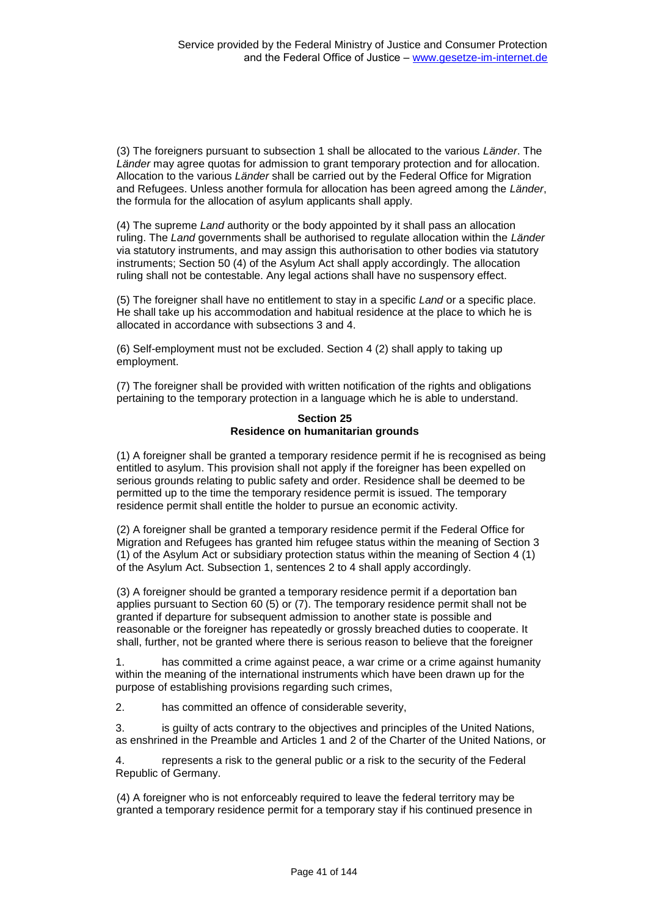(3) The foreigners pursuant to subsection 1 shall be allocated to the various *Länder*. The *Länder* may agree quotas for admission to grant temporary protection and for allocation. Allocation to the various *Länder* shall be carried out by the Federal Office for Migration and Refugees. Unless another formula for allocation has been agreed among the *Länder*, the formula for the allocation of asylum applicants shall apply.

(4) The supreme *Land* authority or the body appointed by it shall pass an allocation ruling. The *Land* governments shall be authorised to regulate allocation within the *Länder* via statutory instruments, and may assign this authorisation to other bodies via statutory instruments; Section 50 (4) of the Asylum Act shall apply accordingly. The allocation ruling shall not be contestable. Any legal actions shall have no suspensory effect.

(5) The foreigner shall have no entitlement to stay in a specific *Land* or a specific place. He shall take up his accommodation and habitual residence at the place to which he is allocated in accordance with subsections 3 and 4.

(6) Self-employment must not be excluded. Section 4 (2) shall apply to taking up employment.

(7) The foreigner shall be provided with written notification of the rights and obligations pertaining to the temporary protection in a language which he is able to understand.

**Section 25**
**Residence on humanitarian grounds**

(1) A foreigner shall be granted a temporary residence permit if he is recognised as being entitled to asylum. This provision shall not apply if the foreigner has been expelled on serious grounds relating to public safety and order. Residence shall be deemed to be permitted up to the time the temporary residence permit is issued. The temporary residence permit shall entitle the holder to pursue an economic activity.

(2) A foreigner shall be granted a temporary residence permit if the Federal Office for Migration and Refugees has granted him refugee status within the meaning of Section 3 (1) of the Asylum Act or subsidiary protection status within the meaning of Section 4 (1) of the Asylum Act. Subsection 1, sentences 2 to 4 shall apply accordingly.

(3) A foreigner should be granted a temporary residence permit if a deportation ban applies pursuant to Section 60 (5) or (7). The temporary residence permit shall not be granted if departure for subsequent admission to another state is possible and reasonable or the foreigner has repeatedly or grossly breached duties to cooperate. It shall, further, not be granted where there is serious reason to believe that the foreigner

1. has committed a crime against peace, a war crime or a crime against humanity within the meaning of the international instruments which have been drawn up for the purpose of establishing provisions regarding such crimes,

2. has committed an offence of considerable severity,

3. is guilty of acts contrary to the objectives and principles of the United Nations, as enshrined in the Preamble and Articles 1 and 2 of the Charter of the United Nations, or

4. represents a risk to the general public or a risk to the security of the Federal Republic of Germany.

(4) A foreigner who is not enforceably required to leave the federal territory may be granted a temporary residence permit for a temporary stay if his continued presence in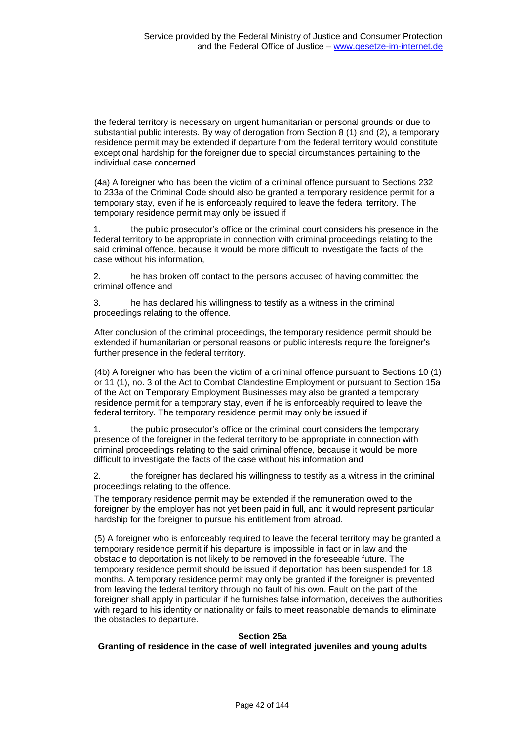the federal territory is necessary on urgent humanitarian or personal grounds or due to substantial public interests. By way of derogation from Section 8 (1) and (2), a temporary residence permit may be extended if departure from the federal territory would constitute exceptional hardship for the foreigner due to special circumstances pertaining to the individual case concerned.

(4a) A foreigner who has been the victim of a criminal offence pursuant to Sections 232 to 233a of the Criminal Code should also be granted a temporary residence permit for a temporary stay, even if he is enforceably required to leave the federal territory. The temporary residence permit may only be issued if

1. the public prosecutor's office or the criminal court considers his presence in the federal territory to be appropriate in connection with criminal proceedings relating to the said criminal offence, because it would be more difficult to investigate the facts of the case without his information,

2. he has broken off contact to the persons accused of having committed the criminal offence and

3. he has declared his willingness to testify as a witness in the criminal proceedings relating to the offence.

After conclusion of the criminal proceedings, the temporary residence permit should be extended if humanitarian or personal reasons or public interests require the foreigner's further presence in the federal territory.

(4b) A foreigner who has been the victim of a criminal offence pursuant to Sections 10 (1) or 11 (1), no. 3 of the Act to Combat Clandestine Employment or pursuant to Section 15a of the Act on Temporary Employment Businesses may also be granted a temporary residence permit for a temporary stay, even if he is enforceably required to leave the federal territory. The temporary residence permit may only be issued if

1. the public prosecutor's office or the criminal court considers the temporary presence of the foreigner in the federal territory to be appropriate in connection with criminal proceedings relating to the said criminal offence, because it would be more difficult to investigate the facts of the case without his information and

2. the foreigner has declared his willingness to testify as a witness in the criminal proceedings relating to the offence.

The temporary residence permit may be extended if the remuneration owed to the foreigner by the employer has not yet been paid in full, and it would represent particular hardship for the foreigner to pursue his entitlement from abroad.

(5) A foreigner who is enforceably required to leave the federal territory may be granted a temporary residence permit if his departure is impossible in fact or in law and the obstacle to deportation is not likely to be removed in the foreseeable future. The temporary residence permit should be issued if deportation has been suspended for 18 months. A temporary residence permit may only be granted if the foreigner is prevented from leaving the federal territory through no fault of his own. Fault on the part of the foreigner shall apply in particular if he furnishes false information, deceives the authorities with regard to his identity or nationality or fails to meet reasonable demands to eliminate the obstacles to departure.

## Section 25a
## Granting of residence in the case of well integrated juveniles and young adults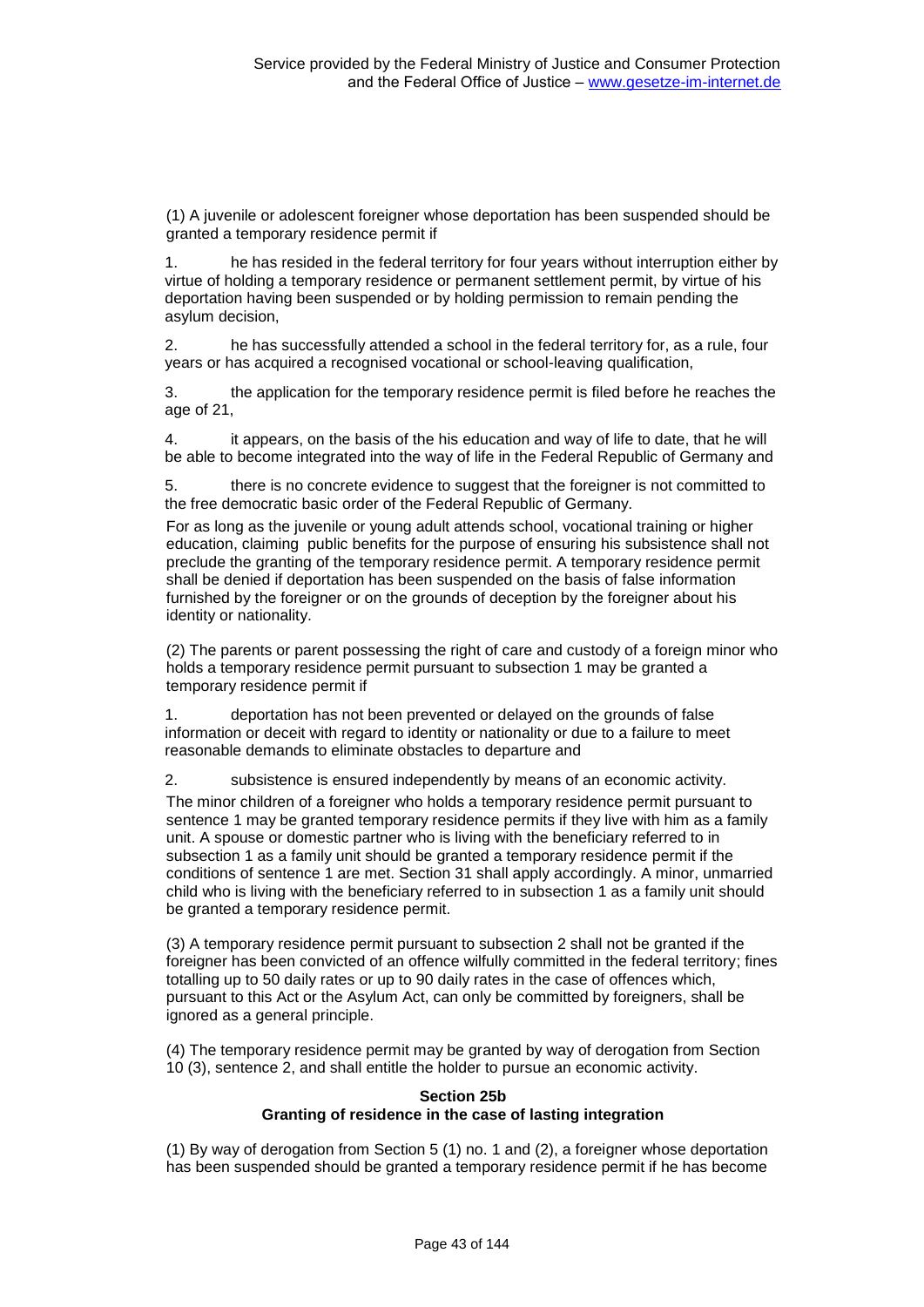(1) A juvenile or adolescent foreigner whose deportation has been suspended should be granted a temporary residence permit if

1. he has resided in the federal territory for four years without interruption either by virtue of holding a temporary residence or permanent settlement permit, by virtue of his deportation having been suspended or by holding permission to remain pending the asylum decision,

2. he has successfully attended a school in the federal territory for, as a rule, four years or has acquired a recognised vocational or school-leaving qualification,

3. the application for the temporary residence permit is filed before he reaches the age of 21,

4. it appears, on the basis of the his education and way of life to date, that he will be able to become integrated into the way of life in the Federal Republic of Germany and

5. there is no concrete evidence to suggest that the foreigner is not committed to the free democratic basic order of the Federal Republic of Germany.

For as long as the juvenile or young adult attends school, vocational training or higher education, claiming public benefits for the purpose of ensuring his subsistence shall not preclude the granting of the temporary residence permit. A temporary residence permit shall be denied if deportation has been suspended on the basis of false information furnished by the foreigner or on the grounds of deception by the foreigner about his identity or nationality.

(2) The parents or parent possessing the right of care and custody of a foreign minor who holds a temporary residence permit pursuant to subsection 1 may be granted a temporary residence permit if

1. deportation has not been prevented or delayed on the grounds of false information or deceit with regard to identity or nationality or due to a failure to meet reasonable demands to eliminate obstacles to departure and

2. subsistence is ensured independently by means of an economic activity.

The minor children of a foreigner who holds a temporary residence permit pursuant to sentence 1 may be granted temporary residence permits if they live with him as a family unit. A spouse or domestic partner who is living with the beneficiary referred to in subsection 1 as a family unit should be granted a temporary residence permit if the conditions of sentence 1 are met. Section 31 shall apply accordingly. A minor, unmarried child who is living with the beneficiary referred to in subsection 1 as a family unit should be granted a temporary residence permit.

(3) A temporary residence permit pursuant to subsection 2 shall not be granted if the foreigner has been convicted of an offence wilfully committed in the federal territory; fines totalling up to 50 daily rates or up to 90 daily rates in the case of offences which, pursuant to this Act or the Asylum Act, can only be committed by foreigners, shall be ignored as a general principle.

(4) The temporary residence permit may be granted by way of derogation from Section 10 (3), sentence 2, and shall entitle the holder to pursue an economic activity.

### Section 25b
### Granting of residence in the case of lasting integration

(1) By way of derogation from Section 5 (1) no. 1 and (2), a foreigner whose deportation has been suspended should be granted a temporary residence permit if he has become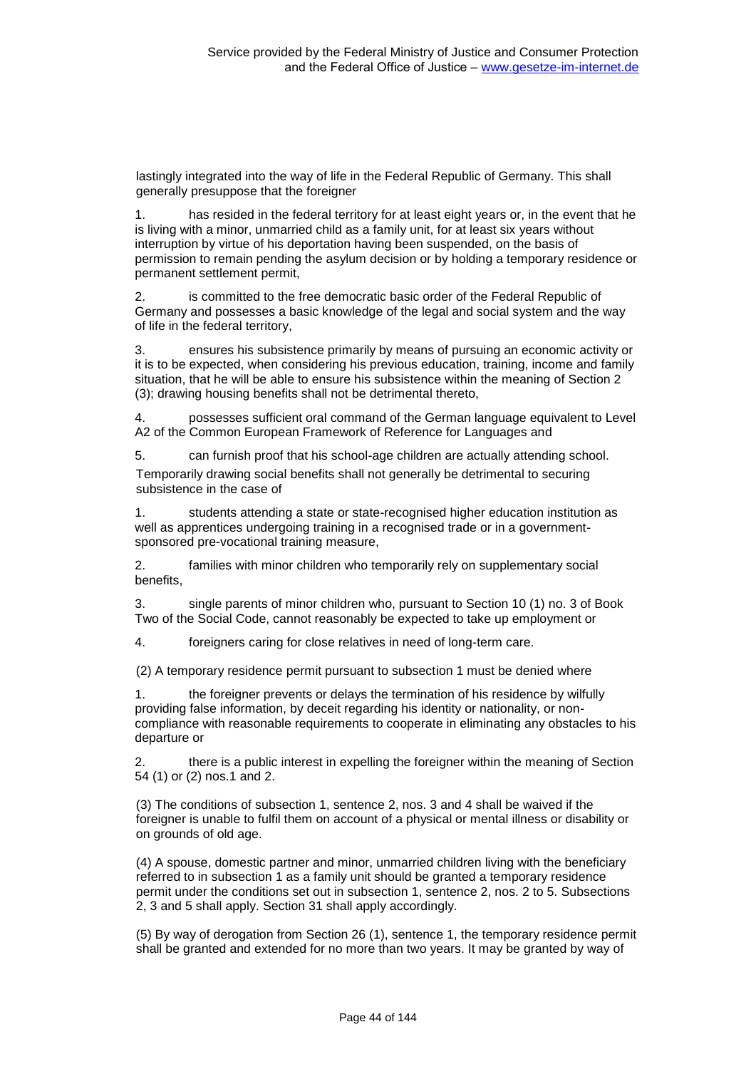lastingly integrated into the way of life in the Federal Republic of Germany. This shall generally presuppose that the foreigner

1. has resided in the federal territory for at least eight years or, in the event that he is living with a minor, unmarried child as a family unit, for at least six years without interruption by virtue of his deportation having been suspended, on the basis of permission to remain pending the asylum decision or by holding a temporary residence or permanent settlement permit,

2. is committed to the free democratic basic order of the Federal Republic of Germany and possesses a basic knowledge of the legal and social system and the way of life in the federal territory,

3. ensures his subsistence primarily by means of pursuing an economic activity or it is to be expected, when considering his previous education, training, income and family situation, that he will be able to ensure his subsistence within the meaning of Section 2 (3); drawing housing benefits shall not be detrimental thereto,

4. possesses sufficient oral command of the German language equivalent to Level A2 of the Common European Framework of Reference for Languages and

5. can furnish proof that his school-age children are actually attending school.

Temporarily drawing social benefits shall not generally be detrimental to securing subsistence in the case of

1. students attending a state or state-recognised higher education institution as well as apprentices undergoing training in a recognised trade or in a government-sponsored pre-vocational training measure,

2. families with minor children who temporarily rely on supplementary social benefits,

3. single parents of minor children who, pursuant to Section 10 (1) no. 3 of Book Two of the Social Code, cannot reasonably be expected to take up employment or

4. foreigners caring for close relatives in need of long-term care.

(2) A temporary residence permit pursuant to subsection 1 must be denied where

1. the foreigner prevents or delays the termination of his residence by wilfully providing false information, by deceit regarding his identity or nationality, or non-compliance with reasonable requirements to cooperate in eliminating any obstacles to his departure or

2. there is a public interest in expelling the foreigner within the meaning of Section 54 (1) or (2) nos.1 and 2.

(3) The conditions of subsection 1, sentence 2, nos. 3 and 4 shall be waived if the foreigner is unable to fulfil them on account of a physical or mental illness or disability or on grounds of old age.

(4) A spouse, domestic partner and minor, unmarried children living with the beneficiary referred to in subsection 1 as a family unit should be granted a temporary residence permit under the conditions set out in subsection 1, sentence 2, nos. 2 to 5. Subsections 2, 3 and 5 shall apply. Section 31 shall apply accordingly.

(5) By way of derogation from Section 26 (1), sentence 1, the temporary residence permit shall be granted and extended for no more than two years. It may be granted by way of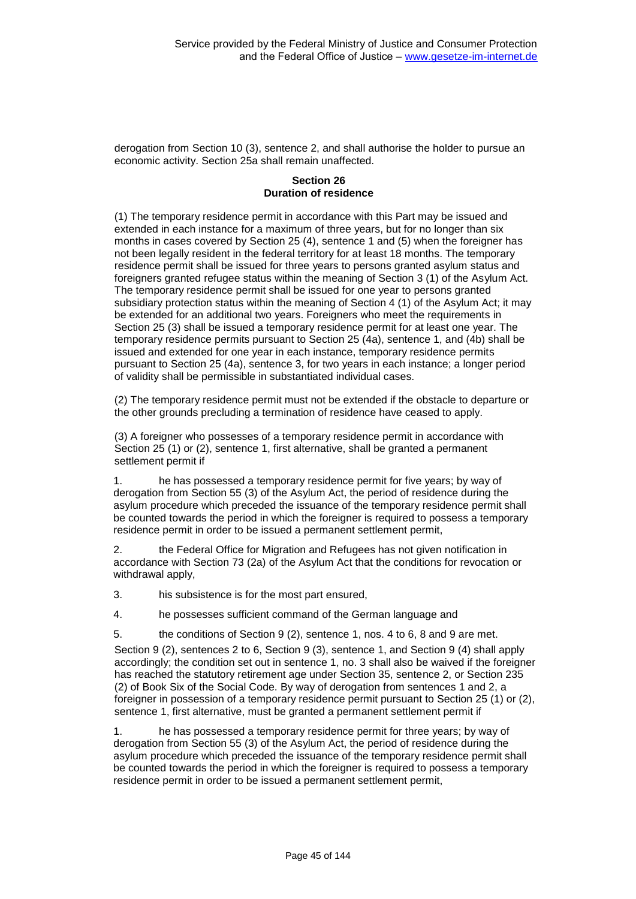derogation from Section 10 (3), sentence 2, and shall authorise the holder to pursue an economic activity. Section 25a shall remain unaffected.

### Section 26
### Duration of residence

(1) The temporary residence permit in accordance with this Part may be issued and extended in each instance for a maximum of three years, but for no longer than six months in cases covered by Section 25 (4), sentence 1 and (5) when the foreigner has not been legally resident in the federal territory for at least 18 months. The temporary residence permit shall be issued for three years to persons granted asylum status and foreigners granted refugee status within the meaning of Section 3 (1) of the Asylum Act. The temporary residence permit shall be issued for one year to persons granted subsidiary protection status within the meaning of Section 4 (1) of the Asylum Act; it may be extended for an additional two years. Foreigners who meet the requirements in Section 25 (3) shall be issued a temporary residence permit for at least one year. The temporary residence permits pursuant to Section 25 (4a), sentence 1, and (4b) shall be issued and extended for one year in each instance, temporary residence permits pursuant to Section 25 (4a), sentence 3, for two years in each instance; a longer period of validity shall be permissible in substantiated individual cases.

(2) The temporary residence permit must not be extended if the obstacle to departure or the other grounds precluding a termination of residence have ceased to apply.

(3) A foreigner who possesses of a temporary residence permit in accordance with Section 25 (1) or (2), sentence 1, first alternative, shall be granted a permanent settlement permit if

1. he has possessed a temporary residence permit for five years; by way of derogation from Section 55 (3) of the Asylum Act, the period of residence during the asylum procedure which preceded the issuance of the temporary residence permit shall be counted towards the period in which the foreigner is required to possess a temporary residence permit in order to be issued a permanent settlement permit,

2. the Federal Office for Migration and Refugees has not given notification in accordance with Section 73 (2a) of the Asylum Act that the conditions for revocation or withdrawal apply,

3. his subsistence is for the most part ensured,

4. he possesses sufficient command of the German language and

5. the conditions of Section 9 (2), sentence 1, nos. 4 to 6, 8 and 9 are met.

Section 9 (2), sentences 2 to 6, Section 9 (3), sentence 1, and Section 9 (4) shall apply accordingly; the condition set out in sentence 1, no. 3 shall also be waived if the foreigner has reached the statutory retirement age under Section 35, sentence 2, or Section 235 (2) of Book Six of the Social Code. By way of derogation from sentences 1 and 2, a foreigner in possession of a temporary residence permit pursuant to Section 25 (1) or (2), sentence 1, first alternative, must be granted a permanent settlement permit if

1. he has possessed a temporary residence permit for three years; by way of derogation from Section 55 (3) of the Asylum Act, the period of residence during the asylum procedure which preceded the issuance of the temporary residence permit shall be counted towards the period in which the foreigner is required to possess a temporary residence permit in order to be issued a permanent settlement permit,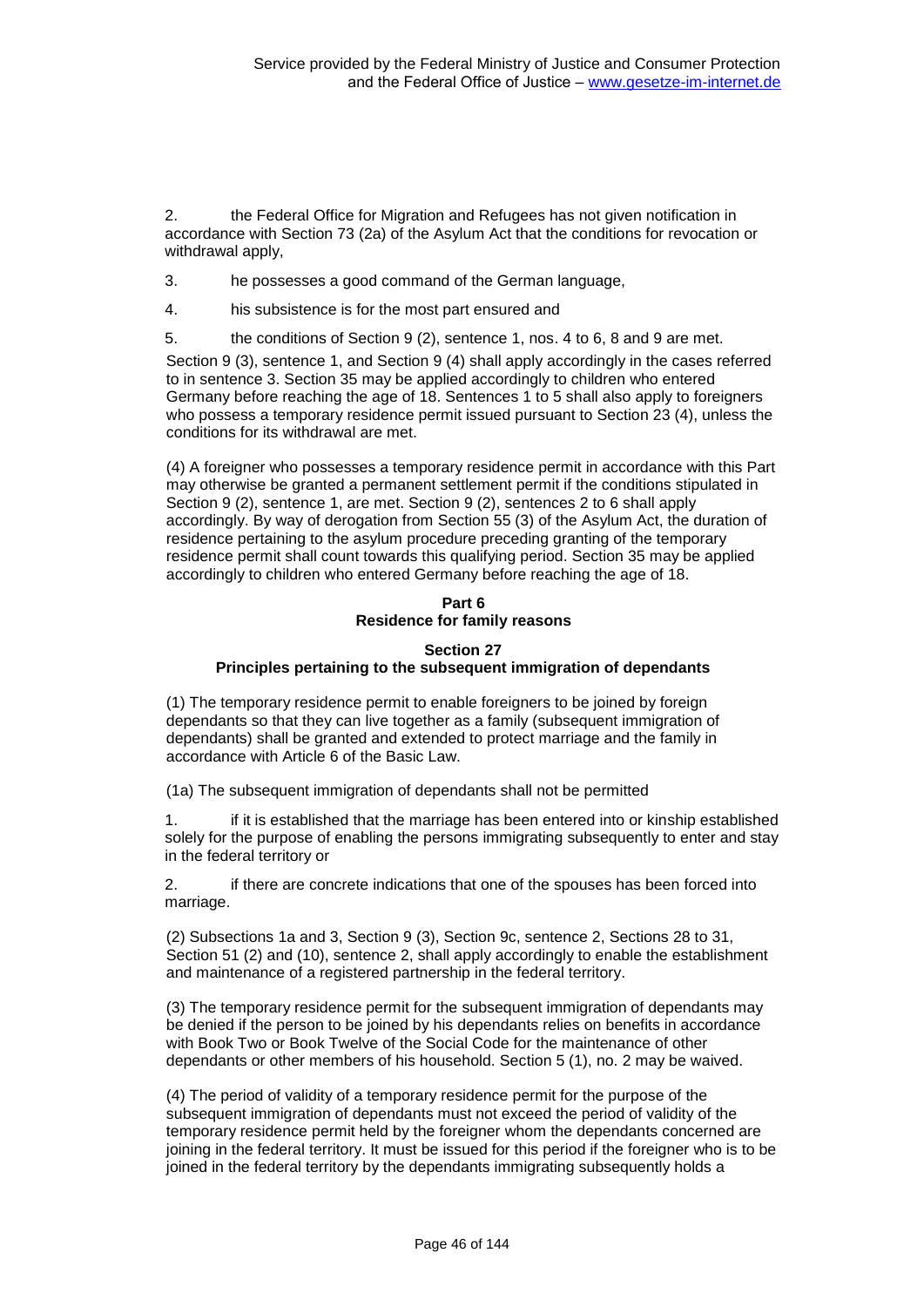2. the Federal Office for Migration and Refugees has not given notification in accordance with Section 73 (2a) of the Asylum Act that the conditions for revocation or withdrawal apply,

3. he possesses a good command of the German language,

4. his subsistence is for the most part ensured and

5. the conditions of Section 9 (2), sentence 1, nos. 4 to 6, 8 and 9 are met.

Section 9 (3), sentence 1, and Section 9 (4) shall apply accordingly in the cases referred to in sentence 3. Section 35 may be applied accordingly to children who entered Germany before reaching the age of 18. Sentences 1 to 5 shall also apply to foreigners who possess a temporary residence permit issued pursuant to Section 23 (4), unless the conditions for its withdrawal are met.

(4) A foreigner who possesses a temporary residence permit in accordance with this Part may otherwise be granted a permanent settlement permit if the conditions stipulated in Section 9 (2), sentence 1, are met. Section 9 (2), sentences 2 to 6 shall apply accordingly. By way of derogation from Section 55 (3) of the Asylum Act, the duration of residence pertaining to the asylum procedure preceding granting of the temporary residence permit shall count towards this qualifying period. Section 35 may be applied accordingly to children who entered Germany before reaching the age of 18.

## Part 6
## Residence for family reasons

### Section 27
### Principles pertaining to the subsequent immigration of dependants

(1) The temporary residence permit to enable foreigners to be joined by foreign dependants so that they can live together as a family (subsequent immigration of dependants) shall be granted and extended to protect marriage and the family in accordance with Article 6 of the Basic Law.

(1a) The subsequent immigration of dependants shall not be permitted

1. if it is established that the marriage has been entered into or kinship established solely for the purpose of enabling the persons immigrating subsequently to enter and stay in the federal territory or

2. if there are concrete indications that one of the spouses has been forced into marriage.

(2) Subsections 1a and 3, Section 9 (3), Section 9c, sentence 2, Sections 28 to 31, Section 51 (2) and (10), sentence 2, shall apply accordingly to enable the establishment and maintenance of a registered partnership in the federal territory.

(3) The temporary residence permit for the subsequent immigration of dependants may be denied if the person to be joined by his dependants relies on benefits in accordance with Book Two or Book Twelve of the Social Code for the maintenance of other dependants or other members of his household. Section 5 (1), no. 2 may be waived.

(4) The period of validity of a temporary residence permit for the purpose of the subsequent immigration of dependants must not exceed the period of validity of the temporary residence permit held by the foreigner whom the dependants concerned are joining in the federal territory. It must be issued for this period if the foreigner who is to be joined in the federal territory by the dependants immigrating subsequently holds a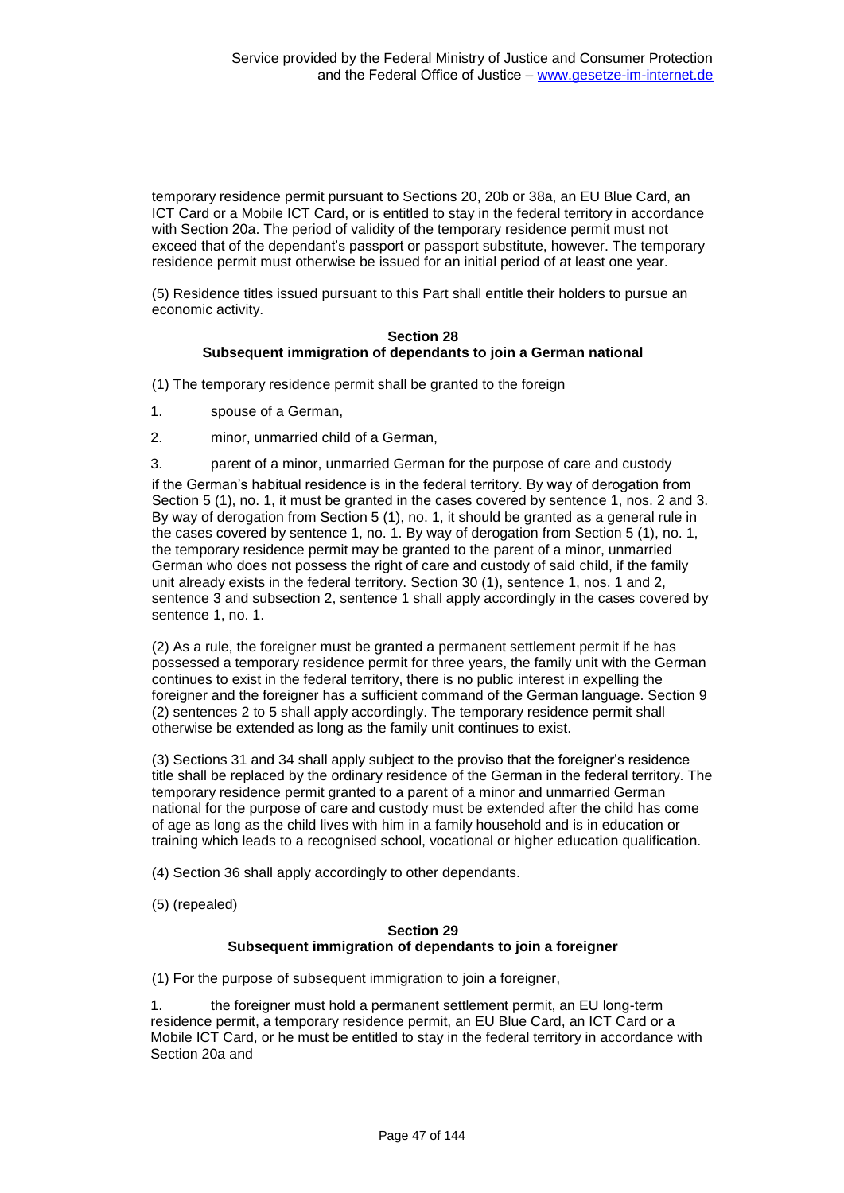temporary residence permit pursuant to Sections 20, 20b or 38a, an EU Blue Card, an ICT Card or a Mobile ICT Card, or is entitled to stay in the federal territory in accordance with Section 20a. The period of validity of the temporary residence permit must not exceed that of the dependant's passport or passport substitute, however. The temporary residence permit must otherwise be issued for an initial period of at least one year.

(5) Residence titles issued pursuant to this Part shall entitle their holders to pursue an economic activity.

## Section 28
## Subsequent immigration of dependants to join a German national

(1) The temporary residence permit shall be granted to the foreign

1. spouse of a German,
2. minor, unmarried child of a German,
3. parent of a minor, unmarried German for the purpose of care and custody

if the German's habitual residence is in the federal territory. By way of derogation from Section 5 (1), no. 1, it must be granted in the cases covered by sentence 1, nos. 2 and 3. By way of derogation from Section 5 (1), no. 1, it should be granted as a general rule in the cases covered by sentence 1, no. 1. By way of derogation from Section 5 (1), no. 1, the temporary residence permit may be granted to the parent of a minor, unmarried German who does not possess the right of care and custody of said child, if the family unit already exists in the federal territory. Section 30 (1), sentence 1, nos. 1 and 2, sentence 3 and subsection 2, sentence 1 shall apply accordingly in the cases covered by sentence 1, no. 1.

(2) As a rule, the foreigner must be granted a permanent settlement permit if he has possessed a temporary residence permit for three years, the family unit with the German continues to exist in the federal territory, there is no public interest in expelling the foreigner and the foreigner has a sufficient command of the German language. Section 9 (2) sentences 2 to 5 shall apply accordingly. The temporary residence permit shall otherwise be extended as long as the family unit continues to exist.

(3) Sections 31 and 34 shall apply subject to the proviso that the foreigner's residence title shall be replaced by the ordinary residence of the German in the federal territory. The temporary residence permit granted to a parent of a minor and unmarried German national for the purpose of care and custody must be extended after the child has come of age as long as the child lives with him in a family household and is in education or training which leads to a recognised school, vocational or higher education qualification.

(4) Section 36 shall apply accordingly to other dependants.

(5) (repealed)

## Section 29
## Subsequent immigration of dependants to join a foreigner

(1) For the purpose of subsequent immigration to join a foreigner,

1. the foreigner must hold a permanent settlement permit, an EU long-term residence permit, a temporary residence permit, an EU Blue Card, an ICT Card or a Mobile ICT Card, or he must be entitled to stay in the federal territory in accordance with Section 20a and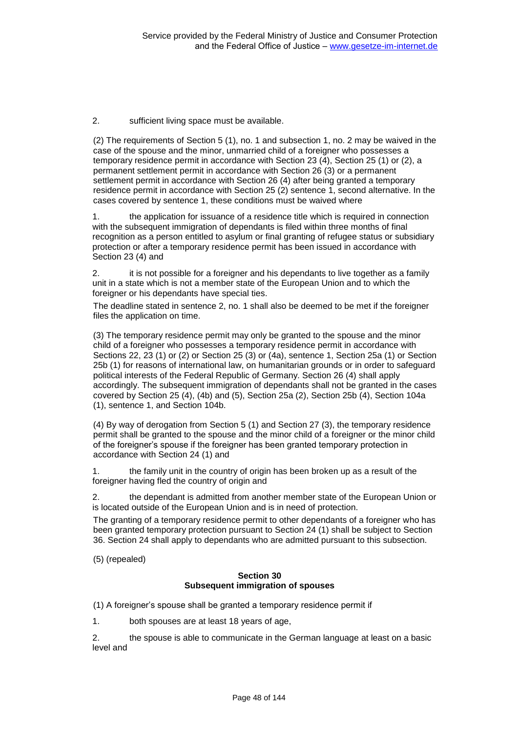2. sufficient living space must be available.

(2) The requirements of Section 5 (1), no. 1 and subsection 1, no. 2 may be waived in the case of the spouse and the minor, unmarried child of a foreigner who possesses a temporary residence permit in accordance with Section 23 (4), Section 25 (1) or (2), a permanent settlement permit in accordance with Section 26 (3) or a permanent settlement permit in accordance with Section 26 (4) after being granted a temporary residence permit in accordance with Section 25 (2) sentence 1, second alternative. In the cases covered by sentence 1, these conditions must be waived where

1. the application for issuance of a residence title which is required in connection with the subsequent immigration of dependants is filed within three months of final recognition as a person entitled to asylum or final granting of refugee status or subsidiary protection or after a temporary residence permit has been issued in accordance with Section 23 (4) and

2. it is not possible for a foreigner and his dependants to live together as a family unit in a state which is not a member state of the European Union and to which the foreigner or his dependants have special ties.

The deadline stated in sentence 2, no. 1 shall also be deemed to be met if the foreigner files the application on time.

(3) The temporary residence permit may only be granted to the spouse and the minor child of a foreigner who possesses a temporary residence permit in accordance with Sections 22, 23 (1) or (2) or Section 25 (3) or (4a), sentence 1, Section 25a (1) or Section 25b (1) for reasons of international law, on humanitarian grounds or in order to safeguard political interests of the Federal Republic of Germany. Section 26 (4) shall apply accordingly. The subsequent immigration of dependants shall not be granted in the cases covered by Section 25 (4), (4b) and (5), Section 25a (2), Section 25b (4), Section 104a (1), sentence 1, and Section 104b.

(4) By way of derogation from Section 5 (1) and Section 27 (3), the temporary residence permit shall be granted to the spouse and the minor child of a foreigner or the minor child of the foreigner's spouse if the foreigner has been granted temporary protection in accordance with Section 24 (1) and

1. the family unit in the country of origin has been broken up as a result of the foreigner having fled the country of origin and

2. the dependant is admitted from another member state of the European Union or is located outside of the European Union and is in need of protection.

The granting of a temporary residence permit to other dependants of a foreigner who has been granted temporary protection pursuant to Section 24 (1) shall be subject to Section 36. Section 24 shall apply to dependants who are admitted pursuant to this subsection.

(5) (repealed)

### Section 30
### Subsequent immigration of spouses

(1) A foreigner's spouse shall be granted a temporary residence permit if

1. both spouses are at least 18 years of age,

2. the spouse is able to communicate in the German language at least on a basic level and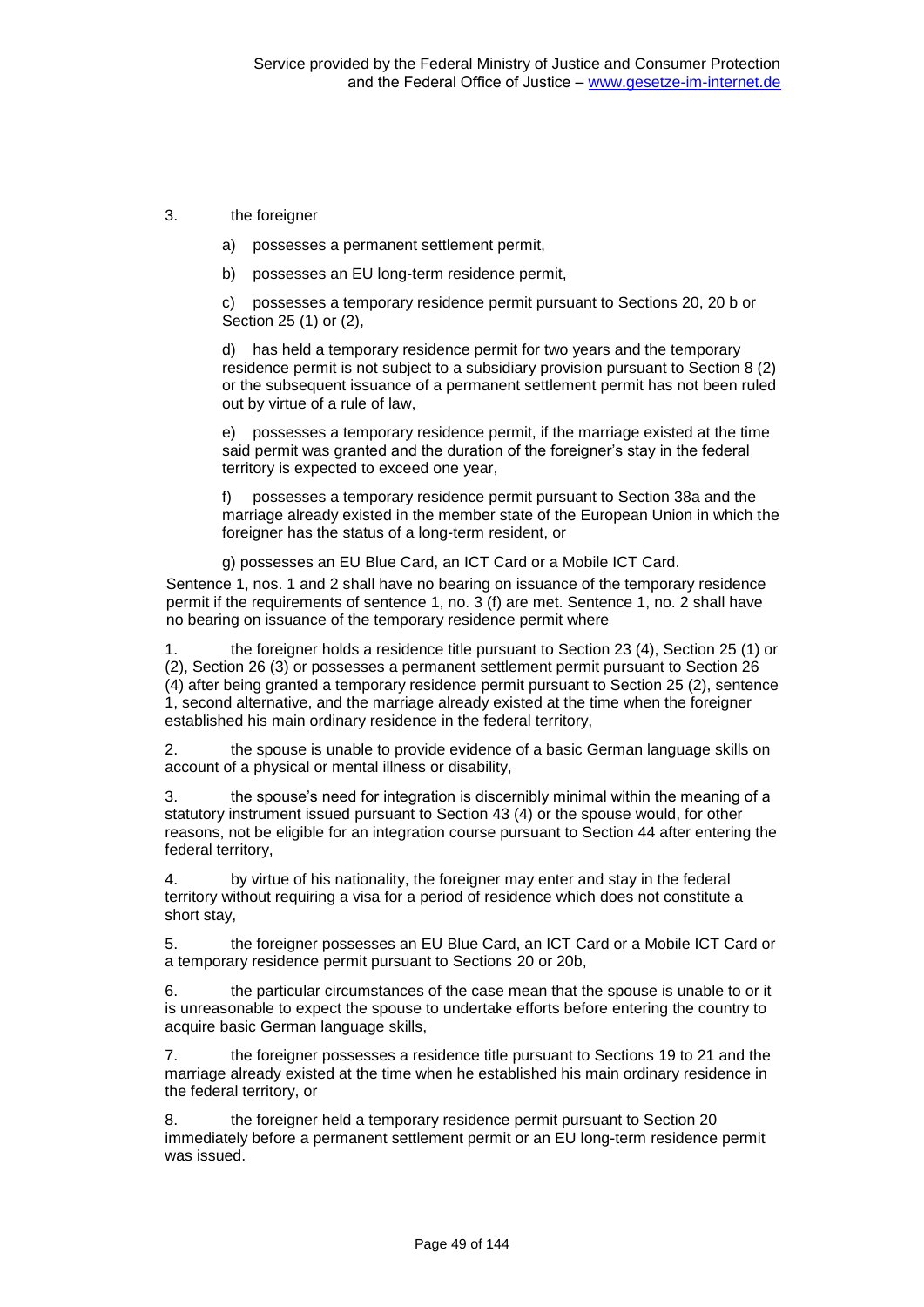3. the foreigner

   a) possesses a permanent settlement permit,

   b) possesses an EU long-term residence permit,

   c) possesses a temporary residence permit pursuant to Sections 20, 20 b or Section 25 (1) or (2),

   d) has held a temporary residence permit for two years and the temporary residence permit is not subject to a subsidiary provision pursuant to Section 8 (2) or the subsequent issuance of a permanent settlement permit has not been ruled out by virtue of a rule of law,

   e) possesses a temporary residence permit, if the marriage existed at the time said permit was granted and the duration of the foreigner's stay in the federal territory is expected to exceed one year,

   f) possesses a temporary residence permit pursuant to Section 38a and the marriage already existed in the member state of the European Union in which the foreigner has the status of a long-term resident, or

   g) possesses an EU Blue Card, an ICT Card or a Mobile ICT Card.

Sentence 1, nos. 1 and 2 shall have no bearing on issuance of the temporary residence permit if the requirements of sentence 1, no. 3 (f) are met. Sentence 1, no. 2 shall have no bearing on issuance of the temporary residence permit where

1. the foreigner holds a residence title pursuant to Section 23 (4), Section 25 (1) or (2), Section 26 (3) or possesses a permanent settlement permit pursuant to Section 26 (4) after being granted a temporary residence permit pursuant to Section 25 (2), sentence 1, second alternative, and the marriage already existed at the time when the foreigner established his main ordinary residence in the federal territory,

2. the spouse is unable to provide evidence of a basic German language skills on account of a physical or mental illness or disability,

3. the spouse's need for integration is discernibly minimal within the meaning of a statutory instrument issued pursuant to Section 43 (4) or the spouse would, for other reasons, not be eligible for an integration course pursuant to Section 44 after entering the federal territory,

4. by virtue of his nationality, the foreigner may enter and stay in the federal territory without requiring a visa for a period of residence which does not constitute a short stay,

5. the foreigner possesses an EU Blue Card, an ICT Card or a Mobile ICT Card or a temporary residence permit pursuant to Sections 20 or 20b,

6. the particular circumstances of the case mean that the spouse is unable to or it is unreasonable to expect the spouse to undertake efforts before entering the country to acquire basic German language skills,

7. the foreigner possesses a residence title pursuant to Sections 19 to 21 and the marriage already existed at the time when he established his main ordinary residence in the federal territory, or

8. the foreigner held a temporary residence permit pursuant to Section 20 immediately before a permanent settlement permit or an EU long-term residence permit was issued.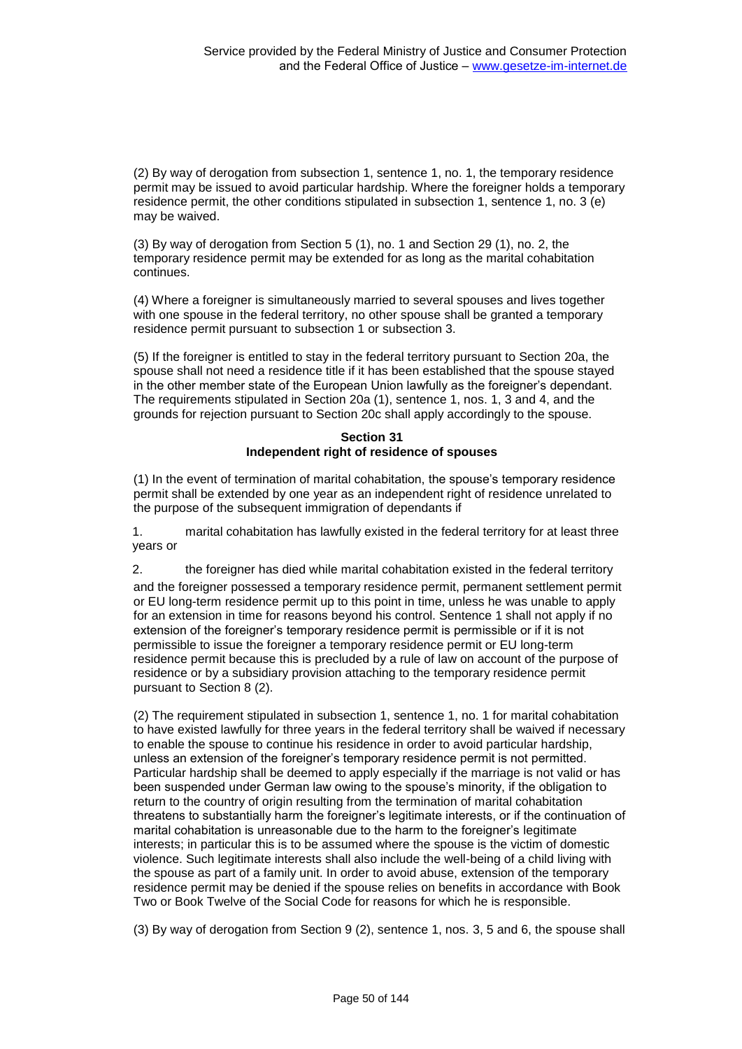(2) By way of derogation from subsection 1, sentence 1, no. 1, the temporary residence permit may be issued to avoid particular hardship. Where the foreigner holds a temporary residence permit, the other conditions stipulated in subsection 1, sentence 1, no. 3 (e) may be waived.

(3) By way of derogation from Section 5 (1), no. 1 and Section 29 (1), no. 2, the temporary residence permit may be extended for as long as the marital cohabitation continues.

(4) Where a foreigner is simultaneously married to several spouses and lives together with one spouse in the federal territory, no other spouse shall be granted a temporary residence permit pursuant to subsection 1 or subsection 3.

(5) If the foreigner is entitled to stay in the federal territory pursuant to Section 20a, the spouse shall not need a residence title if it has been established that the spouse stayed in the other member state of the European Union lawfully as the foreigner's dependant. The requirements stipulated in Section 20a (1), sentence 1, nos. 1, 3 and 4, and the grounds for rejection pursuant to Section 20c shall apply accordingly to the spouse.

**Section 31**
**Independent right of residence of spouses**

(1) In the event of termination of marital cohabitation, the spouse's temporary residence permit shall be extended by one year as an independent right of residence unrelated to the purpose of the subsequent immigration of dependants if

1. marital cohabitation has lawfully existed in the federal territory for at least three years or

2. the foreigner has died while marital cohabitation existed in the federal territory

and the foreigner possessed a temporary residence permit, permanent settlement permit or EU long-term residence permit up to this point in time, unless he was unable to apply for an extension in time for reasons beyond his control. Sentence 1 shall not apply if no extension of the foreigner's temporary residence permit is permissible or if it is not permissible to issue the foreigner a temporary residence permit or EU long-term residence permit because this is precluded by a rule of law on account of the purpose of residence or by a subsidiary provision attaching to the temporary residence permit pursuant to Section 8 (2).

(2) The requirement stipulated in subsection 1, sentence 1, no. 1 for marital cohabitation to have existed lawfully for three years in the federal territory shall be waived if necessary to enable the spouse to continue his residence in order to avoid particular hardship, unless an extension of the foreigner's temporary residence permit is not permitted. Particular hardship shall be deemed to apply especially if the marriage is not valid or has been suspended under German law owing to the spouse's minority, if the obligation to return to the country of origin resulting from the termination of marital cohabitation threatens to substantially harm the foreigner's legitimate interests, or if the continuation of marital cohabitation is unreasonable due to the harm to the foreigner's legitimate interests; in particular this is to be assumed where the spouse is the victim of domestic violence. Such legitimate interests shall also include the well-being of a child living with the spouse as part of a family unit. In order to avoid abuse, extension of the temporary residence permit may be denied if the spouse relies on benefits in accordance with Book Two or Book Twelve of the Social Code for reasons for which he is responsible.

(3) By way of derogation from Section 9 (2), sentence 1, nos. 3, 5 and 6, the spouse shall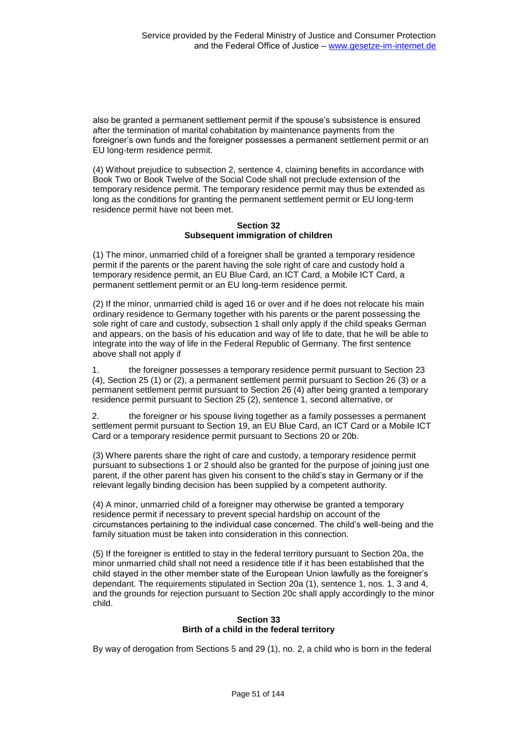also be granted a permanent settlement permit if the spouse's subsistence is ensured after the termination of marital cohabitation by maintenance payments from the foreigner's own funds and the foreigner possesses a permanent settlement permit or an EU long-term residence permit.

(4) Without prejudice to subsection 2, sentence 4, claiming benefits in accordance with Book Two or Book Twelve of the Social Code shall not preclude extension of the temporary residence permit. The temporary residence permit may thus be extended as long as the conditions for granting the permanent settlement permit or EU long-term residence permit have not been met.

### Section 32
### Subsequent immigration of children

(1) The minor, unmarried child of a foreigner shall be granted a temporary residence permit if the parents or the parent having the sole right of care and custody hold a temporary residence permit, an EU Blue Card, an ICT Card, a Mobile ICT Card, a permanent settlement permit or an EU long-term residence permit.

(2) If the minor, unmarried child is aged 16 or over and if he does not relocate his main ordinary residence to Germany together with his parents or the parent possessing the sole right of care and custody, subsection 1 shall only apply if the child speaks German and appears, on the basis of his education and way of life to date, that he will be able to integrate into the way of life in the Federal Republic of Germany. The first sentence above shall not apply if

1. the foreigner possesses a temporary residence permit pursuant to Section 23 (4), Section 25 (1) or (2), a permanent settlement permit pursuant to Section 26 (3) or a permanent settlement permit pursuant to Section 26 (4) after being granted a temporary residence permit pursuant to Section 25 (2), sentence 1, second alternative, or

2. the foreigner or his spouse living together as a family possesses a permanent settlement permit pursuant to Section 19, an EU Blue Card, an ICT Card or a Mobile ICT Card or a temporary residence permit pursuant to Sections 20 or 20b.

(3) Where parents share the right of care and custody, a temporary residence permit pursuant to subsections 1 or 2 should also be granted for the purpose of joining just one parent, if the other parent has given his consent to the child's stay in Germany or if the relevant legally binding decision has been supplied by a competent authority.

(4) A minor, unmarried child of a foreigner may otherwise be granted a temporary residence permit if necessary to prevent special hardship on account of the circumstances pertaining to the individual case concerned. The child's well-being and the family situation must be taken into consideration in this connection.

(5) If the foreigner is entitled to stay in the federal territory pursuant to Section 20a, the minor unmarried child shall not need a residence title if it has been established that the child stayed in the other member state of the European Union lawfully as the foreigner's dependant. The requirements stipulated in Section 20a (1), sentence 1, nos. 1, 3 and 4, and the grounds for rejection pursuant to Section 20c shall apply accordingly to the minor child.

### Section 33
### Birth of a child in the federal territory

By way of derogation from Sections 5 and 29 (1), no. 2, a child who is born in the federal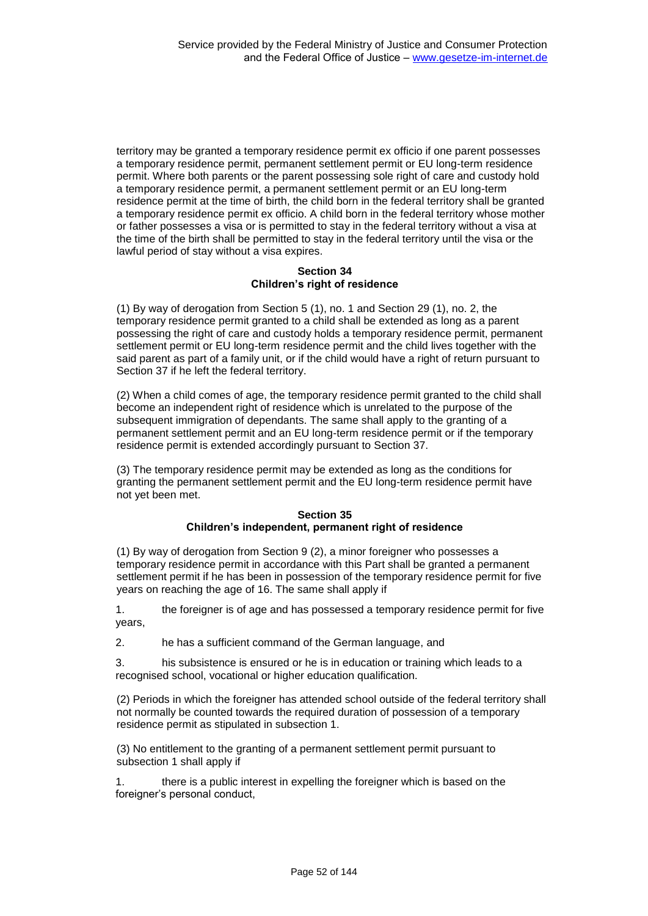territory may be granted a temporary residence permit ex officio if one parent possesses a temporary residence permit, permanent settlement permit or EU long-term residence permit. Where both parents or the parent possessing sole right of care and custody hold a temporary residence permit, a permanent settlement permit or an EU long-term residence permit at the time of birth, the child born in the federal territory shall be granted a temporary residence permit ex officio. A child born in the federal territory whose mother or father possesses a visa or is permitted to stay in the federal territory without a visa at the time of the birth shall be permitted to stay in the federal territory until the visa or the lawful period of stay without a visa expires.

**Section 34**
**Children's right of residence**

(1) By way of derogation from Section 5 (1), no. 1 and Section 29 (1), no. 2, the temporary residence permit granted to a child shall be extended as long as a parent possessing the right of care and custody holds a temporary residence permit, permanent settlement permit or EU long-term residence permit and the child lives together with the said parent as part of a family unit, or if the child would have a right of return pursuant to Section 37 if he left the federal territory.

(2) When a child comes of age, the temporary residence permit granted to the child shall become an independent right of residence which is unrelated to the purpose of the subsequent immigration of dependants. The same shall apply to the granting of a permanent settlement permit and an EU long-term residence permit or if the temporary residence permit is extended accordingly pursuant to Section 37.

(3) The temporary residence permit may be extended as long as the conditions for granting the permanent settlement permit and the EU long-term residence permit have not yet been met.

**Section 35**
**Children's independent, permanent right of residence**

(1) By way of derogation from Section 9 (2), a minor foreigner who possesses a temporary residence permit in accordance with this Part shall be granted a permanent settlement permit if he has been in possession of the temporary residence permit for five years on reaching the age of 16. The same shall apply if

1. the foreigner is of age and has possessed a temporary residence permit for five years,

2. he has a sufficient command of the German language, and

3. his subsistence is ensured or he is in education or training which leads to a recognised school, vocational or higher education qualification.

(2) Periods in which the foreigner has attended school outside of the federal territory shall not normally be counted towards the required duration of possession of a temporary residence permit as stipulated in subsection 1.

(3) No entitlement to the granting of a permanent settlement permit pursuant to subsection 1 shall apply if

1. there is a public interest in expelling the foreigner which is based on the foreigner's personal conduct,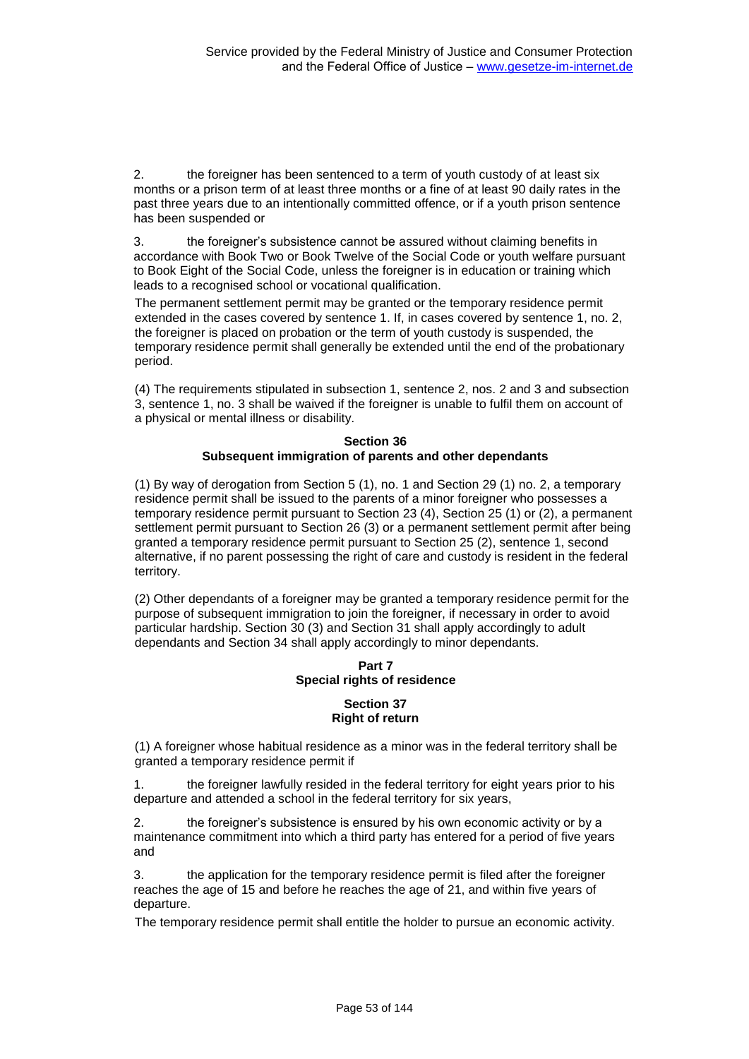2. the foreigner has been sentenced to a term of youth custody of at least six months or a prison term of at least three months or a fine of at least 90 daily rates in the past three years due to an intentionally committed offence, or if a youth prison sentence has been suspended or

3. the foreigner's subsistence cannot be assured without claiming benefits in accordance with Book Two or Book Twelve of the Social Code or youth welfare pursuant to Book Eight of the Social Code, unless the foreigner is in education or training which leads to a recognised school or vocational qualification.

The permanent settlement permit may be granted or the temporary residence permit extended in the cases covered by sentence 1. If, in cases covered by sentence 1, no. 2, the foreigner is placed on probation or the term of youth custody is suspended, the temporary residence permit shall generally be extended until the end of the probationary period.

(4) The requirements stipulated in subsection 1, sentence 2, nos. 2 and 3 and subsection 3, sentence 1, no. 3 shall be waived if the foreigner is unable to fulfil them on account of a physical or mental illness or disability.

### Section 36
### Subsequent immigration of parents and other dependants

(1) By way of derogation from Section 5 (1), no. 1 and Section 29 (1) no. 2, a temporary residence permit shall be issued to the parents of a minor foreigner who possesses a temporary residence permit pursuant to Section 23 (4), Section 25 (1) or (2), a permanent settlement permit pursuant to Section 26 (3) or a permanent settlement permit after being granted a temporary residence permit pursuant to Section 25 (2), sentence 1, second alternative, if no parent possessing the right of care and custody is resident in the federal territory.

(2) Other dependants of a foreigner may be granted a temporary residence permit for the purpose of subsequent immigration to join the foreigner, if necessary in order to avoid particular hardship. Section 30 (3) and Section 31 shall apply accordingly to adult dependants and Section 34 shall apply accordingly to minor dependants.

## Part 7
## Special rights of residence

### Section 37
### Right of return

(1) A foreigner whose habitual residence as a minor was in the federal territory shall be granted a temporary residence permit if

1. the foreigner lawfully resided in the federal territory for eight years prior to his departure and attended a school in the federal territory for six years,

2. the foreigner's subsistence is ensured by his own economic activity or by a maintenance commitment into which a third party has entered for a period of five years and

3. the application for the temporary residence permit is filed after the foreigner reaches the age of 15 and before he reaches the age of 21, and within five years of departure.

The temporary residence permit shall entitle the holder to pursue an economic activity.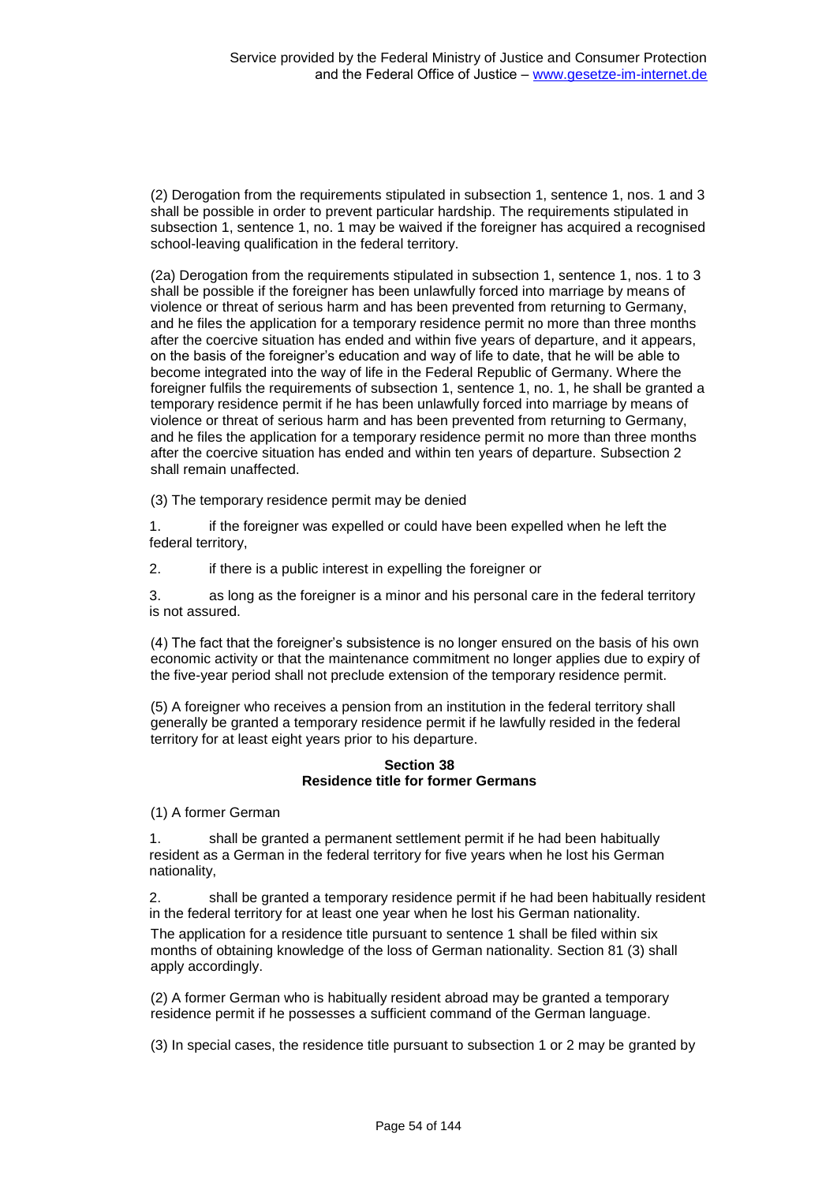(2) Derogation from the requirements stipulated in subsection 1, sentence 1, nos. 1 and 3 shall be possible in order to prevent particular hardship. The requirements stipulated in subsection 1, sentence 1, no. 1 may be waived if the foreigner has acquired a recognised school-leaving qualification in the federal territory.

(2a) Derogation from the requirements stipulated in subsection 1, sentence 1, nos. 1 to 3 shall be possible if the foreigner has been unlawfully forced into marriage by means of violence or threat of serious harm and has been prevented from returning to Germany, and he files the application for a temporary residence permit no more than three months after the coercive situation has ended and within five years of departure, and it appears, on the basis of the foreigner's education and way of life to date, that he will be able to become integrated into the way of life in the Federal Republic of Germany. Where the foreigner fulfils the requirements of subsection 1, sentence 1, no. 1, he shall be granted a temporary residence permit if he has been unlawfully forced into marriage by means of violence or threat of serious harm and has been prevented from returning to Germany, and he files the application for a temporary residence permit no more than three months after the coercive situation has ended and within ten years of departure. Subsection 2 shall remain unaffected.

(3) The temporary residence permit may be denied

1. if the foreigner was expelled or could have been expelled when he left the federal territory,

2. if there is a public interest in expelling the foreigner or

3. as long as the foreigner is a minor and his personal care in the federal territory is not assured.

(4) The fact that the foreigner's subsistence is no longer ensured on the basis of his own economic activity or that the maintenance commitment no longer applies due to expiry of the five-year period shall not preclude extension of the temporary residence permit.

(5) A foreigner who receives a pension from an institution in the federal territory shall generally be granted a temporary residence permit if he lawfully resided in the federal territory for at least eight years prior to his departure.

### Section 38
### Residence title for former Germans

(1) A former German

1. shall be granted a permanent settlement permit if he had been habitually resident as a German in the federal territory for five years when he lost his German nationality,

2. shall be granted a temporary residence permit if he had been habitually resident in the federal territory for at least one year when he lost his German nationality.

The application for a residence title pursuant to sentence 1 shall be filed within six months of obtaining knowledge of the loss of German nationality. Section 81 (3) shall apply accordingly.

(2) A former German who is habitually resident abroad may be granted a temporary residence permit if he possesses a sufficient command of the German language.

(3) In special cases, the residence title pursuant to subsection 1 or 2 may be granted by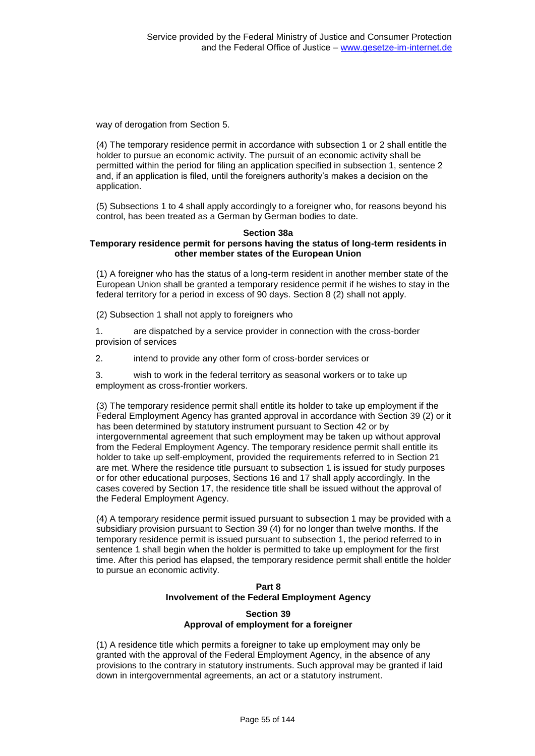way of derogation from Section 5.

(4) The temporary residence permit in accordance with subsection 1 or 2 shall entitle the holder to pursue an economic activity. The pursuit of an economic activity shall be permitted within the period for filing an application specified in subsection 1, sentence 2 and, if an application is filed, until the foreigners authority's makes a decision on the application.

(5) Subsections 1 to 4 shall apply accordingly to a foreigner who, for reasons beyond his control, has been treated as a German by German bodies to date.

**Section 38a**
**Temporary residence permit for persons having the status of long-term residents in other member states of the European Union**

(1) A foreigner who has the status of a long-term resident in another member state of the European Union shall be granted a temporary residence permit if he wishes to stay in the federal territory for a period in excess of 90 days. Section 8 (2) shall not apply.

(2) Subsection 1 shall not apply to foreigners who

1. are dispatched by a service provider in connection with the cross-border provision of services

2. intend to provide any other form of cross-border services or

3. wish to work in the federal territory as seasonal workers or to take up employment as cross-frontier workers.

(3) The temporary residence permit shall entitle its holder to take up employment if the Federal Employment Agency has granted approval in accordance with Section 39 (2) or it has been determined by statutory instrument pursuant to Section 42 or by intergovernmental agreement that such employment may be taken up without approval from the Federal Employment Agency. The temporary residence permit shall entitle its holder to take up self-employment, provided the requirements referred to in Section 21 are met. Where the residence title pursuant to subsection 1 is issued for study purposes or for other educational purposes, Sections 16 and 17 shall apply accordingly. In the cases covered by Section 17, the residence title shall be issued without the approval of the Federal Employment Agency.

(4) A temporary residence permit issued pursuant to subsection 1 may be provided with a subsidiary provision pursuant to Section 39 (4) for no longer than twelve months. If the temporary residence permit is issued pursuant to subsection 1, the period referred to in sentence 1 shall begin when the holder is permitted to take up employment for the first time. After this period has elapsed, the temporary residence permit shall entitle the holder to pursue an economic activity.

**Part 8**
**Involvement of the Federal Employment Agency**

**Section 39**
**Approval of employment for a foreigner**

(1) A residence title which permits a foreigner to take up employment may only be granted with the approval of the Federal Employment Agency, in the absence of any provisions to the contrary in statutory instruments. Such approval may be granted if laid down in intergovernmental agreements, an act or a statutory instrument.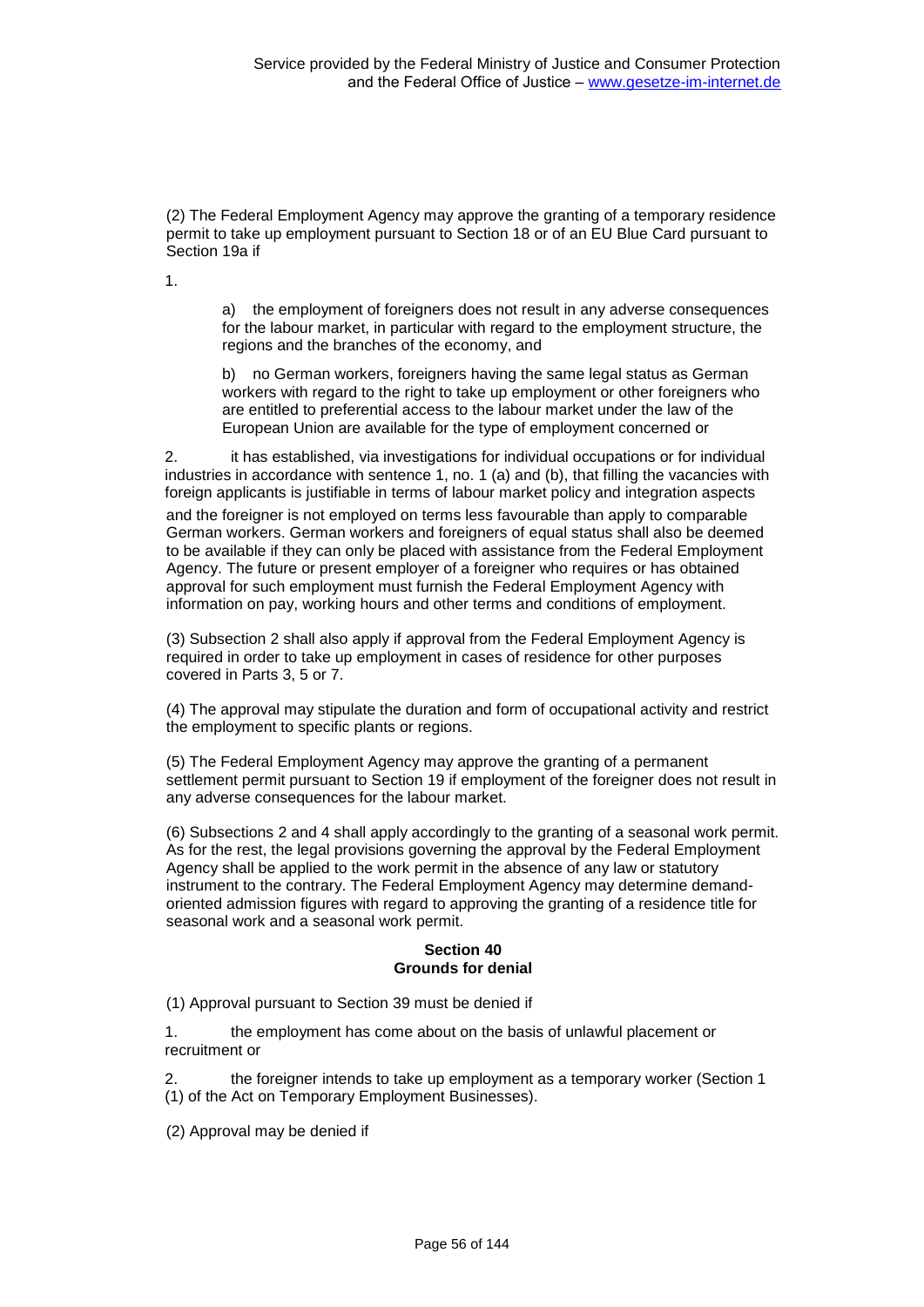(2) The Federal Employment Agency may approve the granting of a temporary residence permit to take up employment pursuant to Section 18 or of an EU Blue Card pursuant to Section 19a if

1.

a) the employment of foreigners does not result in any adverse consequences for the labour market, in particular with regard to the employment structure, the regions and the branches of the economy, and

b) no German workers, foreigners having the same legal status as German workers with regard to the right to take up employment or other foreigners who are entitled to preferential access to the labour market under the law of the European Union are available for the type of employment concerned or

2. it has established, via investigations for individual occupations or for individual industries in accordance with sentence 1, no. 1 (a) and (b), that filling the vacancies with foreign applicants is justifiable in terms of labour market policy and integration aspects

and the foreigner is not employed on terms less favourable than apply to comparable German workers. German workers and foreigners of equal status shall also be deemed to be available if they can only be placed with assistance from the Federal Employment Agency. The future or present employer of a foreigner who requires or has obtained approval for such employment must furnish the Federal Employment Agency with information on pay, working hours and other terms and conditions of employment.

(3) Subsection 2 shall also apply if approval from the Federal Employment Agency is required in order to take up employment in cases of residence for other purposes covered in Parts 3, 5 or 7.

(4) The approval may stipulate the duration and form of occupational activity and restrict the employment to specific plants or regions.

(5) The Federal Employment Agency may approve the granting of a permanent settlement permit pursuant to Section 19 if employment of the foreigner does not result in any adverse consequences for the labour market.

(6) Subsections 2 and 4 shall apply accordingly to the granting of a seasonal work permit. As for the rest, the legal provisions governing the approval by the Federal Employment Agency shall be applied to the work permit in the absence of any law or statutory instrument to the contrary. The Federal Employment Agency may determine demand-oriented admission figures with regard to approving the granting of a residence title for seasonal work and a seasonal work permit.

**Section 40**
**Grounds for denial**

(1) Approval pursuant to Section 39 must be denied if

1. the employment has come about on the basis of unlawful placement or recruitment or

2. the foreigner intends to take up employment as a temporary worker (Section 1 (1) of the Act on Temporary Employment Businesses).

(2) Approval may be denied if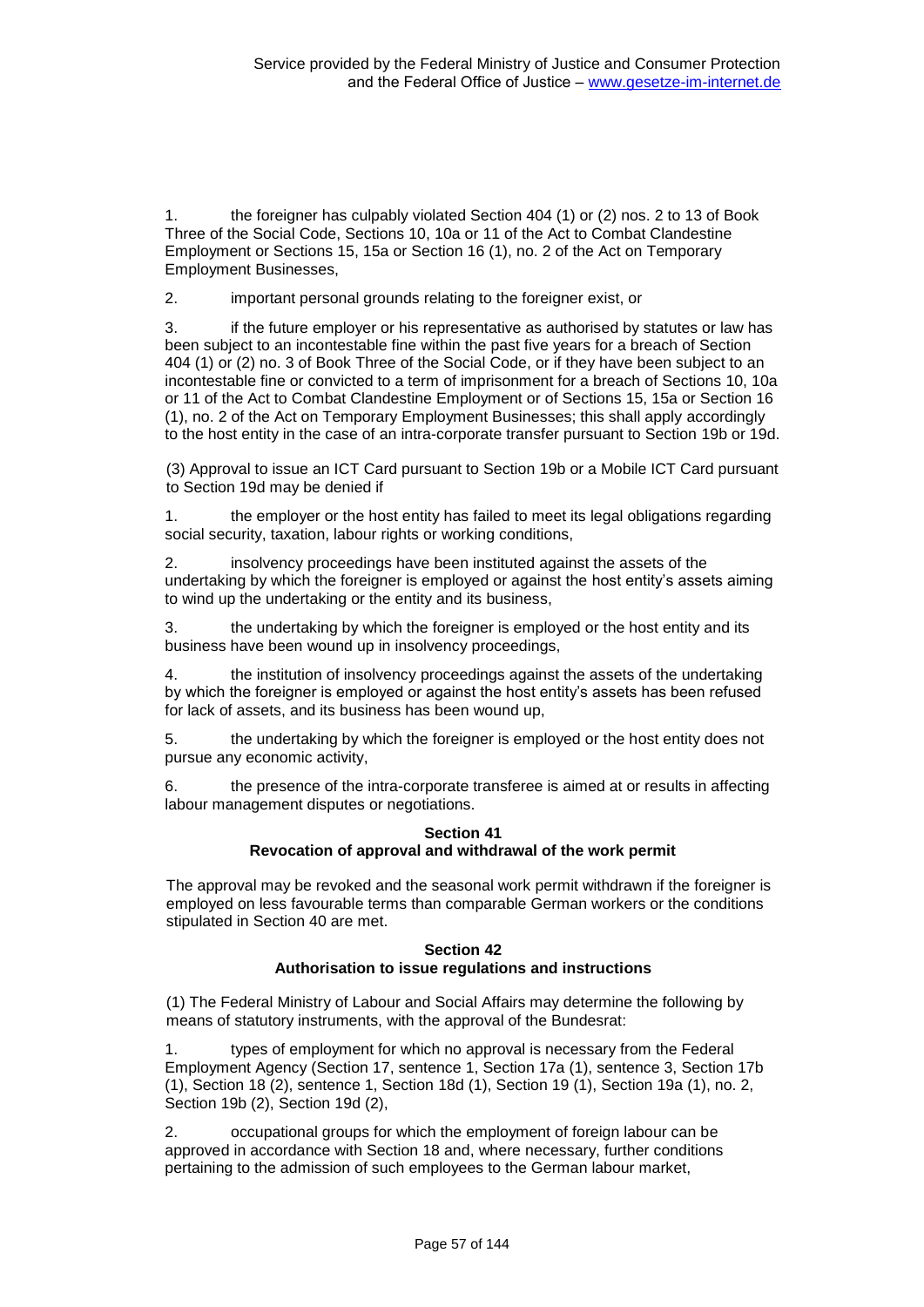1. the foreigner has culpably violated Section 404 (1) or (2) nos. 2 to 13 of Book Three of the Social Code, Sections 10, 10a or 11 of the Act to Combat Clandestine Employment or Sections 15, 15a or Section 16 (1), no. 2 of the Act on Temporary Employment Businesses,

2. important personal grounds relating to the foreigner exist, or

3. if the future employer or his representative as authorised by statutes or law has been subject to an incontestable fine within the past five years for a breach of Section 404 (1) or (2) no. 3 of Book Three of the Social Code, or if they have been subject to an incontestable fine or convicted to a term of imprisonment for a breach of Sections 10, 10a or 11 of the Act to Combat Clandestine Employment or of Sections 15, 15a or Section 16 (1), no. 2 of the Act on Temporary Employment Businesses; this shall apply accordingly to the host entity in the case of an intra-corporate transfer pursuant to Section 19b or 19d.

(3) Approval to issue an ICT Card pursuant to Section 19b or a Mobile ICT Card pursuant to Section 19d may be denied if

1. the employer or the host entity has failed to meet its legal obligations regarding social security, taxation, labour rights or working conditions,

2. insolvency proceedings have been instituted against the assets of the undertaking by which the foreigner is employed or against the host entity's assets aiming to wind up the undertaking or the entity and its business,

3. the undertaking by which the foreigner is employed or the host entity and its business have been wound up in insolvency proceedings,

4. the institution of insolvency proceedings against the assets of the undertaking by which the foreigner is employed or against the host entity's assets has been refused for lack of assets, and its business has been wound up,

5. the undertaking by which the foreigner is employed or the host entity does not pursue any economic activity,

6. the presence of the intra-corporate transferee is aimed at or results in affecting labour management disputes or negotiations.

### Section 41
### Revocation of approval and withdrawal of the work permit

The approval may be revoked and the seasonal work permit withdrawn if the foreigner is employed on less favourable terms than comparable German workers or the conditions stipulated in Section 40 are met.

### Section 42
### Authorisation to issue regulations and instructions

(1) The Federal Ministry of Labour and Social Affairs may determine the following by means of statutory instruments, with the approval of the Bundesrat:

1. types of employment for which no approval is necessary from the Federal Employment Agency (Section 17, sentence 1, Section 17a (1), sentence 3, Section 17b (1), Section 18 (2), sentence 1, Section 18d (1), Section 19 (1), Section 19a (1), no. 2, Section 19b (2), Section 19d (2),

2. occupational groups for which the employment of foreign labour can be approved in accordance with Section 18 and, where necessary, further conditions pertaining to the admission of such employees to the German labour market,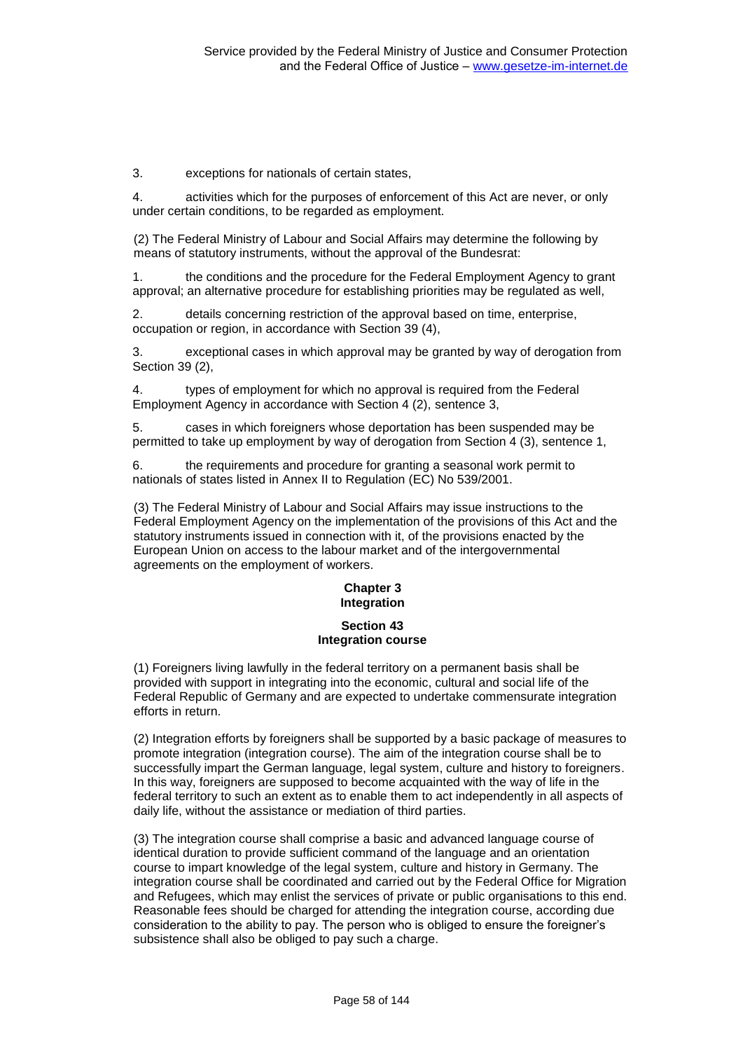3. exceptions for nationals of certain states,

4. activities which for the purposes of enforcement of this Act are never, or only under certain conditions, to be regarded as employment.

(2) The Federal Ministry of Labour and Social Affairs may determine the following by means of statutory instruments, without the approval of the Bundesrat:

1. the conditions and the procedure for the Federal Employment Agency to grant approval; an alternative procedure for establishing priorities may be regulated as well,

2. details concerning restriction of the approval based on time, enterprise, occupation or region, in accordance with Section 39 (4),

3. exceptional cases in which approval may be granted by way of derogation from Section 39 (2),

4. types of employment for which no approval is required from the Federal Employment Agency in accordance with Section 4 (2), sentence 3,

5. cases in which foreigners whose deportation has been suspended may be permitted to take up employment by way of derogation from Section 4 (3), sentence 1,

6. the requirements and procedure for granting a seasonal work permit to nationals of states listed in Annex II to Regulation (EC) No 539/2001.

(3) The Federal Ministry of Labour and Social Affairs may issue instructions to the Federal Employment Agency on the implementation of the provisions of this Act and the statutory instruments issued in connection with it, of the provisions enacted by the European Union on access to the labour market and of the intergovernmental agreements on the employment of workers.

## Chapter 3
## Integration

### Section 43
### Integration course

(1) Foreigners living lawfully in the federal territory on a permanent basis shall be provided with support in integrating into the economic, cultural and social life of the Federal Republic of Germany and are expected to undertake commensurate integration efforts in return.

(2) Integration efforts by foreigners shall be supported by a basic package of measures to promote integration (integration course). The aim of the integration course shall be to successfully impart the German language, legal system, culture and history to foreigners. In this way, foreigners are supposed to become acquainted with the way of life in the federal territory to such an extent as to enable them to act independently in all aspects of daily life, without the assistance or mediation of third parties.

(3) The integration course shall comprise a basic and advanced language course of identical duration to provide sufficient command of the language and an orientation course to impart knowledge of the legal system, culture and history in Germany. The integration course shall be coordinated and carried out by the Federal Office for Migration and Refugees, which may enlist the services of private or public organisations to this end. Reasonable fees should be charged for attending the integration course, according due consideration to the ability to pay. The person who is obliged to ensure the foreigner's subsistence shall also be obliged to pay such a charge.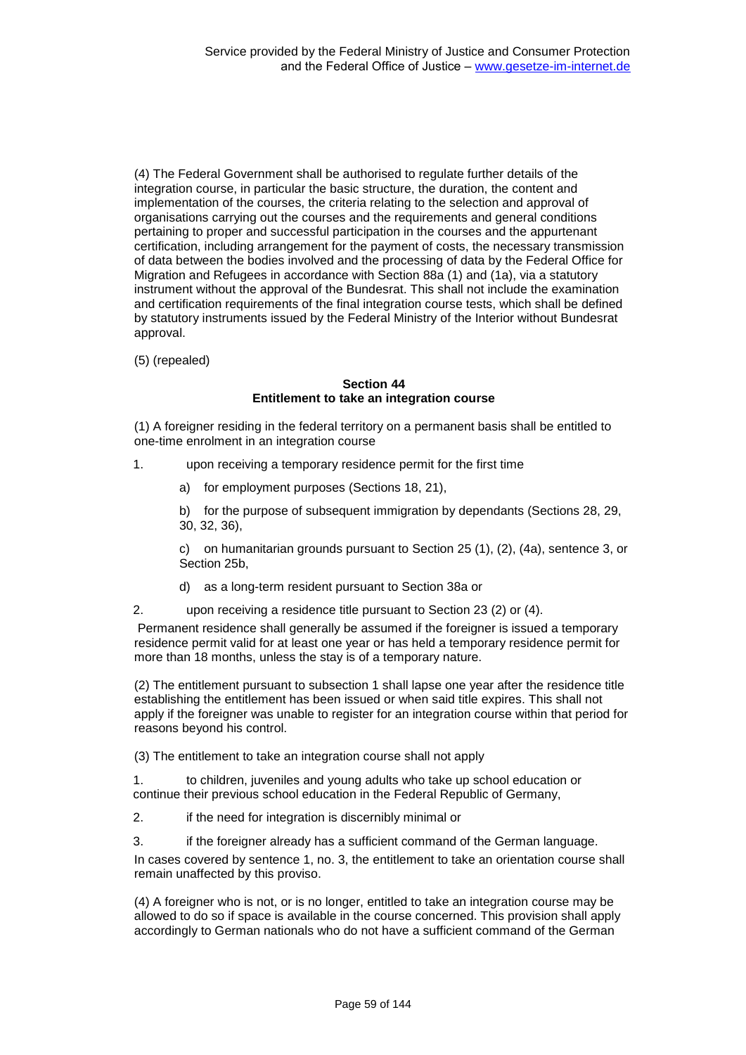(4) The Federal Government shall be authorised to regulate further details of the integration course, in particular the basic structure, the duration, the content and implementation of the courses, the criteria relating to the selection and approval of organisations carrying out the courses and the requirements and general conditions pertaining to proper and successful participation in the courses and the appurtenant certification, including arrangement for the payment of costs, the necessary transmission of data between the bodies involved and the processing of data by the Federal Office for Migration and Refugees in accordance with Section 88a (1) and (1a), via a statutory instrument without the approval of the Bundesrat. This shall not include the examination and certification requirements of the final integration course tests, which shall be defined by statutory instruments issued by the Federal Ministry of the Interior without Bundesrat approval.

(5) (repealed)

### Section 44
### Entitlement to take an integration course

(1) A foreigner residing in the federal territory on a permanent basis shall be entitled to one-time enrolment in an integration course

1. upon receiving a temporary residence permit for the first time

   a) for employment purposes (Sections 18, 21),

   b) for the purpose of subsequent immigration by dependants (Sections 28, 29, 30, 32, 36),

   c) on humanitarian grounds pursuant to Section 25 (1), (2), (4a), sentence 3, or Section 25b,

   d) as a long-term resident pursuant to Section 38a or

2. upon receiving a residence title pursuant to Section 23 (2) or (4).

Permanent residence shall generally be assumed if the foreigner is issued a temporary residence permit valid for at least one year or has held a temporary residence permit for more than 18 months, unless the stay is of a temporary nature.

(2) The entitlement pursuant to subsection 1 shall lapse one year after the residence title establishing the entitlement has been issued or when said title expires. This shall not apply if the foreigner was unable to register for an integration course within that period for reasons beyond his control.

(3) The entitlement to take an integration course shall not apply

1. to children, juveniles and young adults who take up school education or continue their previous school education in the Federal Republic of Germany,

2. if the need for integration is discernibly minimal or

3. if the foreigner already has a sufficient command of the German language.

In cases covered by sentence 1, no. 3, the entitlement to take an orientation course shall remain unaffected by this proviso.

(4) A foreigner who is not, or is no longer, entitled to take an integration course may be allowed to do so if space is available in the course concerned. This provision shall apply accordingly to German nationals who do not have a sufficient command of the German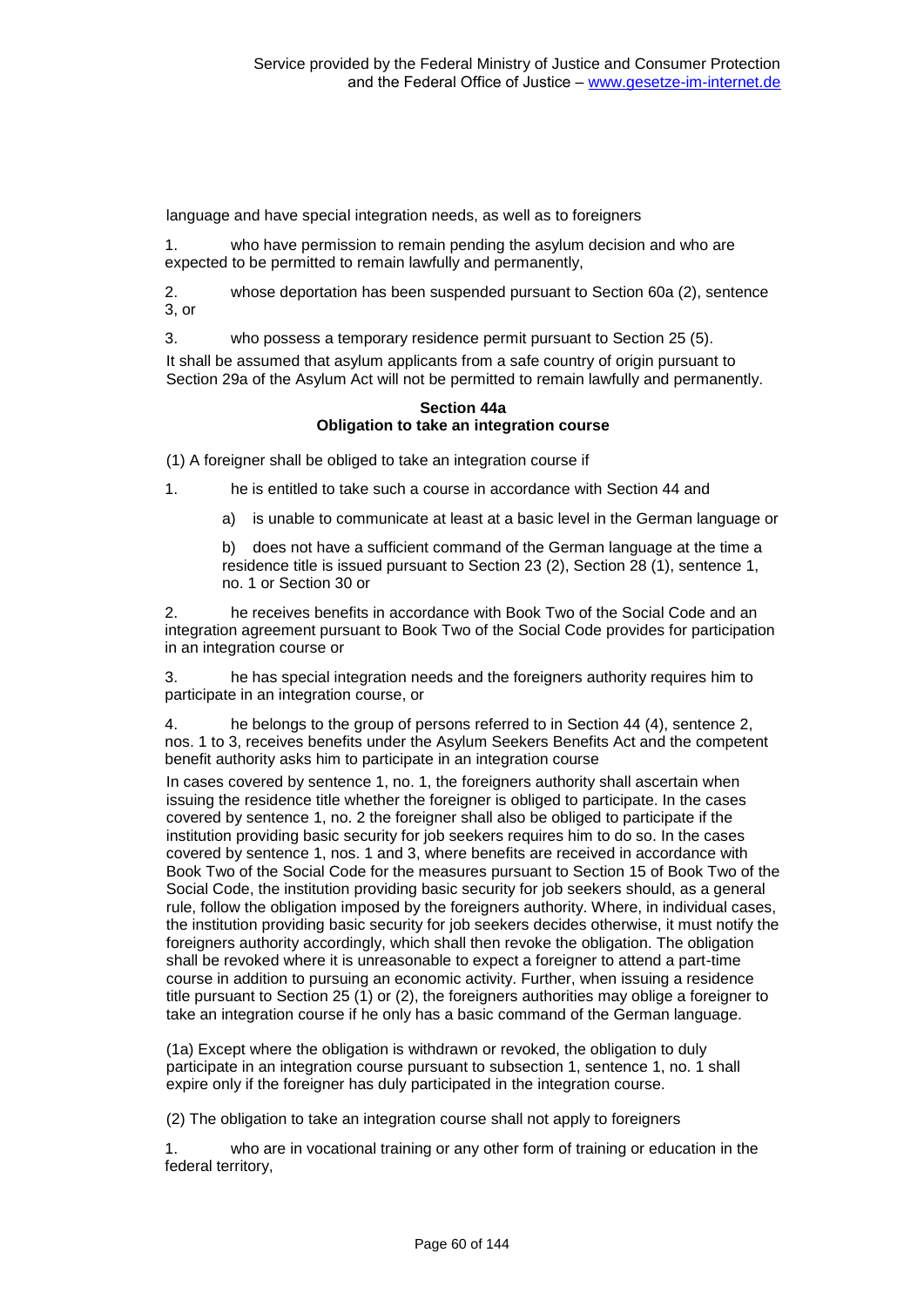language and have special integration needs, as well as to foreigners

1. who have permission to remain pending the asylum decision and who are expected to be permitted to remain lawfully and permanently,

2. whose deportation has been suspended pursuant to Section 60a (2), sentence 3, or

3. who possess a temporary residence permit pursuant to Section 25 (5).

It shall be assumed that asylum applicants from a safe country of origin pursuant to Section 29a of the Asylum Act will not be permitted to remain lawfully and permanently.

### Section 44a
### Obligation to take an integration course

(1) A foreigner shall be obliged to take an integration course if

1. he is entitled to take such a course in accordance with Section 44 and

    a) is unable to communicate at least at a basic level in the German language or

    b) does not have a sufficient command of the German language at the time a residence title is issued pursuant to Section 23 (2), Section 28 (1), sentence 1, no. 1 or Section 30 or

2. he receives benefits in accordance with Book Two of the Social Code and an integration agreement pursuant to Book Two of the Social Code provides for participation in an integration course or

3. he has special integration needs and the foreigners authority requires him to participate in an integration course, or

4. he belongs to the group of persons referred to in Section 44 (4), sentence 2, nos. 1 to 3, receives benefits under the Asylum Seekers Benefits Act and the competent benefit authority asks him to participate in an integration course

In cases covered by sentence 1, no. 1, the foreigners authority shall ascertain when issuing the residence title whether the foreigner is obliged to participate. In the cases covered by sentence 1, no. 2 the foreigner shall also be obliged to participate if the institution providing basic security for job seekers requires him to do so. In the cases covered by sentence 1, nos. 1 and 3, where benefits are received in accordance with Book Two of the Social Code for the measures pursuant to Section 15 of Book Two of the Social Code, the institution providing basic security for job seekers should, as a general rule, follow the obligation imposed by the foreigners authority. Where, in individual cases, the institution providing basic security for job seekers decides otherwise, it must notify the foreigners authority accordingly, which shall then revoke the obligation. The obligation shall be revoked where it is unreasonable to expect a foreigner to attend a part-time course in addition to pursuing an economic activity. Further, when issuing a residence title pursuant to Section 25 (1) or (2), the foreigners authorities may oblige a foreigner to take an integration course if he only has a basic command of the German language.

(1a) Except where the obligation is withdrawn or revoked, the obligation to duly participate in an integration course pursuant to subsection 1, sentence 1, no. 1 shall expire only if the foreigner has duly participated in the integration course.

(2) The obligation to take an integration course shall not apply to foreigners

1. who are in vocational training or any other form of training or education in the federal territory,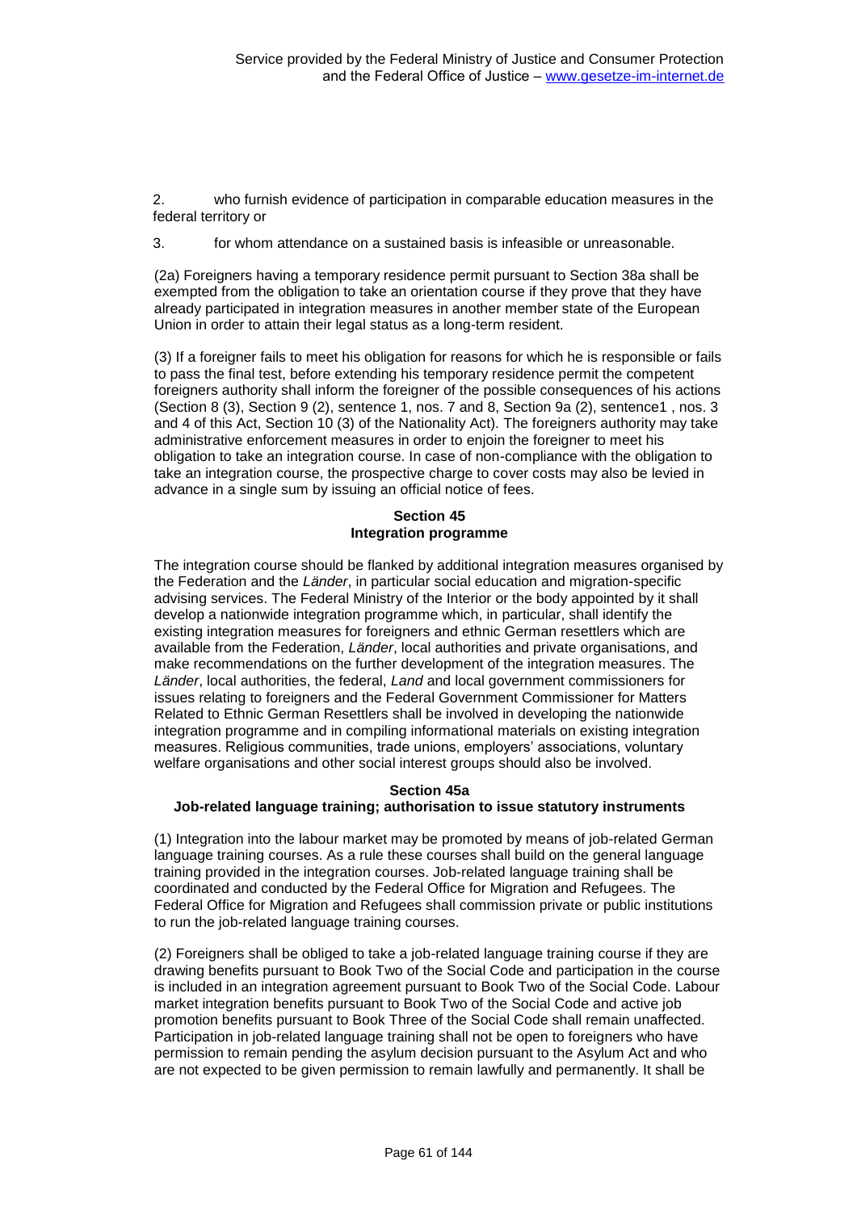2. who furnish evidence of participation in comparable education measures in the federal territory or

3. for whom attendance on a sustained basis is infeasible or unreasonable.

(2a) Foreigners having a temporary residence permit pursuant to Section 38a shall be exempted from the obligation to take an orientation course if they prove that they have already participated in integration measures in another member state of the European Union in order to attain their legal status as a long-term resident.

(3) If a foreigner fails to meet his obligation for reasons for which he is responsible or fails to pass the final test, before extending his temporary residence permit the competent foreigners authority shall inform the foreigner of the possible consequences of his actions (Section 8 (3), Section 9 (2), sentence 1, nos. 7 and 8, Section 9a (2), sentence1 , nos. 3 and 4 of this Act, Section 10 (3) of the Nationality Act). The foreigners authority may take administrative enforcement measures in order to enjoin the foreigner to meet his obligation to take an integration course. In case of non-compliance with the obligation to take an integration course, the prospective charge to cover costs may also be levied in advance in a single sum by issuing an official notice of fees.

### Section 45
### Integration programme

The integration course should be flanked by additional integration measures organised by the Federation and the *Länder*, in particular social education and migration-specific advising services. The Federal Ministry of the Interior or the body appointed by it shall develop a nationwide integration programme which, in particular, shall identify the existing integration measures for foreigners and ethnic German resettlers which are available from the Federation, *Länder*, local authorities and private organisations, and make recommendations on the further development of the integration measures. The *Länder*, local authorities, the federal, *Land* and local government commissioners for issues relating to foreigners and the Federal Government Commissioner for Matters Related to Ethnic German Resettlers shall be involved in developing the nationwide integration programme and in compiling informational materials on existing integration measures. Religious communities, trade unions, employers' associations, voluntary welfare organisations and other social interest groups should also be involved.

### Section 45a
### Job-related language training; authorisation to issue statutory instruments

(1) Integration into the labour market may be promoted by means of job-related German language training courses. As a rule these courses shall build on the general language training provided in the integration courses. Job-related language training shall be coordinated and conducted by the Federal Office for Migration and Refugees. The Federal Office for Migration and Refugees shall commission private or public institutions to run the job-related language training courses.

(2) Foreigners shall be obliged to take a job-related language training course if they are drawing benefits pursuant to Book Two of the Social Code and participation in the course is included in an integration agreement pursuant to Book Two of the Social Code. Labour market integration benefits pursuant to Book Two of the Social Code and active job promotion benefits pursuant to Book Three of the Social Code shall remain unaffected. Participation in job-related language training shall not be open to foreigners who have permission to remain pending the asylum decision pursuant to the Asylum Act and who are not expected to be given permission to remain lawfully and permanently. It shall be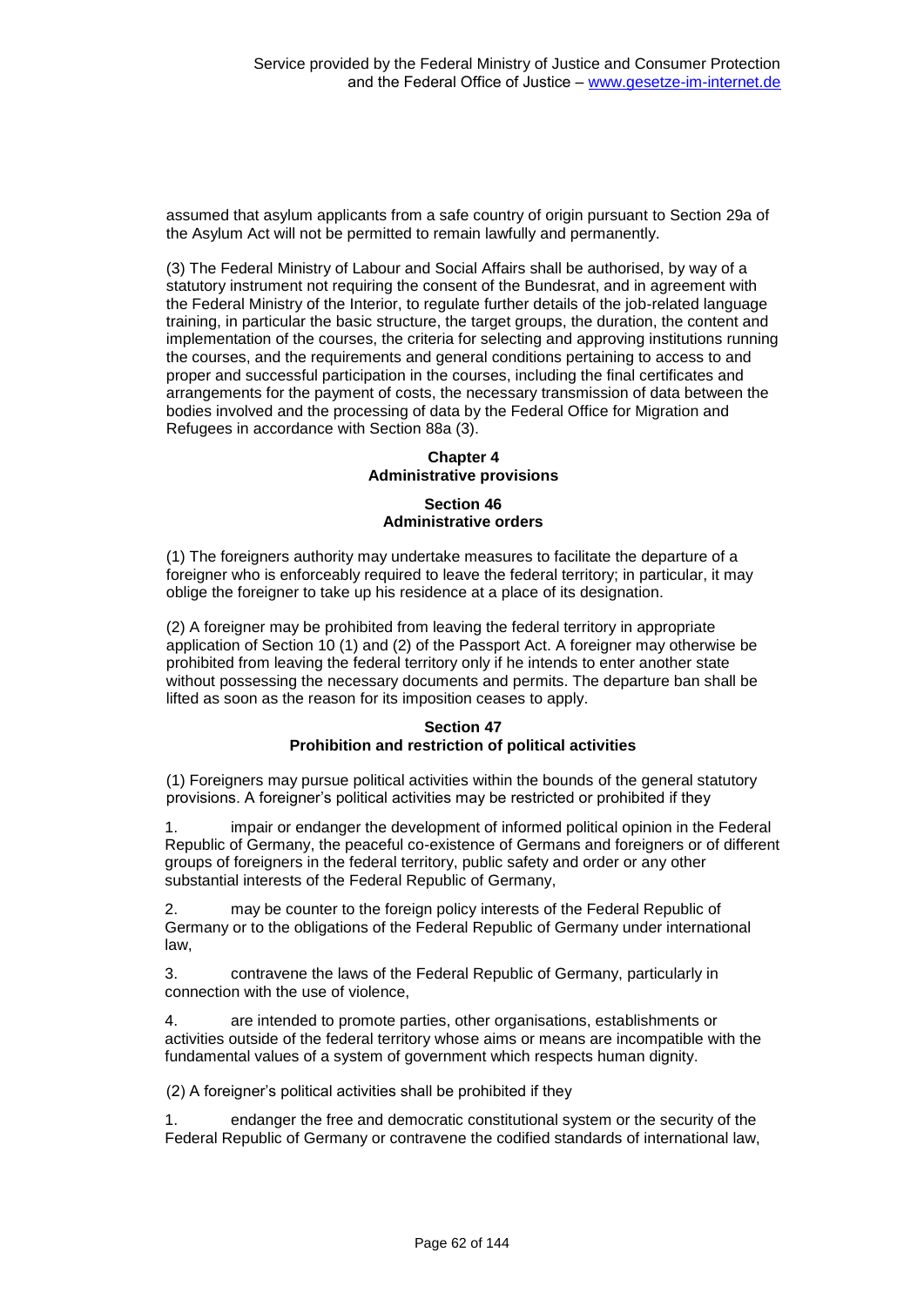assumed that asylum applicants from a safe country of origin pursuant to Section 29a of the Asylum Act will not be permitted to remain lawfully and permanently.

(3) The Federal Ministry of Labour and Social Affairs shall be authorised, by way of a statutory instrument not requiring the consent of the Bundesrat, and in agreement with the Federal Ministry of the Interior, to regulate further details of the job-related language training, in particular the basic structure, the target groups, the duration, the content and implementation of the courses, the criteria for selecting and approving institutions running the courses, and the requirements and general conditions pertaining to access to and proper and successful participation in the courses, including the final certificates and arrangements for the payment of costs, the necessary transmission of data between the bodies involved and the processing of data by the Federal Office for Migration and Refugees in accordance with Section 88a (3).

## Chapter 4
## Administrative provisions

### Section 46
### Administrative orders

(1) The foreigners authority may undertake measures to facilitate the departure of a foreigner who is enforceably required to leave the federal territory; in particular, it may oblige the foreigner to take up his residence at a place of its designation.

(2) A foreigner may be prohibited from leaving the federal territory in appropriate application of Section 10 (1) and (2) of the Passport Act. A foreigner may otherwise be prohibited from leaving the federal territory only if he intends to enter another state without possessing the necessary documents and permits. The departure ban shall be lifted as soon as the reason for its imposition ceases to apply.

### Section 47
### Prohibition and restriction of political activities

(1) Foreigners may pursue political activities within the bounds of the general statutory provisions. A foreigner's political activities may be restricted or prohibited if they

1. impair or endanger the development of informed political opinion in the Federal Republic of Germany, the peaceful co-existence of Germans and foreigners or of different groups of foreigners in the federal territory, public safety and order or any other substantial interests of the Federal Republic of Germany,

2. may be counter to the foreign policy interests of the Federal Republic of Germany or to the obligations of the Federal Republic of Germany under international law,

3. contravene the laws of the Federal Republic of Germany, particularly in connection with the use of violence,

4. are intended to promote parties, other organisations, establishments or activities outside of the federal territory whose aims or means are incompatible with the fundamental values of a system of government which respects human dignity.

(2) A foreigner's political activities shall be prohibited if they

1. endanger the free and democratic constitutional system or the security of the Federal Republic of Germany or contravene the codified standards of international law,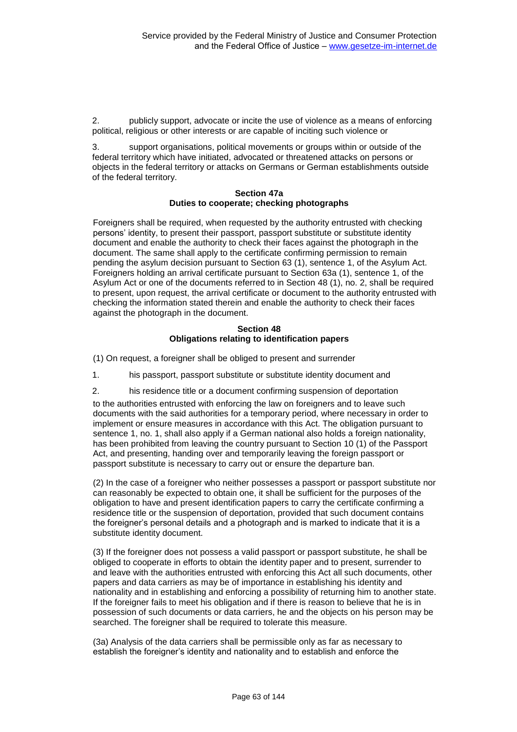2. publicly support, advocate or incite the use of violence as a means of enforcing political, religious or other interests or are capable of inciting such violence or

3. support organisations, political movements or groups within or outside of the federal territory which have initiated, advocated or threatened attacks on persons or objects in the federal territory or attacks on Germans or German establishments outside of the federal territory.

### Section 47a
### Duties to cooperate; checking photographs

Foreigners shall be required, when requested by the authority entrusted with checking persons' identity, to present their passport, passport substitute or substitute identity document and enable the authority to check their faces against the photograph in the document. The same shall apply to the certificate confirming permission to remain pending the asylum decision pursuant to Section 63 (1), sentence 1, of the Asylum Act. Foreigners holding an arrival certificate pursuant to Section 63a (1), sentence 1, of the Asylum Act or one of the documents referred to in Section 48 (1), no. 2, shall be required to present, upon request, the arrival certificate or document to the authority entrusted with checking the information stated therein and enable the authority to check their faces against the photograph in the document.

### Section 48
### Obligations relating to identification papers

(1) On request, a foreigner shall be obliged to present and surrender

1. his passport, passport substitute or substitute identity document and

2. his residence title or a document confirming suspension of deportation

to the authorities entrusted with enforcing the law on foreigners and to leave such documents with the said authorities for a temporary period, where necessary in order to implement or ensure measures in accordance with this Act. The obligation pursuant to sentence 1, no. 1, shall also apply if a German national also holds a foreign nationality, has been prohibited from leaving the country pursuant to Section 10 (1) of the Passport Act, and presenting, handing over and temporarily leaving the foreign passport or passport substitute is necessary to carry out or ensure the departure ban.

(2) In the case of a foreigner who neither possesses a passport or passport substitute nor can reasonably be expected to obtain one, it shall be sufficient for the purposes of the obligation to have and present identification papers to carry the certificate confirming a residence title or the suspension of deportation, provided that such document contains the foreigner's personal details and a photograph and is marked to indicate that it is a substitute identity document.

(3) If the foreigner does not possess a valid passport or passport substitute, he shall be obliged to cooperate in efforts to obtain the identity paper and to present, surrender to and leave with the authorities entrusted with enforcing this Act all such documents, other papers and data carriers as may be of importance in establishing his identity and nationality and in establishing and enforcing a possibility of returning him to another state. If the foreigner fails to meet his obligation and if there is reason to believe that he is in possession of such documents or data carriers, he and the objects on his person may be searched. The foreigner shall be required to tolerate this measure.

(3a) Analysis of the data carriers shall be permissible only as far as necessary to establish the foreigner's identity and nationality and to establish and enforce the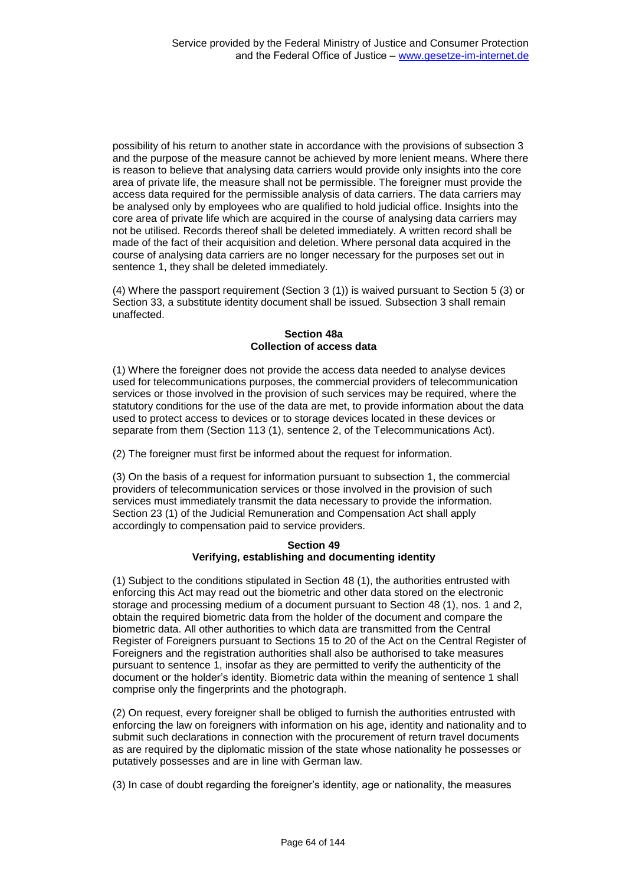possibility of his return to another state in accordance with the provisions of subsection 3 and the purpose of the measure cannot be achieved by more lenient means. Where there is reason to believe that analysing data carriers would provide only insights into the core area of private life, the measure shall not be permissible. The foreigner must provide the access data required for the permissible analysis of data carriers. The data carriers may be analysed only by employees who are qualified to hold judicial office. Insights into the core area of private life which are acquired in the course of analysing data carriers may not be utilised. Records thereof shall be deleted immediately. A written record shall be made of the fact of their acquisition and deletion. Where personal data acquired in the course of analysing data carriers are no longer necessary for the purposes set out in sentence 1, they shall be deleted immediately.

(4) Where the passport requirement (Section 3 (1)) is waived pursuant to Section 5 (3) or Section 33, a substitute identity document shall be issued. Subsection 3 shall remain unaffected.

### Section 48a
### Collection of access data

(1) Where the foreigner does not provide the access data needed to analyse devices used for telecommunications purposes, the commercial providers of telecommunication services or those involved in the provision of such services may be required, where the statutory conditions for the use of the data are met, to provide information about the data used to protect access to devices or to storage devices located in these devices or separate from them (Section 113 (1), sentence 2, of the Telecommunications Act).

(2) The foreigner must first be informed about the request for information.

(3) On the basis of a request for information pursuant to subsection 1, the commercial providers of telecommunication services or those involved in the provision of such services must immediately transmit the data necessary to provide the information. Section 23 (1) of the Judicial Remuneration and Compensation Act shall apply accordingly to compensation paid to service providers.

### Section 49
### Verifying, establishing and documenting identity

(1) Subject to the conditions stipulated in Section 48 (1), the authorities entrusted with enforcing this Act may read out the biometric and other data stored on the electronic storage and processing medium of a document pursuant to Section 48 (1), nos. 1 and 2, obtain the required biometric data from the holder of the document and compare the biometric data. All other authorities to which data are transmitted from the Central Register of Foreigners pursuant to Sections 15 to 20 of the Act on the Central Register of Foreigners and the registration authorities shall also be authorised to take measures pursuant to sentence 1, insofar as they are permitted to verify the authenticity of the document or the holder's identity. Biometric data within the meaning of sentence 1 shall comprise only the fingerprints and the photograph.

(2) On request, every foreigner shall be obliged to furnish the authorities entrusted with enforcing the law on foreigners with information on his age, identity and nationality and to submit such declarations in connection with the procurement of return travel documents as are required by the diplomatic mission of the state whose nationality he possesses or putatively possesses and are in line with German law.

(3) In case of doubt regarding the foreigner's identity, age or nationality, the measures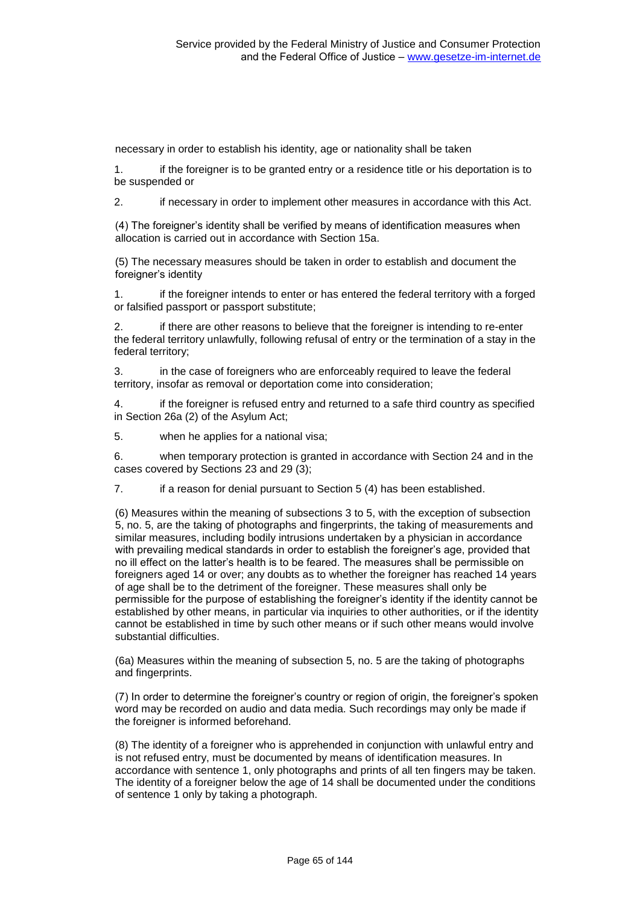necessary in order to establish his identity, age or nationality shall be taken

1. if the foreigner is to be granted entry or a residence title or his deportation is to be suspended or

2. if necessary in order to implement other measures in accordance with this Act.

(4) The foreigner's identity shall be verified by means of identification measures when allocation is carried out in accordance with Section 15a.

(5) The necessary measures should be taken in order to establish and document the foreigner's identity

1. if the foreigner intends to enter or has entered the federal territory with a forged or falsified passport or passport substitute;

2. if there are other reasons to believe that the foreigner is intending to re-enter the federal territory unlawfully, following refusal of entry or the termination of a stay in the federal territory;

3. in the case of foreigners who are enforceably required to leave the federal territory, insofar as removal or deportation come into consideration;

4. if the foreigner is refused entry and returned to a safe third country as specified in Section 26a (2) of the Asylum Act;

5. when he applies for a national visa;

6. when temporary protection is granted in accordance with Section 24 and in the cases covered by Sections 23 and 29 (3);

7. if a reason for denial pursuant to Section 5 (4) has been established.

(6) Measures within the meaning of subsections 3 to 5, with the exception of subsection 5, no. 5, are the taking of photographs and fingerprints, the taking of measurements and similar measures, including bodily intrusions undertaken by a physician in accordance with prevailing medical standards in order to establish the foreigner's age, provided that no ill effect on the latter's health is to be feared. The measures shall be permissible on foreigners aged 14 or over; any doubts as to whether the foreigner has reached 14 years of age shall be to the detriment of the foreigner. These measures shall only be permissible for the purpose of establishing the foreigner's identity if the identity cannot be established by other means, in particular via inquiries to other authorities, or if the identity cannot be established in time by such other means or if such other means would involve substantial difficulties.

(6a) Measures within the meaning of subsection 5, no. 5 are the taking of photographs and fingerprints.

(7) In order to determine the foreigner's country or region of origin, the foreigner's spoken word may be recorded on audio and data media. Such recordings may only be made if the foreigner is informed beforehand.

(8) The identity of a foreigner who is apprehended in conjunction with unlawful entry and is not refused entry, must be documented by means of identification measures. In accordance with sentence 1, only photographs and prints of all ten fingers may be taken. The identity of a foreigner below the age of 14 shall be documented under the conditions of sentence 1 only by taking a photograph.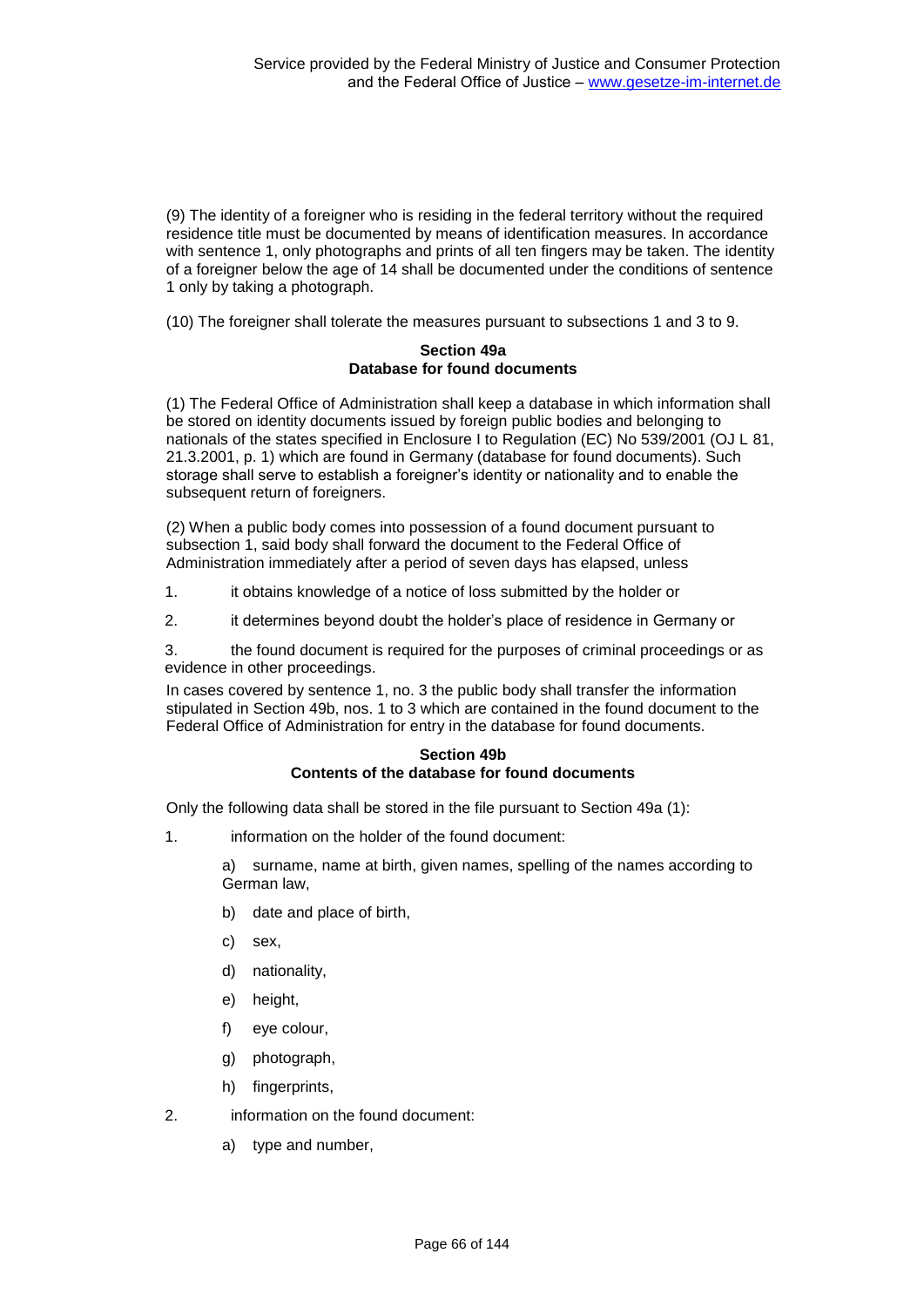(9) The identity of a foreigner who is residing in the federal territory without the required residence title must be documented by means of identification measures. In accordance with sentence 1, only photographs and prints of all ten fingers may be taken. The identity of a foreigner below the age of 14 shall be documented under the conditions of sentence 1 only by taking a photograph.

(10) The foreigner shall tolerate the measures pursuant to subsections 1 and 3 to 9.

**Section 49a**
**Database for found documents**

(1) The Federal Office of Administration shall keep a database in which information shall be stored on identity documents issued by foreign public bodies and belonging to nationals of the states specified in Enclosure I to Regulation (EC) No 539/2001 (OJ L 81, 21.3.2001, p. 1) which are found in Germany (database for found documents). Such storage shall serve to establish a foreigner's identity or nationality and to enable the subsequent return of foreigners.

(2) When a public body comes into possession of a found document pursuant to subsection 1, said body shall forward the document to the Federal Office of Administration immediately after a period of seven days has elapsed, unless

1. it obtains knowledge of a notice of loss submitted by the holder or
2. it determines beyond doubt the holder's place of residence in Germany or
3. the found document is required for the purposes of criminal proceedings or as evidence in other proceedings.

In cases covered by sentence 1, no. 3 the public body shall transfer the information stipulated in Section 49b, nos. 1 to 3 which are contained in the found document to the Federal Office of Administration for entry in the database for found documents.

**Section 49b**
**Contents of the database for found documents**

Only the following data shall be stored in the file pursuant to Section 49a (1):

1. information on the holder of the found document:
   a) surname, name at birth, given names, spelling of the names according to German law,
   b) date and place of birth,
   c) sex,
   d) nationality,
   e) height,
   f) eye colour,
   g) photograph,
   h) fingerprints,
2. information on the found document:
   a) type and number,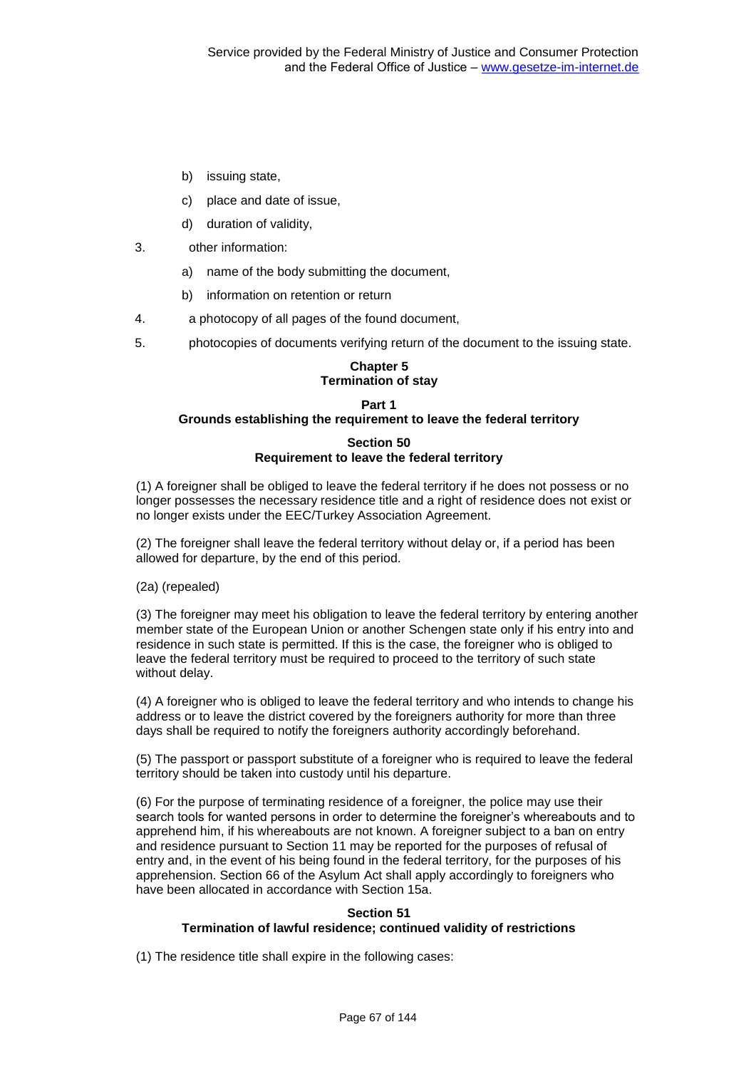b) issuing state,

c) place and date of issue,

d) duration of validity,

3. other information:

a) name of the body submitting the document,

b) information on retention or return

4. a photocopy of all pages of the found document,

5. photocopies of documents verifying return of the document to the issuing state.

## Chapter 5
## Termination of stay

### Part 1
### Grounds establishing the requirement to leave the federal territory

#### Section 50
#### Requirement to leave the federal territory

(1) A foreigner shall be obliged to leave the federal territory if he does not possess or no longer possesses the necessary residence title and a right of residence does not exist or no longer exists under the EEC/Turkey Association Agreement.

(2) The foreigner shall leave the federal territory without delay or, if a period has been allowed for departure, by the end of this period.

(2a) (repealed)

(3) The foreigner may meet his obligation to leave the federal territory by entering another member state of the European Union or another Schengen state only if his entry into and residence in such state is permitted. If this is the case, the foreigner who is obliged to leave the federal territory must be required to proceed to the territory of such state without delay.

(4) A foreigner who is obliged to leave the federal territory and who intends to change his address or to leave the district covered by the foreigners authority for more than three days shall be required to notify the foreigners authority accordingly beforehand.

(5) The passport or passport substitute of a foreigner who is required to leave the federal territory should be taken into custody until his departure.

(6) For the purpose of terminating residence of a foreigner, the police may use their search tools for wanted persons in order to determine the foreigner's whereabouts and to apprehend him, if his whereabouts are not known. A foreigner subject to a ban on entry and residence pursuant to Section 11 may be reported for the purposes of refusal of entry and, in the event of his being found in the federal territory, for the purposes of his apprehension. Section 66 of the Asylum Act shall apply accordingly to foreigners who have been allocated in accordance with Section 15a.

#### Section 51
#### Termination of lawful residence; continued validity of restrictions

(1) The residence title shall expire in the following cases: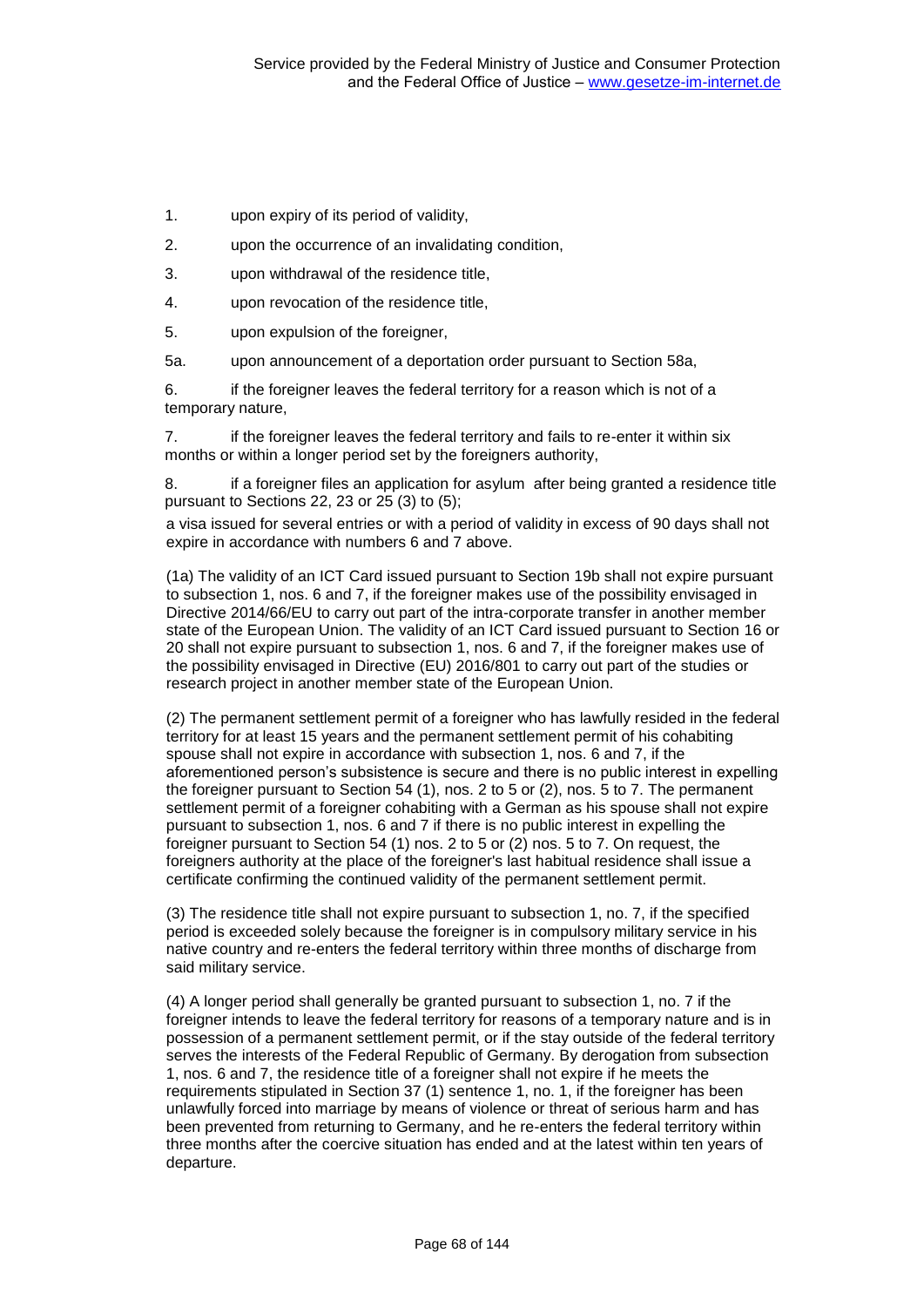1. upon expiry of its period of validity,
2. upon the occurrence of an invalidating condition,
3. upon withdrawal of the residence title,
4. upon revocation of the residence title,
5. upon expulsion of the foreigner,

5a. upon announcement of a deportation order pursuant to Section 58a,

6. if the foreigner leaves the federal territory for a reason which is not of a temporary nature,
7. if the foreigner leaves the federal territory and fails to re-enter it within six months or within a longer period set by the foreigners authority,
8. if a foreigner files an application for asylum after being granted a residence title pursuant to Sections 22, 23 or 25 (3) to (5);

a visa issued for several entries or with a period of validity in excess of 90 days shall not expire in accordance with numbers 6 and 7 above.

(1a) The validity of an ICT Card issued pursuant to Section 19b shall not expire pursuant to subsection 1, nos. 6 and 7, if the foreigner makes use of the possibility envisaged in Directive 2014/66/EU to carry out part of the intra-corporate transfer in another member state of the European Union. The validity of an ICT Card issued pursuant to Section 16 or 20 shall not expire pursuant to subsection 1, nos. 6 and 7, if the foreigner makes use of the possibility envisaged in Directive (EU) 2016/801 to carry out part of the studies or research project in another member state of the European Union.

(2) The permanent settlement permit of a foreigner who has lawfully resided in the federal territory for at least 15 years and the permanent settlement permit of his cohabiting spouse shall not expire in accordance with subsection 1, nos. 6 and 7, if the aforementioned person's subsistence is secure and there is no public interest in expelling the foreigner pursuant to Section 54 (1), nos. 2 to 5 or (2), nos. 5 to 7. The permanent settlement permit of a foreigner cohabiting with a German as his spouse shall not expire pursuant to subsection 1, nos. 6 and 7 if there is no public interest in expelling the foreigner pursuant to Section 54 (1) nos. 2 to 5 or (2) nos. 5 to 7. On request, the foreigners authority at the place of the foreigner's last habitual residence shall issue a certificate confirming the continued validity of the permanent settlement permit.

(3) The residence title shall not expire pursuant to subsection 1, no. 7, if the specified period is exceeded solely because the foreigner is in compulsory military service in his native country and re-enters the federal territory within three months of discharge from said military service.

(4) A longer period shall generally be granted pursuant to subsection 1, no. 7 if the foreigner intends to leave the federal territory for reasons of a temporary nature and is in possession of a permanent settlement permit, or if the stay outside of the federal territory serves the interests of the Federal Republic of Germany. By derogation from subsection 1, nos. 6 and 7, the residence title of a foreigner shall not expire if he meets the requirements stipulated in Section 37 (1) sentence 1, no. 1, if the foreigner has been unlawfully forced into marriage by means of violence or threat of serious harm and has been prevented from returning to Germany, and he re-enters the federal territory within three months after the coercive situation has ended and at the latest within ten years of departure.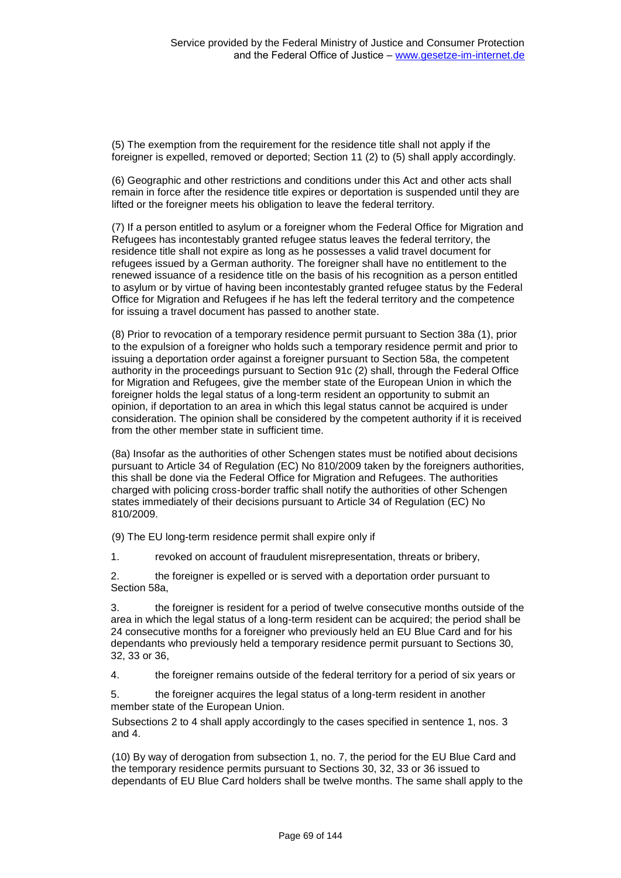(5) The exemption from the requirement for the residence title shall not apply if the foreigner is expelled, removed or deported; Section 11 (2) to (5) shall apply accordingly.

(6) Geographic and other restrictions and conditions under this Act and other acts shall remain in force after the residence title expires or deportation is suspended until they are lifted or the foreigner meets his obligation to leave the federal territory.

(7) If a person entitled to asylum or a foreigner whom the Federal Office for Migration and Refugees has incontestably granted refugee status leaves the federal territory, the residence title shall not expire as long as he possesses a valid travel document for refugees issued by a German authority. The foreigner shall have no entitlement to the renewed issuance of a residence title on the basis of his recognition as a person entitled to asylum or by virtue of having been incontestably granted refugee status by the Federal Office for Migration and Refugees if he has left the federal territory and the competence for issuing a travel document has passed to another state.

(8) Prior to revocation of a temporary residence permit pursuant to Section 38a (1), prior to the expulsion of a foreigner who holds such a temporary residence permit and prior to issuing a deportation order against a foreigner pursuant to Section 58a, the competent authority in the proceedings pursuant to Section 91c (2) shall, through the Federal Office for Migration and Refugees, give the member state of the European Union in which the foreigner holds the legal status of a long-term resident an opportunity to submit an opinion, if deportation to an area in which this legal status cannot be acquired is under consideration. The opinion shall be considered by the competent authority if it is received from the other member state in sufficient time.

(8a) Insofar as the authorities of other Schengen states must be notified about decisions pursuant to Article 34 of Regulation (EC) No 810/2009 taken by the foreigners authorities, this shall be done via the Federal Office for Migration and Refugees. The authorities charged with policing cross-border traffic shall notify the authorities of other Schengen states immediately of their decisions pursuant to Article 34 of Regulation (EC) No 810/2009.

(9) The EU long-term residence permit shall expire only if

1. revoked on account of fraudulent misrepresentation, threats or bribery,

2. the foreigner is expelled or is served with a deportation order pursuant to Section 58a,

3. the foreigner is resident for a period of twelve consecutive months outside of the area in which the legal status of a long-term resident can be acquired; the period shall be 24 consecutive months for a foreigner who previously held an EU Blue Card and for his dependants who previously held a temporary residence permit pursuant to Sections 30, 32, 33 or 36,

4. the foreigner remains outside of the federal territory for a period of six years or

5. the foreigner acquires the legal status of a long-term resident in another member state of the European Union.

Subsections 2 to 4 shall apply accordingly to the cases specified in sentence 1, nos. 3 and 4.

(10) By way of derogation from subsection 1, no. 7, the period for the EU Blue Card and the temporary residence permits pursuant to Sections 30, 32, 33 or 36 issued to dependants of EU Blue Card holders shall be twelve months. The same shall apply to the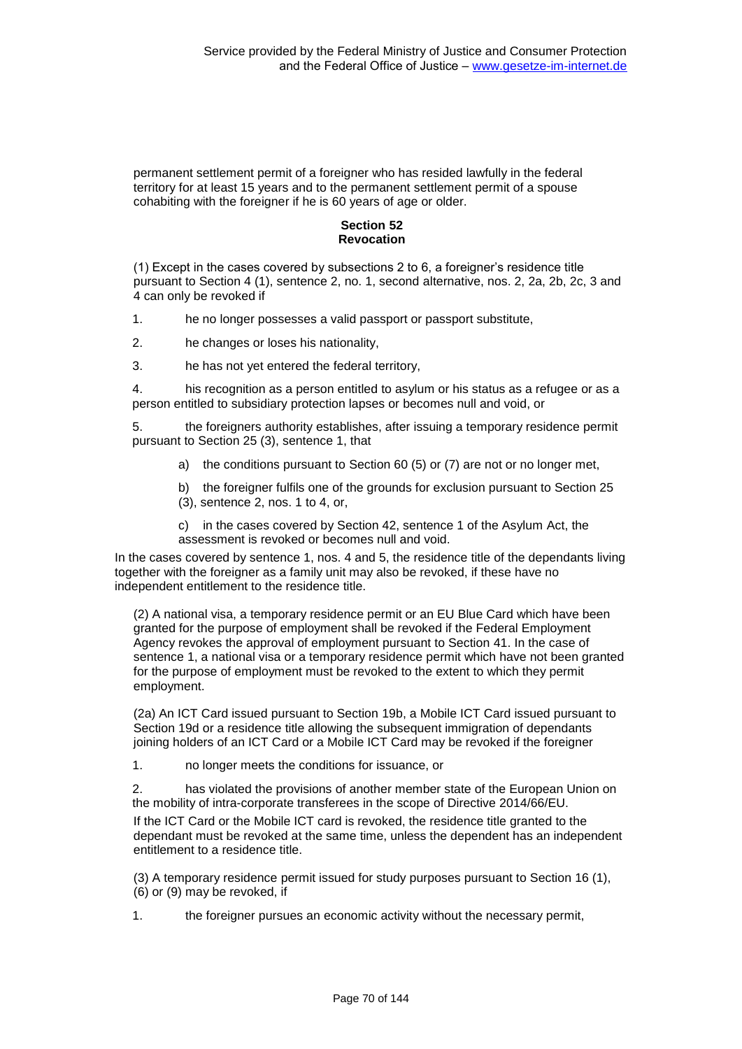permanent settlement permit of a foreigner who has resided lawfully in the federal territory for at least 15 years and to the permanent settlement permit of a spouse cohabiting with the foreigner if he is 60 years of age or older.

**Section 52**
**Revocation**

(1) Except in the cases covered by subsections 2 to 6, a foreigner's residence title pursuant to Section 4 (1), sentence 2, no. 1, second alternative, nos. 2, 2a, 2b, 2c, 3 and 4 can only be revoked if

1. he no longer possesses a valid passport or passport substitute,

2. he changes or loses his nationality,

3. he has not yet entered the federal territory,

4. his recognition as a person entitled to asylum or his status as a refugee or as a person entitled to subsidiary protection lapses or becomes null and void, or

5. the foreigners authority establishes, after issuing a temporary residence permit pursuant to Section 25 (3), sentence 1, that

   a) the conditions pursuant to Section 60 (5) or (7) are not or no longer met,

   b) the foreigner fulfils one of the grounds for exclusion pursuant to Section 25 (3), sentence 2, nos. 1 to 4, or,

   c) in the cases covered by Section 42, sentence 1 of the Asylum Act, the assessment is revoked or becomes null and void.

In the cases covered by sentence 1, nos. 4 and 5, the residence title of the dependants living together with the foreigner as a family unit may also be revoked, if these have no independent entitlement to the residence title.

(2) A national visa, a temporary residence permit or an EU Blue Card which have been granted for the purpose of employment shall be revoked if the Federal Employment Agency revokes the approval of employment pursuant to Section 41. In the case of sentence 1, a national visa or a temporary residence permit which have not been granted for the purpose of employment must be revoked to the extent to which they permit employment.

(2a) An ICT Card issued pursuant to Section 19b, a Mobile ICT Card issued pursuant to Section 19d or a residence title allowing the subsequent immigration of dependants joining holders of an ICT Card or a Mobile ICT Card may be revoked if the foreigner

1. no longer meets the conditions for issuance, or

2. has violated the provisions of another member state of the European Union on the mobility of intra-corporate transferees in the scope of Directive 2014/66/EU.

If the ICT Card or the Mobile ICT card is revoked, the residence title granted to the dependant must be revoked at the same time, unless the dependent has an independent entitlement to a residence title.

(3) A temporary residence permit issued for study purposes pursuant to Section 16 (1), (6) or (9) may be revoked, if

1. the foreigner pursues an economic activity without the necessary permit,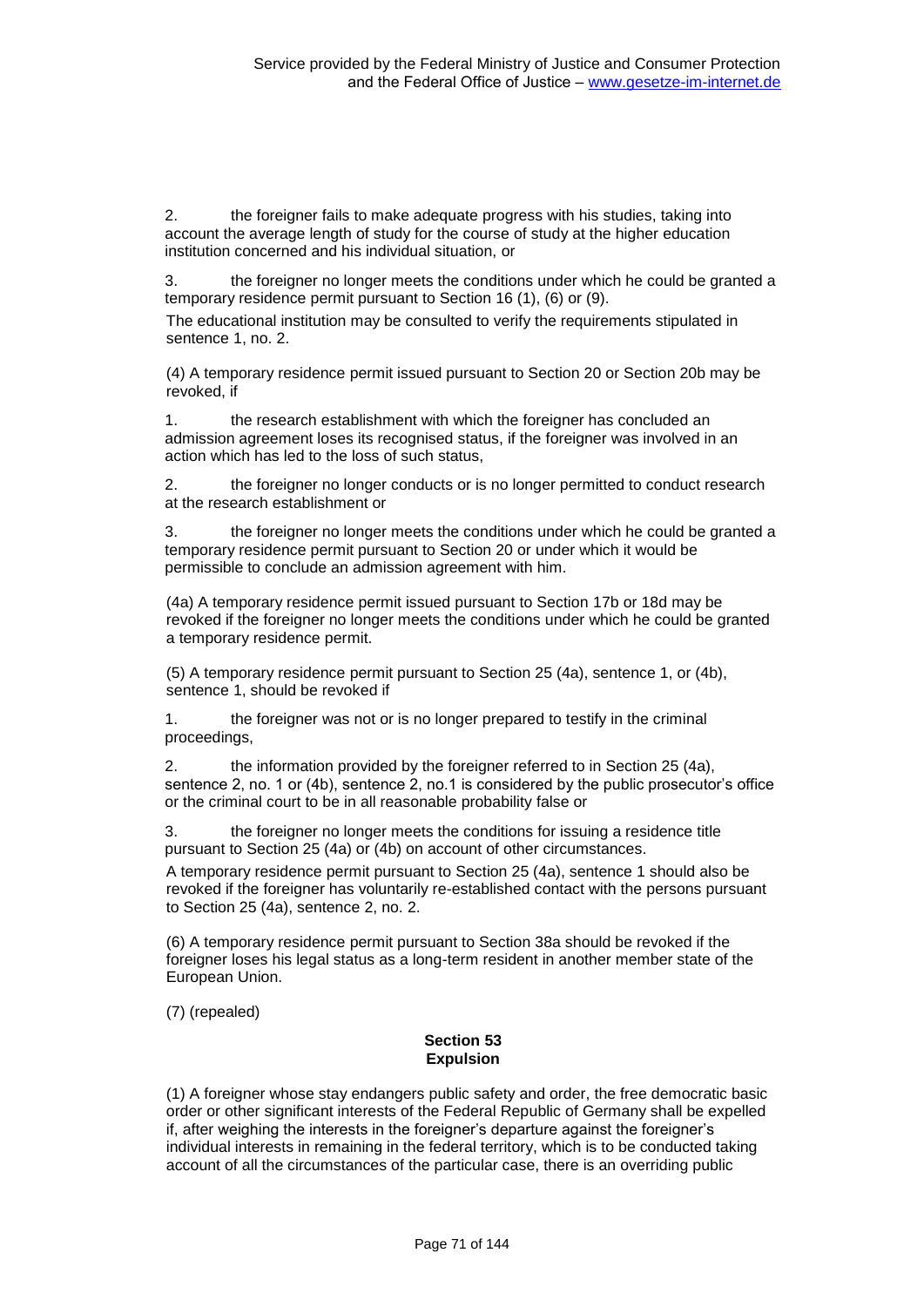2. the foreigner fails to make adequate progress with his studies, taking into account the average length of study for the course of study at the higher education institution concerned and his individual situation, or

3. the foreigner no longer meets the conditions under which he could be granted a temporary residence permit pursuant to Section 16 (1), (6) or (9).

The educational institution may be consulted to verify the requirements stipulated in sentence 1, no. 2.

(4) A temporary residence permit issued pursuant to Section 20 or Section 20b may be revoked, if

1. the research establishment with which the foreigner has concluded an admission agreement loses its recognised status, if the foreigner was involved in an action which has led to the loss of such status,

2. the foreigner no longer conducts or is no longer permitted to conduct research at the research establishment or

3. the foreigner no longer meets the conditions under which he could be granted a temporary residence permit pursuant to Section 20 or under which it would be permissible to conclude an admission agreement with him.

(4a) A temporary residence permit issued pursuant to Section 17b or 18d may be revoked if the foreigner no longer meets the conditions under which he could be granted a temporary residence permit.

(5) A temporary residence permit pursuant to Section 25 (4a), sentence 1, or (4b), sentence 1, should be revoked if

1. the foreigner was not or is no longer prepared to testify in the criminal proceedings,

2. the information provided by the foreigner referred to in Section 25 (4a), sentence 2, no. 1 or (4b), sentence 2, no.1 is considered by the public prosecutor's office or the criminal court to be in all reasonable probability false or

3. the foreigner no longer meets the conditions for issuing a residence title pursuant to Section 25 (4a) or (4b) on account of other circumstances.

A temporary residence permit pursuant to Section 25 (4a), sentence 1 should also be revoked if the foreigner has voluntarily re-established contact with the persons pursuant to Section 25 (4a), sentence 2, no. 2.

(6) A temporary residence permit pursuant to Section 38a should be revoked if the foreigner loses his legal status as a long-term resident in another member state of the European Union.

(7) (repealed)

### Section 53
### Expulsion

(1) A foreigner whose stay endangers public safety and order, the free democratic basic order or other significant interests of the Federal Republic of Germany shall be expelled if, after weighing the interests in the foreigner's departure against the foreigner's individual interests in remaining in the federal territory, which is to be conducted taking account of all the circumstances of the particular case, there is an overriding public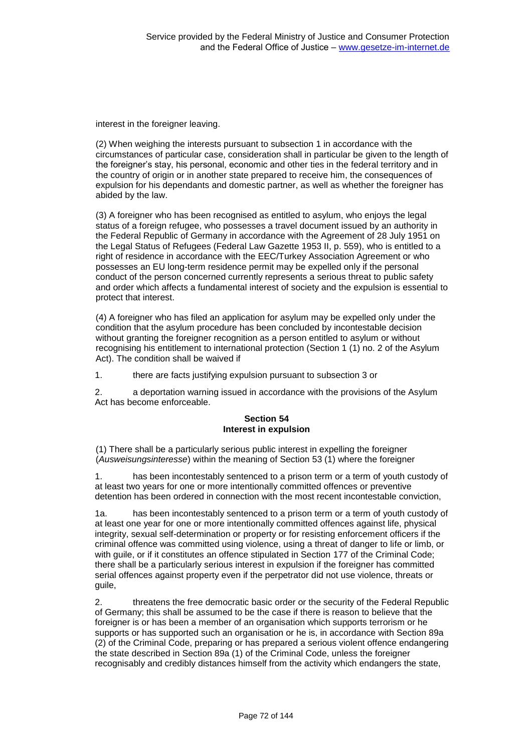interest in the foreigner leaving.

(2) When weighing the interests pursuant to subsection 1 in accordance with the circumstances of particular case, consideration shall in particular be given to the length of the foreigner's stay, his personal, economic and other ties in the federal territory and in the country of origin or in another state prepared to receive him, the consequences of expulsion for his dependants and domestic partner, as well as whether the foreigner has abided by the law.

(3) A foreigner who has been recognised as entitled to asylum, who enjoys the legal status of a foreign refugee, who possesses a travel document issued by an authority in the Federal Republic of Germany in accordance with the Agreement of 28 July 1951 on the Legal Status of Refugees (Federal Law Gazette 1953 II, p. 559), who is entitled to a right of residence in accordance with the EEC/Turkey Association Agreement or who possesses an EU long-term residence permit may be expelled only if the personal conduct of the person concerned currently represents a serious threat to public safety and order which affects a fundamental interest of society and the expulsion is essential to protect that interest.

(4) A foreigner who has filed an application for asylum may be expelled only under the condition that the asylum procedure has been concluded by incontestable decision without granting the foreigner recognition as a person entitled to asylum or without recognising his entitlement to international protection (Section 1 (1) no. 2 of the Asylum Act). The condition shall be waived if

1. there are facts justifying expulsion pursuant to subsection 3 or

2. a deportation warning issued in accordance with the provisions of the Asylum Act has become enforceable.

### Section 54
### Interest in expulsion

(1) There shall be a particularly serious public interest in expelling the foreigner (*Ausweisungsinteresse*) within the meaning of Section 53 (1) where the foreigner

1. has been incontestably sentenced to a prison term or a term of youth custody of at least two years for one or more intentionally committed offences or preventive detention has been ordered in connection with the most recent incontestable conviction,

1a. has been incontestably sentenced to a prison term or a term of youth custody of at least one year for one or more intentionally committed offences against life, physical integrity, sexual self-determination or property or for resisting enforcement officers if the criminal offence was committed using violence, using a threat of danger to life or limb, or with guile, or if it constitutes an offence stipulated in Section 177 of the Criminal Code; there shall be a particularly serious interest in expulsion if the foreigner has committed serial offences against property even if the perpetrator did not use violence, threats or guile,

2. threatens the free democratic basic order or the security of the Federal Republic of Germany; this shall be assumed to be the case if there is reason to believe that the foreigner is or has been a member of an organisation which supports terrorism or he supports or has supported such an organisation or he is, in accordance with Section 89a (2) of the Criminal Code, preparing or has prepared a serious violent offence endangering the state described in Section 89a (1) of the Criminal Code, unless the foreigner recognisably and credibly distances himself from the activity which endangers the state,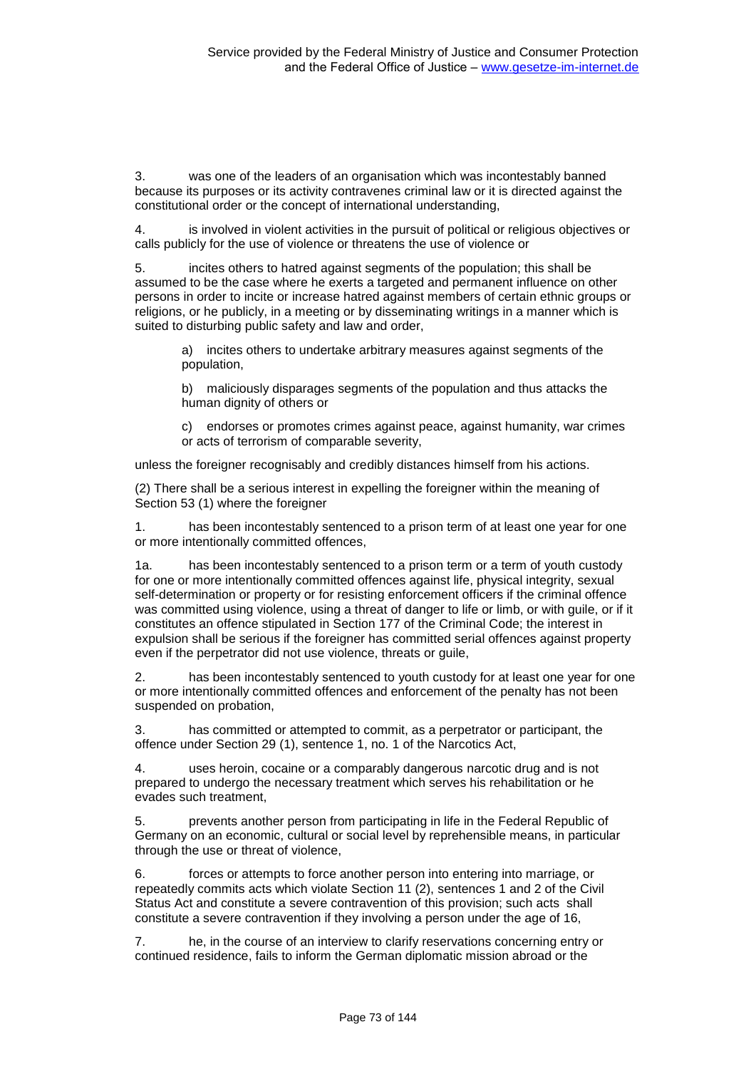3. was one of the leaders of an organisation which was incontestably banned because its purposes or its activity contravenes criminal law or it is directed against the constitutional order or the concept of international understanding,

4. is involved in violent activities in the pursuit of political or religious objectives or calls publicly for the use of violence or threatens the use of violence or

5. incites others to hatred against segments of the population; this shall be assumed to be the case where he exerts a targeted and permanent influence on other persons in order to incite or increase hatred against members of certain ethnic groups or religions, or he publicly, in a meeting or by disseminating writings in a manner which is suited to disturbing public safety and law and order,

   a) incites others to undertake arbitrary measures against segments of the population,

   b) maliciously disparages segments of the population and thus attacks the human dignity of others or

   c) endorses or promotes crimes against peace, against humanity, war crimes or acts of terrorism of comparable severity,

unless the foreigner recognisably and credibly distances himself from his actions.

(2) There shall be a serious interest in expelling the foreigner within the meaning of Section 53 (1) where the foreigner

1. has been incontestably sentenced to a prison term of at least one year for one or more intentionally committed offences,

1a. has been incontestably sentenced to a prison term or a term of youth custody for one or more intentionally committed offences against life, physical integrity, sexual self-determination or property or for resisting enforcement officers if the criminal offence was committed using violence, using a threat of danger to life or limb, or with guile, or if it constitutes an offence stipulated in Section 177 of the Criminal Code; the interest in expulsion shall be serious if the foreigner has committed serial offences against property even if the perpetrator did not use violence, threats or guile,

2. has been incontestably sentenced to youth custody for at least one year for one or more intentionally committed offences and enforcement of the penalty has not been suspended on probation,

3. has committed or attempted to commit, as a perpetrator or participant, the offence under Section 29 (1), sentence 1, no. 1 of the Narcotics Act,

4. uses heroin, cocaine or a comparably dangerous narcotic drug and is not prepared to undergo the necessary treatment which serves his rehabilitation or he evades such treatment,

5. prevents another person from participating in life in the Federal Republic of Germany on an economic, cultural or social level by reprehensible means, in particular through the use or threat of violence,

6. forces or attempts to force another person into entering into marriage, or repeatedly commits acts which violate Section 11 (2), sentences 1 and 2 of the Civil Status Act and constitute a severe contravention of this provision; such acts shall constitute a severe contravention if they involving a person under the age of 16,

7. he, in the course of an interview to clarify reservations concerning entry or continued residence, fails to inform the German diplomatic mission abroad or the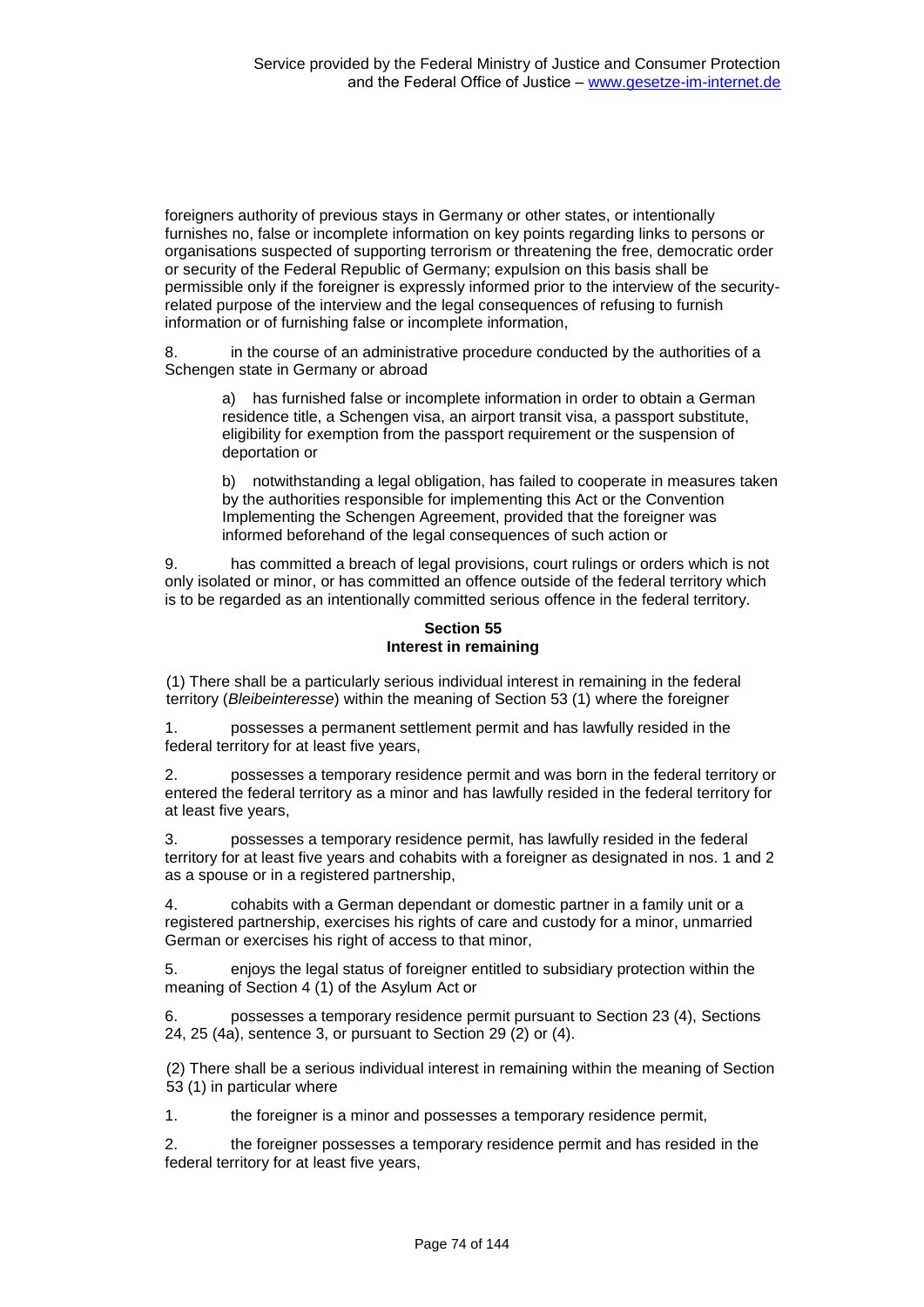foreigners authority of previous stays in Germany or other states, or intentionally furnishes no, false or incomplete information on key points regarding links to persons or organisations suspected of supporting terrorism or threatening the free, democratic order or security of the Federal Republic of Germany; expulsion on this basis shall be permissible only if the foreigner is expressly informed prior to the interview of the security-related purpose of the interview and the legal consequences of refusing to furnish information or of furnishing false or incomplete information,

8. in the course of an administrative procedure conducted by the authorities of a Schengen state in Germany or abroad

   a) has furnished false or incomplete information in order to obtain a German residence title, a Schengen visa, an airport transit visa, a passport substitute, eligibility for exemption from the passport requirement or the suspension of deportation or

   b) notwithstanding a legal obligation, has failed to cooperate in measures taken by the authorities responsible for implementing this Act or the Convention Implementing the Schengen Agreement, provided that the foreigner was informed beforehand of the legal consequences of such action or

9. has committed a breach of legal provisions, court rulings or orders which is not only isolated or minor, or has committed an offence outside of the federal territory which is to be regarded as an intentionally committed serious offence in the federal territory.

### Section 55
### Interest in remaining

(1) There shall be a particularly serious individual interest in remaining in the federal territory (*Bleibeinteresse*) within the meaning of Section 53 (1) where the foreigner

1. possesses a permanent settlement permit and has lawfully resided in the federal territory for at least five years,

2. possesses a temporary residence permit and was born in the federal territory or entered the federal territory as a minor and has lawfully resided in the federal territory for at least five years,

3. possesses a temporary residence permit, has lawfully resided in the federal territory for at least five years and cohabits with a foreigner as designated in nos. 1 and 2 as a spouse or in a registered partnership,

4. cohabits with a German dependant or domestic partner in a family unit or a registered partnership, exercises his rights of care and custody for a minor, unmarried German or exercises his right of access to that minor,

5. enjoys the legal status of foreigner entitled to subsidiary protection within the meaning of Section 4 (1) of the Asylum Act or

6. possesses a temporary residence permit pursuant to Section 23 (4), Sections 24, 25 (4a), sentence 3, or pursuant to Section 29 (2) or (4).

(2) There shall be a serious individual interest in remaining within the meaning of Section 53 (1) in particular where

1. the foreigner is a minor and possesses a temporary residence permit,

2. the foreigner possesses a temporary residence permit and has resided in the federal territory for at least five years,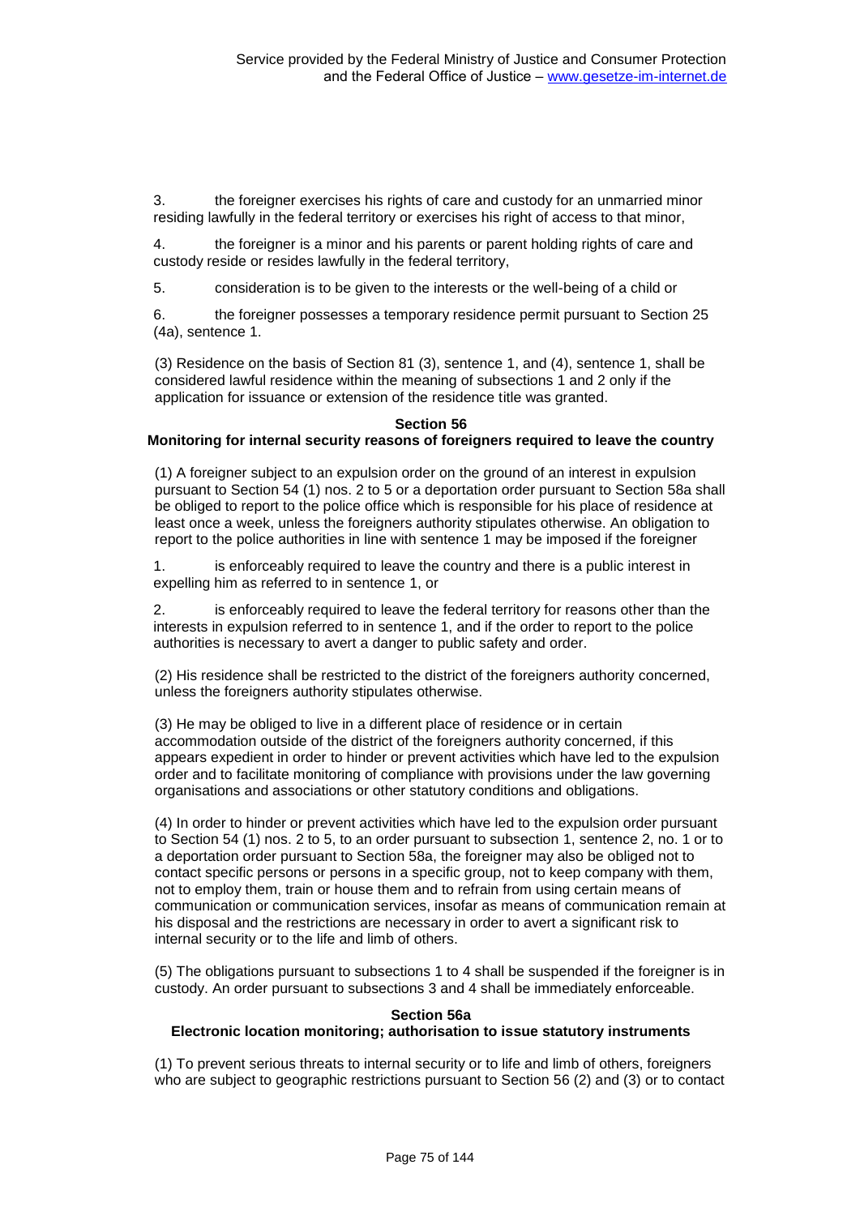3. the foreigner exercises his rights of care and custody for an unmarried minor residing lawfully in the federal territory or exercises his right of access to that minor,

4. the foreigner is a minor and his parents or parent holding rights of care and custody reside or resides lawfully in the federal territory,

5. consideration is to be given to the interests or the well-being of a child or

6. the foreigner possesses a temporary residence permit pursuant to Section 25 (4a), sentence 1.

(3) Residence on the basis of Section 81 (3), sentence 1, and (4), sentence 1, shall be considered lawful residence within the meaning of subsections 1 and 2 only if the application for issuance or extension of the residence title was granted.

### Section 56
### Monitoring for internal security reasons of foreigners required to leave the country

(1) A foreigner subject to an expulsion order on the ground of an interest in expulsion pursuant to Section 54 (1) nos. 2 to 5 or a deportation order pursuant to Section 58a shall be obliged to report to the police office which is responsible for his place of residence at least once a week, unless the foreigners authority stipulates otherwise. An obligation to report to the police authorities in line with sentence 1 may be imposed if the foreigner

1. is enforceably required to leave the country and there is a public interest in expelling him as referred to in sentence 1, or

2. is enforceably required to leave the federal territory for reasons other than the interests in expulsion referred to in sentence 1, and if the order to report to the police authorities is necessary to avert a danger to public safety and order.

(2) His residence shall be restricted to the district of the foreigners authority concerned, unless the foreigners authority stipulates otherwise.

(3) He may be obliged to live in a different place of residence or in certain accommodation outside of the district of the foreigners authority concerned, if this appears expedient in order to hinder or prevent activities which have led to the expulsion order and to facilitate monitoring of compliance with provisions under the law governing organisations and associations or other statutory conditions and obligations.

(4) In order to hinder or prevent activities which have led to the expulsion order pursuant to Section 54 (1) nos. 2 to 5, to an order pursuant to subsection 1, sentence 2, no. 1 or to a deportation order pursuant to Section 58a, the foreigner may also be obliged not to contact specific persons or persons in a specific group, not to keep company with them, not to employ them, train or house them and to refrain from using certain means of communication or communication services, insofar as means of communication remain at his disposal and the restrictions are necessary in order to avert a significant risk to internal security or to the life and limb of others.

(5) The obligations pursuant to subsections 1 to 4 shall be suspended if the foreigner is in custody. An order pursuant to subsections 3 and 4 shall be immediately enforceable.

### Section 56a
### Electronic location monitoring; authorisation to issue statutory instruments

(1) To prevent serious threats to internal security or to life and limb of others, foreigners who are subject to geographic restrictions pursuant to Section 56 (2) and (3) or to contact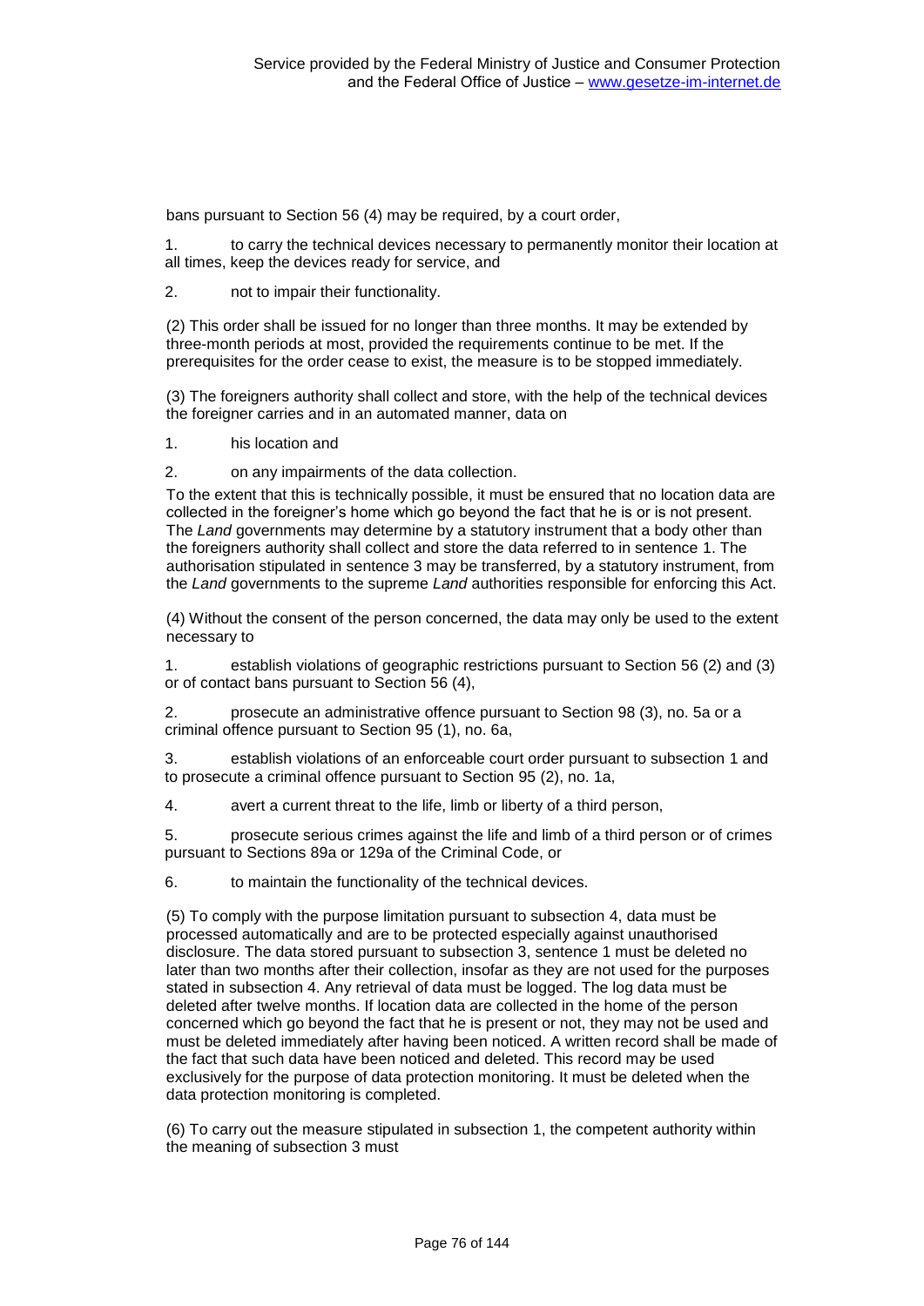bans pursuant to Section 56 (4) may be required, by a court order,

1. to carry the technical devices necessary to permanently monitor their location at all times, keep the devices ready for service, and

2. not to impair their functionality.

(2) This order shall be issued for no longer than three months. It may be extended by three-month periods at most, provided the requirements continue to be met. If the prerequisites for the order cease to exist, the measure is to be stopped immediately.

(3) The foreigners authority shall collect and store, with the help of the technical devices the foreigner carries and in an automated manner, data on

1. his location and

2. on any impairments of the data collection.

To the extent that this is technically possible, it must be ensured that no location data are collected in the foreigner's home which go beyond the fact that he is or is not present. The *Land* governments may determine by a statutory instrument that a body other than the foreigners authority shall collect and store the data referred to in sentence 1. The authorisation stipulated in sentence 3 may be transferred, by a statutory instrument, from the *Land* governments to the supreme *Land* authorities responsible for enforcing this Act.

(4) Without the consent of the person concerned, the data may only be used to the extent necessary to

1. establish violations of geographic restrictions pursuant to Section 56 (2) and (3) or of contact bans pursuant to Section 56 (4),

2. prosecute an administrative offence pursuant to Section 98 (3), no. 5a or a criminal offence pursuant to Section 95 (1), no. 6a,

3. establish violations of an enforceable court order pursuant to subsection 1 and to prosecute a criminal offence pursuant to Section 95 (2), no. 1a,

4. avert a current threat to the life, limb or liberty of a third person,

5. prosecute serious crimes against the life and limb of a third person or of crimes pursuant to Sections 89a or 129a of the Criminal Code, or

6. to maintain the functionality of the technical devices.

(5) To comply with the purpose limitation pursuant to subsection 4, data must be processed automatically and are to be protected especially against unauthorised disclosure. The data stored pursuant to subsection 3, sentence 1 must be deleted no later than two months after their collection, insofar as they are not used for the purposes stated in subsection 4. Any retrieval of data must be logged. The log data must be deleted after twelve months. If location data are collected in the home of the person concerned which go beyond the fact that he is present or not, they may not be used and must be deleted immediately after having been noticed. A written record shall be made of the fact that such data have been noticed and deleted. This record may be used exclusively for the purpose of data protection monitoring. It must be deleted when the data protection monitoring is completed.

(6) To carry out the measure stipulated in subsection 1, the competent authority within the meaning of subsection 3 must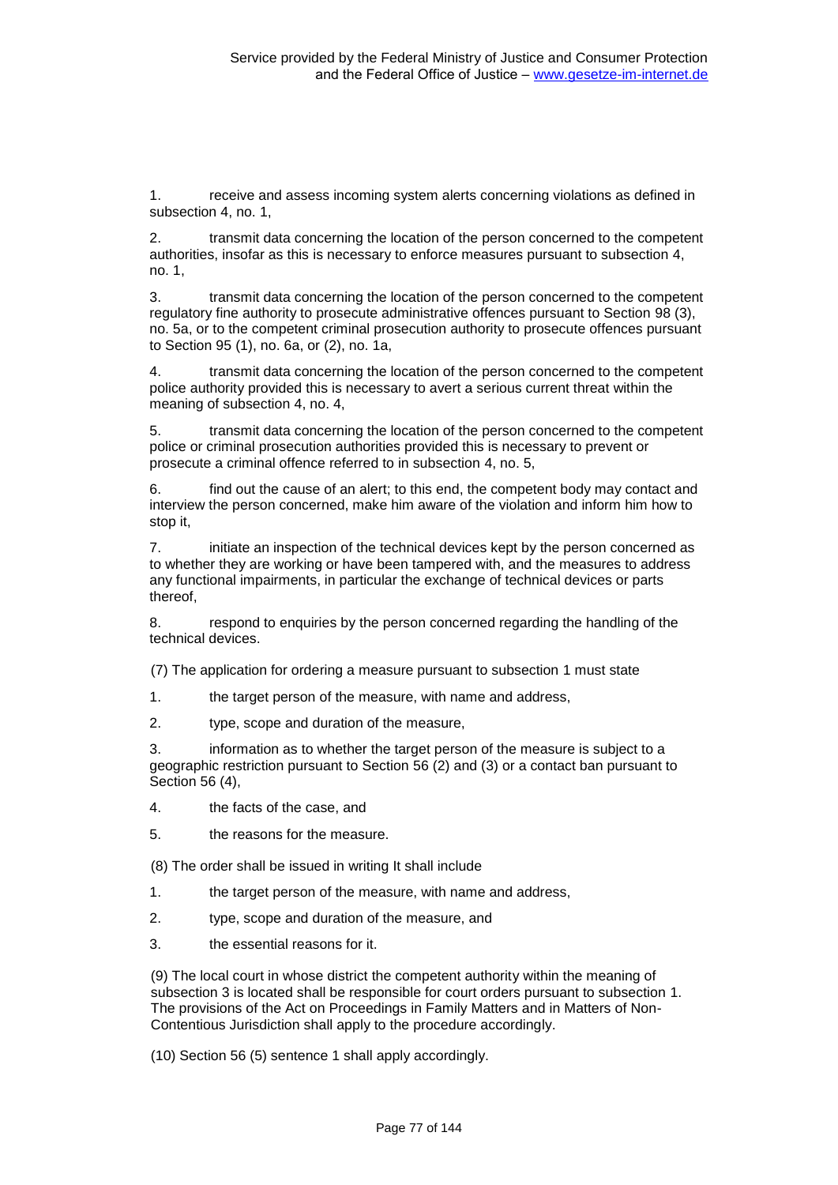1. receive and assess incoming system alerts concerning violations as defined in subsection 4, no. 1,

2. transmit data concerning the location of the person concerned to the competent authorities, insofar as this is necessary to enforce measures pursuant to subsection 4, no. 1,

3. transmit data concerning the location of the person concerned to the competent regulatory fine authority to prosecute administrative offences pursuant to Section 98 (3), no. 5a, or to the competent criminal prosecution authority to prosecute offences pursuant to Section 95 (1), no. 6a, or (2), no. 1a,

4. transmit data concerning the location of the person concerned to the competent police authority provided this is necessary to avert a serious current threat within the meaning of subsection 4, no. 4,

5. transmit data concerning the location of the person concerned to the competent police or criminal prosecution authorities provided this is necessary to prevent or prosecute a criminal offence referred to in subsection 4, no. 5,

6. find out the cause of an alert; to this end, the competent body may contact and interview the person concerned, make him aware of the violation and inform him how to stop it,

7. initiate an inspection of the technical devices kept by the person concerned as to whether they are working or have been tampered with, and the measures to address any functional impairments, in particular the exchange of technical devices or parts thereof,

8. respond to enquiries by the person concerned regarding the handling of the technical devices.

(7) The application for ordering a measure pursuant to subsection 1 must state

1. the target person of the measure, with name and address,

2. type, scope and duration of the measure,

3. information as to whether the target person of the measure is subject to a geographic restriction pursuant to Section 56 (2) and (3) or a contact ban pursuant to Section 56 (4),

4. the facts of the case, and

5. the reasons for the measure.

(8) The order shall be issued in writing It shall include

1. the target person of the measure, with name and address,

2. type, scope and duration of the measure, and

3. the essential reasons for it.

(9) The local court in whose district the competent authority within the meaning of subsection 3 is located shall be responsible for court orders pursuant to subsection 1. The provisions of the Act on Proceedings in Family Matters and in Matters of Non-Contentious Jurisdiction shall apply to the procedure accordingly.

(10) Section 56 (5) sentence 1 shall apply accordingly.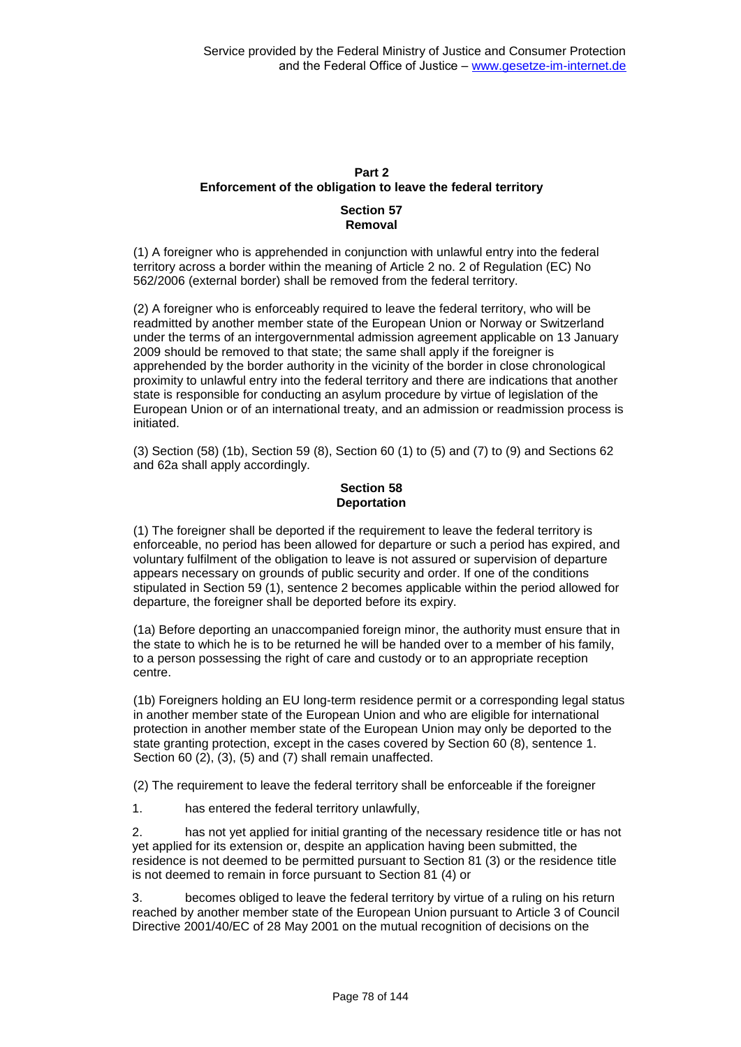## Part 2
## Enforcement of the obligation to leave the federal territory

### Section 57
### Removal

(1) A foreigner who is apprehended in conjunction with unlawful entry into the federal territory across a border within the meaning of Article 2 no. 2 of Regulation (EC) No 562/2006 (external border) shall be removed from the federal territory.

(2) A foreigner who is enforceably required to leave the federal territory, who will be readmitted by another member state of the European Union or Norway or Switzerland under the terms of an intergovernmental admission agreement applicable on 13 January 2009 should be removed to that state; the same shall apply if the foreigner is apprehended by the border authority in the vicinity of the border in close chronological proximity to unlawful entry into the federal territory and there are indications that another state is responsible for conducting an asylum procedure by virtue of legislation of the European Union or of an international treaty, and an admission or readmission process is initiated.

(3) Section (58) (1b), Section 59 (8), Section 60 (1) to (5) and (7) to (9) and Sections 62 and 62a shall apply accordingly.

### Section 58
### Deportation

(1) The foreigner shall be deported if the requirement to leave the federal territory is enforceable, no period has been allowed for departure or such a period has expired, and voluntary fulfilment of the obligation to leave is not assured or supervision of departure appears necessary on grounds of public security and order. If one of the conditions stipulated in Section 59 (1), sentence 2 becomes applicable within the period allowed for departure, the foreigner shall be deported before its expiry.

(1a) Before deporting an unaccompanied foreign minor, the authority must ensure that in the state to which he is to be returned he will be handed over to a member of his family, to a person possessing the right of care and custody or to an appropriate reception centre.

(1b) Foreigners holding an EU long-term residence permit or a corresponding legal status in another member state of the European Union and who are eligible for international protection in another member state of the European Union may only be deported to the state granting protection, except in the cases covered by Section 60 (8), sentence 1. Section 60 (2), (3), (5) and (7) shall remain unaffected.

(2) The requirement to leave the federal territory shall be enforceable if the foreigner

1. has entered the federal territory unlawfully,

2. has not yet applied for initial granting of the necessary residence title or has not yet applied for its extension or, despite an application having been submitted, the residence is not deemed to be permitted pursuant to Section 81 (3) or the residence title is not deemed to remain in force pursuant to Section 81 (4) or

3. becomes obliged to leave the federal territory by virtue of a ruling on his return reached by another member state of the European Union pursuant to Article 3 of Council Directive 2001/40/EC of 28 May 2001 on the mutual recognition of decisions on the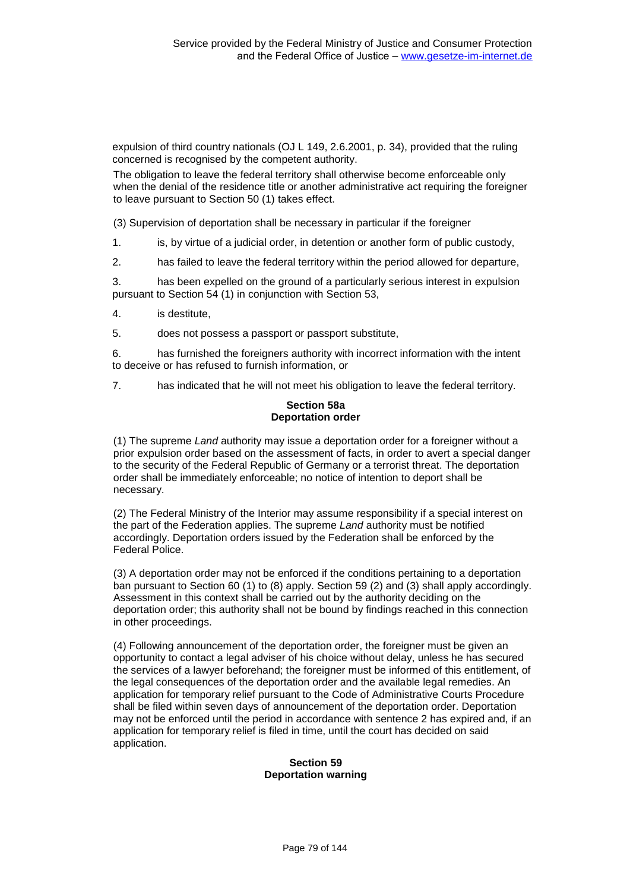expulsion of third country nationals (OJ L 149, 2.6.2001, p. 34), provided that the ruling concerned is recognised by the competent authority.

The obligation to leave the federal territory shall otherwise become enforceable only when the denial of the residence title or another administrative act requiring the foreigner to leave pursuant to Section 50 (1) takes effect.

(3) Supervision of deportation shall be necessary in particular if the foreigner

1. is, by virtue of a judicial order, in detention or another form of public custody,

2. has failed to leave the federal territory within the period allowed for departure,

3. has been expelled on the ground of a particularly serious interest in expulsion pursuant to Section 54 (1) in conjunction with Section 53,

4. is destitute,

5. does not possess a passport or passport substitute,

6. has furnished the foreigners authority with incorrect information with the intent to deceive or has refused to furnish information, or

7. has indicated that he will not meet his obligation to leave the federal territory.

**Section 58a**
**Deportation order**

(1) The supreme *Land* authority may issue a deportation order for a foreigner without a prior expulsion order based on the assessment of facts, in order to avert a special danger to the security of the Federal Republic of Germany or a terrorist threat. The deportation order shall be immediately enforceable; no notice of intention to deport shall be necessary.

(2) The Federal Ministry of the Interior may assume responsibility if a special interest on the part of the Federation applies. The supreme *Land* authority must be notified accordingly. Deportation orders issued by the Federation shall be enforced by the Federal Police.

(3) A deportation order may not be enforced if the conditions pertaining to a deportation ban pursuant to Section 60 (1) to (8) apply. Section 59 (2) and (3) shall apply accordingly. Assessment in this context shall be carried out by the authority deciding on the deportation order; this authority shall not be bound by findings reached in this connection in other proceedings.

(4) Following announcement of the deportation order, the foreigner must be given an opportunity to contact a legal adviser of his choice without delay, unless he has secured the services of a lawyer beforehand; the foreigner must be informed of this entitlement, of the legal consequences of the deportation order and the available legal remedies. An application for temporary relief pursuant to the Code of Administrative Courts Procedure shall be filed within seven days of announcement of the deportation order. Deportation may not be enforced until the period in accordance with sentence 2 has expired and, if an application for temporary relief is filed in time, until the court has decided on said application.

**Section 59**
**Deportation warning**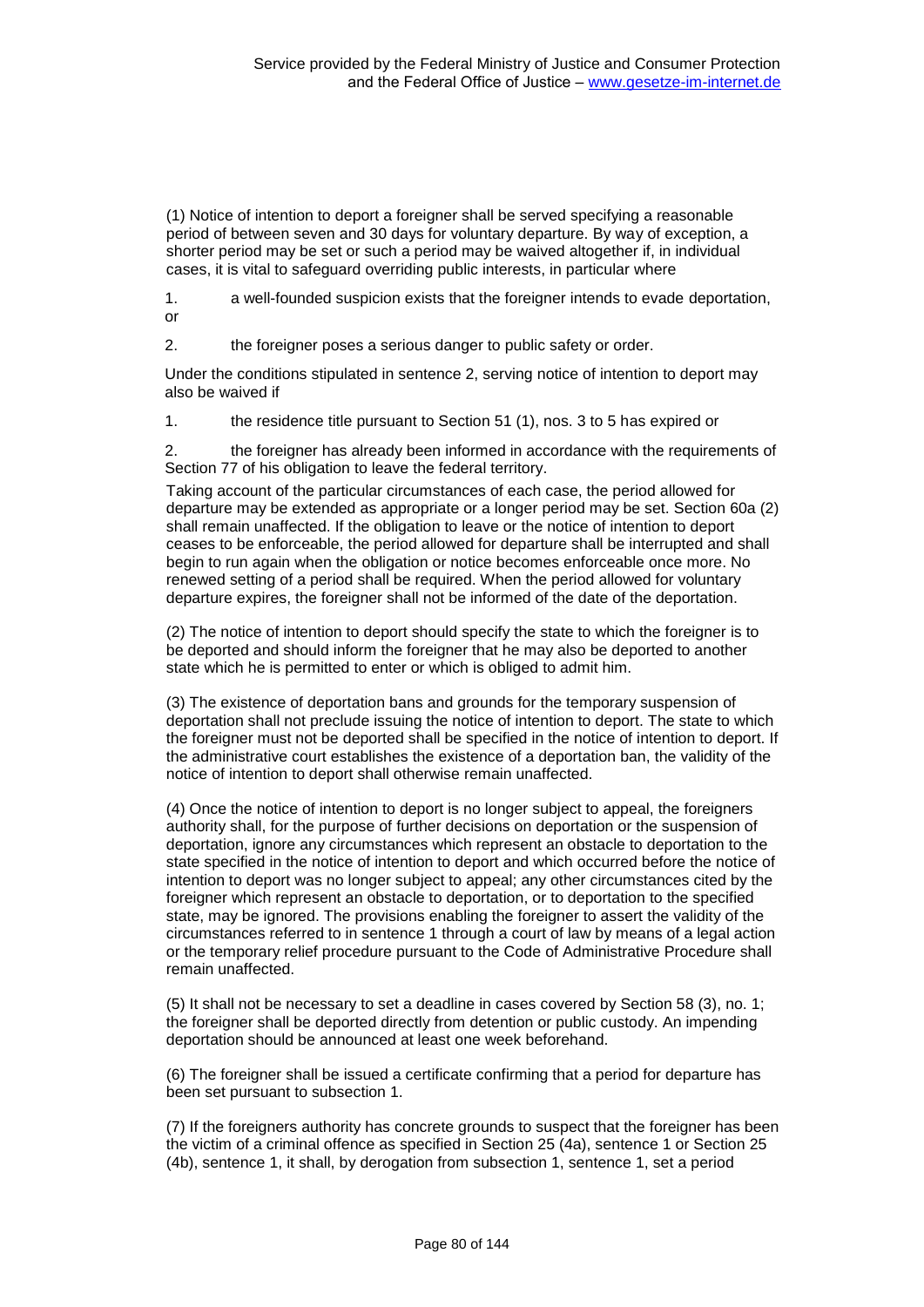(1) Notice of intention to deport a foreigner shall be served specifying a reasonable period of between seven and 30 days for voluntary departure. By way of exception, a shorter period may be set or such a period may be waived altogether if, in individual cases, it is vital to safeguard overriding public interests, in particular where

1. a well-founded suspicion exists that the foreigner intends to evade deportation, or

2. the foreigner poses a serious danger to public safety or order.

Under the conditions stipulated in sentence 2, serving notice of intention to deport may also be waived if

1. the residence title pursuant to Section 51 (1), nos. 3 to 5 has expired or

2. the foreigner has already been informed in accordance with the requirements of Section 77 of his obligation to leave the federal territory.

Taking account of the particular circumstances of each case, the period allowed for departure may be extended as appropriate or a longer period may be set. Section 60a (2) shall remain unaffected. If the obligation to leave or the notice of intention to deport ceases to be enforceable, the period allowed for departure shall be interrupted and shall begin to run again when the obligation or notice becomes enforceable once more. No renewed setting of a period shall be required. When the period allowed for voluntary departure expires, the foreigner shall not be informed of the date of the deportation.

(2) The notice of intention to deport should specify the state to which the foreigner is to be deported and should inform the foreigner that he may also be deported to another state which he is permitted to enter or which is obliged to admit him.

(3) The existence of deportation bans and grounds for the temporary suspension of deportation shall not preclude issuing the notice of intention to deport. The state to which the foreigner must not be deported shall be specified in the notice of intention to deport. If the administrative court establishes the existence of a deportation ban, the validity of the notice of intention to deport shall otherwise remain unaffected.

(4) Once the notice of intention to deport is no longer subject to appeal, the foreigners authority shall, for the purpose of further decisions on deportation or the suspension of deportation, ignore any circumstances which represent an obstacle to deportation to the state specified in the notice of intention to deport and which occurred before the notice of intention to deport was no longer subject to appeal; any other circumstances cited by the foreigner which represent an obstacle to deportation, or to deportation to the specified state, may be ignored. The provisions enabling the foreigner to assert the validity of the circumstances referred to in sentence 1 through a court of law by means of a legal action or the temporary relief procedure pursuant to the Code of Administrative Procedure shall remain unaffected.

(5) It shall not be necessary to set a deadline in cases covered by Section 58 (3), no. 1; the foreigner shall be deported directly from detention or public custody. An impending deportation should be announced at least one week beforehand.

(6) The foreigner shall be issued a certificate confirming that a period for departure has been set pursuant to subsection 1.

(7) If the foreigners authority has concrete grounds to suspect that the foreigner has been the victim of a criminal offence as specified in Section 25 (4a), sentence 1 or Section 25 (4b), sentence 1, it shall, by derogation from subsection 1, sentence 1, set a period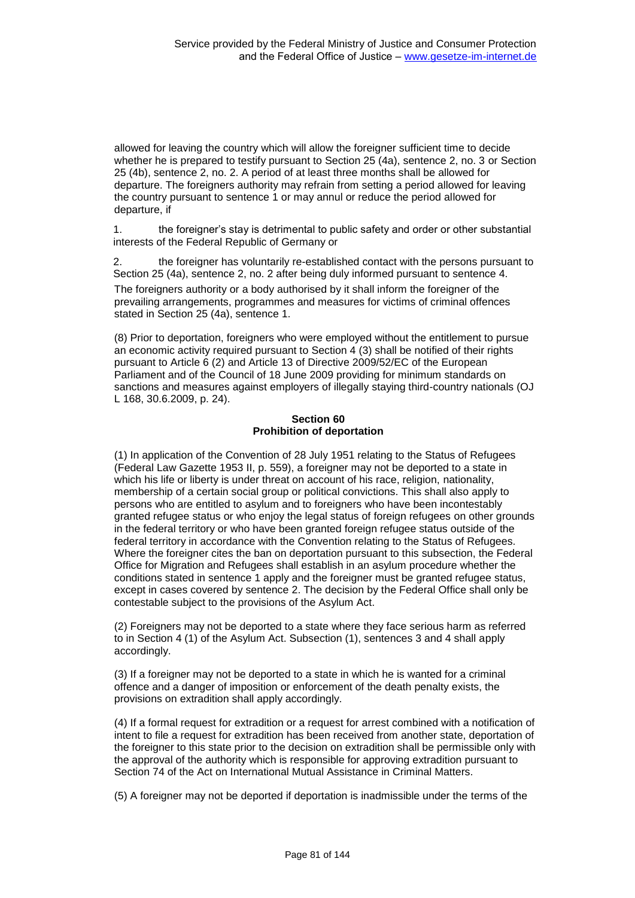allowed for leaving the country which will allow the foreigner sufficient time to decide whether he is prepared to testify pursuant to Section 25 (4a), sentence 2, no. 3 or Section 25 (4b), sentence 2, no. 2. A period of at least three months shall be allowed for departure. The foreigners authority may refrain from setting a period allowed for leaving the country pursuant to sentence 1 or may annul or reduce the period allowed for departure, if

1. the foreigner's stay is detrimental to public safety and order or other substantial interests of the Federal Republic of Germany or

2. the foreigner has voluntarily re-established contact with the persons pursuant to Section 25 (4a), sentence 2, no. 2 after being duly informed pursuant to sentence 4.

The foreigners authority or a body authorised by it shall inform the foreigner of the prevailing arrangements, programmes and measures for victims of criminal offences stated in Section 25 (4a), sentence 1.

(8) Prior to deportation, foreigners who were employed without the entitlement to pursue an economic activity required pursuant to Section 4 (3) shall be notified of their rights pursuant to Article 6 (2) and Article 13 of Directive 2009/52/EC of the European Parliament and of the Council of 18 June 2009 providing for minimum standards on sanctions and measures against employers of illegally staying third-country nationals (OJ L 168, 30.6.2009, p. 24).

**Section 60**
**Prohibition of deportation**

(1) In application of the Convention of 28 July 1951 relating to the Status of Refugees (Federal Law Gazette 1953 II, p. 559), a foreigner may not be deported to a state in which his life or liberty is under threat on account of his race, religion, nationality, membership of a certain social group or political convictions. This shall also apply to persons who are entitled to asylum and to foreigners who have been incontestably granted refugee status or who enjoy the legal status of foreign refugees on other grounds in the federal territory or who have been granted foreign refugee status outside of the federal territory in accordance with the Convention relating to the Status of Refugees. Where the foreigner cites the ban on deportation pursuant to this subsection, the Federal Office for Migration and Refugees shall establish in an asylum procedure whether the conditions stated in sentence 1 apply and the foreigner must be granted refugee status, except in cases covered by sentence 2. The decision by the Federal Office shall only be contestable subject to the provisions of the Asylum Act.

(2) Foreigners may not be deported to a state where they face serious harm as referred to in Section 4 (1) of the Asylum Act. Subsection (1), sentences 3 and 4 shall apply accordingly.

(3) If a foreigner may not be deported to a state in which he is wanted for a criminal offence and a danger of imposition or enforcement of the death penalty exists, the provisions on extradition shall apply accordingly.

(4) If a formal request for extradition or a request for arrest combined with a notification of intent to file a request for extradition has been received from another state, deportation of the foreigner to this state prior to the decision on extradition shall be permissible only with the approval of the authority which is responsible for approving extradition pursuant to Section 74 of the Act on International Mutual Assistance in Criminal Matters.

(5) A foreigner may not be deported if deportation is inadmissible under the terms of the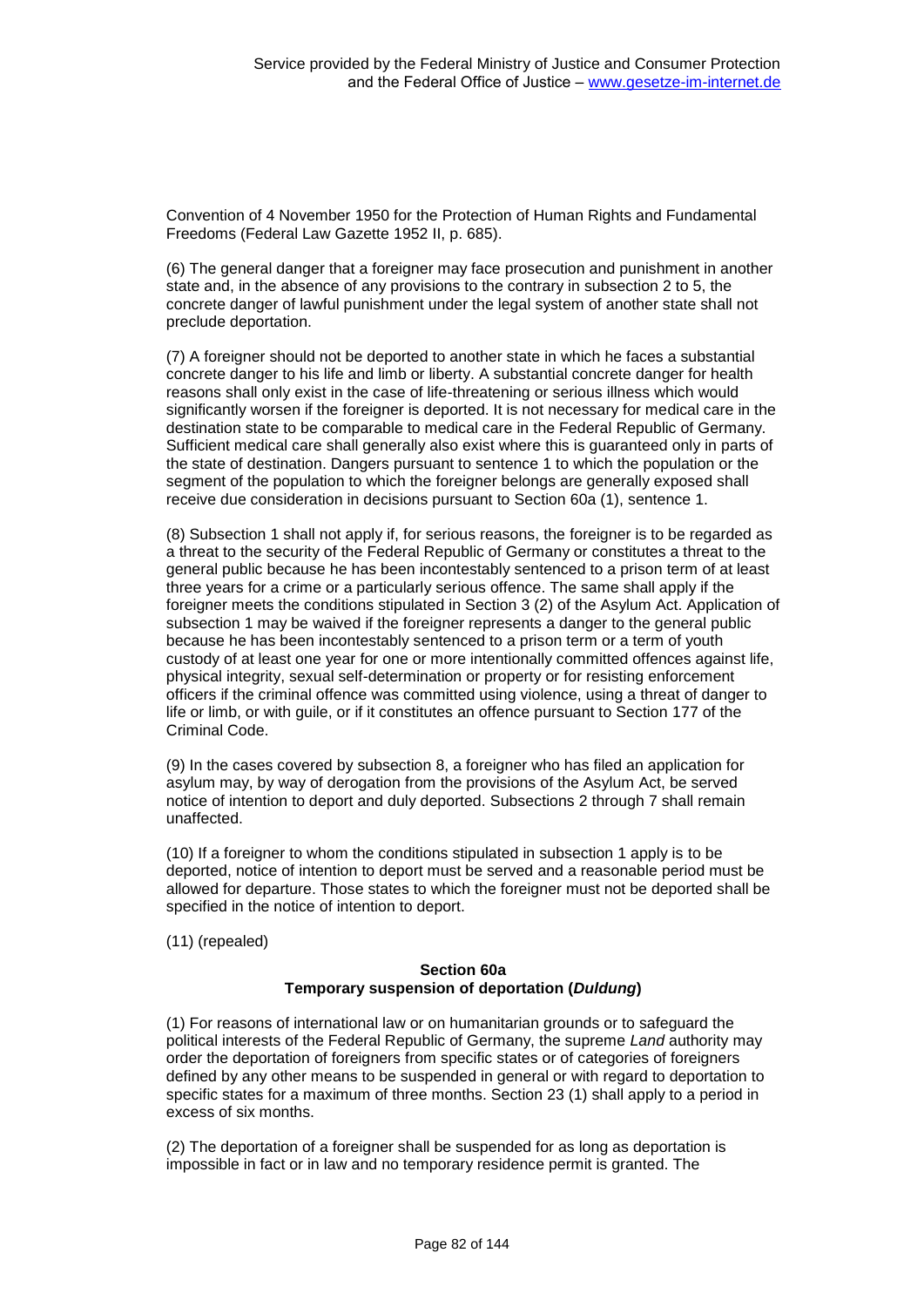Convention of 4 November 1950 for the Protection of Human Rights and Fundamental Freedoms (Federal Law Gazette 1952 II, p. 685).

(6) The general danger that a foreigner may face prosecution and punishment in another state and, in the absence of any provisions to the contrary in subsection 2 to 5, the concrete danger of lawful punishment under the legal system of another state shall not preclude deportation.

(7) A foreigner should not be deported to another state in which he faces a substantial concrete danger to his life and limb or liberty. A substantial concrete danger for health reasons shall only exist in the case of life-threatening or serious illness which would significantly worsen if the foreigner is deported. It is not necessary for medical care in the destination state to be comparable to medical care in the Federal Republic of Germany. Sufficient medical care shall generally also exist where this is guaranteed only in parts of the state of destination. Dangers pursuant to sentence 1 to which the population or the segment of the population to which the foreigner belongs are generally exposed shall receive due consideration in decisions pursuant to Section 60a (1), sentence 1.

(8) Subsection 1 shall not apply if, for serious reasons, the foreigner is to be regarded as a threat to the security of the Federal Republic of Germany or constitutes a threat to the general public because he has been incontestably sentenced to a prison term of at least three years for a crime or a particularly serious offence. The same shall apply if the foreigner meets the conditions stipulated in Section 3 (2) of the Asylum Act. Application of subsection 1 may be waived if the foreigner represents a danger to the general public because he has been incontestably sentenced to a prison term or a term of youth custody of at least one year for one or more intentionally committed offences against life, physical integrity, sexual self-determination or property or for resisting enforcement officers if the criminal offence was committed using violence, using a threat of danger to life or limb, or with guile, or if it constitutes an offence pursuant to Section 177 of the Criminal Code.

(9) In the cases covered by subsection 8, a foreigner who has filed an application for asylum may, by way of derogation from the provisions of the Asylum Act, be served notice of intention to deport and duly deported. Subsections 2 through 7 shall remain unaffected.

(10) If a foreigner to whom the conditions stipulated in subsection 1 apply is to be deported, notice of intention to deport must be served and a reasonable period must be allowed for departure. Those states to which the foreigner must not be deported shall be specified in the notice of intention to deport.

(11) (repealed)

### Section 60a
### Temporary suspension of deportation (*Duldung*)

(1) For reasons of international law or on humanitarian grounds or to safeguard the political interests of the Federal Republic of Germany, the supreme *Land* authority may order the deportation of foreigners from specific states or of categories of foreigners defined by any other means to be suspended in general or with regard to deportation to specific states for a maximum of three months. Section 23 (1) shall apply to a period in excess of six months.

(2) The deportation of a foreigner shall be suspended for as long as deportation is impossible in fact or in law and no temporary residence permit is granted. The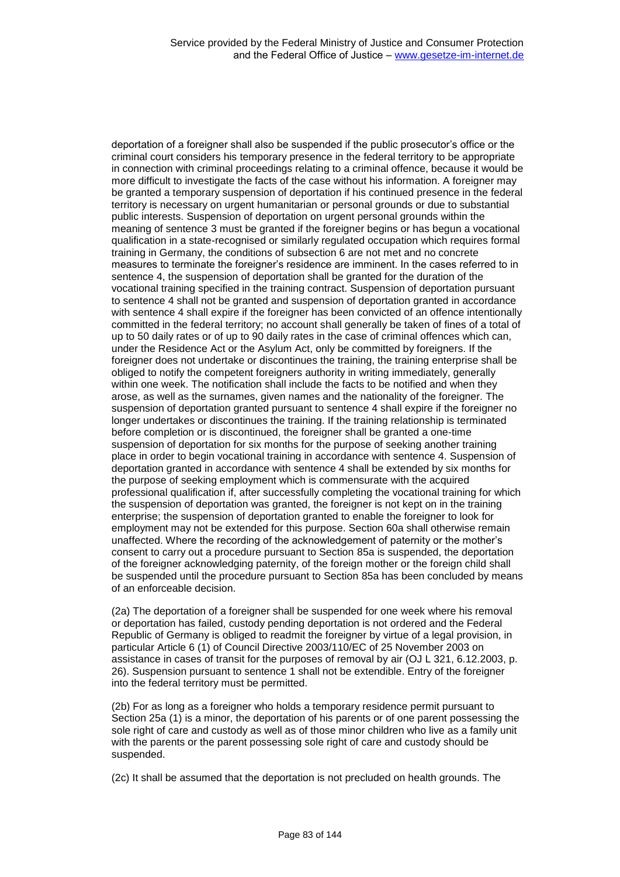deportation of a foreigner shall also be suspended if the public prosecutor's office or the criminal court considers his temporary presence in the federal territory to be appropriate in connection with criminal proceedings relating to a criminal offence, because it would be more difficult to investigate the facts of the case without his information. A foreigner may be granted a temporary suspension of deportation if his continued presence in the federal territory is necessary on urgent humanitarian or personal grounds or due to substantial public interests. Suspension of deportation on urgent personal grounds within the meaning of sentence 3 must be granted if the foreigner begins or has begun a vocational qualification in a state-recognised or similarly regulated occupation which requires formal training in Germany, the conditions of subsection 6 are not met and no concrete measures to terminate the foreigner's residence are imminent. In the cases referred to in sentence 4, the suspension of deportation shall be granted for the duration of the vocational training specified in the training contract. Suspension of deportation pursuant to sentence 4 shall not be granted and suspension of deportation granted in accordance with sentence 4 shall expire if the foreigner has been convicted of an offence intentionally committed in the federal territory; no account shall generally be taken of fines of a total of up to 50 daily rates or of up to 90 daily rates in the case of criminal offences which can, under the Residence Act or the Asylum Act, only be committed by foreigners. If the foreigner does not undertake or discontinues the training, the training enterprise shall be obliged to notify the competent foreigners authority in writing immediately, generally within one week. The notification shall include the facts to be notified and when they arose, as well as the surnames, given names and the nationality of the foreigner. The suspension of deportation granted pursuant to sentence 4 shall expire if the foreigner no longer undertakes or discontinues the training. If the training relationship is terminated before completion or is discontinued, the foreigner shall be granted a one-time suspension of deportation for six months for the purpose of seeking another training place in order to begin vocational training in accordance with sentence 4. Suspension of deportation granted in accordance with sentence 4 shall be extended by six months for the purpose of seeking employment which is commensurate with the acquired professional qualification if, after successfully completing the vocational training for which the suspension of deportation was granted, the foreigner is not kept on in the training enterprise; the suspension of deportation granted to enable the foreigner to look for employment may not be extended for this purpose. Section 60a shall otherwise remain unaffected. Where the recording of the acknowledgement of paternity or the mother's consent to carry out a procedure pursuant to Section 85a is suspended, the deportation of the foreigner acknowledging paternity, of the foreign mother or the foreign child shall be suspended until the procedure pursuant to Section 85a has been concluded by means of an enforceable decision.

(2a) The deportation of a foreigner shall be suspended for one week where his removal or deportation has failed, custody pending deportation is not ordered and the Federal Republic of Germany is obliged to readmit the foreigner by virtue of a legal provision, in particular Article 6 (1) of Council Directive 2003/110/EC of 25 November 2003 on assistance in cases of transit for the purposes of removal by air (OJ L 321, 6.12.2003, p. 26). Suspension pursuant to sentence 1 shall not be extendible. Entry of the foreigner into the federal territory must be permitted.

(2b) For as long as a foreigner who holds a temporary residence permit pursuant to Section 25a (1) is a minor, the deportation of his parents or of one parent possessing the sole right of care and custody as well as of those minor children who live as a family unit with the parents or the parent possessing sole right of care and custody should be suspended.

(2c) It shall be assumed that the deportation is not precluded on health grounds. The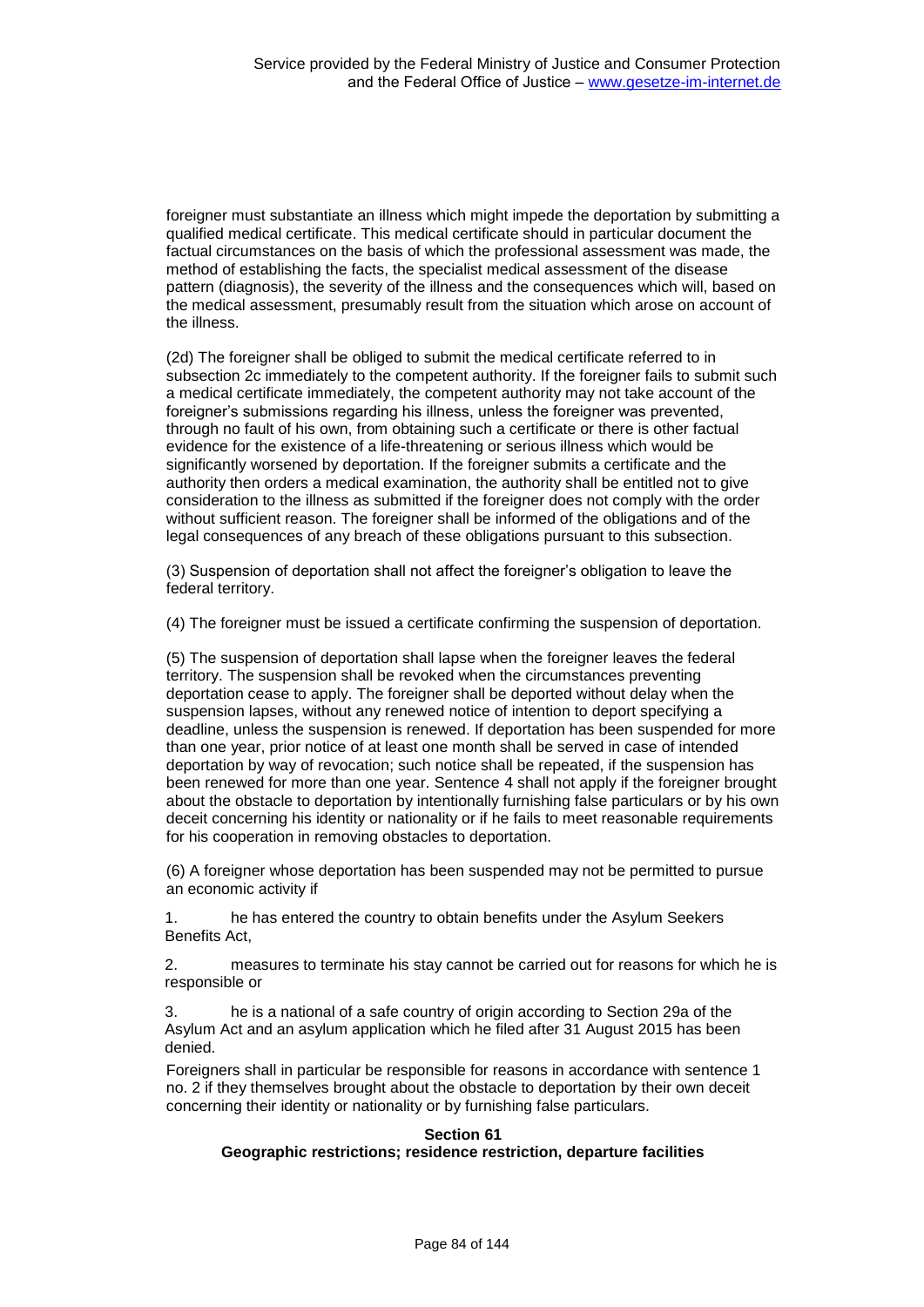foreigner must substantiate an illness which might impede the deportation by submitting a qualified medical certificate. This medical certificate should in particular document the factual circumstances on the basis of which the professional assessment was made, the method of establishing the facts, the specialist medical assessment of the disease pattern (diagnosis), the severity of the illness and the consequences which will, based on the medical assessment, presumably result from the situation which arose on account of the illness.

(2d) The foreigner shall be obliged to submit the medical certificate referred to in subsection 2c immediately to the competent authority. If the foreigner fails to submit such a medical certificate immediately, the competent authority may not take account of the foreigner's submissions regarding his illness, unless the foreigner was prevented, through no fault of his own, from obtaining such a certificate or there is other factual evidence for the existence of a life-threatening or serious illness which would be significantly worsened by deportation. If the foreigner submits a certificate and the authority then orders a medical examination, the authority shall be entitled not to give consideration to the illness as submitted if the foreigner does not comply with the order without sufficient reason. The foreigner shall be informed of the obligations and of the legal consequences of any breach of these obligations pursuant to this subsection.

(3) Suspension of deportation shall not affect the foreigner's obligation to leave the federal territory.

(4) The foreigner must be issued a certificate confirming the suspension of deportation.

(5) The suspension of deportation shall lapse when the foreigner leaves the federal territory. The suspension shall be revoked when the circumstances preventing deportation cease to apply. The foreigner shall be deported without delay when the suspension lapses, without any renewed notice of intention to deport specifying a deadline, unless the suspension is renewed. If deportation has been suspended for more than one year, prior notice of at least one month shall be served in case of intended deportation by way of revocation; such notice shall be repeated, if the suspension has been renewed for more than one year. Sentence 4 shall not apply if the foreigner brought about the obstacle to deportation by intentionally furnishing false particulars or by his own deceit concerning his identity or nationality or if he fails to meet reasonable requirements for his cooperation in removing obstacles to deportation.

(6) A foreigner whose deportation has been suspended may not be permitted to pursue an economic activity if

1. he has entered the country to obtain benefits under the Asylum Seekers Benefits Act,

2. measures to terminate his stay cannot be carried out for reasons for which he is responsible or

3. he is a national of a safe country of origin according to Section 29a of the Asylum Act and an asylum application which he filed after 31 August 2015 has been denied.

Foreigners shall in particular be responsible for reasons in accordance with sentence 1 no. 2 if they themselves brought about the obstacle to deportation by their own deceit concerning their identity or nationality or by furnishing false particulars.

**Section 61**
**Geographic restrictions; residence restriction, departure facilities**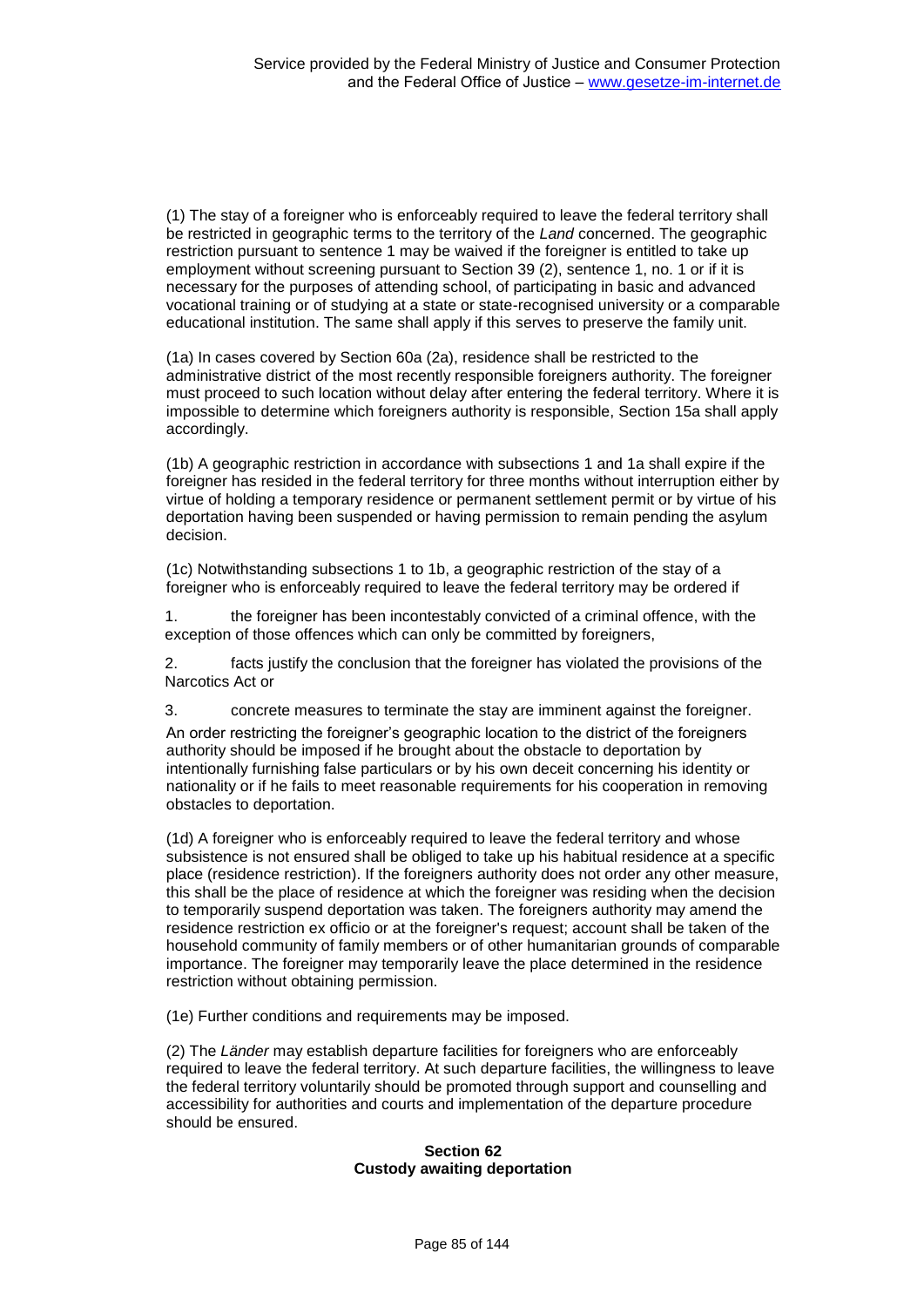(1) The stay of a foreigner who is enforceably required to leave the federal territory shall be restricted in geographic terms to the territory of the *Land* concerned. The geographic restriction pursuant to sentence 1 may be waived if the foreigner is entitled to take up employment without screening pursuant to Section 39 (2), sentence 1, no. 1 or if it is necessary for the purposes of attending school, of participating in basic and advanced vocational training or of studying at a state or state-recognised university or a comparable educational institution. The same shall apply if this serves to preserve the family unit.

(1a) In cases covered by Section 60a (2a), residence shall be restricted to the administrative district of the most recently responsible foreigners authority. The foreigner must proceed to such location without delay after entering the federal territory. Where it is impossible to determine which foreigners authority is responsible, Section 15a shall apply accordingly.

(1b) A geographic restriction in accordance with subsections 1 and 1a shall expire if the foreigner has resided in the federal territory for three months without interruption either by virtue of holding a temporary residence or permanent settlement permit or by virtue of his deportation having been suspended or having permission to remain pending the asylum decision.

(1c) Notwithstanding subsections 1 to 1b, a geographic restriction of the stay of a foreigner who is enforceably required to leave the federal territory may be ordered if

1. the foreigner has been incontestably convicted of a criminal offence, with the exception of those offences which can only be committed by foreigners,
2. facts justify the conclusion that the foreigner has violated the provisions of the Narcotics Act or
3. concrete measures to terminate the stay are imminent against the foreigner.

An order restricting the foreigner's geographic location to the district of the foreigners authority should be imposed if he brought about the obstacle to deportation by intentionally furnishing false particulars or by his own deceit concerning his identity or nationality or if he fails to meet reasonable requirements for his cooperation in removing obstacles to deportation.

(1d) A foreigner who is enforceably required to leave the federal territory and whose subsistence is not ensured shall be obliged to take up his habitual residence at a specific place (residence restriction). If the foreigners authority does not order any other measure, this shall be the place of residence at which the foreigner was residing when the decision to temporarily suspend deportation was taken. The foreigners authority may amend the residence restriction ex officio or at the foreigner's request; account shall be taken of the household community of family members or of other humanitarian grounds of comparable importance. The foreigner may temporarily leave the place determined in the residence restriction without obtaining permission.

(1e) Further conditions and requirements may be imposed.

(2) The *Länder* may establish departure facilities for foreigners who are enforceably required to leave the federal territory. At such departure facilities, the willingness to leave the federal territory voluntarily should be promoted through support and counselling and accessibility for authorities and courts and implementation of the departure procedure should be ensured.

### Section 62
### Custody awaiting deportation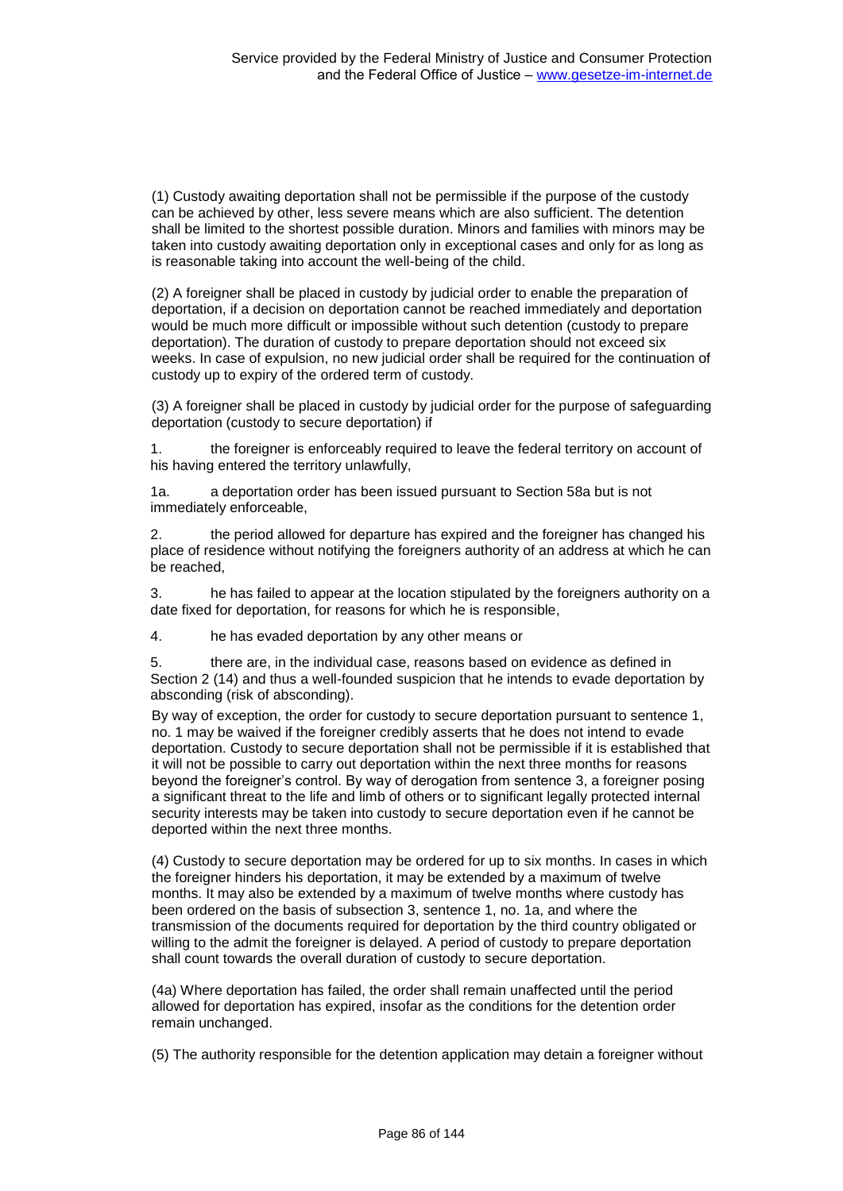(1) Custody awaiting deportation shall not be permissible if the purpose of the custody can be achieved by other, less severe means which are also sufficient. The detention shall be limited to the shortest possible duration. Minors and families with minors may be taken into custody awaiting deportation only in exceptional cases and only for as long as is reasonable taking into account the well-being of the child.

(2) A foreigner shall be placed in custody by judicial order to enable the preparation of deportation, if a decision on deportation cannot be reached immediately and deportation would be much more difficult or impossible without such detention (custody to prepare deportation). The duration of custody to prepare deportation should not exceed six weeks. In case of expulsion, no new judicial order shall be required for the continuation of custody up to expiry of the ordered term of custody.

(3) A foreigner shall be placed in custody by judicial order for the purpose of safeguarding deportation (custody to secure deportation) if

1. the foreigner is enforceably required to leave the federal territory on account of his having entered the territory unlawfully,

1a. a deportation order has been issued pursuant to Section 58a but is not immediately enforceable,

2. the period allowed for departure has expired and the foreigner has changed his place of residence without notifying the foreigners authority of an address at which he can be reached,

3. he has failed to appear at the location stipulated by the foreigners authority on a date fixed for deportation, for reasons for which he is responsible,

4. he has evaded deportation by any other means or

5. there are, in the individual case, reasons based on evidence as defined in Section 2 (14) and thus a well-founded suspicion that he intends to evade deportation by absconding (risk of absconding).

By way of exception, the order for custody to secure deportation pursuant to sentence 1, no. 1 may be waived if the foreigner credibly asserts that he does not intend to evade deportation. Custody to secure deportation shall not be permissible if it is established that it will not be possible to carry out deportation within the next three months for reasons beyond the foreigner's control. By way of derogation from sentence 3, a foreigner posing a significant threat to the life and limb of others or to significant legally protected internal security interests may be taken into custody to secure deportation even if he cannot be deported within the next three months.

(4) Custody to secure deportation may be ordered for up to six months. In cases in which the foreigner hinders his deportation, it may be extended by a maximum of twelve months. It may also be extended by a maximum of twelve months where custody has been ordered on the basis of subsection 3, sentence 1, no. 1a, and where the transmission of the documents required for deportation by the third country obligated or willing to the admit the foreigner is delayed. A period of custody to prepare deportation shall count towards the overall duration of custody to secure deportation.

(4a) Where deportation has failed, the order shall remain unaffected until the period allowed for deportation has expired, insofar as the conditions for the detention order remain unchanged.

(5) The authority responsible for the detention application may detain a foreigner without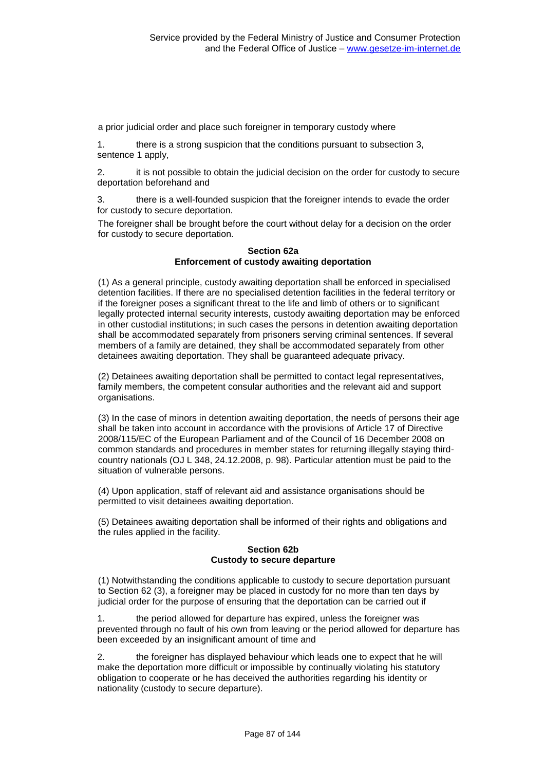a prior judicial order and place such foreigner in temporary custody where

1. there is a strong suspicion that the conditions pursuant to subsection 3, sentence 1 apply,

2. it is not possible to obtain the judicial decision on the order for custody to secure deportation beforehand and

3. there is a well-founded suspicion that the foreigner intends to evade the order for custody to secure deportation.

The foreigner shall be brought before the court without delay for a decision on the order for custody to secure deportation.

**Section 62a**
**Enforcement of custody awaiting deportation**

(1) As a general principle, custody awaiting deportation shall be enforced in specialised detention facilities. If there are no specialised detention facilities in the federal territory or if the foreigner poses a significant threat to the life and limb of others or to significant legally protected internal security interests, custody awaiting deportation may be enforced in other custodial institutions; in such cases the persons in detention awaiting deportation shall be accommodated separately from prisoners serving criminal sentences. If several members of a family are detained, they shall be accommodated separately from other detainees awaiting deportation. They shall be guaranteed adequate privacy.

(2) Detainees awaiting deportation shall be permitted to contact legal representatives, family members, the competent consular authorities and the relevant aid and support organisations.

(3) In the case of minors in detention awaiting deportation, the needs of persons their age shall be taken into account in accordance with the provisions of Article 17 of Directive 2008/115/EC of the European Parliament and of the Council of 16 December 2008 on common standards and procedures in member states for returning illegally staying third-country nationals (OJ L 348, 24.12.2008, p. 98). Particular attention must be paid to the situation of vulnerable persons.

(4) Upon application, staff of relevant aid and assistance organisations should be permitted to visit detainees awaiting deportation.

(5) Detainees awaiting deportation shall be informed of their rights and obligations and the rules applied in the facility.

**Section 62b**
**Custody to secure departure**

(1) Notwithstanding the conditions applicable to custody to secure deportation pursuant to Section 62 (3), a foreigner may be placed in custody for no more than ten days by judicial order for the purpose of ensuring that the deportation can be carried out if

1. the period allowed for departure has expired, unless the foreigner was prevented through no fault of his own from leaving or the period allowed for departure has been exceeded by an insignificant amount of time and

2. the foreigner has displayed behaviour which leads one to expect that he will make the deportation more difficult or impossible by continually violating his statutory obligation to cooperate or he has deceived the authorities regarding his identity or nationality (custody to secure departure).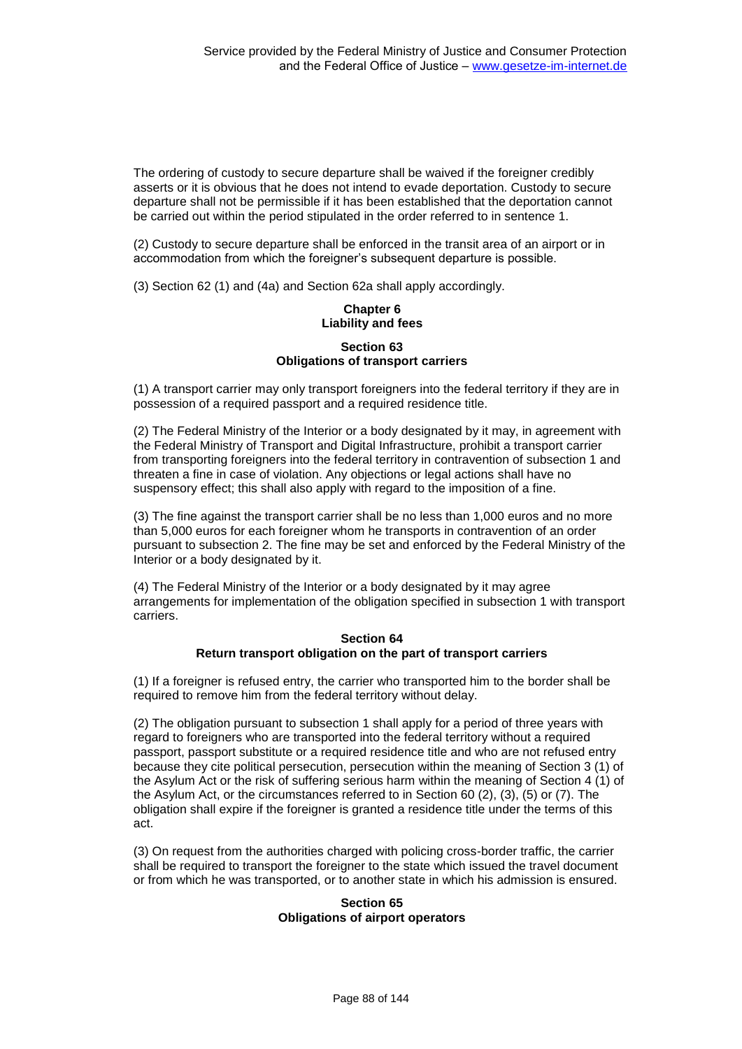The ordering of custody to secure departure shall be waived if the foreigner credibly asserts or it is obvious that he does not intend to evade deportation. Custody to secure departure shall not be permissible if it has been established that the deportation cannot be carried out within the period stipulated in the order referred to in sentence 1.

(2) Custody to secure departure shall be enforced in the transit area of an airport or in accommodation from which the foreigner's subsequent departure is possible.

(3) Section 62 (1) and (4a) and Section 62a shall apply accordingly.

## Chapter 6
## Liability and fees

### Section 63
### Obligations of transport carriers

(1) A transport carrier may only transport foreigners into the federal territory if they are in possession of a required passport and a required residence title.

(2) The Federal Ministry of the Interior or a body designated by it may, in agreement with the Federal Ministry of Transport and Digital Infrastructure, prohibit a transport carrier from transporting foreigners into the federal territory in contravention of subsection 1 and threaten a fine in case of violation. Any objections or legal actions shall have no suspensory effect; this shall also apply with regard to the imposition of a fine.

(3) The fine against the transport carrier shall be no less than 1,000 euros and no more than 5,000 euros for each foreigner whom he transports in contravention of an order pursuant to subsection 2. The fine may be set and enforced by the Federal Ministry of the Interior or a body designated by it.

(4) The Federal Ministry of the Interior or a body designated by it may agree arrangements for implementation of the obligation specified in subsection 1 with transport carriers.

### Section 64
### Return transport obligation on the part of transport carriers

(1) If a foreigner is refused entry, the carrier who transported him to the border shall be required to remove him from the federal territory without delay.

(2) The obligation pursuant to subsection 1 shall apply for a period of three years with regard to foreigners who are transported into the federal territory without a required passport, passport substitute or a required residence title and who are not refused entry because they cite political persecution, persecution within the meaning of Section 3 (1) of the Asylum Act or the risk of suffering serious harm within the meaning of Section 4 (1) of the Asylum Act, or the circumstances referred to in Section 60 (2), (3), (5) or (7). The obligation shall expire if the foreigner is granted a residence title under the terms of this act.

(3) On request from the authorities charged with policing cross-border traffic, the carrier shall be required to transport the foreigner to the state which issued the travel document or from which he was transported, or to another state in which his admission is ensured.

### Section 65
### Obligations of airport operators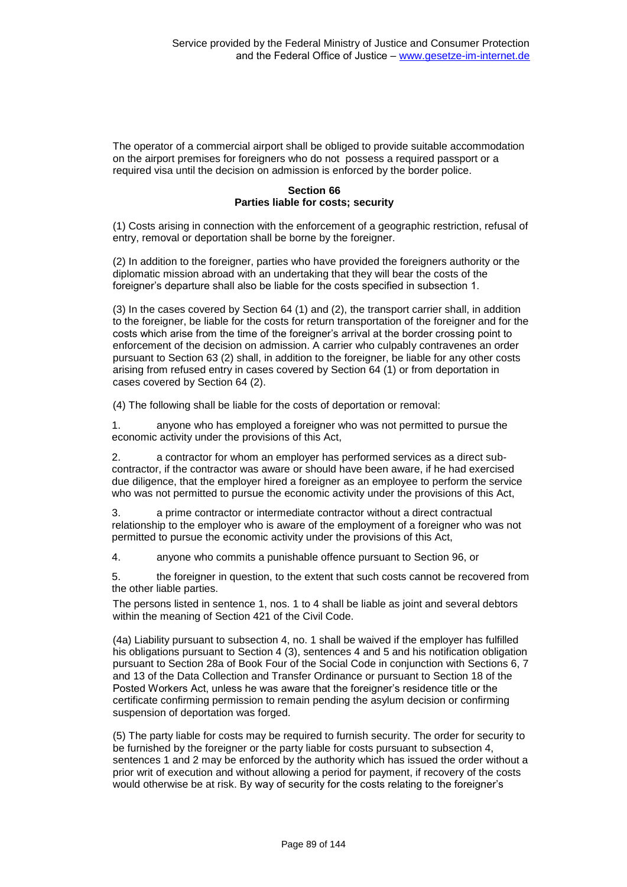The operator of a commercial airport shall be obliged to provide suitable accommodation on the airport premises for foreigners who do not possess a required passport or a required visa until the decision on admission is enforced by the border police.

**Section 66**
**Parties liable for costs; security**

(1) Costs arising in connection with the enforcement of a geographic restriction, refusal of entry, removal or deportation shall be borne by the foreigner.

(2) In addition to the foreigner, parties who have provided the foreigners authority or the diplomatic mission abroad with an undertaking that they will bear the costs of the foreigner's departure shall also be liable for the costs specified in subsection 1.

(3) In the cases covered by Section 64 (1) and (2), the transport carrier shall, in addition to the foreigner, be liable for the costs for return transportation of the foreigner and for the costs which arise from the time of the foreigner's arrival at the border crossing point to enforcement of the decision on admission. A carrier who culpably contravenes an order pursuant to Section 63 (2) shall, in addition to the foreigner, be liable for any other costs arising from refused entry in cases covered by Section 64 (1) or from deportation in cases covered by Section 64 (2).

(4) The following shall be liable for the costs of deportation or removal:

1. anyone who has employed a foreigner who was not permitted to pursue the economic activity under the provisions of this Act,

2. a contractor for whom an employer has performed services as a direct sub-contractor, if the contractor was aware or should have been aware, if he had exercised due diligence, that the employer hired a foreigner as an employee to perform the service who was not permitted to pursue the economic activity under the provisions of this Act,

3. a prime contractor or intermediate contractor without a direct contractual relationship to the employer who is aware of the employment of a foreigner who was not permitted to pursue the economic activity under the provisions of this Act,

4. anyone who commits a punishable offence pursuant to Section 96, or

5. the foreigner in question, to the extent that such costs cannot be recovered from the other liable parties.

The persons listed in sentence 1, nos. 1 to 4 shall be liable as joint and several debtors within the meaning of Section 421 of the Civil Code.

(4a) Liability pursuant to subsection 4, no. 1 shall be waived if the employer has fulfilled his obligations pursuant to Section 4 (3), sentences 4 and 5 and his notification obligation pursuant to Section 28a of Book Four of the Social Code in conjunction with Sections 6, 7 and 13 of the Data Collection and Transfer Ordinance or pursuant to Section 18 of the Posted Workers Act, unless he was aware that the foreigner's residence title or the certificate confirming permission to remain pending the asylum decision or confirming suspension of deportation was forged.

(5) The party liable for costs may be required to furnish security. The order for security to be furnished by the foreigner or the party liable for costs pursuant to subsection 4, sentences 1 and 2 may be enforced by the authority which has issued the order without a prior writ of execution and without allowing a period for payment, if recovery of the costs would otherwise be at risk. By way of security for the costs relating to the foreigner's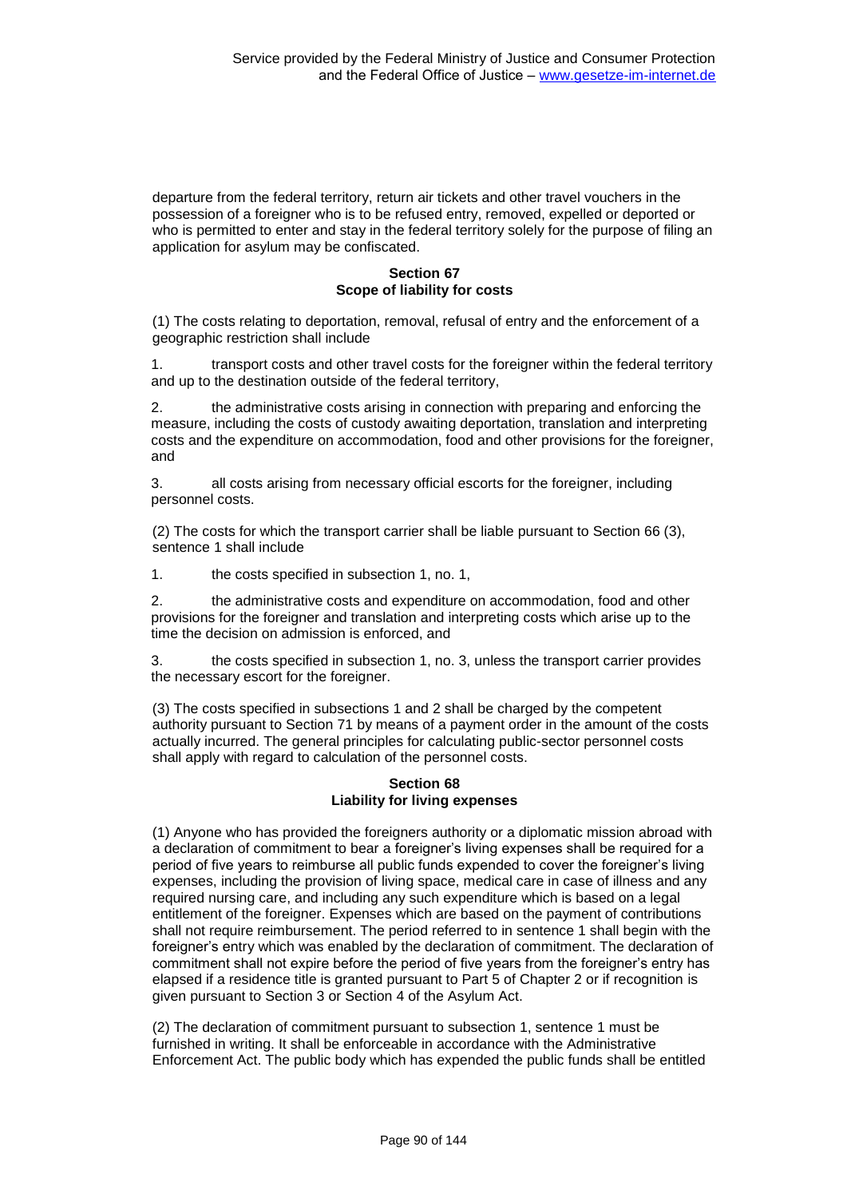departure from the federal territory, return air tickets and other travel vouchers in the possession of a foreigner who is to be refused entry, removed, expelled or deported or who is permitted to enter and stay in the federal territory solely for the purpose of filing an application for asylum may be confiscated.

### Section 67
### Scope of liability for costs

(1) The costs relating to deportation, removal, refusal of entry and the enforcement of a geographic restriction shall include

1. transport costs and other travel costs for the foreigner within the federal territory and up to the destination outside of the federal territory,

2. the administrative costs arising in connection with preparing and enforcing the measure, including the costs of custody awaiting deportation, translation and interpreting costs and the expenditure on accommodation, food and other provisions for the foreigner, and

3. all costs arising from necessary official escorts for the foreigner, including personnel costs.

(2) The costs for which the transport carrier shall be liable pursuant to Section 66 (3), sentence 1 shall include

1. the costs specified in subsection 1, no. 1,

2. the administrative costs and expenditure on accommodation, food and other provisions for the foreigner and translation and interpreting costs which arise up to the time the decision on admission is enforced, and

3. the costs specified in subsection 1, no. 3, unless the transport carrier provides the necessary escort for the foreigner.

(3) The costs specified in subsections 1 and 2 shall be charged by the competent authority pursuant to Section 71 by means of a payment order in the amount of the costs actually incurred. The general principles for calculating public-sector personnel costs shall apply with regard to calculation of the personnel costs.

### Section 68
### Liability for living expenses

(1) Anyone who has provided the foreigners authority or a diplomatic mission abroad with a declaration of commitment to bear a foreigner's living expenses shall be required for a period of five years to reimburse all public funds expended to cover the foreigner's living expenses, including the provision of living space, medical care in case of illness and any required nursing care, and including any such expenditure which is based on a legal entitlement of the foreigner. Expenses which are based on the payment of contributions shall not require reimbursement. The period referred to in sentence 1 shall begin with the foreigner's entry which was enabled by the declaration of commitment. The declaration of commitment shall not expire before the period of five years from the foreigner's entry has elapsed if a residence title is granted pursuant to Part 5 of Chapter 2 or if recognition is given pursuant to Section 3 or Section 4 of the Asylum Act.

(2) The declaration of commitment pursuant to subsection 1, sentence 1 must be furnished in writing. It shall be enforceable in accordance with the Administrative Enforcement Act. The public body which has expended the public funds shall be entitled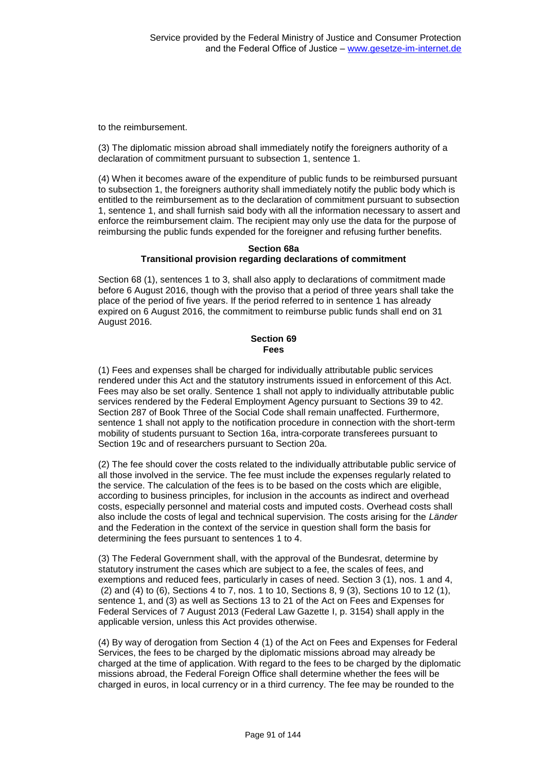to the reimbursement.

(3) The diplomatic mission abroad shall immediately notify the foreigners authority of a declaration of commitment pursuant to subsection 1, sentence 1.

(4) When it becomes aware of the expenditure of public funds to be reimbursed pursuant to subsection 1, the foreigners authority shall immediately notify the public body which is entitled to the reimbursement as to the declaration of commitment pursuant to subsection 1, sentence 1, and shall furnish said body with all the information necessary to assert and enforce the reimbursement claim. The recipient may only use the data for the purpose of reimbursing the public funds expended for the foreigner and refusing further benefits.

**Section 68a**
**Transitional provision regarding declarations of commitment**

Section 68 (1), sentences 1 to 3, shall also apply to declarations of commitment made before 6 August 2016, though with the proviso that a period of three years shall take the place of the period of five years. If the period referred to in sentence 1 has already expired on 6 August 2016, the commitment to reimburse public funds shall end on 31 August 2016.

**Section 69**
**Fees**

(1) Fees and expenses shall be charged for individually attributable public services rendered under this Act and the statutory instruments issued in enforcement of this Act. Fees may also be set orally. Sentence 1 shall not apply to individually attributable public services rendered by the Federal Employment Agency pursuant to Sections 39 to 42. Section 287 of Book Three of the Social Code shall remain unaffected. Furthermore, sentence 1 shall not apply to the notification procedure in connection with the short-term mobility of students pursuant to Section 16a, intra-corporate transferees pursuant to Section 19c and of researchers pursuant to Section 20a.

(2) The fee should cover the costs related to the individually attributable public service of all those involved in the service. The fee must include the expenses regularly related to the service. The calculation of the fees is to be based on the costs which are eligible, according to business principles, for inclusion in the accounts as indirect and overhead costs, especially personnel and material costs and imputed costs. Overhead costs shall also include the costs of legal and technical supervision. The costs arising for the *Länder* and the Federation in the context of the service in question shall form the basis for determining the fees pursuant to sentences 1 to 4.

(3) The Federal Government shall, with the approval of the Bundesrat, determine by statutory instrument the cases which are subject to a fee, the scales of fees, and exemptions and reduced fees, particularly in cases of need. Section 3 (1), nos. 1 and 4, (2) and (4) to (6), Sections 4 to 7, nos. 1 to 10, Sections 8, 9 (3), Sections 10 to 12 (1), sentence 1, and (3) as well as Sections 13 to 21 of the Act on Fees and Expenses for Federal Services of 7 August 2013 (Federal Law Gazette I, p. 3154) shall apply in the applicable version, unless this Act provides otherwise.

(4) By way of derogation from Section 4 (1) of the Act on Fees and Expenses for Federal Services, the fees to be charged by the diplomatic missions abroad may already be charged at the time of application. With regard to the fees to be charged by the diplomatic missions abroad, the Federal Foreign Office shall determine whether the fees will be charged in euros, in local currency or in a third currency. The fee may be rounded to the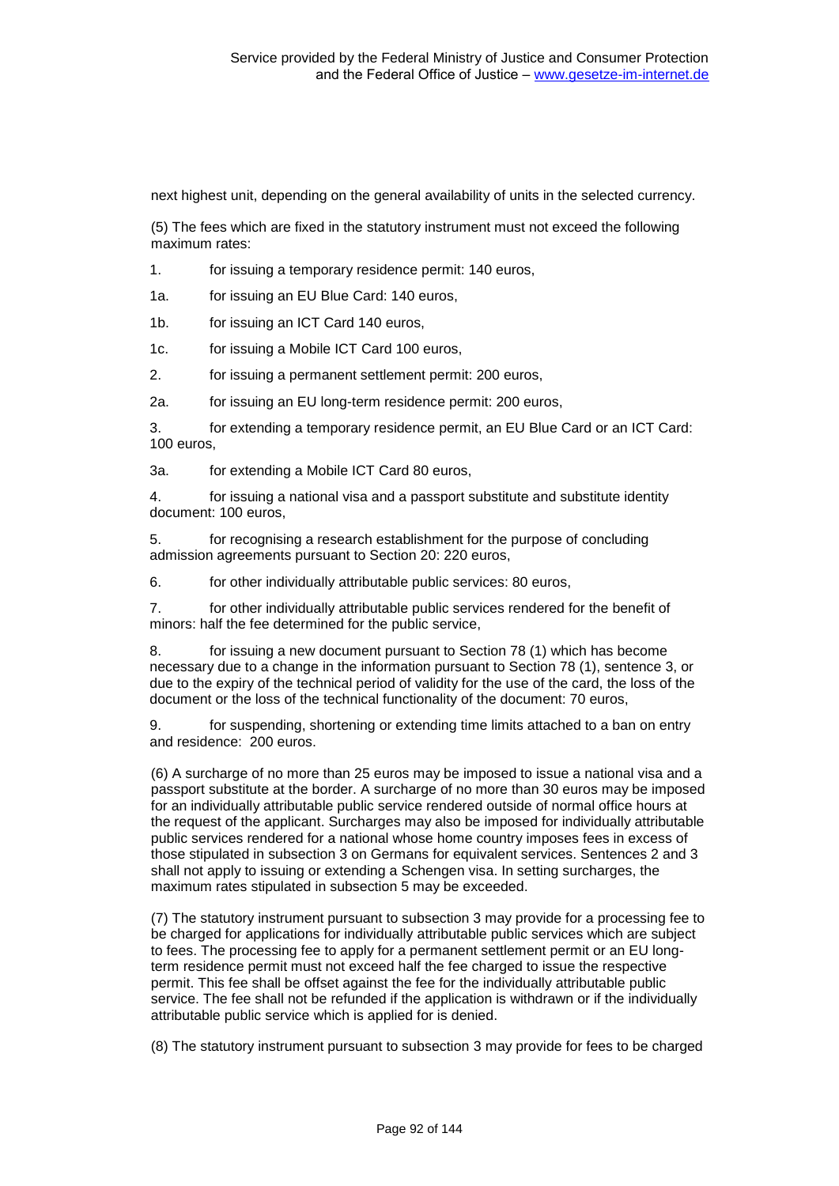next highest unit, depending on the general availability of units in the selected currency.

(5) The fees which are fixed in the statutory instrument must not exceed the following maximum rates:

1. for issuing a temporary residence permit: 140 euros,

1a. for issuing an EU Blue Card: 140 euros,

1b. for issuing an ICT Card 140 euros,

1c. for issuing a Mobile ICT Card 100 euros,

2. for issuing a permanent settlement permit: 200 euros,

2a. for issuing an EU long-term residence permit: 200 euros,

3. for extending a temporary residence permit, an EU Blue Card or an ICT Card: 100 euros,

3a. for extending a Mobile ICT Card 80 euros,

4. for issuing a national visa and a passport substitute and substitute identity document: 100 euros,

5. for recognising a research establishment for the purpose of concluding admission agreements pursuant to Section 20: 220 euros,

6. for other individually attributable public services: 80 euros,

7. for other individually attributable public services rendered for the benefit of minors: half the fee determined for the public service,

8. for issuing a new document pursuant to Section 78 (1) which has become necessary due to a change in the information pursuant to Section 78 (1), sentence 3, or due to the expiry of the technical period of validity for the use of the card, the loss of the document or the loss of the technical functionality of the document: 70 euros,

9. for suspending, shortening or extending time limits attached to a ban on entry and residence: 200 euros.

(6) A surcharge of no more than 25 euros may be imposed to issue a national visa and a passport substitute at the border. A surcharge of no more than 30 euros may be imposed for an individually attributable public service rendered outside of normal office hours at the request of the applicant. Surcharges may also be imposed for individually attributable public services rendered for a national whose home country imposes fees in excess of those stipulated in subsection 3 on Germans for equivalent services. Sentences 2 and 3 shall not apply to issuing or extending a Schengen visa. In setting surcharges, the maximum rates stipulated in subsection 5 may be exceeded.

(7) The statutory instrument pursuant to subsection 3 may provide for a processing fee to be charged for applications for individually attributable public services which are subject to fees. The processing fee to apply for a permanent settlement permit or an EU long-term residence permit must not exceed half the fee charged to issue the respective permit. This fee shall be offset against the fee for the individually attributable public service. The fee shall not be refunded if the application is withdrawn or if the individually attributable public service which is applied for is denied.

(8) The statutory instrument pursuant to subsection 3 may provide for fees to be charged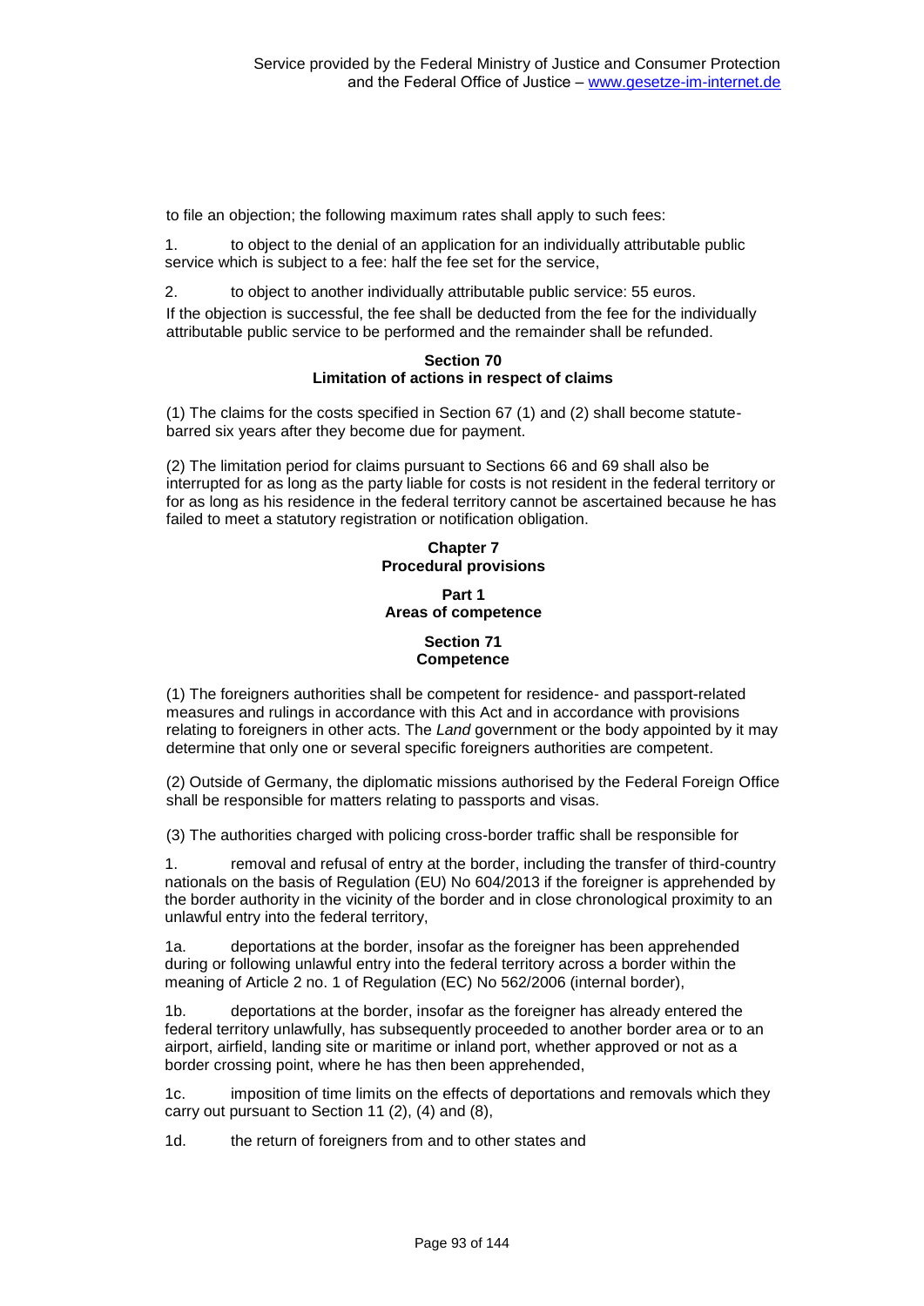to file an objection; the following maximum rates shall apply to such fees:

1. to object to the denial of an application for an individually attributable public service which is subject to a fee: half the fee set for the service,

2. to object to another individually attributable public service: 55 euros.

If the objection is successful, the fee shall be deducted from the fee for the individually attributable public service to be performed and the remainder shall be refunded.

#### Section 70
#### Limitation of actions in respect of claims

(1) The claims for the costs specified in Section 67 (1) and (2) shall become statute-barred six years after they become due for payment.

(2) The limitation period for claims pursuant to Sections 66 and 69 shall also be interrupted for as long as the party liable for costs is not resident in the federal territory or for as long as his residence in the federal territory cannot be ascertained because he has failed to meet a statutory registration or notification obligation.

## Chapter 7
## Procedural provisions

### Part 1
### Areas of competence

#### Section 71
#### Competence

(1) The foreigners authorities shall be competent for residence- and passport-related measures and rulings in accordance with this Act and in accordance with provisions relating to foreigners in other acts. The *Land* government or the body appointed by it may determine that only one or several specific foreigners authorities are competent.

(2) Outside of Germany, the diplomatic missions authorised by the Federal Foreign Office shall be responsible for matters relating to passports and visas.

(3) The authorities charged with policing cross-border traffic shall be responsible for

1. removal and refusal of entry at the border, including the transfer of third-country nationals on the basis of Regulation (EU) No 604/2013 if the foreigner is apprehended by the border authority in the vicinity of the border and in close chronological proximity to an unlawful entry into the federal territory,

1a. deportations at the border, insofar as the foreigner has been apprehended during or following unlawful entry into the federal territory across a border within the meaning of Article 2 no. 1 of Regulation (EC) No 562/2006 (internal border),

1b. deportations at the border, insofar as the foreigner has already entered the federal territory unlawfully, has subsequently proceeded to another border area or to an airport, airfield, landing site or maritime or inland port, whether approved or not as a border crossing point, where he has then been apprehended,

1c. imposition of time limits on the effects of deportations and removals which they carry out pursuant to Section 11 (2), (4) and (8),

1d. the return of foreigners from and to other states and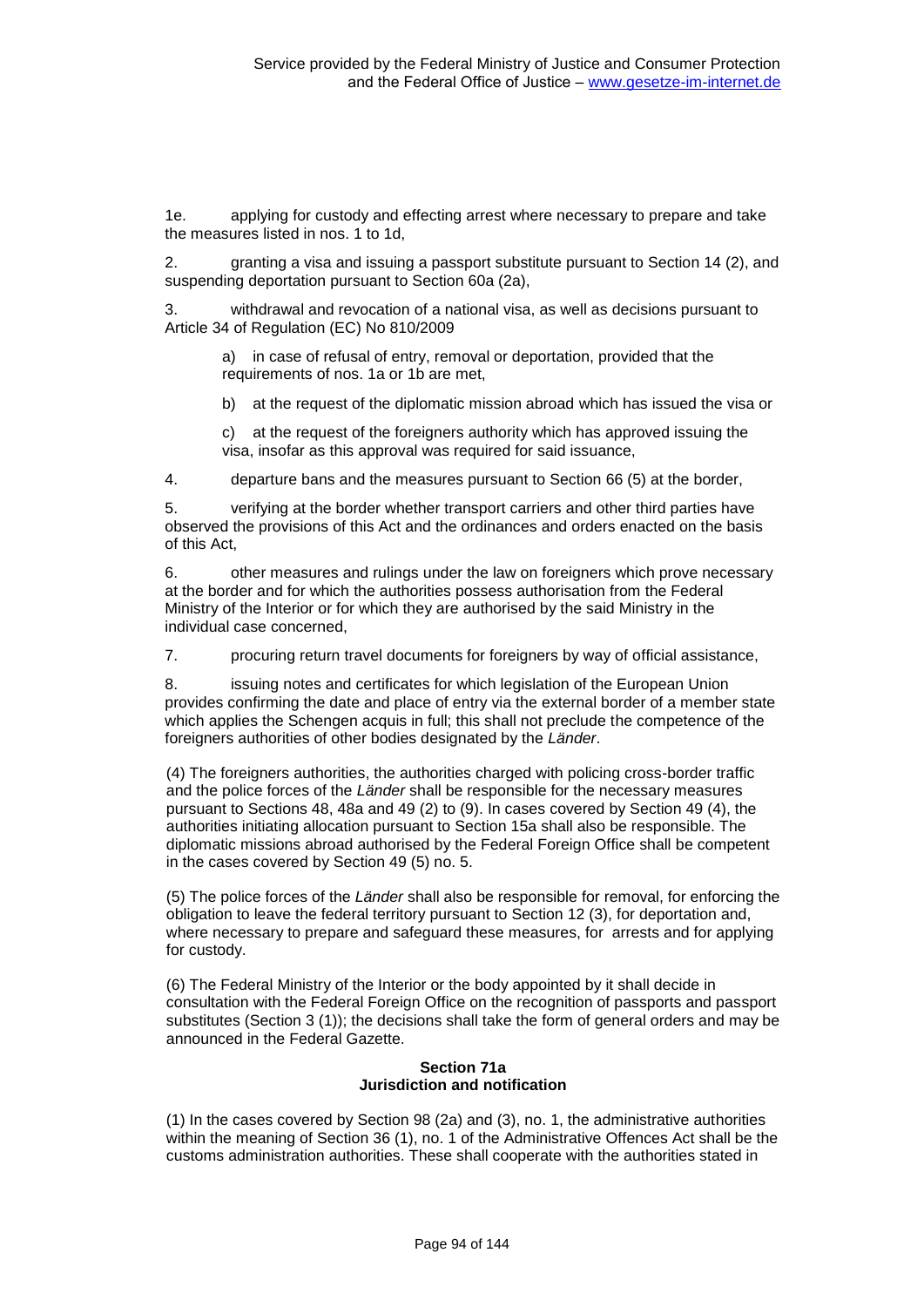1e. applying for custody and effecting arrest where necessary to prepare and take the measures listed in nos. 1 to 1d,

2. granting a visa and issuing a passport substitute pursuant to Section 14 (2), and suspending deportation pursuant to Section 60a (2a),

3. withdrawal and revocation of a national visa, as well as decisions pursuant to Article 34 of Regulation (EC) No 810/2009

   a) in case of refusal of entry, removal or deportation, provided that the requirements of nos. 1a or 1b are met,

   b) at the request of the diplomatic mission abroad which has issued the visa or

   c) at the request of the foreigners authority which has approved issuing the visa, insofar as this approval was required for said issuance,

4. departure bans and the measures pursuant to Section 66 (5) at the border,

5. verifying at the border whether transport carriers and other third parties have observed the provisions of this Act and the ordinances and orders enacted on the basis of this Act,

6. other measures and rulings under the law on foreigners which prove necessary at the border and for which the authorities possess authorisation from the Federal Ministry of the Interior or for which they are authorised by the said Ministry in the individual case concerned,

7. procuring return travel documents for foreigners by way of official assistance,

8. issuing notes and certificates for which legislation of the European Union provides confirming the date and place of entry via the external border of a member state which applies the Schengen acquis in full; this shall not preclude the competence of the foreigners authorities of other bodies designated by the *Länder*.

(4) The foreigners authorities, the authorities charged with policing cross-border traffic and the police forces of the *Länder* shall be responsible for the necessary measures pursuant to Sections 48, 48a and 49 (2) to (9). In cases covered by Section 49 (4), the authorities initiating allocation pursuant to Section 15a shall also be responsible. The diplomatic missions abroad authorised by the Federal Foreign Office shall be competent in the cases covered by Section 49 (5) no. 5.

(5) The police forces of the *Länder* shall also be responsible for removal, for enforcing the obligation to leave the federal territory pursuant to Section 12 (3), for deportation and, where necessary to prepare and safeguard these measures, for arrests and for applying for custody.

(6) The Federal Ministry of the Interior or the body appointed by it shall decide in consultation with the Federal Foreign Office on the recognition of passports and passport substitutes (Section 3 (1)); the decisions shall take the form of general orders and may be announced in the Federal Gazette.

**Section 71a**
**Jurisdiction and notification**

(1) In the cases covered by Section 98 (2a) and (3), no. 1, the administrative authorities within the meaning of Section 36 (1), no. 1 of the Administrative Offences Act shall be the customs administration authorities. These shall cooperate with the authorities stated in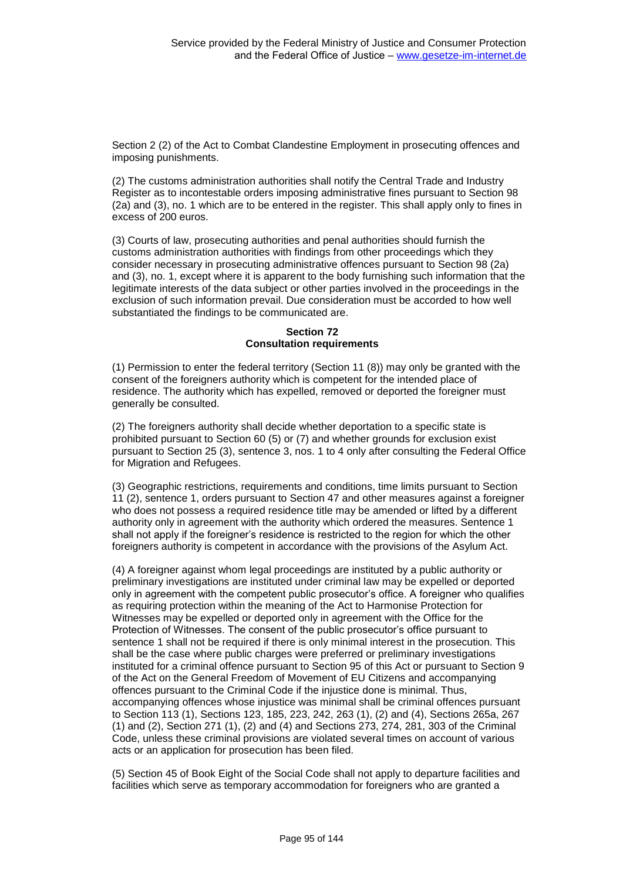Section 2 (2) of the Act to Combat Clandestine Employment in prosecuting offences and imposing punishments.

(2) The customs administration authorities shall notify the Central Trade and Industry Register as to incontestable orders imposing administrative fines pursuant to Section 98 (2a) and (3), no. 1 which are to be entered in the register. This shall apply only to fines in excess of 200 euros.

(3) Courts of law, prosecuting authorities and penal authorities should furnish the customs administration authorities with findings from other proceedings which they consider necessary in prosecuting administrative offences pursuant to Section 98 (2a) and (3), no. 1, except where it is apparent to the body furnishing such information that the legitimate interests of the data subject or other parties involved in the proceedings in the exclusion of such information prevail. Due consideration must be accorded to how well substantiated the findings to be communicated are.

### Section 72
### Consultation requirements

(1) Permission to enter the federal territory (Section 11 (8)) may only be granted with the consent of the foreigners authority which is competent for the intended place of residence. The authority which has expelled, removed or deported the foreigner must generally be consulted.

(2) The foreigners authority shall decide whether deportation to a specific state is prohibited pursuant to Section 60 (5) or (7) and whether grounds for exclusion exist pursuant to Section 25 (3), sentence 3, nos. 1 to 4 only after consulting the Federal Office for Migration and Refugees.

(3) Geographic restrictions, requirements and conditions, time limits pursuant to Section 11 (2), sentence 1, orders pursuant to Section 47 and other measures against a foreigner who does not possess a required residence title may be amended or lifted by a different authority only in agreement with the authority which ordered the measures. Sentence 1 shall not apply if the foreigner's residence is restricted to the region for which the other foreigners authority is competent in accordance with the provisions of the Asylum Act.

(4) A foreigner against whom legal proceedings are instituted by a public authority or preliminary investigations are instituted under criminal law may be expelled or deported only in agreement with the competent public prosecutor's office. A foreigner who qualifies as requiring protection within the meaning of the Act to Harmonise Protection for Witnesses may be expelled or deported only in agreement with the Office for the Protection of Witnesses. The consent of the public prosecutor's office pursuant to sentence 1 shall not be required if there is only minimal interest in the prosecution. This shall be the case where public charges were preferred or preliminary investigations instituted for a criminal offence pursuant to Section 95 of this Act or pursuant to Section 9 of the Act on the General Freedom of Movement of EU Citizens and accompanying offences pursuant to the Criminal Code if the injustice done is minimal. Thus, accompanying offences whose injustice was minimal shall be criminal offences pursuant to Section 113 (1), Sections 123, 185, 223, 242, 263 (1), (2) and (4), Sections 265a, 267 (1) and (2), Section 271 (1), (2) and (4) and Sections 273, 274, 281, 303 of the Criminal Code, unless these criminal provisions are violated several times on account of various acts or an application for prosecution has been filed.

(5) Section 45 of Book Eight of the Social Code shall not apply to departure facilities and facilities which serve as temporary accommodation for foreigners who are granted a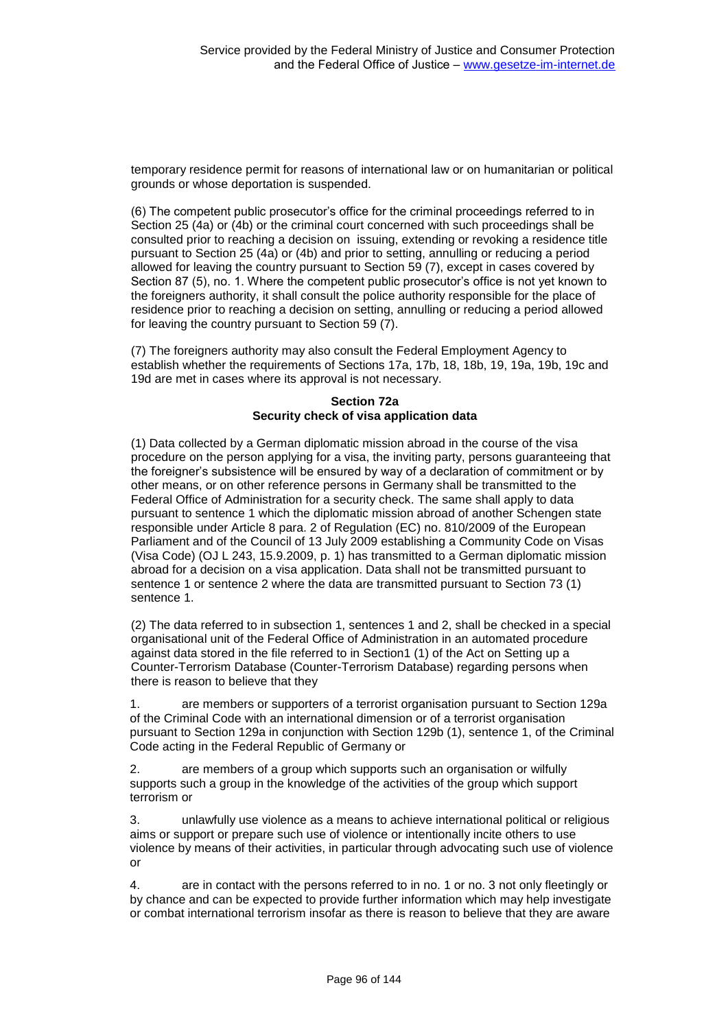temporary residence permit for reasons of international law or on humanitarian or political grounds or whose deportation is suspended.

(6) The competent public prosecutor's office for the criminal proceedings referred to in Section 25 (4a) or (4b) or the criminal court concerned with such proceedings shall be consulted prior to reaching a decision on issuing, extending or revoking a residence title pursuant to Section 25 (4a) or (4b) and prior to setting, annulling or reducing a period allowed for leaving the country pursuant to Section 59 (7), except in cases covered by Section 87 (5), no. 1. Where the competent public prosecutor's office is not yet known to the foreigners authority, it shall consult the police authority responsible for the place of residence prior to reaching a decision on setting, annulling or reducing a period allowed for leaving the country pursuant to Section 59 (7).

(7) The foreigners authority may also consult the Federal Employment Agency to establish whether the requirements of Sections 17a, 17b, 18, 18b, 19, 19a, 19b, 19c and 19d are met in cases where its approval is not necessary.

**Section 72a**
**Security check of visa application data**

(1) Data collected by a German diplomatic mission abroad in the course of the visa procedure on the person applying for a visa, the inviting party, persons guaranteeing that the foreigner's subsistence will be ensured by way of a declaration of commitment or by other means, or on other reference persons in Germany shall be transmitted to the Federal Office of Administration for a security check. The same shall apply to data pursuant to sentence 1 which the diplomatic mission abroad of another Schengen state responsible under Article 8 para. 2 of Regulation (EC) no. 810/2009 of the European Parliament and of the Council of 13 July 2009 establishing a Community Code on Visas (Visa Code) (OJ L 243, 15.9.2009, p. 1) has transmitted to a German diplomatic mission abroad for a decision on a visa application. Data shall not be transmitted pursuant to sentence 1 or sentence 2 where the data are transmitted pursuant to Section 73 (1) sentence 1.

(2) The data referred to in subsection 1, sentences 1 and 2, shall be checked in a special organisational unit of the Federal Office of Administration in an automated procedure against data stored in the file referred to in Section1 (1) of the Act on Setting up a Counter-Terrorism Database (Counter-Terrorism Database) regarding persons when there is reason to believe that they

1. are members or supporters of a terrorist organisation pursuant to Section 129a of the Criminal Code with an international dimension or of a terrorist organisation pursuant to Section 129a in conjunction with Section 129b (1), sentence 1, of the Criminal Code acting in the Federal Republic of Germany or

2. are members of a group which supports such an organisation or wilfully supports such a group in the knowledge of the activities of the group which support terrorism or

3. unlawfully use violence as a means to achieve international political or religious aims or support or prepare such use of violence or intentionally incite others to use violence by means of their activities, in particular through advocating such use of violence or

4. are in contact with the persons referred to in no. 1 or no. 3 not only fleetingly or by chance and can be expected to provide further information which may help investigate or combat international terrorism insofar as there is reason to believe that they are aware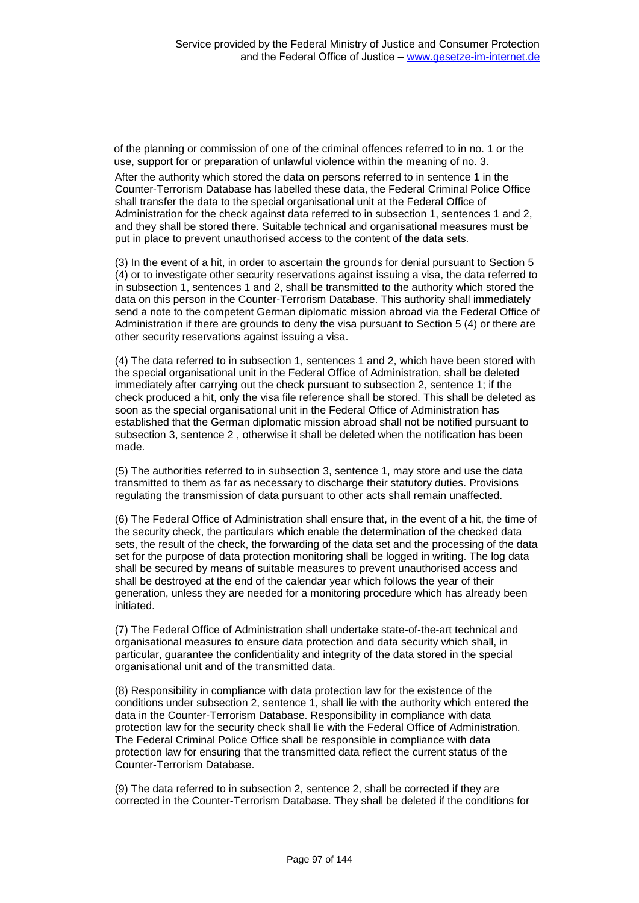of the planning or commission of one of the criminal offences referred to in no. 1 or the use, support for or preparation of unlawful violence within the meaning of no. 3.

After the authority which stored the data on persons referred to in sentence 1 in the Counter-Terrorism Database has labelled these data, the Federal Criminal Police Office shall transfer the data to the special organisational unit at the Federal Office of Administration for the check against data referred to in subsection 1, sentences 1 and 2, and they shall be stored there. Suitable technical and organisational measures must be put in place to prevent unauthorised access to the content of the data sets.

(3) In the event of a hit, in order to ascertain the grounds for denial pursuant to Section 5 (4) or to investigate other security reservations against issuing a visa, the data referred to in subsection 1, sentences 1 and 2, shall be transmitted to the authority which stored the data on this person in the Counter-Terrorism Database. This authority shall immediately send a note to the competent German diplomatic mission abroad via the Federal Office of Administration if there are grounds to deny the visa pursuant to Section 5 (4) or there are other security reservations against issuing a visa.

(4) The data referred to in subsection 1, sentences 1 and 2, which have been stored with the special organisational unit in the Federal Office of Administration, shall be deleted immediately after carrying out the check pursuant to subsection 2, sentence 1; if the check produced a hit, only the visa file reference shall be stored. This shall be deleted as soon as the special organisational unit in the Federal Office of Administration has established that the German diplomatic mission abroad shall not be notified pursuant to subsection 3, sentence 2 , otherwise it shall be deleted when the notification has been made.

(5) The authorities referred to in subsection 3, sentence 1, may store and use the data transmitted to them as far as necessary to discharge their statutory duties. Provisions regulating the transmission of data pursuant to other acts shall remain unaffected.

(6) The Federal Office of Administration shall ensure that, in the event of a hit, the time of the security check, the particulars which enable the determination of the checked data sets, the result of the check, the forwarding of the data set and the processing of the data set for the purpose of data protection monitoring shall be logged in writing. The log data shall be secured by means of suitable measures to prevent unauthorised access and shall be destroyed at the end of the calendar year which follows the year of their generation, unless they are needed for a monitoring procedure which has already been initiated.

(7) The Federal Office of Administration shall undertake state-of-the-art technical and organisational measures to ensure data protection and data security which shall, in particular, guarantee the confidentiality and integrity of the data stored in the special organisational unit and of the transmitted data.

(8) Responsibility in compliance with data protection law for the existence of the conditions under subsection 2, sentence 1, shall lie with the authority which entered the data in the Counter-Terrorism Database. Responsibility in compliance with data protection law for the security check shall lie with the Federal Office of Administration. The Federal Criminal Police Office shall be responsible in compliance with data protection law for ensuring that the transmitted data reflect the current status of the Counter-Terrorism Database.

(9) The data referred to in subsection 2, sentence 2, shall be corrected if they are corrected in the Counter-Terrorism Database. They shall be deleted if the conditions for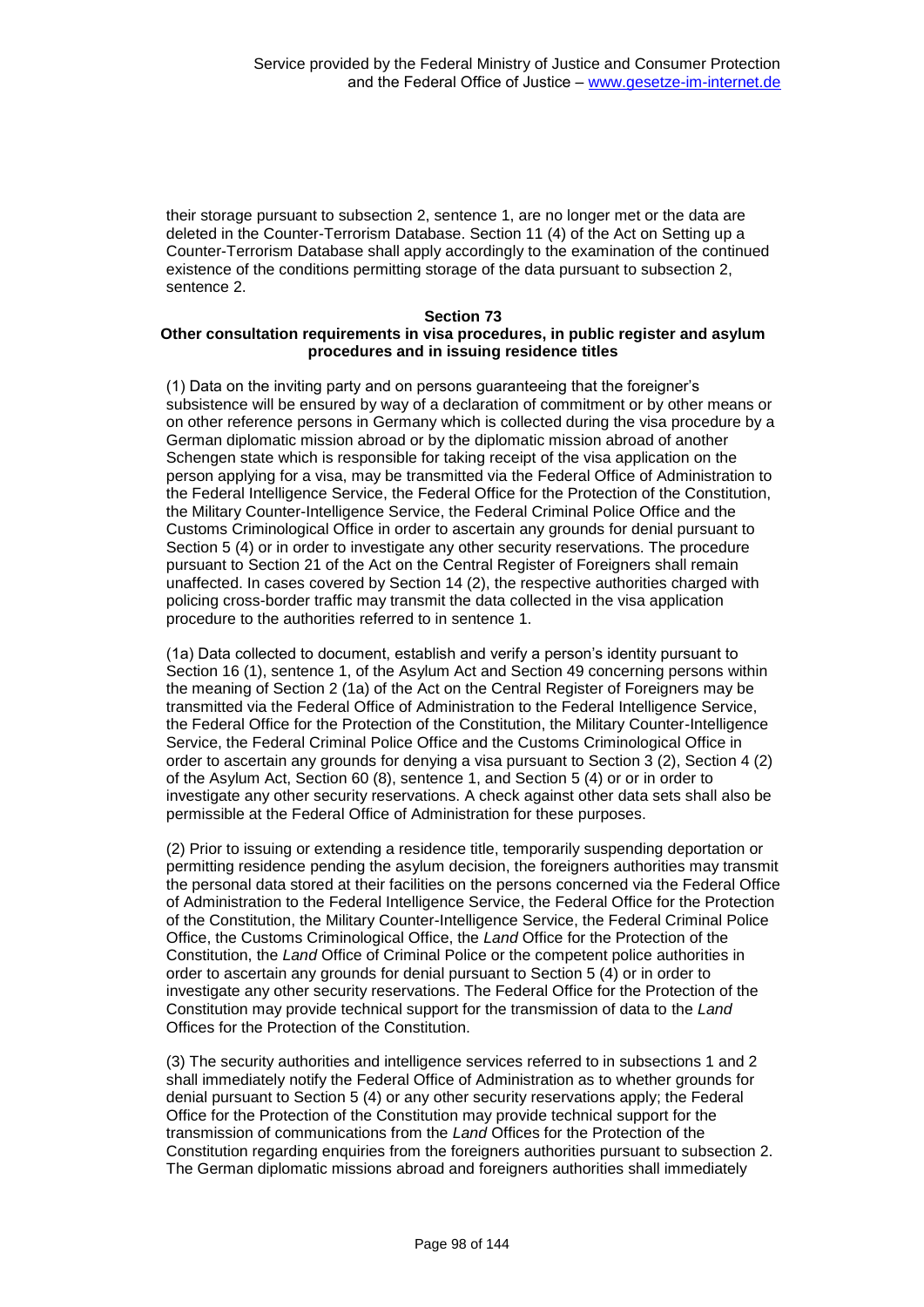their storage pursuant to subsection 2, sentence 1, are no longer met or the data are deleted in the Counter-Terrorism Database. Section 11 (4) of the Act on Setting up a Counter-Terrorism Database shall apply accordingly to the examination of the continued existence of the conditions permitting storage of the data pursuant to subsection 2, sentence 2.

**Section 73**
**Other consultation requirements in visa procedures, in public register and asylum procedures and in issuing residence titles**

(1) Data on the inviting party and on persons guaranteeing that the foreigner's subsistence will be ensured by way of a declaration of commitment or by other means or on other reference persons in Germany which is collected during the visa procedure by a German diplomatic mission abroad or by the diplomatic mission abroad of another Schengen state which is responsible for taking receipt of the visa application on the person applying for a visa, may be transmitted via the Federal Office of Administration to the Federal Intelligence Service, the Federal Office for the Protection of the Constitution, the Military Counter-Intelligence Service, the Federal Criminal Police Office and the Customs Criminological Office in order to ascertain any grounds for denial pursuant to Section 5 (4) or in order to investigate any other security reservations. The procedure pursuant to Section 21 of the Act on the Central Register of Foreigners shall remain unaffected. In cases covered by Section 14 (2), the respective authorities charged with policing cross-border traffic may transmit the data collected in the visa application procedure to the authorities referred to in sentence 1.

(1a) Data collected to document, establish and verify a person's identity pursuant to Section 16 (1), sentence 1, of the Asylum Act and Section 49 concerning persons within the meaning of Section 2 (1a) of the Act on the Central Register of Foreigners may be transmitted via the Federal Office of Administration to the Federal Intelligence Service, the Federal Office for the Protection of the Constitution, the Military Counter-Intelligence Service, the Federal Criminal Police Office and the Customs Criminological Office in order to ascertain any grounds for denying a visa pursuant to Section 3 (2), Section 4 (2) of the Asylum Act, Section 60 (8), sentence 1, and Section 5 (4) or or in order to investigate any other security reservations. A check against other data sets shall also be permissible at the Federal Office of Administration for these purposes.

(2) Prior to issuing or extending a residence title, temporarily suspending deportation or permitting residence pending the asylum decision, the foreigners authorities may transmit the personal data stored at their facilities on the persons concerned via the Federal Office of Administration to the Federal Intelligence Service, the Federal Office for the Protection of the Constitution, the Military Counter-Intelligence Service, the Federal Criminal Police Office, the Customs Criminological Office, the *Land* Office for the Protection of the Constitution, the *Land* Office of Criminal Police or the competent police authorities in order to ascertain any grounds for denial pursuant to Section 5 (4) or in order to investigate any other security reservations. The Federal Office for the Protection of the Constitution may provide technical support for the transmission of data to the *Land* Offices for the Protection of the Constitution.

(3) The security authorities and intelligence services referred to in subsections 1 and 2 shall immediately notify the Federal Office of Administration as to whether grounds for denial pursuant to Section 5 (4) or any other security reservations apply; the Federal Office for the Protection of the Constitution may provide technical support for the transmission of communications from the *Land* Offices for the Protection of the Constitution regarding enquiries from the foreigners authorities pursuant to subsection 2. The German diplomatic missions abroad and foreigners authorities shall immediately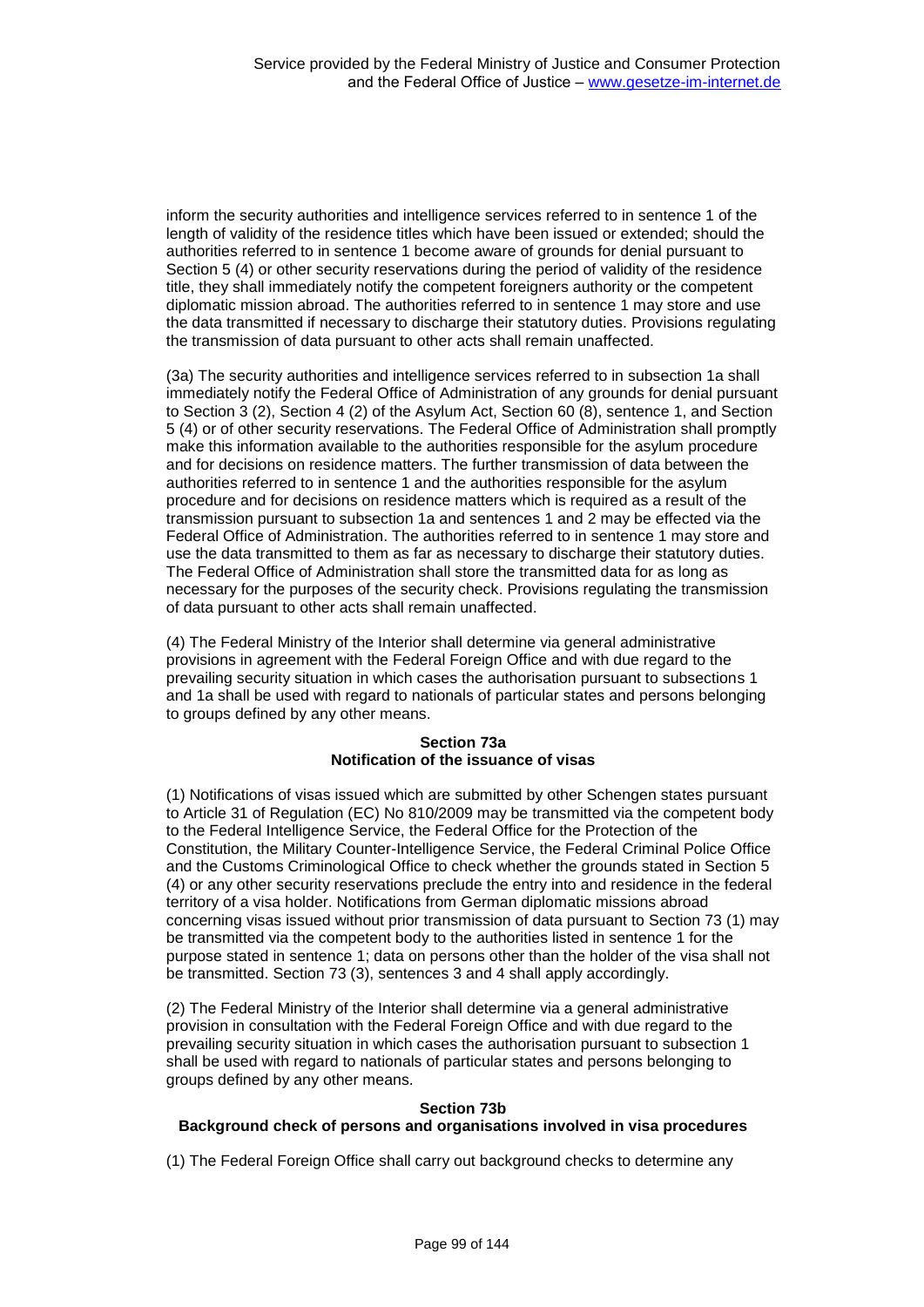inform the security authorities and intelligence services referred to in sentence 1 of the length of validity of the residence titles which have been issued or extended; should the authorities referred to in sentence 1 become aware of grounds for denial pursuant to Section 5 (4) or other security reservations during the period of validity of the residence title, they shall immediately notify the competent foreigners authority or the competent diplomatic mission abroad. The authorities referred to in sentence 1 may store and use the data transmitted if necessary to discharge their statutory duties. Provisions regulating the transmission of data pursuant to other acts shall remain unaffected.

(3a) The security authorities and intelligence services referred to in subsection 1a shall immediately notify the Federal Office of Administration of any grounds for denial pursuant to Section 3 (2), Section 4 (2) of the Asylum Act, Section 60 (8), sentence 1, and Section 5 (4) or of other security reservations. The Federal Office of Administration shall promptly make this information available to the authorities responsible for the asylum procedure and for decisions on residence matters. The further transmission of data between the authorities referred to in sentence 1 and the authorities responsible for the asylum procedure and for decisions on residence matters which is required as a result of the transmission pursuant to subsection 1a and sentences 1 and 2 may be effected via the Federal Office of Administration. The authorities referred to in sentence 1 may store and use the data transmitted to them as far as necessary to discharge their statutory duties. The Federal Office of Administration shall store the transmitted data for as long as necessary for the purposes of the security check. Provisions regulating the transmission of data pursuant to other acts shall remain unaffected.

(4) The Federal Ministry of the Interior shall determine via general administrative provisions in agreement with the Federal Foreign Office and with due regard to the prevailing security situation in which cases the authorisation pursuant to subsections 1 and 1a shall be used with regard to nationals of particular states and persons belonging to groups defined by any other means.

**Section 73a**
**Notification of the issuance of visas**

(1) Notifications of visas issued which are submitted by other Schengen states pursuant to Article 31 of Regulation (EC) No 810/2009 may be transmitted via the competent body to the Federal Intelligence Service, the Federal Office for the Protection of the Constitution, the Military Counter-Intelligence Service, the Federal Criminal Police Office and the Customs Criminological Office to check whether the grounds stated in Section 5 (4) or any other security reservations preclude the entry into and residence in the federal territory of a visa holder. Notifications from German diplomatic missions abroad concerning visas issued without prior transmission of data pursuant to Section 73 (1) may be transmitted via the competent body to the authorities listed in sentence 1 for the purpose stated in sentence 1; data on persons other than the holder of the visa shall not be transmitted. Section 73 (3), sentences 3 and 4 shall apply accordingly.

(2) The Federal Ministry of the Interior shall determine via a general administrative provision in consultation with the Federal Foreign Office and with due regard to the prevailing security situation in which cases the authorisation pursuant to subsection 1 shall be used with regard to nationals of particular states and persons belonging to groups defined by any other means.

**Section 73b**
**Background check of persons and organisations involved in visa procedures**

(1) The Federal Foreign Office shall carry out background checks to determine any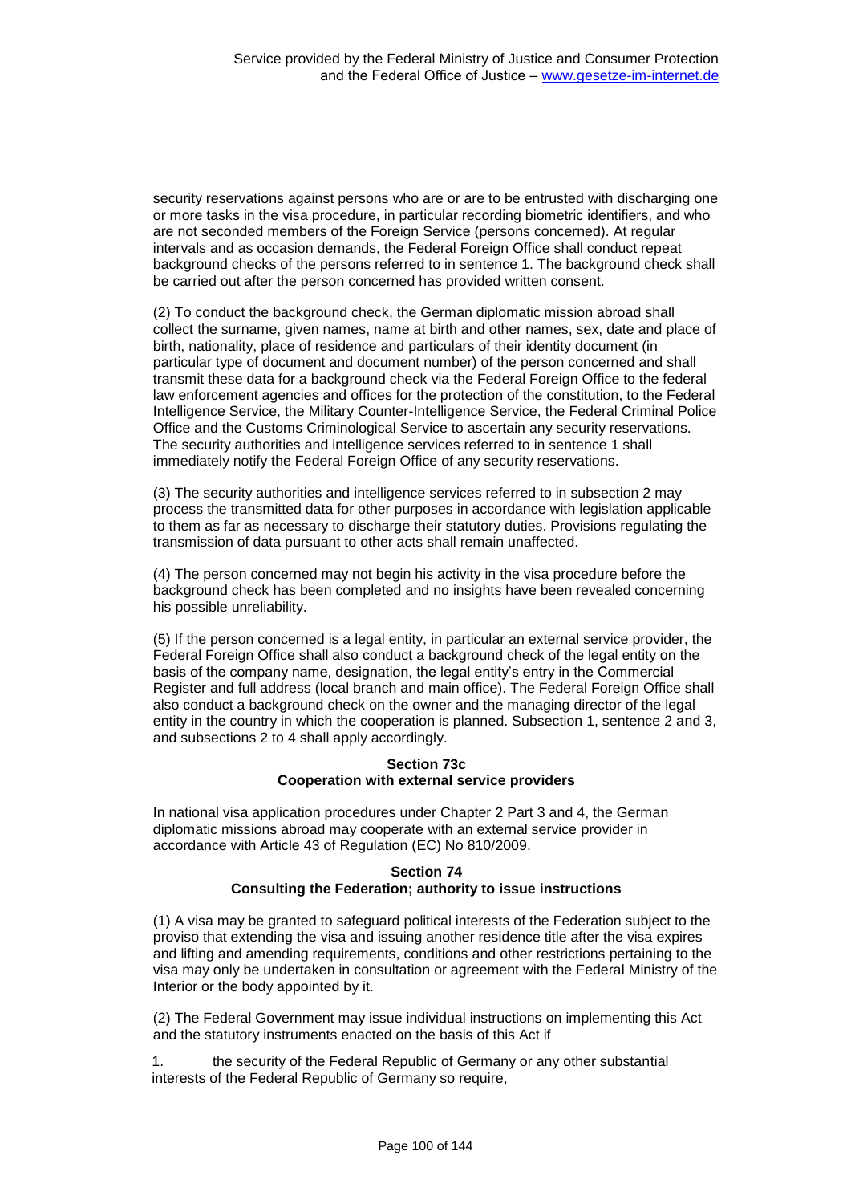security reservations against persons who are or are to be entrusted with discharging one or more tasks in the visa procedure, in particular recording biometric identifiers, and who are not seconded members of the Foreign Service (persons concerned). At regular intervals and as occasion demands, the Federal Foreign Office shall conduct repeat background checks of the persons referred to in sentence 1. The background check shall be carried out after the person concerned has provided written consent.

(2) To conduct the background check, the German diplomatic mission abroad shall collect the surname, given names, name at birth and other names, sex, date and place of birth, nationality, place of residence and particulars of their identity document (in particular type of document and document number) of the person concerned and shall transmit these data for a background check via the Federal Foreign Office to the federal law enforcement agencies and offices for the protection of the constitution, to the Federal Intelligence Service, the Military Counter-Intelligence Service, the Federal Criminal Police Office and the Customs Criminological Service to ascertain any security reservations. The security authorities and intelligence services referred to in sentence 1 shall immediately notify the Federal Foreign Office of any security reservations.

(3) The security authorities and intelligence services referred to in subsection 2 may process the transmitted data for other purposes in accordance with legislation applicable to them as far as necessary to discharge their statutory duties. Provisions regulating the transmission of data pursuant to other acts shall remain unaffected.

(4) The person concerned may not begin his activity in the visa procedure before the background check has been completed and no insights have been revealed concerning his possible unreliability.

(5) If the person concerned is a legal entity, in particular an external service provider, the Federal Foreign Office shall also conduct a background check of the legal entity on the basis of the company name, designation, the legal entity's entry in the Commercial Register and full address (local branch and main office). The Federal Foreign Office shall also conduct a background check on the owner and the managing director of the legal entity in the country in which the cooperation is planned. Subsection 1, sentence 2 and 3, and subsections 2 to 4 shall apply accordingly.

#### Section 73c
#### Cooperation with external service providers

In national visa application procedures under Chapter 2 Part 3 and 4, the German diplomatic missions abroad may cooperate with an external service provider in accordance with Article 43 of Regulation (EC) No 810/2009.

#### Section 74
#### Consulting the Federation; authority to issue instructions

(1) A visa may be granted to safeguard political interests of the Federation subject to the proviso that extending the visa and issuing another residence title after the visa expires and lifting and amending requirements, conditions and other restrictions pertaining to the visa may only be undertaken in consultation or agreement with the Federal Ministry of the Interior or the body appointed by it.

(2) The Federal Government may issue individual instructions on implementing this Act and the statutory instruments enacted on the basis of this Act if

1. the security of the Federal Republic of Germany or any other substantial interests of the Federal Republic of Germany so require,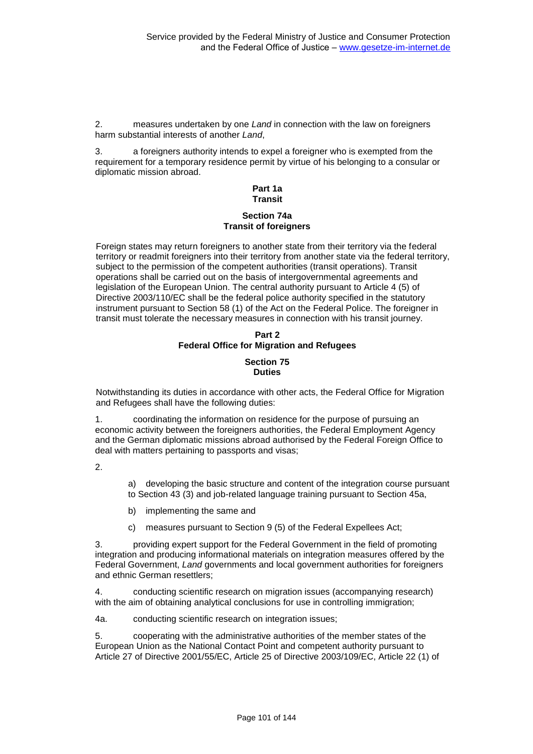2. measures undertaken by one *Land* in connection with the law on foreigners harm substantial interests of another *Land*,

3. a foreigners authority intends to expel a foreigner who is exempted from the requirement for a temporary residence permit by virtue of his belonging to a consular or diplomatic mission abroad.

## Part 1a
## Transit

### Section 74a
### Transit of foreigners

Foreign states may return foreigners to another state from their territory via the federal territory or readmit foreigners into their territory from another state via the federal territory, subject to the permission of the competent authorities (transit operations). Transit operations shall be carried out on the basis of intergovernmental agreements and legislation of the European Union. The central authority pursuant to Article 4 (5) of Directive 2003/110/EC shall be the federal police authority specified in the statutory instrument pursuant to Section 58 (1) of the Act on the Federal Police. The foreigner in transit must tolerate the necessary measures in connection with his transit journey.

## Part 2
## Federal Office for Migration and Refugees

### Section 75
### Duties

Notwithstanding its duties in accordance with other acts, the Federal Office for Migration and Refugees shall have the following duties:

1. coordinating the information on residence for the purpose of pursuing an economic activity between the foreigners authorities, the Federal Employment Agency and the German diplomatic missions abroad authorised by the Federal Foreign Office to deal with matters pertaining to passports and visas;

2.

   a) developing the basic structure and content of the integration course pursuant to Section 43 (3) and job-related language training pursuant to Section 45a,

   b) implementing the same and

   c) measures pursuant to Section 9 (5) of the Federal Expellees Act;

3. providing expert support for the Federal Government in the field of promoting integration and producing informational materials on integration measures offered by the Federal Government, *Land* governments and local government authorities for foreigners and ethnic German resettlers;

4. conducting scientific research on migration issues (accompanying research) with the aim of obtaining analytical conclusions for use in controlling immigration;

4a. conducting scientific research on integration issues;

5. cooperating with the administrative authorities of the member states of the European Union as the National Contact Point and competent authority pursuant to Article 27 of Directive 2001/55/EC, Article 25 of Directive 2003/109/EC, Article 22 (1) of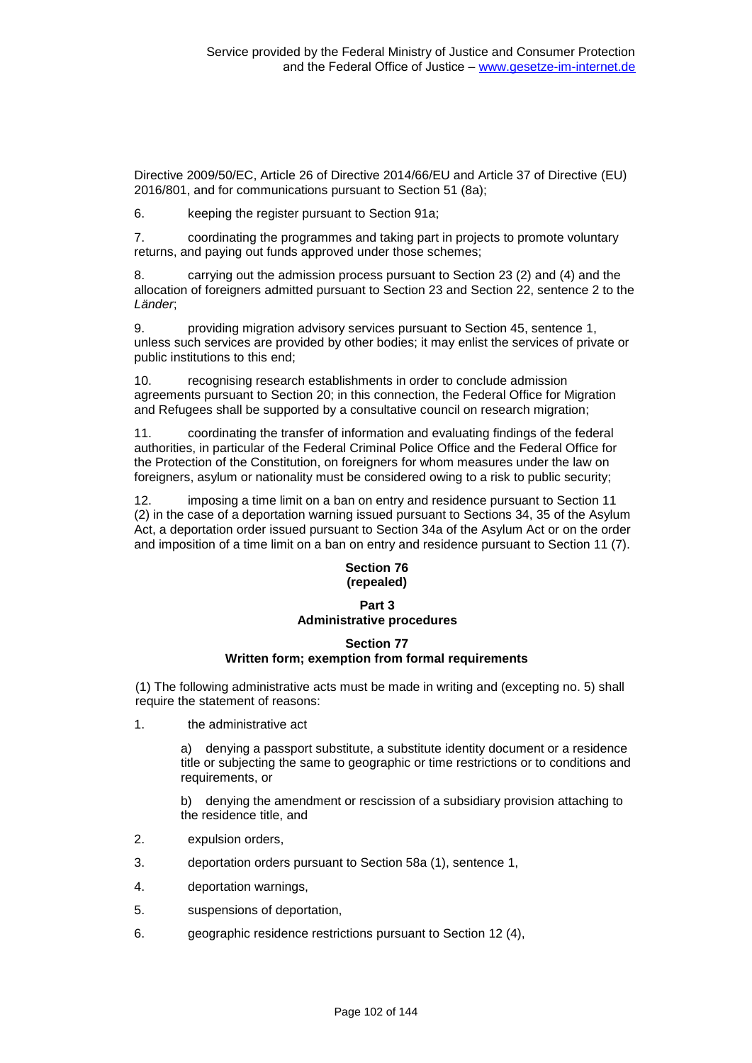Directive 2009/50/EC, Article 26 of Directive 2014/66/EU and Article 37 of Directive (EU) 2016/801, and for communications pursuant to Section 51 (8a);

6. keeping the register pursuant to Section 91a;

7. coordinating the programmes and taking part in projects to promote voluntary returns, and paying out funds approved under those schemes;

8. carrying out the admission process pursuant to Section 23 (2) and (4) and the allocation of foreigners admitted pursuant to Section 23 and Section 22, sentence 2 to the *Länder*;

9. providing migration advisory services pursuant to Section 45, sentence 1, unless such services are provided by other bodies; it may enlist the services of private or public institutions to this end;

10. recognising research establishments in order to conclude admission agreements pursuant to Section 20; in this connection, the Federal Office for Migration and Refugees shall be supported by a consultative council on research migration;

11. coordinating the transfer of information and evaluating findings of the federal authorities, in particular of the Federal Criminal Police Office and the Federal Office for the Protection of the Constitution, on foreigners for whom measures under the law on foreigners, asylum or nationality must be considered owing to a risk to public security;

12. imposing a time limit on a ban on entry and residence pursuant to Section 11 (2) in the case of a deportation warning issued pursuant to Sections 34, 35 of the Asylum Act, a deportation order issued pursuant to Section 34a of the Asylum Act or on the order and imposition of a time limit on a ban on entry and residence pursuant to Section 11 (7).

**Section 76**
**(repealed)**

## Part 3
## Administrative procedures

### Section 77
### Written form; exemption from formal requirements

(1) The following administrative acts must be made in writing and (excepting no. 5) shall require the statement of reasons:

1. the administrative act

   a) denying a passport substitute, a substitute identity document or a residence title or subjecting the same to geographic or time restrictions or to conditions and requirements, or

   b) denying the amendment or rescission of a subsidiary provision attaching to the residence title, and

2. expulsion orders,

3. deportation orders pursuant to Section 58a (1), sentence 1,

4. deportation warnings,

5. suspensions of deportation,

6. geographic residence restrictions pursuant to Section 12 (4),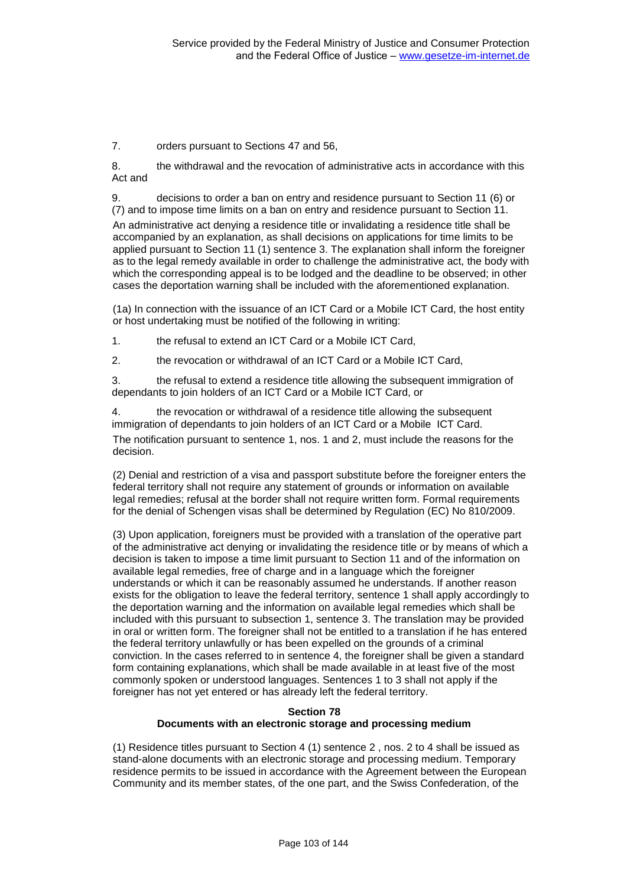7. orders pursuant to Sections 47 and 56,

8. the withdrawal and the revocation of administrative acts in accordance with this Act and

9. decisions to order a ban on entry and residence pursuant to Section 11 (6) or (7) and to impose time limits on a ban on entry and residence pursuant to Section 11.

An administrative act denying a residence title or invalidating a residence title shall be accompanied by an explanation, as shall decisions on applications for time limits to be applied pursuant to Section 11 (1) sentence 3. The explanation shall inform the foreigner as to the legal remedy available in order to challenge the administrative act, the body with which the corresponding appeal is to be lodged and the deadline to be observed; in other cases the deportation warning shall be included with the aforementioned explanation.

(1a) In connection with the issuance of an ICT Card or a Mobile ICT Card, the host entity or host undertaking must be notified of the following in writing:

1. the refusal to extend an ICT Card or a Mobile ICT Card,

2. the revocation or withdrawal of an ICT Card or a Mobile ICT Card,

3. the refusal to extend a residence title allowing the subsequent immigration of dependants to join holders of an ICT Card or a Mobile ICT Card, or

4. the revocation or withdrawal of a residence title allowing the subsequent immigration of dependants to join holders of an ICT Card or a Mobile ICT Card.

The notification pursuant to sentence 1, nos. 1 and 2, must include the reasons for the decision.

(2) Denial and restriction of a visa and passport substitute before the foreigner enters the federal territory shall not require any statement of grounds or information on available legal remedies; refusal at the border shall not require written form. Formal requirements for the denial of Schengen visas shall be determined by Regulation (EC) No 810/2009.

(3) Upon application, foreigners must be provided with a translation of the operative part of the administrative act denying or invalidating the residence title or by means of which a decision is taken to impose a time limit pursuant to Section 11 and of the information on available legal remedies, free of charge and in a language which the foreigner understands or which it can be reasonably assumed he understands. If another reason exists for the obligation to leave the federal territory, sentence 1 shall apply accordingly to the deportation warning and the information on available legal remedies which shall be included with this pursuant to subsection 1, sentence 3. The translation may be provided in oral or written form. The foreigner shall not be entitled to a translation if he has entered the federal territory unlawfully or has been expelled on the grounds of a criminal conviction. In the cases referred to in sentence 4, the foreigner shall be given a standard form containing explanations, which shall be made available in at least five of the most commonly spoken or understood languages. Sentences 1 to 3 shall not apply if the foreigner has not yet entered or has already left the federal territory.

### Section 78
### Documents with an electronic storage and processing medium

(1) Residence titles pursuant to Section 4 (1) sentence 2 , nos. 2 to 4 shall be issued as stand-alone documents with an electronic storage and processing medium. Temporary residence permits to be issued in accordance with the Agreement between the European Community and its member states, of the one part, and the Swiss Confederation, of the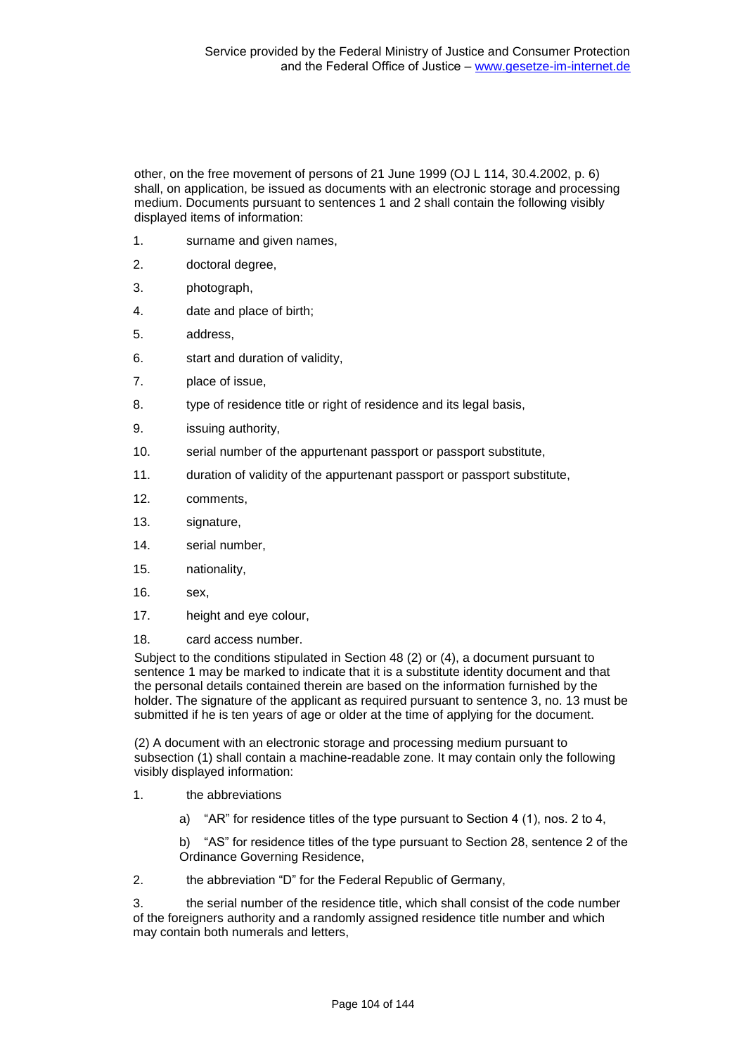other, on the free movement of persons of 21 June 1999 (OJ L 114, 30.4.2002, p. 6) shall, on application, be issued as documents with an electronic storage and processing medium. Documents pursuant to sentences 1 and 2 shall contain the following visibly displayed items of information:

1. surname and given names,
2. doctoral degree,
3. photograph,
4. date and place of birth;
5. address,
6. start and duration of validity,
7. place of issue,
8. type of residence title or right of residence and its legal basis,
9. issuing authority,
10. serial number of the appurtenant passport or passport substitute,
11. duration of validity of the appurtenant passport or passport substitute,
12. comments,
13. signature,
14. serial number,
15. nationality,
16. sex,
17. height and eye colour,
18. card access number.

Subject to the conditions stipulated in Section 48 (2) or (4), a document pursuant to sentence 1 may be marked to indicate that it is a substitute identity document and that the personal details contained therein are based on the information furnished by the holder. The signature of the applicant as required pursuant to sentence 3, no. 13 must be submitted if he is ten years of age or older at the time of applying for the document.

(2) A document with an electronic storage and processing medium pursuant to subsection (1) shall contain a machine-readable zone. It may contain only the following visibly displayed information:

1. the abbreviations
   a) "AR" for residence titles of the type pursuant to Section 4 (1), nos. 2 to 4,
   b) "AS" for residence titles of the type pursuant to Section 28, sentence 2 of the Ordinance Governing Residence,
2. the abbreviation "D" for the Federal Republic of Germany,
3. the serial number of the residence title, which shall consist of the code number of the foreigners authority and a randomly assigned residence title number and which may contain both numerals and letters,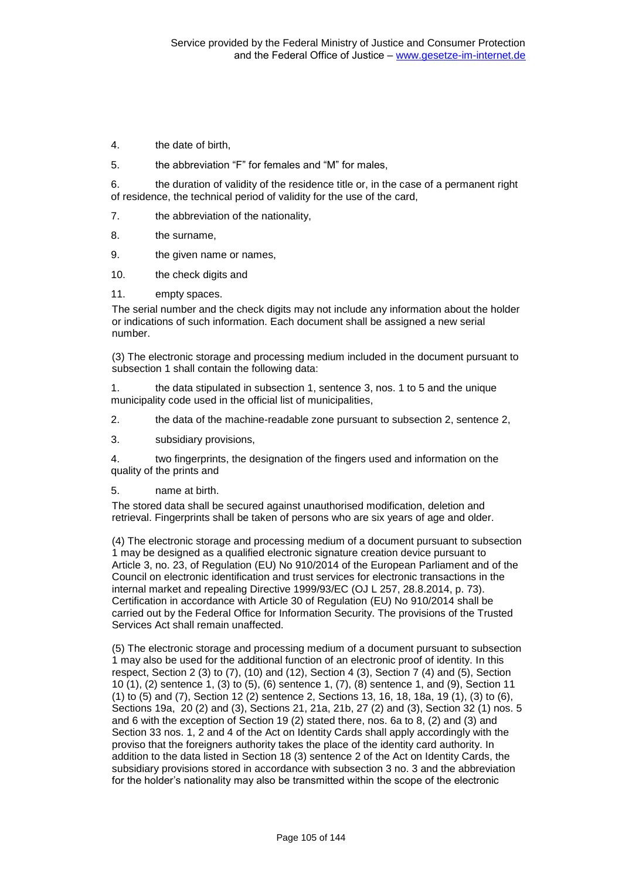4. the date of birth,

5. the abbreviation “F” for females and “M” for males,

6. the duration of validity of the residence title or, in the case of a permanent right of residence, the technical period of validity for the use of the card,

7. the abbreviation of the nationality,

8. the surname,

9. the given name or names,

10. the check digits and

11. empty spaces.

The serial number and the check digits may not include any information about the holder or indications of such information. Each document shall be assigned a new serial number.

(3) The electronic storage and processing medium included in the document pursuant to subsection 1 shall contain the following data:

1. the data stipulated in subsection 1, sentence 3, nos. 1 to 5 and the unique municipality code used in the official list of municipalities,

2. the data of the machine-readable zone pursuant to subsection 2, sentence 2,

3. subsidiary provisions,

4. two fingerprints, the designation of the fingers used and information on the quality of the prints and

5. name at birth.

The stored data shall be secured against unauthorised modification, deletion and retrieval. Fingerprints shall be taken of persons who are six years of age and older.

(4) The electronic storage and processing medium of a document pursuant to subsection 1 may be designed as a qualified electronic signature creation device pursuant to Article 3, no. 23, of Regulation (EU) No 910/2014 of the European Parliament and of the Council on electronic identification and trust services for electronic transactions in the internal market and repealing Directive 1999/93/EC (OJ L 257, 28.8.2014, p. 73). Certification in accordance with Article 30 of Regulation (EU) No 910/2014 shall be carried out by the Federal Office for Information Security. The provisions of the Trusted Services Act shall remain unaffected.

(5) The electronic storage and processing medium of a document pursuant to subsection 1 may also be used for the additional function of an electronic proof of identity. In this respect, Section 2 (3) to (7), (10) and (12), Section 4 (3), Section 7 (4) and (5), Section 10 (1), (2) sentence 1, (3) to (5), (6) sentence 1, (7), (8) sentence 1, and (9), Section 11 (1) to (5) and (7), Section 12 (2) sentence 2, Sections 13, 16, 18, 18a, 19 (1), (3) to (6), Sections 19a, 20 (2) and (3), Sections 21, 21a, 21b, 27 (2) and (3), Section 32 (1) nos. 5 and 6 with the exception of Section 19 (2) stated there, nos. 6a to 8, (2) and (3) and Section 33 nos. 1, 2 and 4 of the Act on Identity Cards shall apply accordingly with the proviso that the foreigners authority takes the place of the identity card authority. In addition to the data listed in Section 18 (3) sentence 2 of the Act on Identity Cards, the subsidiary provisions stored in accordance with subsection 3 no. 3 and the abbreviation for the holder’s nationality may also be transmitted within the scope of the electronic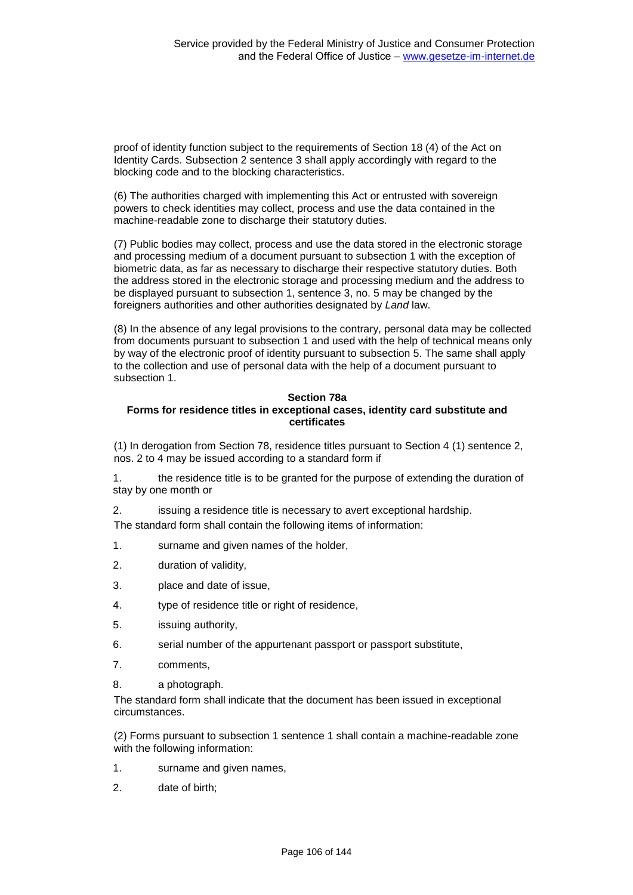proof of identity function subject to the requirements of Section 18 (4) of the Act on Identity Cards. Subsection 2 sentence 3 shall apply accordingly with regard to the blocking code and to the blocking characteristics.

(6) The authorities charged with implementing this Act or entrusted with sovereign powers to check identities may collect, process and use the data contained in the machine-readable zone to discharge their statutory duties.

(7) Public bodies may collect, process and use the data stored in the electronic storage and processing medium of a document pursuant to subsection 1 with the exception of biometric data, as far as necessary to discharge their respective statutory duties. Both the address stored in the electronic storage and processing medium and the address to be displayed pursuant to subsection 1, sentence 3, no. 5 may be changed by the foreigners authorities and other authorities designated by *Land* law.

(8) In the absence of any legal provisions to the contrary, personal data may be collected from documents pursuant to subsection 1 and used with the help of technical means only by way of the electronic proof of identity pursuant to subsection 5. The same shall apply to the collection and use of personal data with the help of a document pursuant to subsection 1.

### Section 78a
### Forms for residence titles in exceptional cases, identity card substitute and certificates

(1) In derogation from Section 78, residence titles pursuant to Section 4 (1) sentence 2, nos. 2 to 4 may be issued according to a standard form if

1. the residence title is to be granted for the purpose of extending the duration of stay by one month or
2. issuing a residence title is necessary to avert exceptional hardship.

The standard form shall contain the following items of information:

1. surname and given names of the holder,
2. duration of validity,
3. place and date of issue,
4. type of residence title or right of residence,
5. issuing authority,
6. serial number of the appurtenant passport or passport substitute,
7. comments,
8. a photograph.

The standard form shall indicate that the document has been issued in exceptional circumstances.

(2) Forms pursuant to subsection 1 sentence 1 shall contain a machine-readable zone with the following information:

1. surname and given names,
2. date of birth;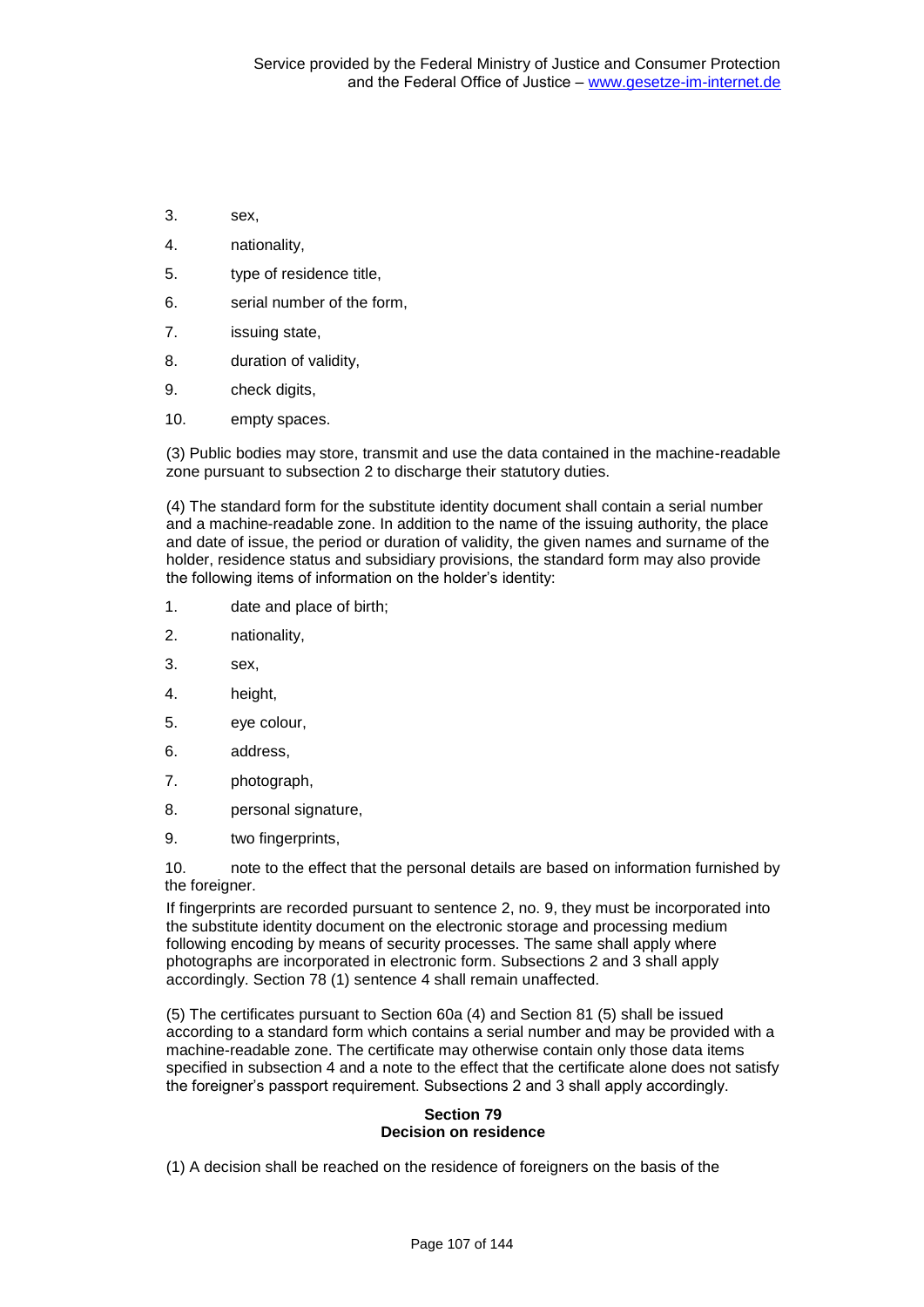3. sex,
4. nationality,
5. type of residence title,
6. serial number of the form,
7. issuing state,
8. duration of validity,
9. check digits,
10. empty spaces.

(3) Public bodies may store, transmit and use the data contained in the machine-readable zone pursuant to subsection 2 to discharge their statutory duties.

(4) The standard form for the substitute identity document shall contain a serial number and a machine-readable zone. In addition to the name of the issuing authority, the place and date of issue, the period or duration of validity, the given names and surname of the holder, residence status and subsidiary provisions, the standard form may also provide the following items of information on the holder's identity:

1. date and place of birth;
2. nationality,
3. sex,
4. height,
5. eye colour,
6. address,
7. photograph,
8. personal signature,
9. two fingerprints,
10. note to the effect that the personal details are based on information furnished by the foreigner.

If fingerprints are recorded pursuant to sentence 2, no. 9, they must be incorporated into the substitute identity document on the electronic storage and processing medium following encoding by means of security processes. The same shall apply where photographs are incorporated in electronic form. Subsections 2 and 3 shall apply accordingly. Section 78 (1) sentence 4 shall remain unaffected.

(5) The certificates pursuant to Section 60a (4) and Section 81 (5) shall be issued according to a standard form which contains a serial number and may be provided with a machine-readable zone. The certificate may otherwise contain only those data items specified in subsection 4 and a note to the effect that the certificate alone does not satisfy the foreigner's passport requirement. Subsections 2 and 3 shall apply accordingly.

**Section 79**
**Decision on residence**

(1) A decision shall be reached on the residence of foreigners on the basis of the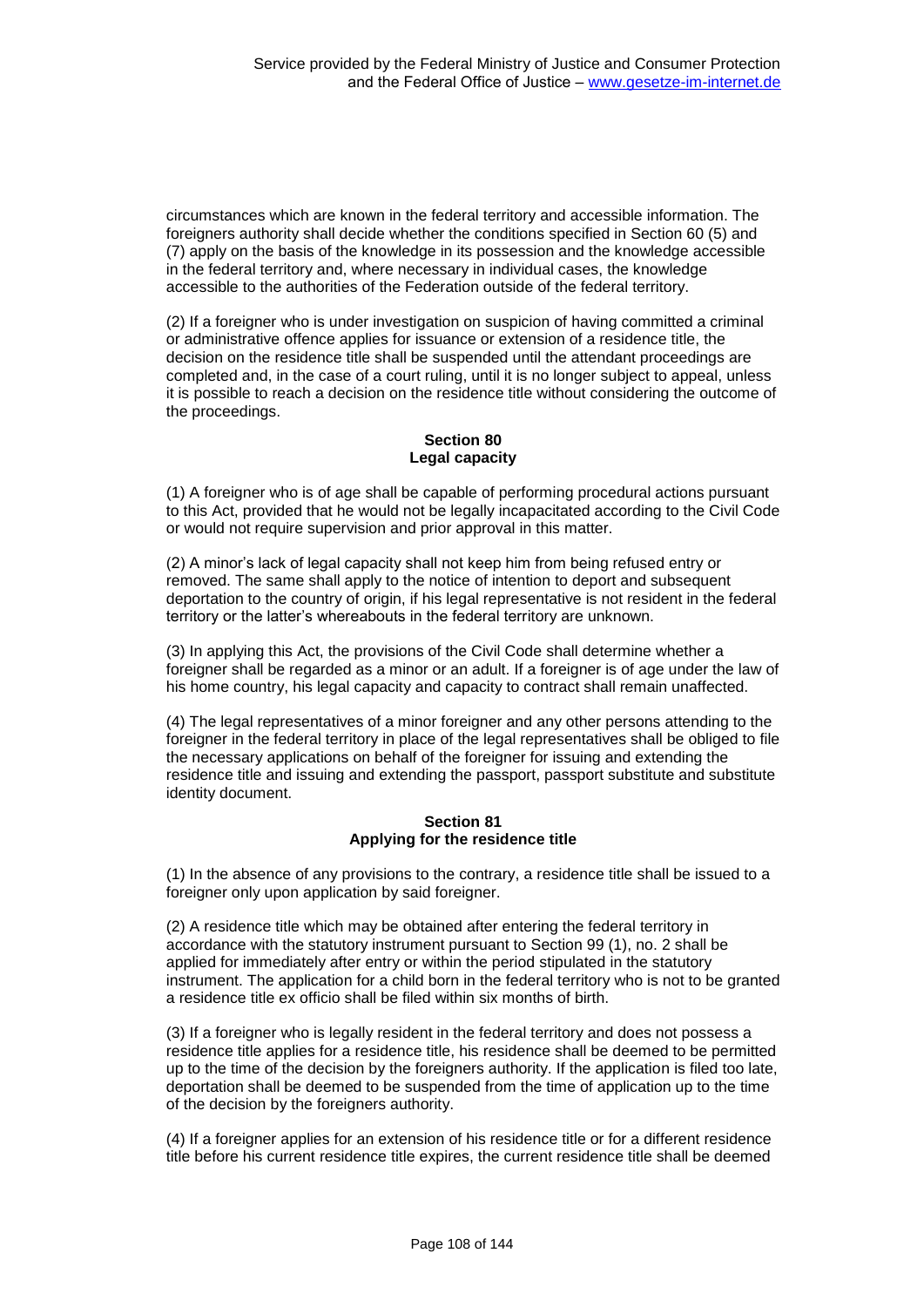circumstances which are known in the federal territory and accessible information. The foreigners authority shall decide whether the conditions specified in Section 60 (5) and (7) apply on the basis of the knowledge in its possession and the knowledge accessible in the federal territory and, where necessary in individual cases, the knowledge accessible to the authorities of the Federation outside of the federal territory.

(2) If a foreigner who is under investigation on suspicion of having committed a criminal or administrative offence applies for issuance or extension of a residence title, the decision on the residence title shall be suspended until the attendant proceedings are completed and, in the case of a court ruling, until it is no longer subject to appeal, unless it is possible to reach a decision on the residence title without considering the outcome of the proceedings.

## Section 80
## Legal capacity

(1) A foreigner who is of age shall be capable of performing procedural actions pursuant to this Act, provided that he would not be legally incapacitated according to the Civil Code or would not require supervision and prior approval in this matter.

(2) A minor's lack of legal capacity shall not keep him from being refused entry or removed. The same shall apply to the notice of intention to deport and subsequent deportation to the country of origin, if his legal representative is not resident in the federal territory or the latter's whereabouts in the federal territory are unknown.

(3) In applying this Act, the provisions of the Civil Code shall determine whether a foreigner shall be regarded as a minor or an adult. If a foreigner is of age under the law of his home country, his legal capacity and capacity to contract shall remain unaffected.

(4) The legal representatives of a minor foreigner and any other persons attending to the foreigner in the federal territory in place of the legal representatives shall be obliged to file the necessary applications on behalf of the foreigner for issuing and extending the residence title and issuing and extending the passport, passport substitute and substitute identity document.

## Section 81
## Applying for the residence title

(1) In the absence of any provisions to the contrary, a residence title shall be issued to a foreigner only upon application by said foreigner.

(2) A residence title which may be obtained after entering the federal territory in accordance with the statutory instrument pursuant to Section 99 (1), no. 2 shall be applied for immediately after entry or within the period stipulated in the statutory instrument. The application for a child born in the federal territory who is not to be granted a residence title ex officio shall be filed within six months of birth.

(3) If a foreigner who is legally resident in the federal territory and does not possess a residence title applies for a residence title, his residence shall be deemed to be permitted up to the time of the decision by the foreigners authority. If the application is filed too late, deportation shall be deemed to be suspended from the time of application up to the time of the decision by the foreigners authority.

(4) If a foreigner applies for an extension of his residence title or for a different residence title before his current residence title expires, the current residence title shall be deemed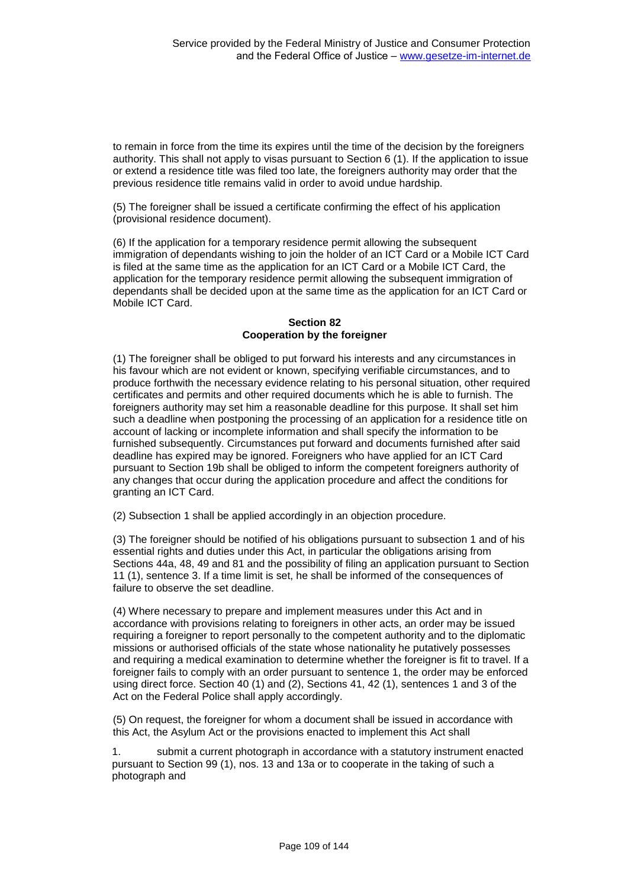to remain in force from the time its expires until the time of the decision by the foreigners authority. This shall not apply to visas pursuant to Section 6 (1). If the application to issue or extend a residence title was filed too late, the foreigners authority may order that the previous residence title remains valid in order to avoid undue hardship.

(5) The foreigner shall be issued a certificate confirming the effect of his application (provisional residence document).

(6) If the application for a temporary residence permit allowing the subsequent immigration of dependants wishing to join the holder of an ICT Card or a Mobile ICT Card is filed at the same time as the application for an ICT Card or a Mobile ICT Card, the application for the temporary residence permit allowing the subsequent immigration of dependants shall be decided upon at the same time as the application for an ICT Card or Mobile ICT Card.

**Section 82**
**Cooperation by the foreigner**

(1) The foreigner shall be obliged to put forward his interests and any circumstances in his favour which are not evident or known, specifying verifiable circumstances, and to produce forthwith the necessary evidence relating to his personal situation, other required certificates and permits and other required documents which he is able to furnish. The foreigners authority may set him a reasonable deadline for this purpose. It shall set him such a deadline when postponing the processing of an application for a residence title on account of lacking or incomplete information and shall specify the information to be furnished subsequently. Circumstances put forward and documents furnished after said deadline has expired may be ignored. Foreigners who have applied for an ICT Card pursuant to Section 19b shall be obliged to inform the competent foreigners authority of any changes that occur during the application procedure and affect the conditions for granting an ICT Card.

(2) Subsection 1 shall be applied accordingly in an objection procedure.

(3) The foreigner should be notified of his obligations pursuant to subsection 1 and of his essential rights and duties under this Act, in particular the obligations arising from Sections 44a, 48, 49 and 81 and the possibility of filing an application pursuant to Section 11 (1), sentence 3. If a time limit is set, he shall be informed of the consequences of failure to observe the set deadline.

(4) Where necessary to prepare and implement measures under this Act and in accordance with provisions relating to foreigners in other acts, an order may be issued requiring a foreigner to report personally to the competent authority and to the diplomatic missions or authorised officials of the state whose nationality he putatively possesses and requiring a medical examination to determine whether the foreigner is fit to travel. If a foreigner fails to comply with an order pursuant to sentence 1, the order may be enforced using direct force. Section 40 (1) and (2), Sections 41, 42 (1), sentences 1 and 3 of the Act on the Federal Police shall apply accordingly.

(5) On request, the foreigner for whom a document shall be issued in accordance with this Act, the Asylum Act or the provisions enacted to implement this Act shall

1. submit a current photograph in accordance with a statutory instrument enacted pursuant to Section 99 (1), nos. 13 and 13a or to cooperate in the taking of such a photograph and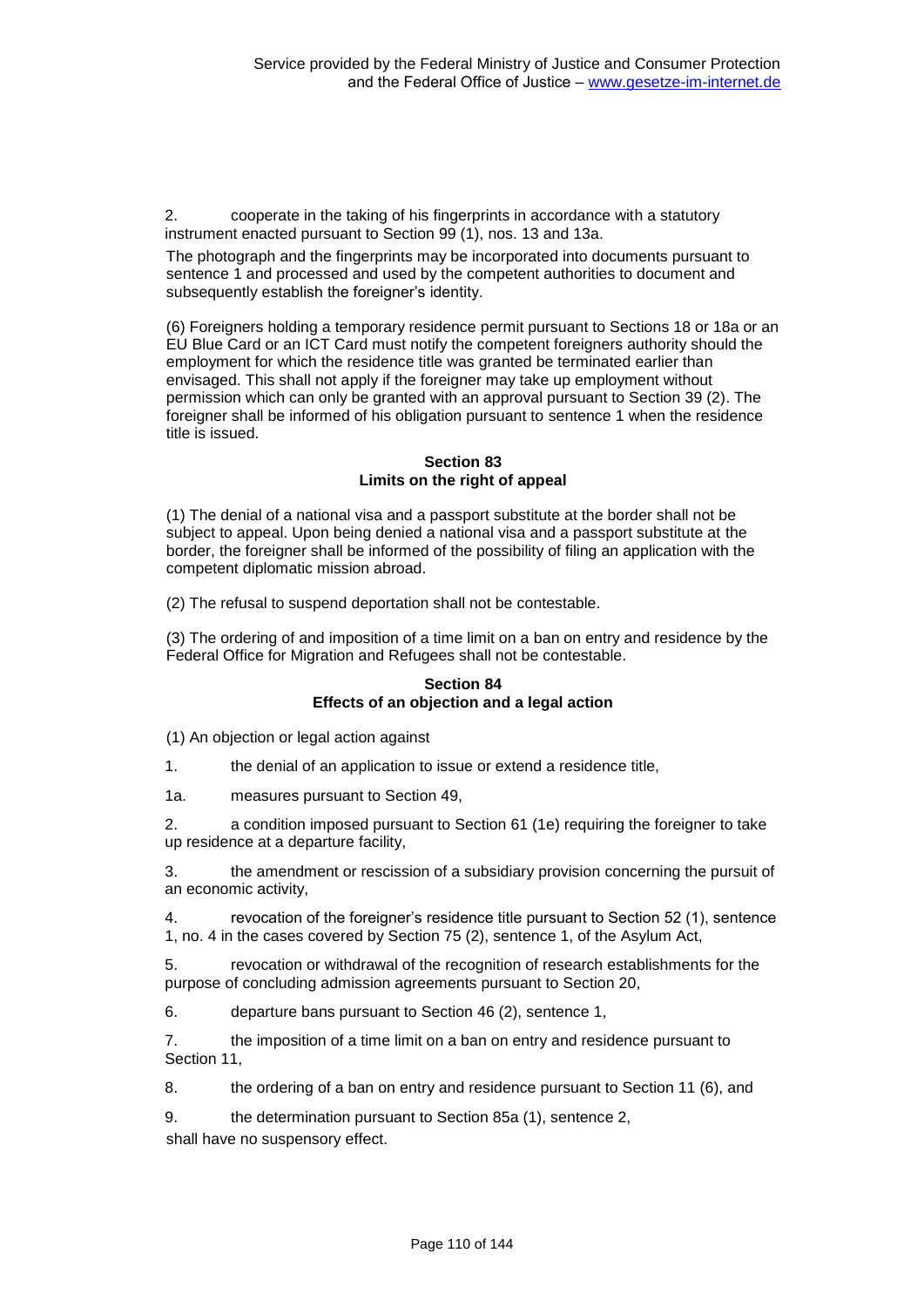2. cooperate in the taking of his fingerprints in accordance with a statutory instrument enacted pursuant to Section 99 (1), nos. 13 and 13a.

The photograph and the fingerprints may be incorporated into documents pursuant to sentence 1 and processed and used by the competent authorities to document and subsequently establish the foreigner's identity.

(6) Foreigners holding a temporary residence permit pursuant to Sections 18 or 18a or an EU Blue Card or an ICT Card must notify the competent foreigners authority should the employment for which the residence title was granted be terminated earlier than envisaged. This shall not apply if the foreigner may take up employment without permission which can only be granted with an approval pursuant to Section 39 (2). The foreigner shall be informed of his obligation pursuant to sentence 1 when the residence title is issued.

### Section 83
### Limits on the right of appeal

(1) The denial of a national visa and a passport substitute at the border shall not be subject to appeal. Upon being denied a national visa and a passport substitute at the border, the foreigner shall be informed of the possibility of filing an application with the competent diplomatic mission abroad.

(2) The refusal to suspend deportation shall not be contestable.

(3) The ordering of and imposition of a time limit on a ban on entry and residence by the Federal Office for Migration and Refugees shall not be contestable.

### Section 84
### Effects of an objection and a legal action

(1) An objection or legal action against

1. the denial of an application to issue or extend a residence title,

1a. measures pursuant to Section 49,

2. a condition imposed pursuant to Section 61 (1e) requiring the foreigner to take up residence at a departure facility,

3. the amendment or rescission of a subsidiary provision concerning the pursuit of an economic activity,

4. revocation of the foreigner's residence title pursuant to Section 52 (1), sentence 1, no. 4 in the cases covered by Section 75 (2), sentence 1, of the Asylum Act,

5. revocation or withdrawal of the recognition of research establishments for the purpose of concluding admission agreements pursuant to Section 20,

6. departure bans pursuant to Section 46 (2), sentence 1,

7. the imposition of a time limit on a ban on entry and residence pursuant to Section 11,

8. the ordering of a ban on entry and residence pursuant to Section 11 (6), and

9. the determination pursuant to Section 85a (1), sentence 2,

shall have no suspensory effect.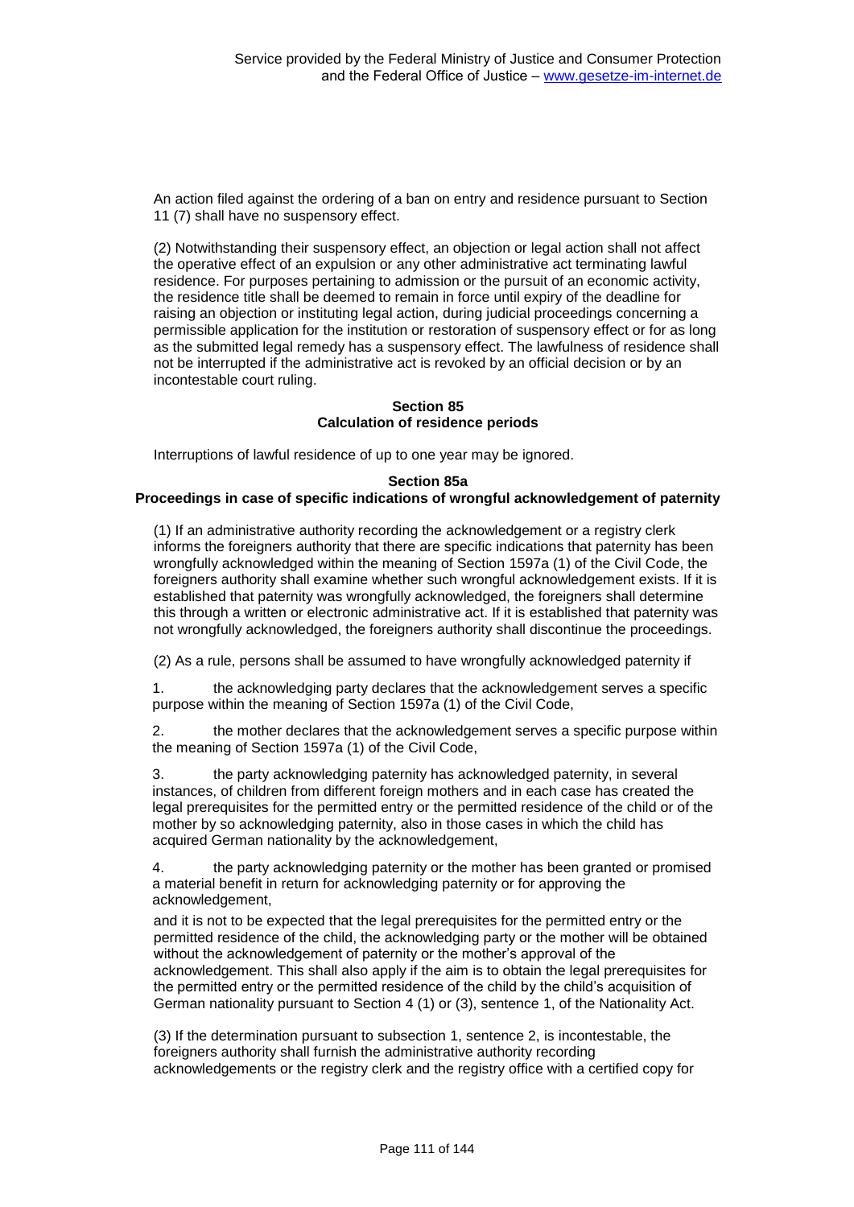An action filed against the ordering of a ban on entry and residence pursuant to Section 11 (7) shall have no suspensory effect.

(2) Notwithstanding their suspensory effect, an objection or legal action shall not affect the operative effect of an expulsion or any other administrative act terminating lawful residence. For purposes pertaining to admission or the pursuit of an economic activity, the residence title shall be deemed to remain in force until expiry of the deadline for raising an objection or instituting legal action, during judicial proceedings concerning a permissible application for the institution or restoration of suspensory effect or for as long as the submitted legal remedy has a suspensory effect. The lawfulness of residence shall not be interrupted if the administrative act is revoked by an official decision or by an incontestable court ruling.

**Section 85**
**Calculation of residence periods**

Interruptions of lawful residence of up to one year may be ignored.

**Section 85a**
**Proceedings in case of specific indications of wrongful acknowledgement of paternity**

(1) If an administrative authority recording the acknowledgement or a registry clerk informs the foreigners authority that there are specific indications that paternity has been wrongfully acknowledged within the meaning of Section 1597a (1) of the Civil Code, the foreigners authority shall examine whether such wrongful acknowledgement exists. If it is established that paternity was wrongfully acknowledged, the foreigners shall determine this through a written or electronic administrative act. If it is established that paternity was not wrongfully acknowledged, the foreigners authority shall discontinue the proceedings.

(2) As a rule, persons shall be assumed to have wrongfully acknowledged paternity if

1. the acknowledging party declares that the acknowledgement serves a specific purpose within the meaning of Section 1597a (1) of the Civil Code,

2. the mother declares that the acknowledgement serves a specific purpose within the meaning of Section 1597a (1) of the Civil Code,

3. the party acknowledging paternity has acknowledged paternity, in several instances, of children from different foreign mothers and in each case has created the legal prerequisites for the permitted entry or the permitted residence of the child or of the mother by so acknowledging paternity, also in those cases in which the child has acquired German nationality by the acknowledgement,

4. the party acknowledging paternity or the mother has been granted or promised a material benefit in return for acknowledging paternity or for approving the acknowledgement,

and it is not to be expected that the legal prerequisites for the permitted entry or the permitted residence of the child, the acknowledging party or the mother will be obtained without the acknowledgement of paternity or the mother's approval of the acknowledgement. This shall also apply if the aim is to obtain the legal prerequisites for the permitted entry or the permitted residence of the child by the child's acquisition of German nationality pursuant to Section 4 (1) or (3), sentence 1, of the Nationality Act.

(3) If the determination pursuant to subsection 1, sentence 2, is incontestable, the foreigners authority shall furnish the administrative authority recording acknowledgements or the registry clerk and the registry office with a certified copy for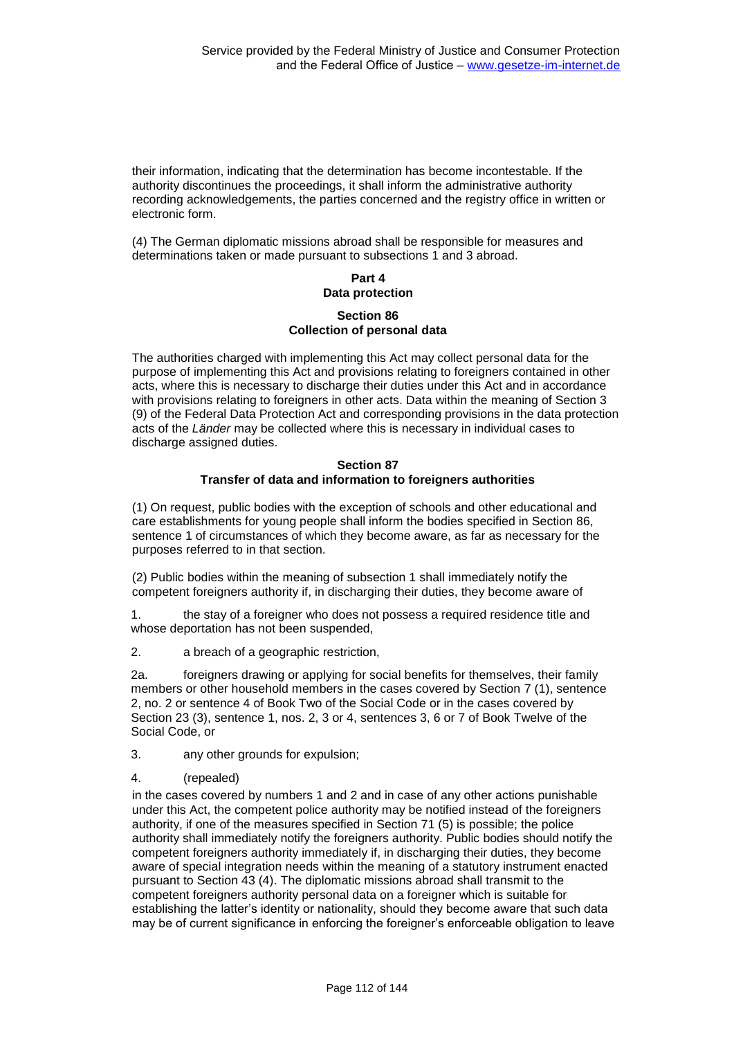their information, indicating that the determination has become incontestable. If the authority discontinues the proceedings, it shall inform the administrative authority recording acknowledgements, the parties concerned and the registry office in written or electronic form.

(4) The German diplomatic missions abroad shall be responsible for measures and determinations taken or made pursuant to subsections 1 and 3 abroad.

## Part 4
## Data protection

### Section 86
### Collection of personal data

The authorities charged with implementing this Act may collect personal data for the purpose of implementing this Act and provisions relating to foreigners contained in other acts, where this is necessary to discharge their duties under this Act and in accordance with provisions relating to foreigners in other acts. Data within the meaning of Section 3 (9) of the Federal Data Protection Act and corresponding provisions in the data protection acts of the *Länder* may be collected where this is necessary in individual cases to discharge assigned duties.

### Section 87
### Transfer of data and information to foreigners authorities

(1) On request, public bodies with the exception of schools and other educational and care establishments for young people shall inform the bodies specified in Section 86, sentence 1 of circumstances of which they become aware, as far as necessary for the purposes referred to in that section.

(2) Public bodies within the meaning of subsection 1 shall immediately notify the competent foreigners authority if, in discharging their duties, they become aware of

1. the stay of a foreigner who does not possess a required residence title and whose deportation has not been suspended,

2. a breach of a geographic restriction,

2a. foreigners drawing or applying for social benefits for themselves, their family members or other household members in the cases covered by Section 7 (1), sentence 2, no. 2 or sentence 4 of Book Two of the Social Code or in the cases covered by Section 23 (3), sentence 1, nos. 2, 3 or 4, sentences 3, 6 or 7 of Book Twelve of the Social Code, or

3. any other grounds for expulsion;

4. (repealed)

in the cases covered by numbers 1 and 2 and in case of any other actions punishable under this Act, the competent police authority may be notified instead of the foreigners authority, if one of the measures specified in Section 71 (5) is possible; the police authority shall immediately notify the foreigners authority. Public bodies should notify the competent foreigners authority immediately if, in discharging their duties, they become aware of special integration needs within the meaning of a statutory instrument enacted pursuant to Section 43 (4). The diplomatic missions abroad shall transmit to the competent foreigners authority personal data on a foreigner which is suitable for establishing the latter's identity or nationality, should they become aware that such data may be of current significance in enforcing the foreigner's enforceable obligation to leave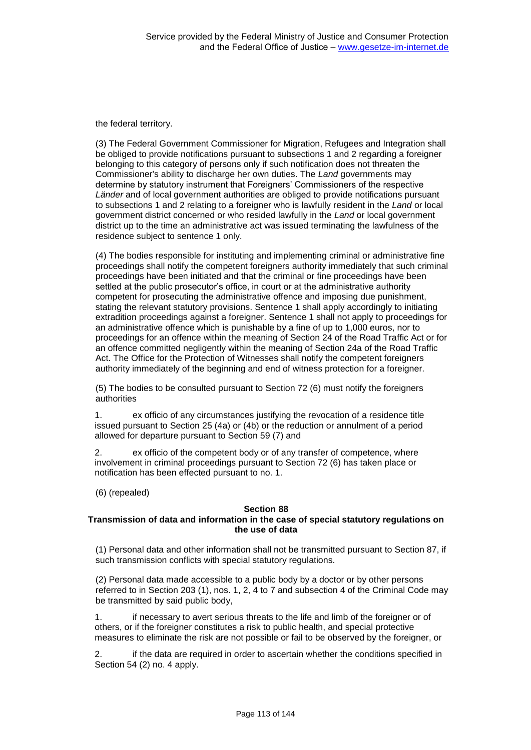the federal territory.

(3) The Federal Government Commissioner for Migration, Refugees and Integration shall be obliged to provide notifications pursuant to subsections 1 and 2 regarding a foreigner belonging to this category of persons only if such notification does not threaten the Commissioner's ability to discharge her own duties. The *Land* governments may determine by statutory instrument that Foreigners' Commissioners of the respective *Länder* and of local government authorities are obliged to provide notifications pursuant to subsections 1 and 2 relating to a foreigner who is lawfully resident in the *Land* or local government district concerned or who resided lawfully in the *Land* or local government district up to the time an administrative act was issued terminating the lawfulness of the residence subject to sentence 1 only.

(4) The bodies responsible for instituting and implementing criminal or administrative fine proceedings shall notify the competent foreigners authority immediately that such criminal proceedings have been initiated and that the criminal or fine proceedings have been settled at the public prosecutor's office, in court or at the administrative authority competent for prosecuting the administrative offence and imposing due punishment, stating the relevant statutory provisions. Sentence 1 shall apply accordingly to initiating extradition proceedings against a foreigner. Sentence 1 shall not apply to proceedings for an administrative offence which is punishable by a fine of up to 1,000 euros, nor to proceedings for an offence within the meaning of Section 24 of the Road Traffic Act or for an offence committed negligently within the meaning of Section 24a of the Road Traffic Act. The Office for the Protection of Witnesses shall notify the competent foreigners authority immediately of the beginning and end of witness protection for a foreigner.

(5) The bodies to be consulted pursuant to Section 72 (6) must notify the foreigners authorities

1. ex officio of any circumstances justifying the revocation of a residence title issued pursuant to Section 25 (4a) or (4b) or the reduction or annulment of a period allowed for departure pursuant to Section 59 (7) and

2. ex officio of the competent body or of any transfer of competence, where involvement in criminal proceedings pursuant to Section 72 (6) has taken place or notification has been effected pursuant to no. 1.

(6) (repealed)

**Section 88**
**Transmission of data and information in the case of special statutory regulations on the use of data**

(1) Personal data and other information shall not be transmitted pursuant to Section 87, if such transmission conflicts with special statutory regulations.

(2) Personal data made accessible to a public body by a doctor or by other persons referred to in Section 203 (1), nos. 1, 2, 4 to 7 and subsection 4 of the Criminal Code may be transmitted by said public body,

1. if necessary to avert serious threats to the life and limb of the foreigner or of others, or if the foreigner constitutes a risk to public health, and special protective measures to eliminate the risk are not possible or fail to be observed by the foreigner, or

2. if the data are required in order to ascertain whether the conditions specified in Section 54 (2) no. 4 apply.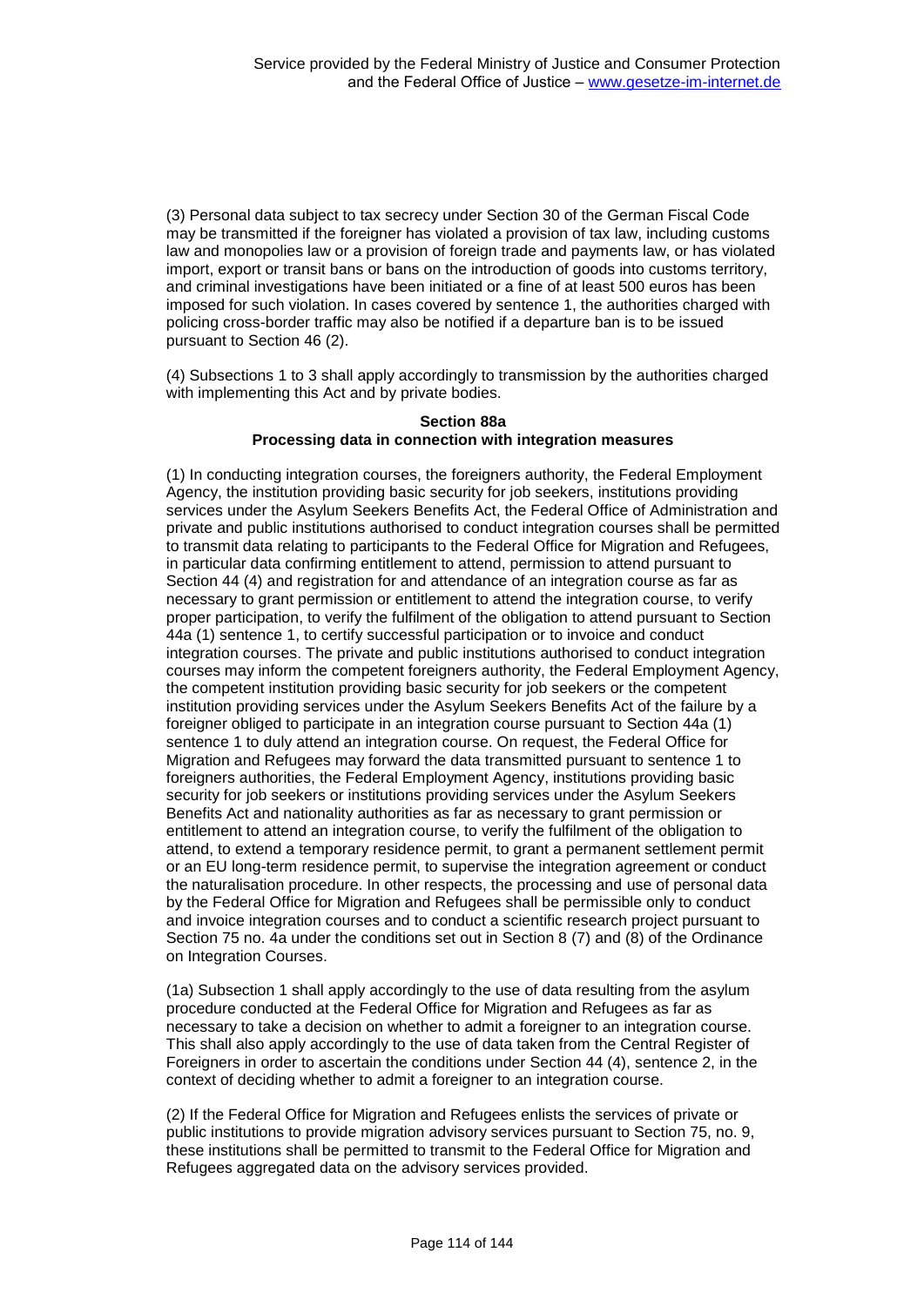(3) Personal data subject to tax secrecy under Section 30 of the German Fiscal Code may be transmitted if the foreigner has violated a provision of tax law, including customs law and monopolies law or a provision of foreign trade and payments law, or has violated import, export or transit bans or bans on the introduction of goods into customs territory, and criminal investigations have been initiated or a fine of at least 500 euros has been imposed for such violation. In cases covered by sentence 1, the authorities charged with policing cross-border traffic may also be notified if a departure ban is to be issued pursuant to Section 46 (2).

(4) Subsections 1 to 3 shall apply accordingly to transmission by the authorities charged with implementing this Act and by private bodies.

**Section 88a**
**Processing data in connection with integration measures**

(1) In conducting integration courses, the foreigners authority, the Federal Employment Agency, the institution providing basic security for job seekers, institutions providing services under the Asylum Seekers Benefits Act, the Federal Office of Administration and private and public institutions authorised to conduct integration courses shall be permitted to transmit data relating to participants to the Federal Office for Migration and Refugees, in particular data confirming entitlement to attend, permission to attend pursuant to Section 44 (4) and registration for and attendance of an integration course as far as necessary to grant permission or entitlement to attend the integration course, to verify proper participation, to verify the fulfilment of the obligation to attend pursuant to Section 44a (1) sentence 1, to certify successful participation or to invoice and conduct integration courses. The private and public institutions authorised to conduct integration courses may inform the competent foreigners authority, the Federal Employment Agency, the competent institution providing basic security for job seekers or the competent institution providing services under the Asylum Seekers Benefits Act of the failure by a foreigner obliged to participate in an integration course pursuant to Section 44a (1) sentence 1 to duly attend an integration course. On request, the Federal Office for Migration and Refugees may forward the data transmitted pursuant to sentence 1 to foreigners authorities, the Federal Employment Agency, institutions providing basic security for job seekers or institutions providing services under the Asylum Seekers Benefits Act and nationality authorities as far as necessary to grant permission or entitlement to attend an integration course, to verify the fulfilment of the obligation to attend, to extend a temporary residence permit, to grant a permanent settlement permit or an EU long-term residence permit, to supervise the integration agreement or conduct the naturalisation procedure. In other respects, the processing and use of personal data by the Federal Office for Migration and Refugees shall be permissible only to conduct and invoice integration courses and to conduct a scientific research project pursuant to Section 75 no. 4a under the conditions set out in Section 8 (7) and (8) of the Ordinance on Integration Courses.

(1a) Subsection 1 shall apply accordingly to the use of data resulting from the asylum procedure conducted at the Federal Office for Migration and Refugees as far as necessary to take a decision on whether to admit a foreigner to an integration course. This shall also apply accordingly to the use of data taken from the Central Register of Foreigners in order to ascertain the conditions under Section 44 (4), sentence 2, in the context of deciding whether to admit a foreigner to an integration course.

(2) If the Federal Office for Migration and Refugees enlists the services of private or public institutions to provide migration advisory services pursuant to Section 75, no. 9, these institutions shall be permitted to transmit to the Federal Office for Migration and Refugees aggregated data on the advisory services provided.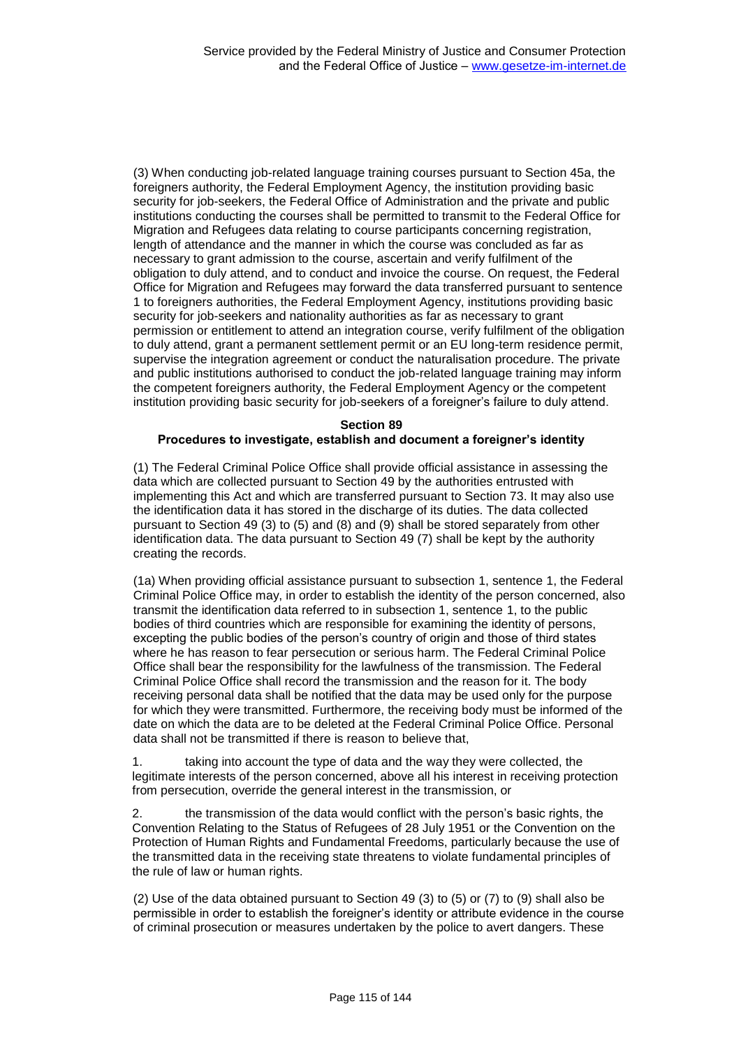(3) When conducting job-related language training courses pursuant to Section 45a, the foreigners authority, the Federal Employment Agency, the institution providing basic security for job-seekers, the Federal Office of Administration and the private and public institutions conducting the courses shall be permitted to transmit to the Federal Office for Migration and Refugees data relating to course participants concerning registration, length of attendance and the manner in which the course was concluded as far as necessary to grant admission to the course, ascertain and verify fulfilment of the obligation to duly attend, and to conduct and invoice the course. On request, the Federal Office for Migration and Refugees may forward the data transferred pursuant to sentence 1 to foreigners authorities, the Federal Employment Agency, institutions providing basic security for job-seekers and nationality authorities as far as necessary to grant permission or entitlement to attend an integration course, verify fulfilment of the obligation to duly attend, grant a permanent settlement permit or an EU long-term residence permit, supervise the integration agreement or conduct the naturalisation procedure. The private and public institutions authorised to conduct the job-related language training may inform the competent foreigners authority, the Federal Employment Agency or the competent institution providing basic security for job-seekers of a foreigner's failure to duly attend.

**Section 89**
**Procedures to investigate, establish and document a foreigner's identity**

(1) The Federal Criminal Police Office shall provide official assistance in assessing the data which are collected pursuant to Section 49 by the authorities entrusted with implementing this Act and which are transferred pursuant to Section 73. It may also use the identification data it has stored in the discharge of its duties. The data collected pursuant to Section 49 (3) to (5) and (8) and (9) shall be stored separately from other identification data. The data pursuant to Section 49 (7) shall be kept by the authority creating the records.

(1a) When providing official assistance pursuant to subsection 1, sentence 1, the Federal Criminal Police Office may, in order to establish the identity of the person concerned, also transmit the identification data referred to in subsection 1, sentence 1, to the public bodies of third countries which are responsible for examining the identity of persons, excepting the public bodies of the person's country of origin and those of third states where he has reason to fear persecution or serious harm. The Federal Criminal Police Office shall bear the responsibility for the lawfulness of the transmission. The Federal Criminal Police Office shall record the transmission and the reason for it. The body receiving personal data shall be notified that the data may be used only for the purpose for which they were transmitted. Furthermore, the receiving body must be informed of the date on which the data are to be deleted at the Federal Criminal Police Office. Personal data shall not be transmitted if there is reason to believe that,

1. taking into account the type of data and the way they were collected, the legitimate interests of the person concerned, above all his interest in receiving protection from persecution, override the general interest in the transmission, or

2. the transmission of the data would conflict with the person's basic rights, the Convention Relating to the Status of Refugees of 28 July 1951 or the Convention on the Protection of Human Rights and Fundamental Freedoms, particularly because the use of the transmitted data in the receiving state threatens to violate fundamental principles of the rule of law or human rights.

(2) Use of the data obtained pursuant to Section 49 (3) to (5) or (7) to (9) shall also be permissible in order to establish the foreigner's identity or attribute evidence in the course of criminal prosecution or measures undertaken by the police to avert dangers. These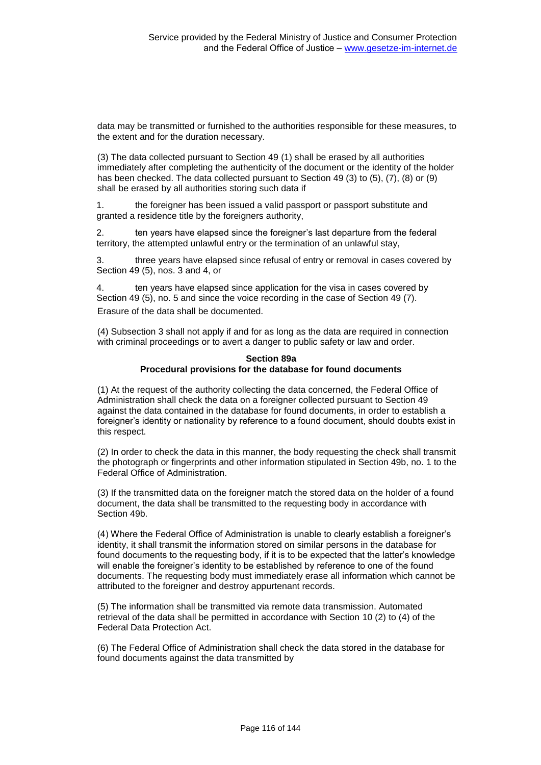data may be transmitted or furnished to the authorities responsible for these measures, to the extent and for the duration necessary.

(3) The data collected pursuant to Section 49 (1) shall be erased by all authorities immediately after completing the authenticity of the document or the identity of the holder has been checked. The data collected pursuant to Section 49 (3) to (5), (7), (8) or (9) shall be erased by all authorities storing such data if

1. the foreigner has been issued a valid passport or passport substitute and granted a residence title by the foreigners authority,

2. ten years have elapsed since the foreigner's last departure from the federal territory, the attempted unlawful entry or the termination of an unlawful stay,

3. three years have elapsed since refusal of entry or removal in cases covered by Section 49 (5), nos. 3 and 4, or

4. ten years have elapsed since application for the visa in cases covered by Section 49 (5), no. 5 and since the voice recording in the case of Section 49 (7).

Erasure of the data shall be documented.

(4) Subsection 3 shall not apply if and for as long as the data are required in connection with criminal proceedings or to avert a danger to public safety or law and order.

**Section 89a**
**Procedural provisions for the database for found documents**

(1) At the request of the authority collecting the data concerned, the Federal Office of Administration shall check the data on a foreigner collected pursuant to Section 49 against the data contained in the database for found documents, in order to establish a foreigner's identity or nationality by reference to a found document, should doubts exist in this respect.

(2) In order to check the data in this manner, the body requesting the check shall transmit the photograph or fingerprints and other information stipulated in Section 49b, no. 1 to the Federal Office of Administration.

(3) If the transmitted data on the foreigner match the stored data on the holder of a found document, the data shall be transmitted to the requesting body in accordance with Section 49b.

(4) Where the Federal Office of Administration is unable to clearly establish a foreigner's identity, it shall transmit the information stored on similar persons in the database for found documents to the requesting body, if it is to be expected that the latter's knowledge will enable the foreigner's identity to be established by reference to one of the found documents. The requesting body must immediately erase all information which cannot be attributed to the foreigner and destroy appurtenant records.

(5) The information shall be transmitted via remote data transmission. Automated retrieval of the data shall be permitted in accordance with Section 10 (2) to (4) of the Federal Data Protection Act.

(6) The Federal Office of Administration shall check the data stored in the database for found documents against the data transmitted by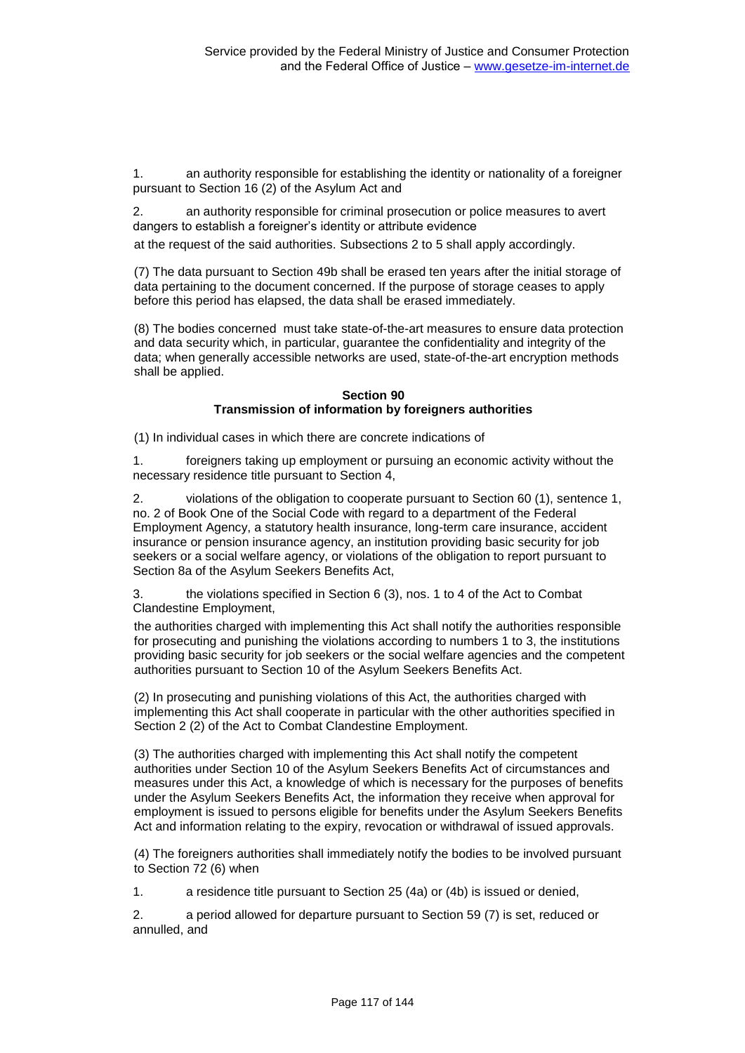1. an authority responsible for establishing the identity or nationality of a foreigner pursuant to Section 16 (2) of the Asylum Act and

2. an authority responsible for criminal prosecution or police measures to avert dangers to establish a foreigner's identity or attribute evidence

at the request of the said authorities. Subsections 2 to 5 shall apply accordingly.

(7) The data pursuant to Section 49b shall be erased ten years after the initial storage of data pertaining to the document concerned. If the purpose of storage ceases to apply before this period has elapsed, the data shall be erased immediately.

(8) The bodies concerned must take state-of-the-art measures to ensure data protection and data security which, in particular, guarantee the confidentiality and integrity of the data; when generally accessible networks are used, state-of-the-art encryption methods shall be applied.

**Section 90**
**Transmission of information by foreigners authorities**

(1) In individual cases in which there are concrete indications of

1. foreigners taking up employment or pursuing an economic activity without the necessary residence title pursuant to Section 4,

2. violations of the obligation to cooperate pursuant to Section 60 (1), sentence 1, no. 2 of Book One of the Social Code with regard to a department of the Federal Employment Agency, a statutory health insurance, long-term care insurance, accident insurance or pension insurance agency, an institution providing basic security for job seekers or a social welfare agency, or violations of the obligation to report pursuant to Section 8a of the Asylum Seekers Benefits Act,

3. the violations specified in Section 6 (3), nos. 1 to 4 of the Act to Combat Clandestine Employment,

the authorities charged with implementing this Act shall notify the authorities responsible for prosecuting and punishing the violations according to numbers 1 to 3, the institutions providing basic security for job seekers or the social welfare agencies and the competent authorities pursuant to Section 10 of the Asylum Seekers Benefits Act.

(2) In prosecuting and punishing violations of this Act, the authorities charged with implementing this Act shall cooperate in particular with the other authorities specified in Section 2 (2) of the Act to Combat Clandestine Employment.

(3) The authorities charged with implementing this Act shall notify the competent authorities under Section 10 of the Asylum Seekers Benefits Act of circumstances and measures under this Act, a knowledge of which is necessary for the purposes of benefits under the Asylum Seekers Benefits Act, the information they receive when approval for employment is issued to persons eligible for benefits under the Asylum Seekers Benefits Act and information relating to the expiry, revocation or withdrawal of issued approvals.

(4) The foreigners authorities shall immediately notify the bodies to be involved pursuant to Section 72 (6) when

1. a residence title pursuant to Section 25 (4a) or (4b) is issued or denied,

2. a period allowed for departure pursuant to Section 59 (7) is set, reduced or annulled, and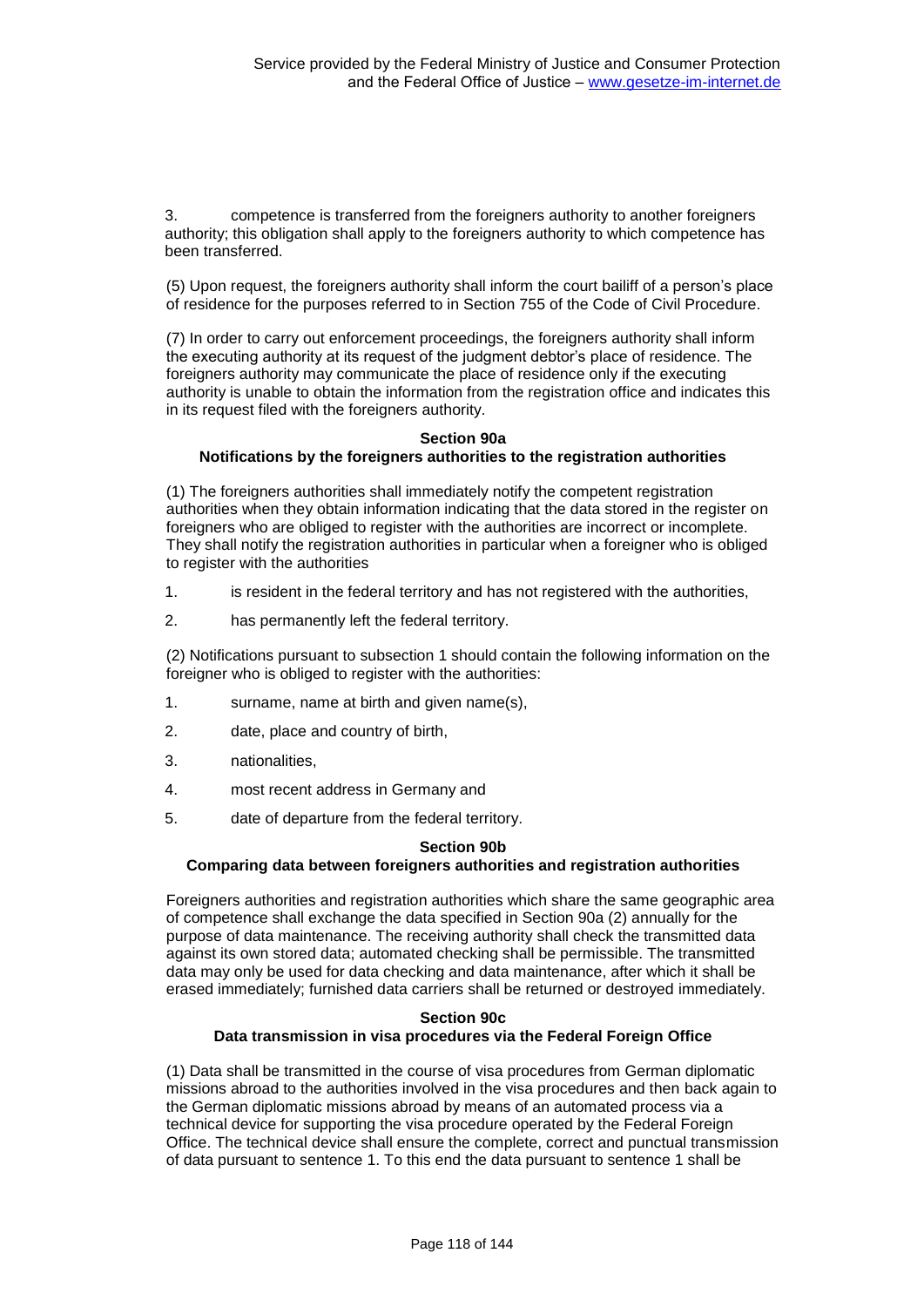3. competence is transferred from the foreigners authority to another foreigners authority; this obligation shall apply to the foreigners authority to which competence has been transferred.

(5) Upon request, the foreigners authority shall inform the court bailiff of a person's place of residence for the purposes referred to in Section 755 of the Code of Civil Procedure.

(7) In order to carry out enforcement proceedings, the foreigners authority shall inform the executing authority at its request of the judgment debtor's place of residence. The foreigners authority may communicate the place of residence only if the executing authority is unable to obtain the information from the registration office and indicates this in its request filed with the foreigners authority.

#### Section 90a
#### Notifications by the foreigners authorities to the registration authorities

(1) The foreigners authorities shall immediately notify the competent registration authorities when they obtain information indicating that the data stored in the register on foreigners who are obliged to register with the authorities are incorrect or incomplete. They shall notify the registration authorities in particular when a foreigner who is obliged to register with the authorities

1. is resident in the federal territory and has not registered with the authorities,
2. has permanently left the federal territory.

(2) Notifications pursuant to subsection 1 should contain the following information on the foreigner who is obliged to register with the authorities:

1. surname, name at birth and given name(s),
2. date, place and country of birth,
3. nationalities,
4. most recent address in Germany and
5. date of departure from the federal territory.

#### Section 90b
#### Comparing data between foreigners authorities and registration authorities

Foreigners authorities and registration authorities which share the same geographic area of competence shall exchange the data specified in Section 90a (2) annually for the purpose of data maintenance. The receiving authority shall check the transmitted data against its own stored data; automated checking shall be permissible. The transmitted data may only be used for data checking and data maintenance, after which it shall be erased immediately; furnished data carriers shall be returned or destroyed immediately.

#### Section 90c
#### Data transmission in visa procedures via the Federal Foreign Office

(1) Data shall be transmitted in the course of visa procedures from German diplomatic missions abroad to the authorities involved in the visa procedures and then back again to the German diplomatic missions abroad by means of an automated process via a technical device for supporting the visa procedure operated by the Federal Foreign Office. The technical device shall ensure the complete, correct and punctual transmission of data pursuant to sentence 1. To this end the data pursuant to sentence 1 shall be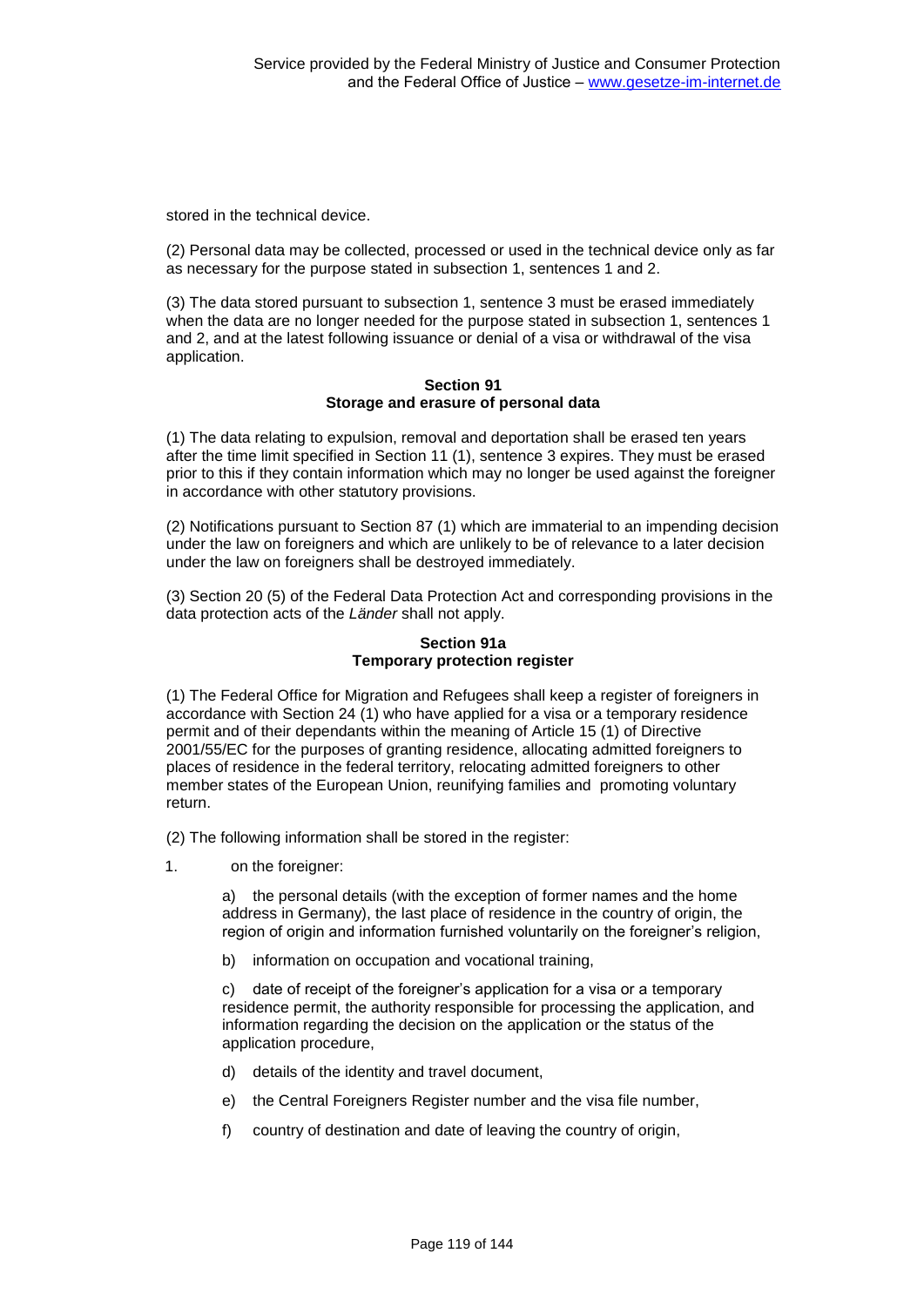stored in the technical device.

(2) Personal data may be collected, processed or used in the technical device only as far as necessary for the purpose stated in subsection 1, sentences 1 and 2.

(3) The data stored pursuant to subsection 1, sentence 3 must be erased immediately when the data are no longer needed for the purpose stated in subsection 1, sentences 1 and 2, and at the latest following issuance or denial of a visa or withdrawal of the visa application.

**Section 91**
**Storage and erasure of personal data**

(1) The data relating to expulsion, removal and deportation shall be erased ten years after the time limit specified in Section 11 (1), sentence 3 expires. They must be erased prior to this if they contain information which may no longer be used against the foreigner in accordance with other statutory provisions.

(2) Notifications pursuant to Section 87 (1) which are immaterial to an impending decision under the law on foreigners and which are unlikely to be of relevance to a later decision under the law on foreigners shall be destroyed immediately.

(3) Section 20 (5) of the Federal Data Protection Act and corresponding provisions in the data protection acts of the *Länder* shall not apply.

**Section 91a**
**Temporary protection register**

(1) The Federal Office for Migration and Refugees shall keep a register of foreigners in accordance with Section 24 (1) who have applied for a visa or a temporary residence permit and of their dependants within the meaning of Article 15 (1) of Directive 2001/55/EC for the purposes of granting residence, allocating admitted foreigners to places of residence in the federal territory, relocating admitted foreigners to other member states of the European Union, reunifying families and promoting voluntary return.

(2) The following information shall be stored in the register:

1. on the foreigner:

   a) the personal details (with the exception of former names and the home address in Germany), the last place of residence in the country of origin, the region of origin and information furnished voluntarily on the foreigner's religion,

   b) information on occupation and vocational training,

   c) date of receipt of the foreigner's application for a visa or a temporary residence permit, the authority responsible for processing the application, and information regarding the decision on the application or the status of the application procedure,

   d) details of the identity and travel document,

   e) the Central Foreigners Register number and the visa file number,

   f) country of destination and date of leaving the country of origin,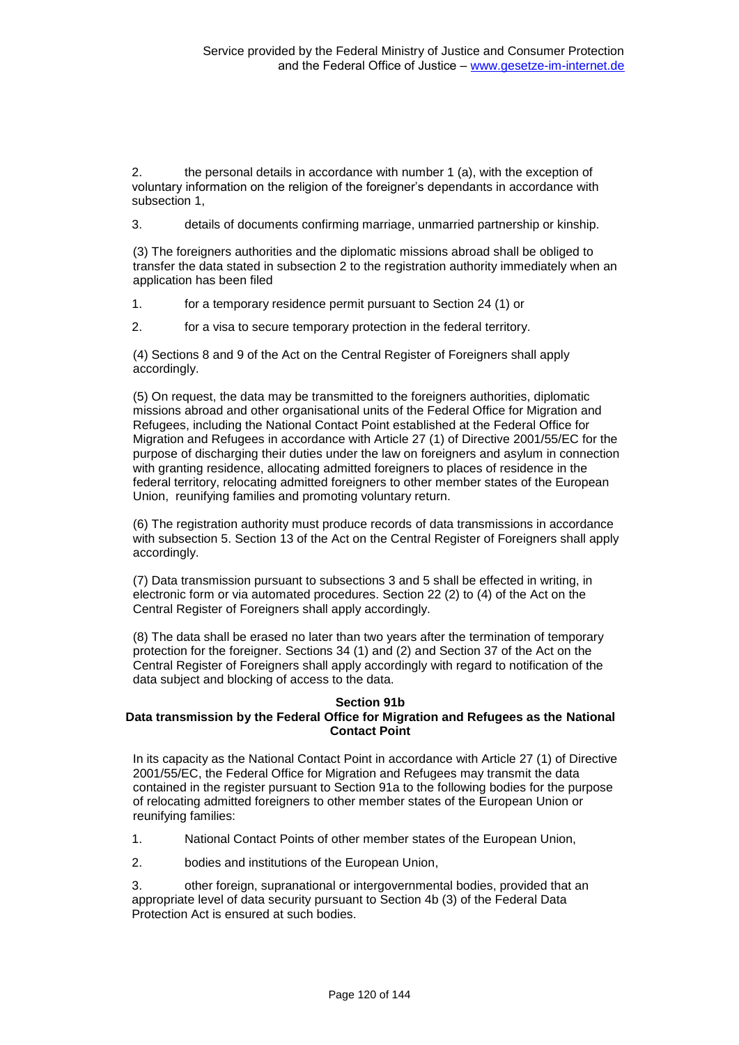2. the personal details in accordance with number 1 (a), with the exception of voluntary information on the religion of the foreigner's dependants in accordance with subsection 1,

3. details of documents confirming marriage, unmarried partnership or kinship.

(3) The foreigners authorities and the diplomatic missions abroad shall be obliged to transfer the data stated in subsection 2 to the registration authority immediately when an application has been filed

1. for a temporary residence permit pursuant to Section 24 (1) or

2. for a visa to secure temporary protection in the federal territory.

(4) Sections 8 and 9 of the Act on the Central Register of Foreigners shall apply accordingly.

(5) On request, the data may be transmitted to the foreigners authorities, diplomatic missions abroad and other organisational units of the Federal Office for Migration and Refugees, including the National Contact Point established at the Federal Office for Migration and Refugees in accordance with Article 27 (1) of Directive 2001/55/EC for the purpose of discharging their duties under the law on foreigners and asylum in connection with granting residence, allocating admitted foreigners to places of residence in the federal territory, relocating admitted foreigners to other member states of the European Union, reunifying families and promoting voluntary return.

(6) The registration authority must produce records of data transmissions in accordance with subsection 5. Section 13 of the Act on the Central Register of Foreigners shall apply accordingly.

(7) Data transmission pursuant to subsections 3 and 5 shall be effected in writing, in electronic form or via automated procedures. Section 22 (2) to (4) of the Act on the Central Register of Foreigners shall apply accordingly.

(8) The data shall be erased no later than two years after the termination of temporary protection for the foreigner. Sections 34 (1) and (2) and Section 37 of the Act on the Central Register of Foreigners shall apply accordingly with regard to notification of the data subject and blocking of access to the data.

**Section 91b**
**Data transmission by the Federal Office for Migration and Refugees as the National Contact Point**

In its capacity as the National Contact Point in accordance with Article 27 (1) of Directive 2001/55/EC, the Federal Office for Migration and Refugees may transmit the data contained in the register pursuant to Section 91a to the following bodies for the purpose of relocating admitted foreigners to other member states of the European Union or reunifying families:

1. National Contact Points of other member states of the European Union,

2. bodies and institutions of the European Union,

3. other foreign, supranational or intergovernmental bodies, provided that an appropriate level of data security pursuant to Section 4b (3) of the Federal Data Protection Act is ensured at such bodies.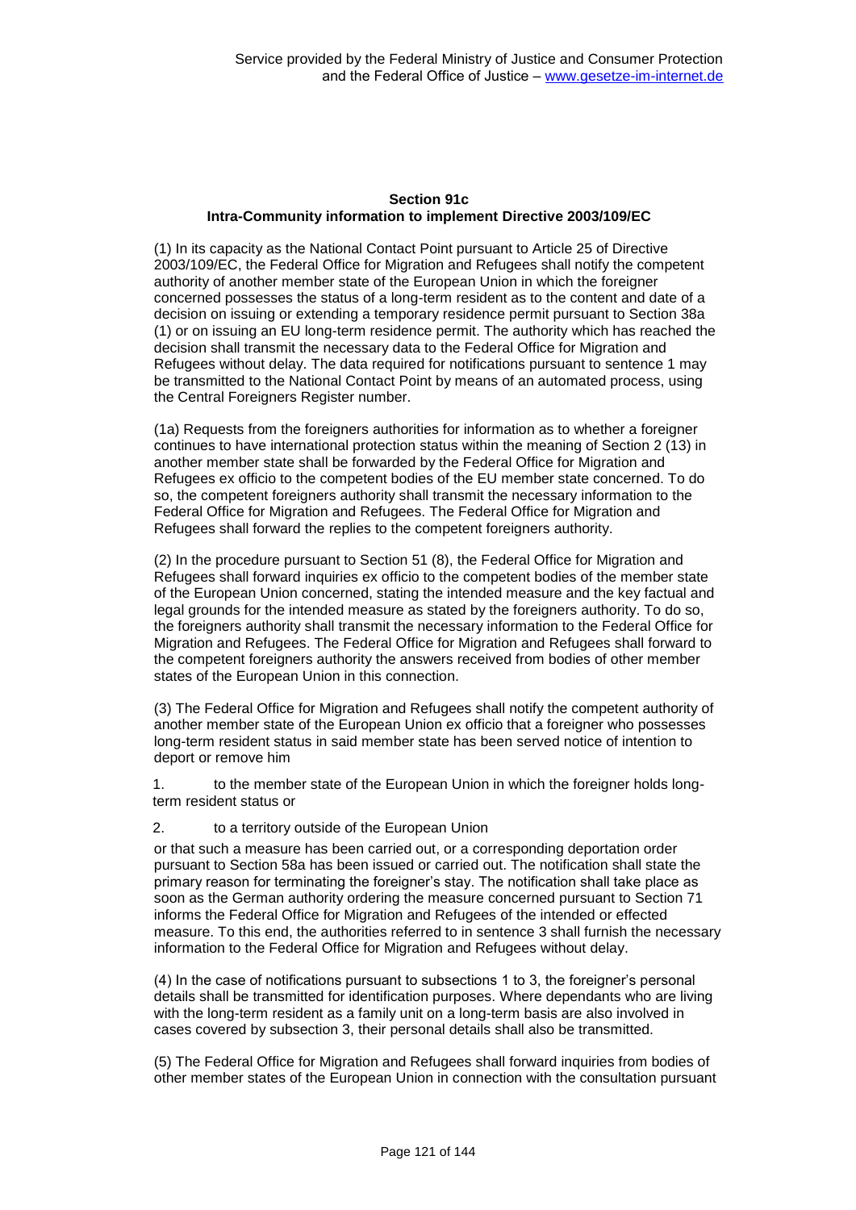## Section 91c
## Intra-Community information to implement Directive 2003/109/EC

(1) In its capacity as the National Contact Point pursuant to Article 25 of Directive 2003/109/EC, the Federal Office for Migration and Refugees shall notify the competent authority of another member state of the European Union in which the foreigner concerned possesses the status of a long-term resident as to the content and date of a decision on issuing or extending a temporary residence permit pursuant to Section 38a (1) or on issuing an EU long-term residence permit. The authority which has reached the decision shall transmit the necessary data to the Federal Office for Migration and Refugees without delay. The data required for notifications pursuant to sentence 1 may be transmitted to the National Contact Point by means of an automated process, using the Central Foreigners Register number.

(1a) Requests from the foreigners authorities for information as to whether a foreigner continues to have international protection status within the meaning of Section 2 (13) in another member state shall be forwarded by the Federal Office for Migration and Refugees ex officio to the competent bodies of the EU member state concerned. To do so, the competent foreigners authority shall transmit the necessary information to the Federal Office for Migration and Refugees. The Federal Office for Migration and Refugees shall forward the replies to the competent foreigners authority.

(2) In the procedure pursuant to Section 51 (8), the Federal Office for Migration and Refugees shall forward inquiries ex officio to the competent bodies of the member state of the European Union concerned, stating the intended measure and the key factual and legal grounds for the intended measure as stated by the foreigners authority. To do so, the foreigners authority shall transmit the necessary information to the Federal Office for Migration and Refugees. The Federal Office for Migration and Refugees shall forward to the competent foreigners authority the answers received from bodies of other member states of the European Union in this connection.

(3) The Federal Office for Migration and Refugees shall notify the competent authority of another member state of the European Union ex officio that a foreigner who possesses long-term resident status in said member state has been served notice of intention to deport or remove him

1. to the member state of the European Union in which the foreigner holds long-term resident status or

2. to a territory outside of the European Union

or that such a measure has been carried out, or a corresponding deportation order pursuant to Section 58a has been issued or carried out. The notification shall state the primary reason for terminating the foreigner's stay. The notification shall take place as soon as the German authority ordering the measure concerned pursuant to Section 71 informs the Federal Office for Migration and Refugees of the intended or effected measure. To this end, the authorities referred to in sentence 3 shall furnish the necessary information to the Federal Office for Migration and Refugees without delay.

(4) In the case of notifications pursuant to subsections 1 to 3, the foreigner's personal details shall be transmitted for identification purposes. Where dependants who are living with the long-term resident as a family unit on a long-term basis are also involved in cases covered by subsection 3, their personal details shall also be transmitted.

(5) The Federal Office for Migration and Refugees shall forward inquiries from bodies of other member states of the European Union in connection with the consultation pursuant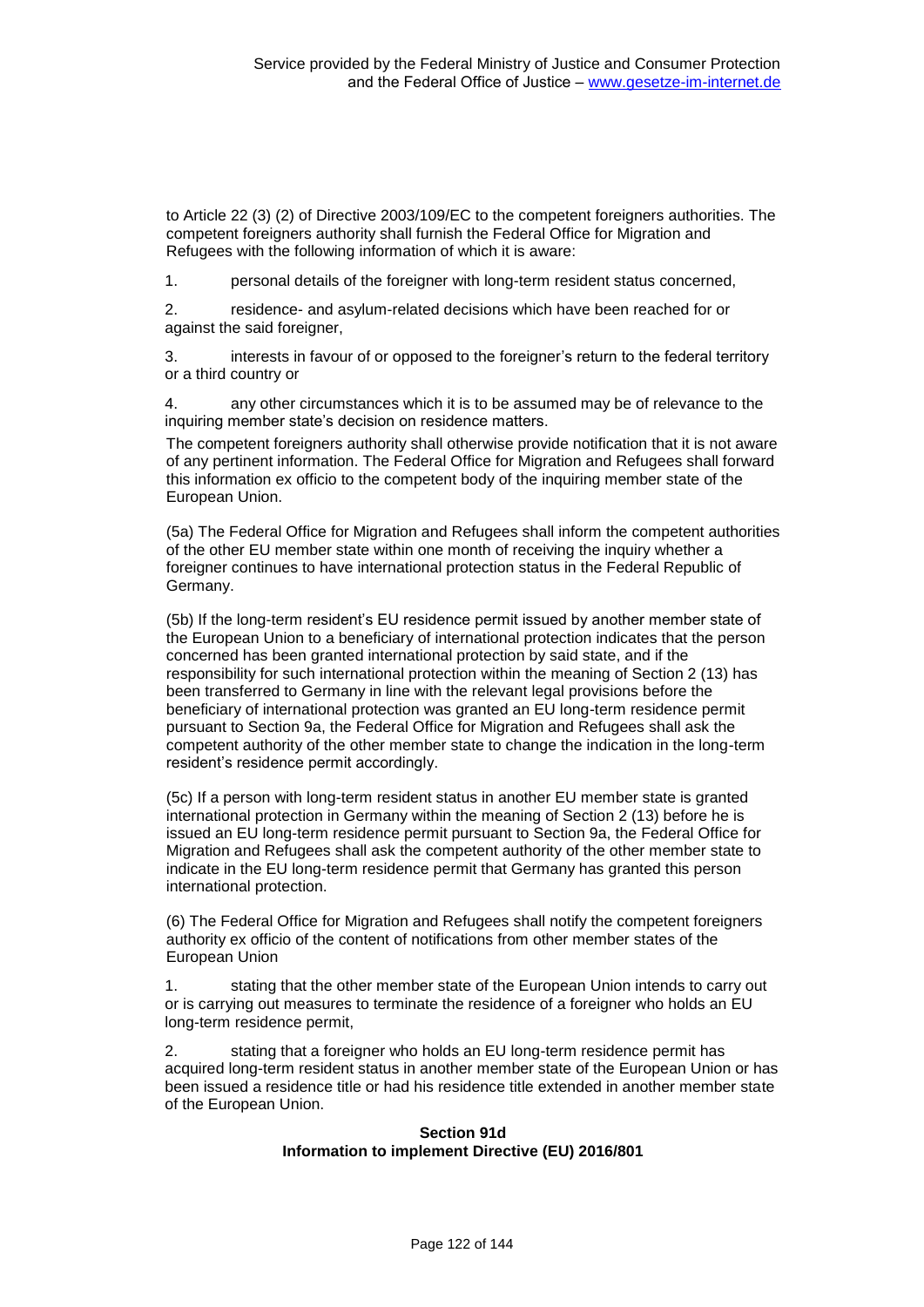to Article 22 (3) (2) of Directive 2003/109/EC to the competent foreigners authorities. The competent foreigners authority shall furnish the Federal Office for Migration and Refugees with the following information of which it is aware:

1. personal details of the foreigner with long-term resident status concerned,

2. residence- and asylum-related decisions which have been reached for or against the said foreigner,

3. interests in favour of or opposed to the foreigner's return to the federal territory or a third country or

4. any other circumstances which it is to be assumed may be of relevance to the inquiring member state's decision on residence matters.

The competent foreigners authority shall otherwise provide notification that it is not aware of any pertinent information. The Federal Office for Migration and Refugees shall forward this information ex officio to the competent body of the inquiring member state of the European Union.

(5a) The Federal Office for Migration and Refugees shall inform the competent authorities of the other EU member state within one month of receiving the inquiry whether a foreigner continues to have international protection status in the Federal Republic of Germany.

(5b) If the long-term resident's EU residence permit issued by another member state of the European Union to a beneficiary of international protection indicates that the person concerned has been granted international protection by said state, and if the responsibility for such international protection within the meaning of Section 2 (13) has been transferred to Germany in line with the relevant legal provisions before the beneficiary of international protection was granted an EU long-term residence permit pursuant to Section 9a, the Federal Office for Migration and Refugees shall ask the competent authority of the other member state to change the indication in the long-term resident's residence permit accordingly.

(5c) If a person with long-term resident status in another EU member state is granted international protection in Germany within the meaning of Section 2 (13) before he is issued an EU long-term residence permit pursuant to Section 9a, the Federal Office for Migration and Refugees shall ask the competent authority of the other member state to indicate in the EU long-term residence permit that Germany has granted this person international protection.

(6) The Federal Office for Migration and Refugees shall notify the competent foreigners authority ex officio of the content of notifications from other member states of the European Union

1. stating that the other member state of the European Union intends to carry out or is carrying out measures to terminate the residence of a foreigner who holds an EU long-term residence permit,

2. stating that a foreigner who holds an EU long-term residence permit has acquired long-term resident status in another member state of the European Union or has been issued a residence title or had his residence title extended in another member state of the European Union.

### Section 91d
### Information to implement Directive (EU) 2016/801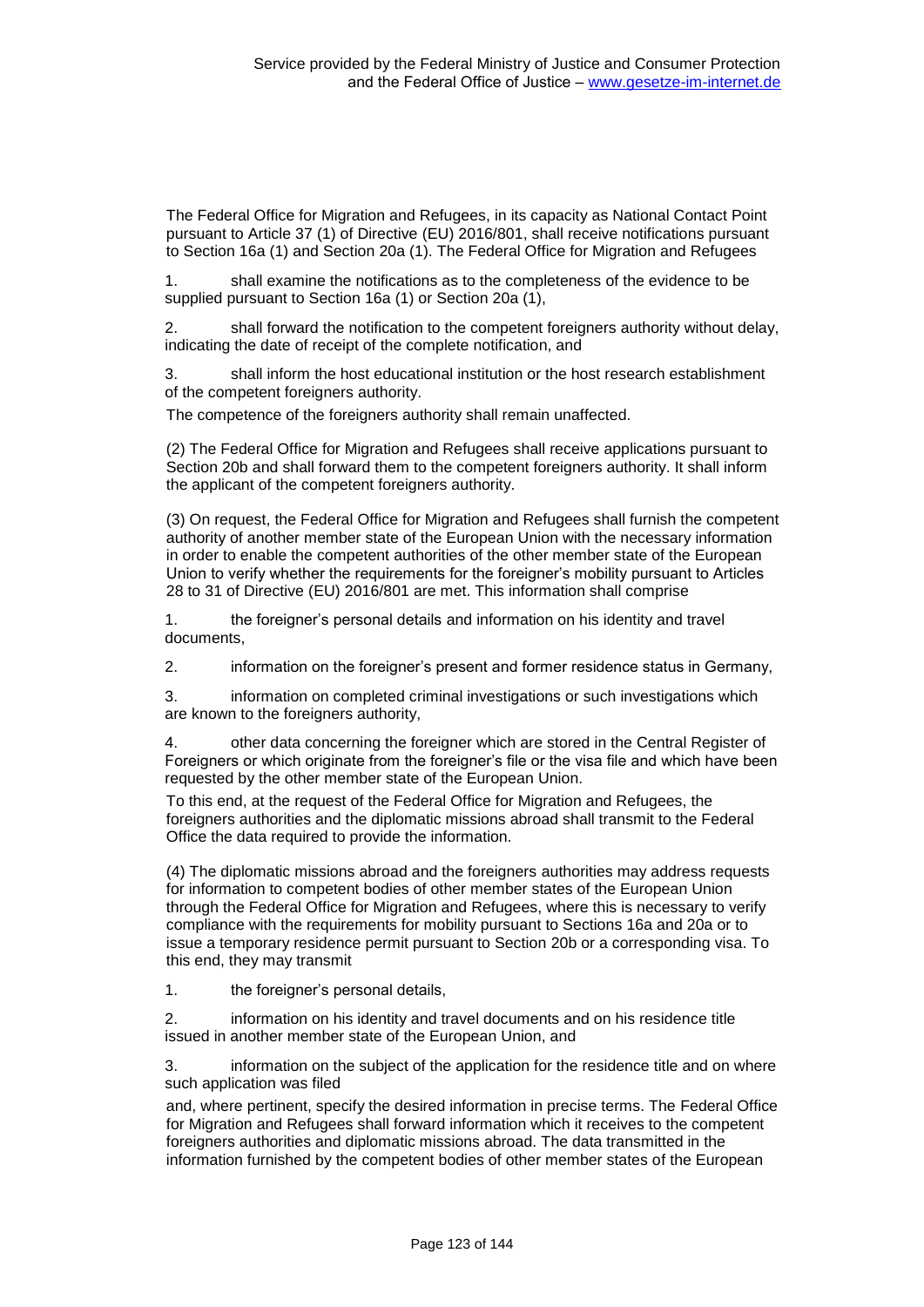The Federal Office for Migration and Refugees, in its capacity as National Contact Point pursuant to Article 37 (1) of Directive (EU) 2016/801, shall receive notifications pursuant to Section 16a (1) and Section 20a (1). The Federal Office for Migration and Refugees

1. shall examine the notifications as to the completeness of the evidence to be supplied pursuant to Section 16a (1) or Section 20a (1),

2. shall forward the notification to the competent foreigners authority without delay, indicating the date of receipt of the complete notification, and

3. shall inform the host educational institution or the host research establishment of the competent foreigners authority.

The competence of the foreigners authority shall remain unaffected.

(2) The Federal Office for Migration and Refugees shall receive applications pursuant to Section 20b and shall forward them to the competent foreigners authority. It shall inform the applicant of the competent foreigners authority.

(3) On request, the Federal Office for Migration and Refugees shall furnish the competent authority of another member state of the European Union with the necessary information in order to enable the competent authorities of the other member state of the European Union to verify whether the requirements for the foreigner's mobility pursuant to Articles 28 to 31 of Directive (EU) 2016/801 are met. This information shall comprise

1. the foreigner's personal details and information on his identity and travel documents,

2. information on the foreigner's present and former residence status in Germany,

3. information on completed criminal investigations or such investigations which are known to the foreigners authority,

4. other data concerning the foreigner which are stored in the Central Register of Foreigners or which originate from the foreigner's file or the visa file and which have been requested by the other member state of the European Union.

To this end, at the request of the Federal Office for Migration and Refugees, the foreigners authorities and the diplomatic missions abroad shall transmit to the Federal Office the data required to provide the information.

(4) The diplomatic missions abroad and the foreigners authorities may address requests for information to competent bodies of other member states of the European Union through the Federal Office for Migration and Refugees, where this is necessary to verify compliance with the requirements for mobility pursuant to Sections 16a and 20a or to issue a temporary residence permit pursuant to Section 20b or a corresponding visa. To this end, they may transmit

1. the foreigner's personal details,

2. information on his identity and travel documents and on his residence title issued in another member state of the European Union, and

3. information on the subject of the application for the residence title and on where such application was filed

and, where pertinent, specify the desired information in precise terms. The Federal Office for Migration and Refugees shall forward information which it receives to the competent foreigners authorities and diplomatic missions abroad. The data transmitted in the information furnished by the competent bodies of other member states of the European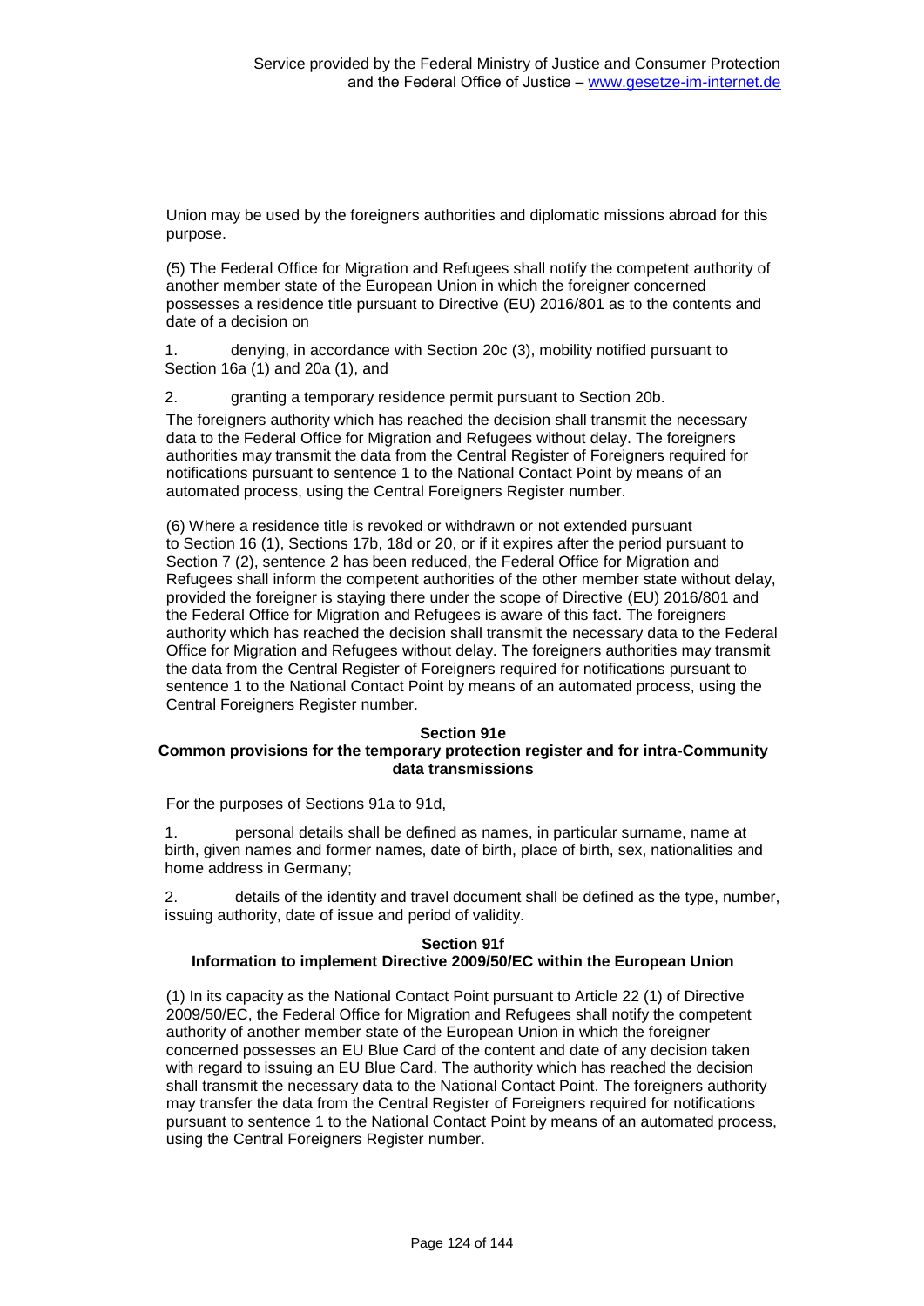Union may be used by the foreigners authorities and diplomatic missions abroad for this purpose.

(5) The Federal Office for Migration and Refugees shall notify the competent authority of another member state of the European Union in which the foreigner concerned possesses a residence title pursuant to Directive (EU) 2016/801 as to the contents and date of a decision on

1. denying, in accordance with Section 20c (3), mobility notified pursuant to Section 16a (1) and 20a (1), and

2. granting a temporary residence permit pursuant to Section 20b.

The foreigners authority which has reached the decision shall transmit the necessary data to the Federal Office for Migration and Refugees without delay. The foreigners authorities may transmit the data from the Central Register of Foreigners required for notifications pursuant to sentence 1 to the National Contact Point by means of an automated process, using the Central Foreigners Register number.

(6) Where a residence title is revoked or withdrawn or not extended pursuant to Section 16 (1), Sections 17b, 18d or 20, or if it expires after the period pursuant to Section 7 (2), sentence 2 has been reduced, the Federal Office for Migration and Refugees shall inform the competent authorities of the other member state without delay, provided the foreigner is staying there under the scope of Directive (EU) 2016/801 and the Federal Office for Migration and Refugees is aware of this fact. The foreigners authority which has reached the decision shall transmit the necessary data to the Federal Office for Migration and Refugees without delay. The foreigners authorities may transmit the data from the Central Register of Foreigners required for notifications pursuant to sentence 1 to the National Contact Point by means of an automated process, using the Central Foreigners Register number.

### Section 91e
### Common provisions for the temporary protection register and for intra-Community data transmissions

For the purposes of Sections 91a to 91d,

1. personal details shall be defined as names, in particular surname, name at birth, given names and former names, date of birth, place of birth, sex, nationalities and home address in Germany;

2. details of the identity and travel document shall be defined as the type, number, issuing authority, date of issue and period of validity.

### Section 91f
### Information to implement Directive 2009/50/EC within the European Union

(1) In its capacity as the National Contact Point pursuant to Article 22 (1) of Directive 2009/50/EC, the Federal Office for Migration and Refugees shall notify the competent authority of another member state of the European Union in which the foreigner concerned possesses an EU Blue Card of the content and date of any decision taken with regard to issuing an EU Blue Card. The authority which has reached the decision shall transmit the necessary data to the National Contact Point. The foreigners authority may transfer the data from the Central Register of Foreigners required for notifications pursuant to sentence 1 to the National Contact Point by means of an automated process, using the Central Foreigners Register number.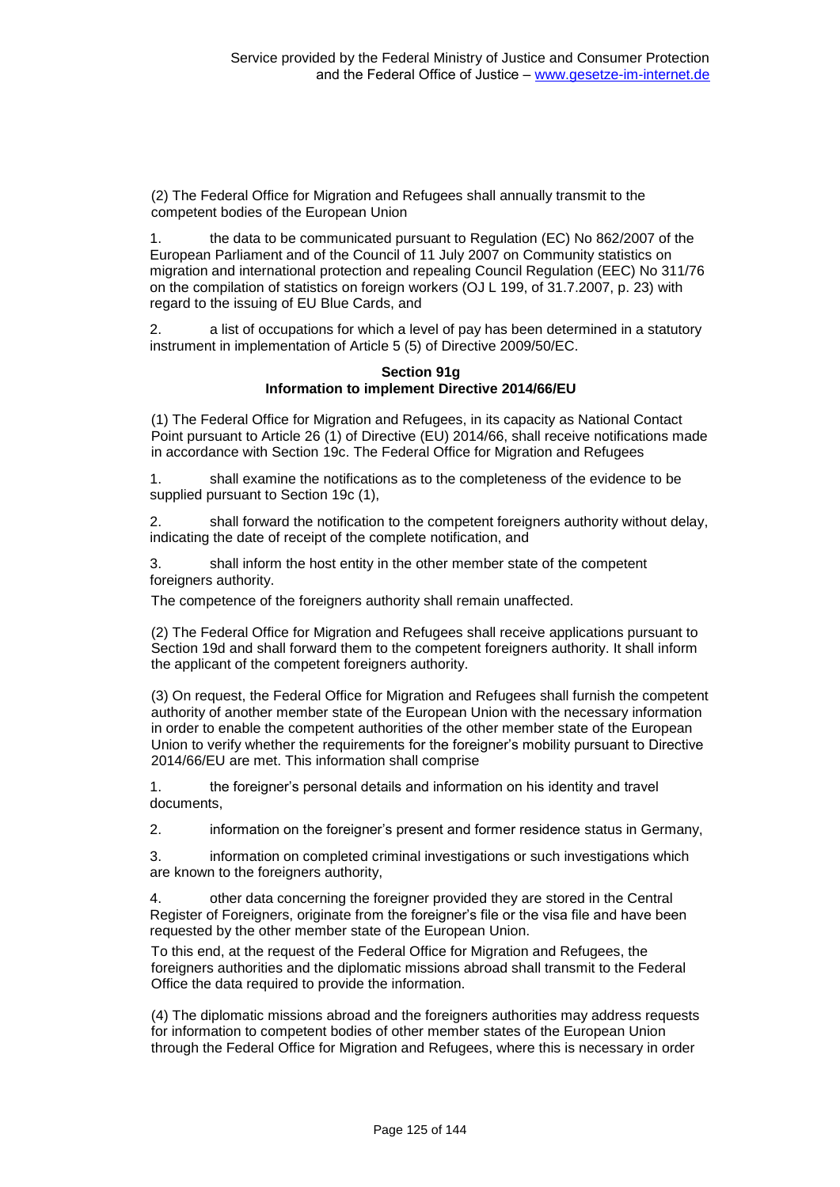(2) The Federal Office for Migration and Refugees shall annually transmit to the competent bodies of the European Union

1. the data to be communicated pursuant to Regulation (EC) No 862/2007 of the European Parliament and of the Council of 11 July 2007 on Community statistics on migration and international protection and repealing Council Regulation (EEC) No 311/76 on the compilation of statistics on foreign workers (OJ L 199, of 31.7.2007, p. 23) with regard to the issuing of EU Blue Cards, and

2. a list of occupations for which a level of pay has been determined in a statutory instrument in implementation of Article 5 (5) of Directive 2009/50/EC.

#### Section 91g
#### Information to implement Directive 2014/66/EU

(1) The Federal Office for Migration and Refugees, in its capacity as National Contact Point pursuant to Article 26 (1) of Directive (EU) 2014/66, shall receive notifications made in accordance with Section 19c. The Federal Office for Migration and Refugees

1. shall examine the notifications as to the completeness of the evidence to be supplied pursuant to Section 19c (1),

2. shall forward the notification to the competent foreigners authority without delay, indicating the date of receipt of the complete notification, and

3. shall inform the host entity in the other member state of the competent foreigners authority.

The competence of the foreigners authority shall remain unaffected.

(2) The Federal Office for Migration and Refugees shall receive applications pursuant to Section 19d and shall forward them to the competent foreigners authority. It shall inform the applicant of the competent foreigners authority.

(3) On request, the Federal Office for Migration and Refugees shall furnish the competent authority of another member state of the European Union with the necessary information in order to enable the competent authorities of the other member state of the European Union to verify whether the requirements for the foreigner's mobility pursuant to Directive 2014/66/EU are met. This information shall comprise

1. the foreigner's personal details and information on his identity and travel documents,

2. information on the foreigner's present and former residence status in Germany,

3. information on completed criminal investigations or such investigations which are known to the foreigners authority,

4. other data concerning the foreigner provided they are stored in the Central Register of Foreigners, originate from the foreigner's file or the visa file and have been requested by the other member state of the European Union.

To this end, at the request of the Federal Office for Migration and Refugees, the foreigners authorities and the diplomatic missions abroad shall transmit to the Federal Office the data required to provide the information.

(4) The diplomatic missions abroad and the foreigners authorities may address requests for information to competent bodies of other member states of the European Union through the Federal Office for Migration and Refugees, where this is necessary in order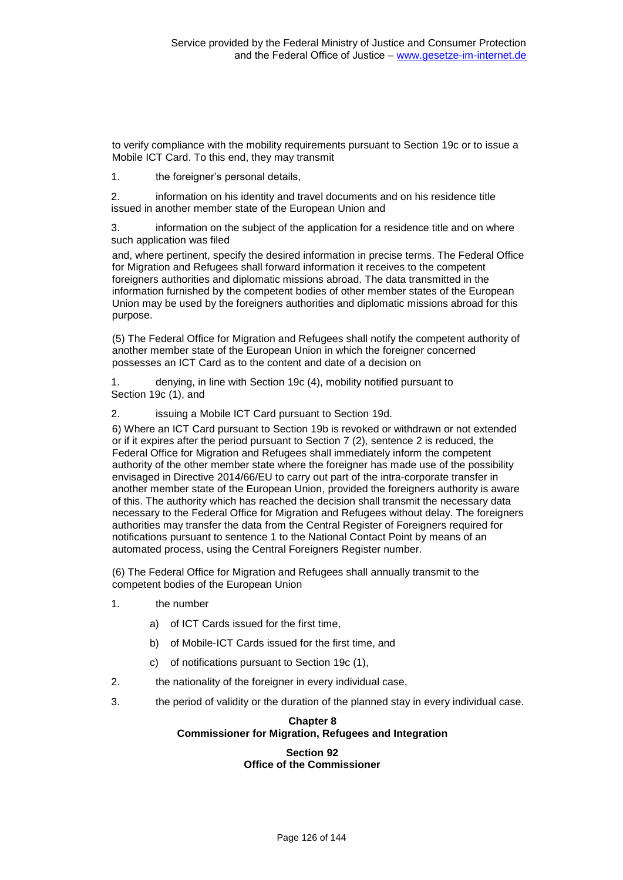to verify compliance with the mobility requirements pursuant to Section 19c or to issue a Mobile ICT Card. To this end, they may transmit

1. the foreigner's personal details,

2. information on his identity and travel documents and on his residence title issued in another member state of the European Union and

3. information on the subject of the application for a residence title and on where such application was filed

and, where pertinent, specify the desired information in precise terms. The Federal Office for Migration and Refugees shall forward information it receives to the competent foreigners authorities and diplomatic missions abroad. The data transmitted in the information furnished by the competent bodies of other member states of the European Union may be used by the foreigners authorities and diplomatic missions abroad for this purpose.

(5) The Federal Office for Migration and Refugees shall notify the competent authority of another member state of the European Union in which the foreigner concerned possesses an ICT Card as to the content and date of a decision on

1. denying, in line with Section 19c (4), mobility notified pursuant to Section 19c (1), and

2. issuing a Mobile ICT Card pursuant to Section 19d.

6) Where an ICT Card pursuant to Section 19b is revoked or withdrawn or not extended or if it expires after the period pursuant to Section 7 (2), sentence 2 is reduced, the Federal Office for Migration and Refugees shall immediately inform the competent authority of the other member state where the foreigner has made use of the possibility envisaged in Directive 2014/66/EU to carry out part of the intra-corporate transfer in another member state of the European Union, provided the foreigners authority is aware of this. The authority which has reached the decision shall transmit the necessary data necessary to the Federal Office for Migration and Refugees without delay. The foreigners authorities may transfer the data from the Central Register of Foreigners required for notifications pursuant to sentence 1 to the National Contact Point by means of an automated process, using the Central Foreigners Register number.

(6) The Federal Office for Migration and Refugees shall annually transmit to the competent bodies of the European Union

1. the number
   a) of ICT Cards issued for the first time,
   b) of Mobile-ICT Cards issued for the first time, and
   c) of notifications pursuant to Section 19c (1),
2. the nationality of the foreigner in every individual case,
3. the period of validity or the duration of the planned stay in every individual case.

## Chapter 8
## Commissioner for Migration, Refugees and Integration

### Section 92
### Office of the Commissioner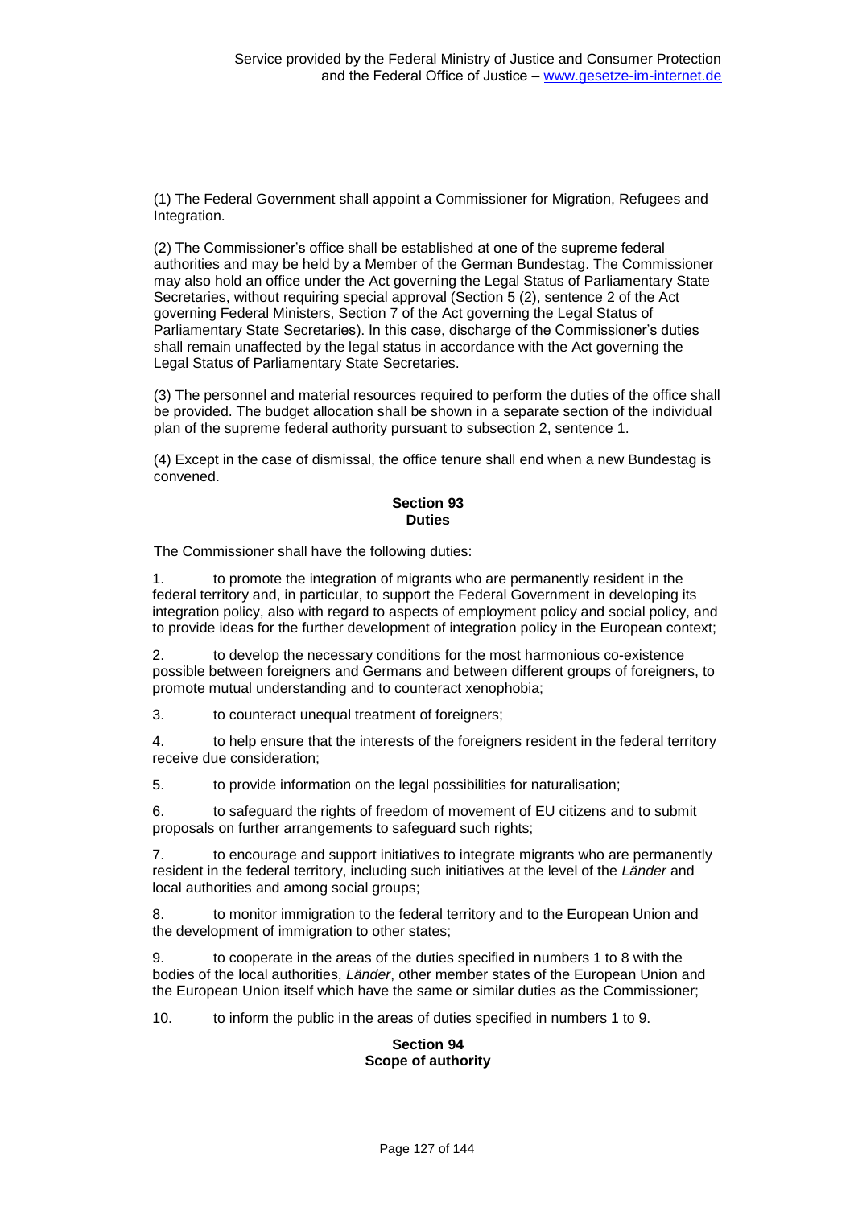(1) The Federal Government shall appoint a Commissioner for Migration, Refugees and Integration.

(2) The Commissioner's office shall be established at one of the supreme federal authorities and may be held by a Member of the German Bundestag. The Commissioner may also hold an office under the Act governing the Legal Status of Parliamentary State Secretaries, without requiring special approval (Section 5 (2), sentence 2 of the Act governing Federal Ministers, Section 7 of the Act governing the Legal Status of Parliamentary State Secretaries). In this case, discharge of the Commissioner's duties shall remain unaffected by the legal status in accordance with the Act governing the Legal Status of Parliamentary State Secretaries.

(3) The personnel and material resources required to perform the duties of the office shall be provided. The budget allocation shall be shown in a separate section of the individual plan of the supreme federal authority pursuant to subsection 2, sentence 1.

(4) Except in the case of dismissal, the office tenure shall end when a new Bundestag is convened.

**Section 93**
**Duties**

The Commissioner shall have the following duties:

1. to promote the integration of migrants who are permanently resident in the federal territory and, in particular, to support the Federal Government in developing its integration policy, also with regard to aspects of employment policy and social policy, and to provide ideas for the further development of integration policy in the European context;

2. to develop the necessary conditions for the most harmonious co-existence possible between foreigners and Germans and between different groups of foreigners, to promote mutual understanding and to counteract xenophobia;

3. to counteract unequal treatment of foreigners;

4. to help ensure that the interests of the foreigners resident in the federal territory receive due consideration;

5. to provide information on the legal possibilities for naturalisation;

6. to safeguard the rights of freedom of movement of EU citizens and to submit proposals on further arrangements to safeguard such rights;

7. to encourage and support initiatives to integrate migrants who are permanently resident in the federal territory, including such initiatives at the level of the *Länder* and local authorities and among social groups;

8. to monitor immigration to the federal territory and to the European Union and the development of immigration to other states;

9. to cooperate in the areas of the duties specified in numbers 1 to 8 with the bodies of the local authorities, *Länder*, other member states of the European Union and the European Union itself which have the same or similar duties as the Commissioner;

10. to inform the public in the areas of duties specified in numbers 1 to 9.

**Section 94**
**Scope of authority**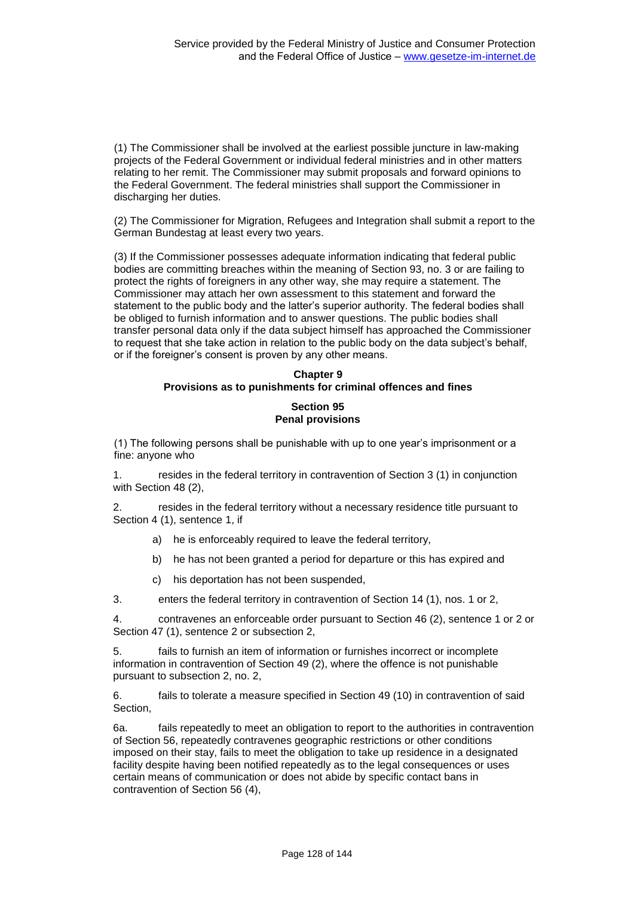(1) The Commissioner shall be involved at the earliest possible juncture in law-making projects of the Federal Government or individual federal ministries and in other matters relating to her remit. The Commissioner may submit proposals and forward opinions to the Federal Government. The federal ministries shall support the Commissioner in discharging her duties.

(2) The Commissioner for Migration, Refugees and Integration shall submit a report to the German Bundestag at least every two years.

(3) If the Commissioner possesses adequate information indicating that federal public bodies are committing breaches within the meaning of Section 93, no. 3 or are failing to protect the rights of foreigners in any other way, she may require a statement. The Commissioner may attach her own assessment to this statement and forward the statement to the public body and the latter's superior authority. The federal bodies shall be obliged to furnish information and to answer questions. The public bodies shall transfer personal data only if the data subject himself has approached the Commissioner to request that she take action in relation to the public body on the data subject's behalf, or if the foreigner's consent is proven by any other means.

## Chapter 9
## Provisions as to punishments for criminal offences and fines

### Section 95
### Penal provisions

(1) The following persons shall be punishable with up to one year's imprisonment or a fine: anyone who

1. resides in the federal territory in contravention of Section 3 (1) in conjunction with Section 48 (2),

2. resides in the federal territory without a necessary residence title pursuant to Section 4 (1), sentence 1, if

   a) he is enforceably required to leave the federal territory,

   b) he has not been granted a period for departure or this has expired and

   c) his deportation has not been suspended,

3. enters the federal territory in contravention of Section 14 (1), nos. 1 or 2,

4. contravenes an enforceable order pursuant to Section 46 (2), sentence 1 or 2 or Section 47 (1), sentence 2 or subsection 2,

5. fails to furnish an item of information or furnishes incorrect or incomplete information in contravention of Section 49 (2), where the offence is not punishable pursuant to subsection 2, no. 2,

6. fails to tolerate a measure specified in Section 49 (10) in contravention of said Section,

6a. fails repeatedly to meet an obligation to report to the authorities in contravention of Section 56, repeatedly contravenes geographic restrictions or other conditions imposed on their stay, fails to meet the obligation to take up residence in a designated facility despite having been notified repeatedly as to the legal consequences or uses certain means of communication or does not abide by specific contact bans in contravention of Section 56 (4),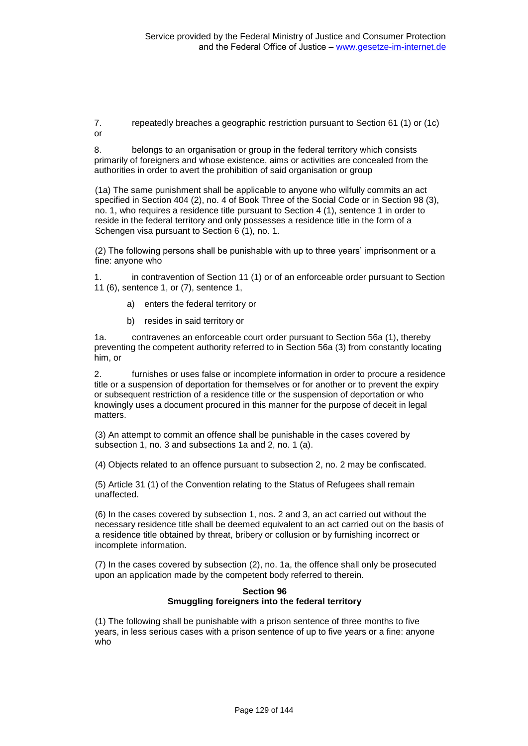7. repeatedly breaches a geographic restriction pursuant to Section 61 (1) or (1c) or

8. belongs to an organisation or group in the federal territory which consists primarily of foreigners and whose existence, aims or activities are concealed from the authorities in order to avert the prohibition of said organisation or group

(1a) The same punishment shall be applicable to anyone who wilfully commits an act specified in Section 404 (2), no. 4 of Book Three of the Social Code or in Section 98 (3), no. 1, who requires a residence title pursuant to Section 4 (1), sentence 1 in order to reside in the federal territory and only possesses a residence title in the form of a Schengen visa pursuant to Section 6 (1), no. 1.

(2) The following persons shall be punishable with up to three years' imprisonment or a fine: anyone who

1. in contravention of Section 11 (1) or of an enforceable order pursuant to Section 11 (6), sentence 1, or (7), sentence 1,

   a) enters the federal territory or

   b) resides in said territory or

1a. contravenes an enforceable court order pursuant to Section 56a (1), thereby preventing the competent authority referred to in Section 56a (3) from constantly locating him, or

2. furnishes or uses false or incomplete information in order to procure a residence title or a suspension of deportation for themselves or for another or to prevent the expiry or subsequent restriction of a residence title or the suspension of deportation or who knowingly uses a document procured in this manner for the purpose of deceit in legal matters.

(3) An attempt to commit an offence shall be punishable in the cases covered by subsection 1, no. 3 and subsections 1a and 2, no. 1 (a).

(4) Objects related to an offence pursuant to subsection 2, no. 2 may be confiscated.

(5) Article 31 (1) of the Convention relating to the Status of Refugees shall remain unaffected.

(6) In the cases covered by subsection 1, nos. 2 and 3, an act carried out without the necessary residence title shall be deemed equivalent to an act carried out on the basis of a residence title obtained by threat, bribery or collusion or by furnishing incorrect or incomplete information.

(7) In the cases covered by subsection (2), no. 1a, the offence shall only be prosecuted upon an application made by the competent body referred to therein.

## Section 96
## Smuggling foreigners into the federal territory

(1) The following shall be punishable with a prison sentence of three months to five years, in less serious cases with a prison sentence of up to five years or a fine: anyone who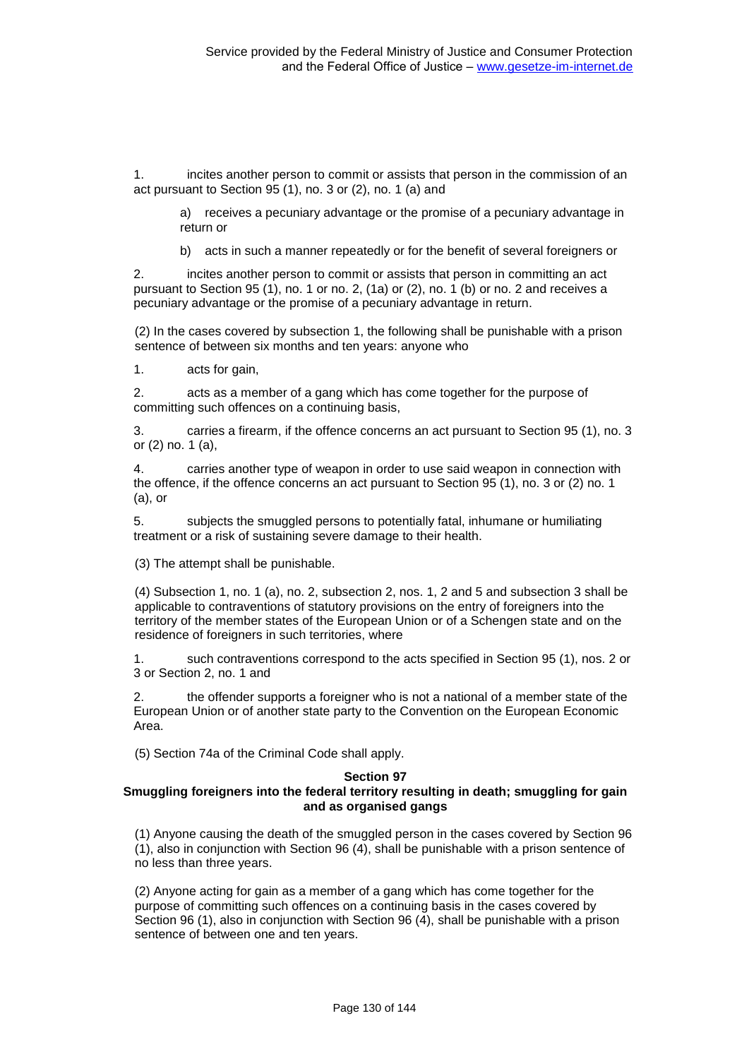1. incites another person to commit or assists that person in the commission of an act pursuant to Section 95 (1), no. 3 or (2), no. 1 (a) and

   a) receives a pecuniary advantage or the promise of a pecuniary advantage in return or

   b) acts in such a manner repeatedly or for the benefit of several foreigners or

2. incites another person to commit or assists that person in committing an act pursuant to Section 95 (1), no. 1 or no. 2, (1a) or (2), no. 1 (b) or no. 2 and receives a pecuniary advantage or the promise of a pecuniary advantage in return.

(2) In the cases covered by subsection 1, the following shall be punishable with a prison sentence of between six months and ten years: anyone who

1. acts for gain,

2. acts as a member of a gang which has come together for the purpose of committing such offences on a continuing basis,

3. carries a firearm, if the offence concerns an act pursuant to Section 95 (1), no. 3 or (2) no. 1 (a),

4. carries another type of weapon in order to use said weapon in connection with the offence, if the offence concerns an act pursuant to Section 95 (1), no. 3 or (2) no. 1 (a), or

5. subjects the smuggled persons to potentially fatal, inhumane or humiliating treatment or a risk of sustaining severe damage to their health.

(3) The attempt shall be punishable.

(4) Subsection 1, no. 1 (a), no. 2, subsection 2, nos. 1, 2 and 5 and subsection 3 shall be applicable to contraventions of statutory provisions on the entry of foreigners into the territory of the member states of the European Union or of a Schengen state and on the residence of foreigners in such territories, where

1. such contraventions correspond to the acts specified in Section 95 (1), nos. 2 or 3 or Section 2, no. 1 and

2. the offender supports a foreigner who is not a national of a member state of the European Union or of another state party to the Convention on the European Economic Area.

(5) Section 74a of the Criminal Code shall apply.

### Section 97
### Smuggling foreigners into the federal territory resulting in death; smuggling for gain and as organised gangs

(1) Anyone causing the death of the smuggled person in the cases covered by Section 96 (1), also in conjunction with Section 96 (4), shall be punishable with a prison sentence of no less than three years.

(2) Anyone acting for gain as a member of a gang which has come together for the purpose of committing such offences on a continuing basis in the cases covered by Section 96 (1), also in conjunction with Section 96 (4), shall be punishable with a prison sentence of between one and ten years.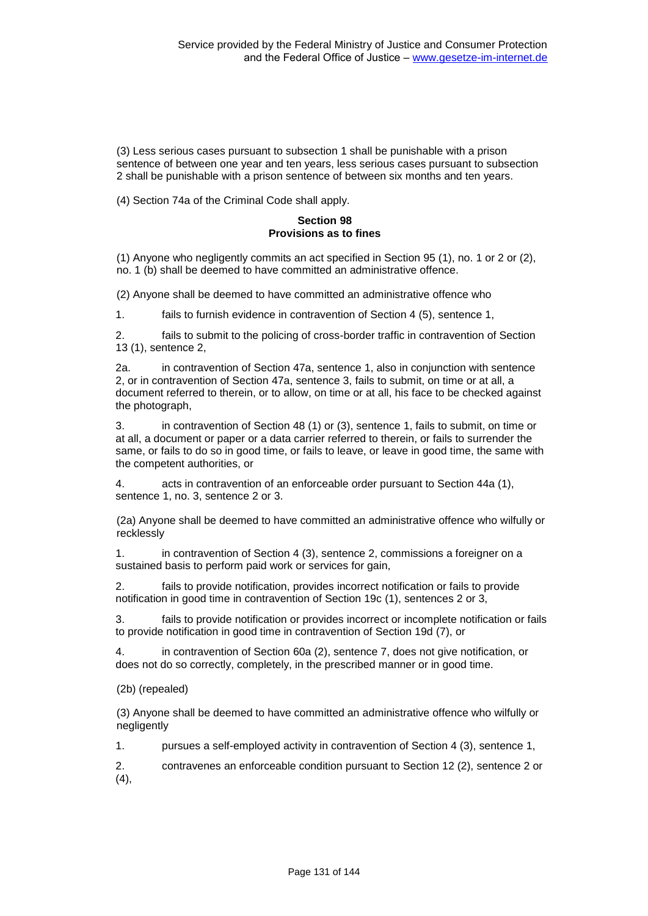(3) Less serious cases pursuant to subsection 1 shall be punishable with a prison sentence of between one year and ten years, less serious cases pursuant to subsection 2 shall be punishable with a prison sentence of between six months and ten years.

(4) Section 74a of the Criminal Code shall apply.

**Section 98**
**Provisions as to fines**

(1) Anyone who negligently commits an act specified in Section 95 (1), no. 1 or 2 or (2), no. 1 (b) shall be deemed to have committed an administrative offence.

(2) Anyone shall be deemed to have committed an administrative offence who

1. fails to furnish evidence in contravention of Section 4 (5), sentence 1,

2. fails to submit to the policing of cross-border traffic in contravention of Section 13 (1), sentence 2,

2a. in contravention of Section 47a, sentence 1, also in conjunction with sentence 2, or in contravention of Section 47a, sentence 3, fails to submit, on time or at all, a document referred to therein, or to allow, on time or at all, his face to be checked against the photograph,

3. in contravention of Section 48 (1) or (3), sentence 1, fails to submit, on time or at all, a document or paper or a data carrier referred to therein, or fails to surrender the same, or fails to do so in good time, or fails to leave, or leave in good time, the same with the competent authorities, or

4. acts in contravention of an enforceable order pursuant to Section 44a (1), sentence 1, no. 3, sentence 2 or 3.

(2a) Anyone shall be deemed to have committed an administrative offence who wilfully or recklessly

1. in contravention of Section 4 (3), sentence 2, commissions a foreigner on a sustained basis to perform paid work or services for gain,

2. fails to provide notification, provides incorrect notification or fails to provide notification in good time in contravention of Section 19c (1), sentences 2 or 3,

3. fails to provide notification or provides incorrect or incomplete notification or fails to provide notification in good time in contravention of Section 19d (7), or

4. in contravention of Section 60a (2), sentence 7, does not give notification, or does not do so correctly, completely, in the prescribed manner or in good time.

(2b) (repealed)

(3) Anyone shall be deemed to have committed an administrative offence who wilfully or negligently

1. pursues a self-employed activity in contravention of Section 4 (3), sentence 1,

2. contravenes an enforceable condition pursuant to Section 12 (2), sentence 2 or (4),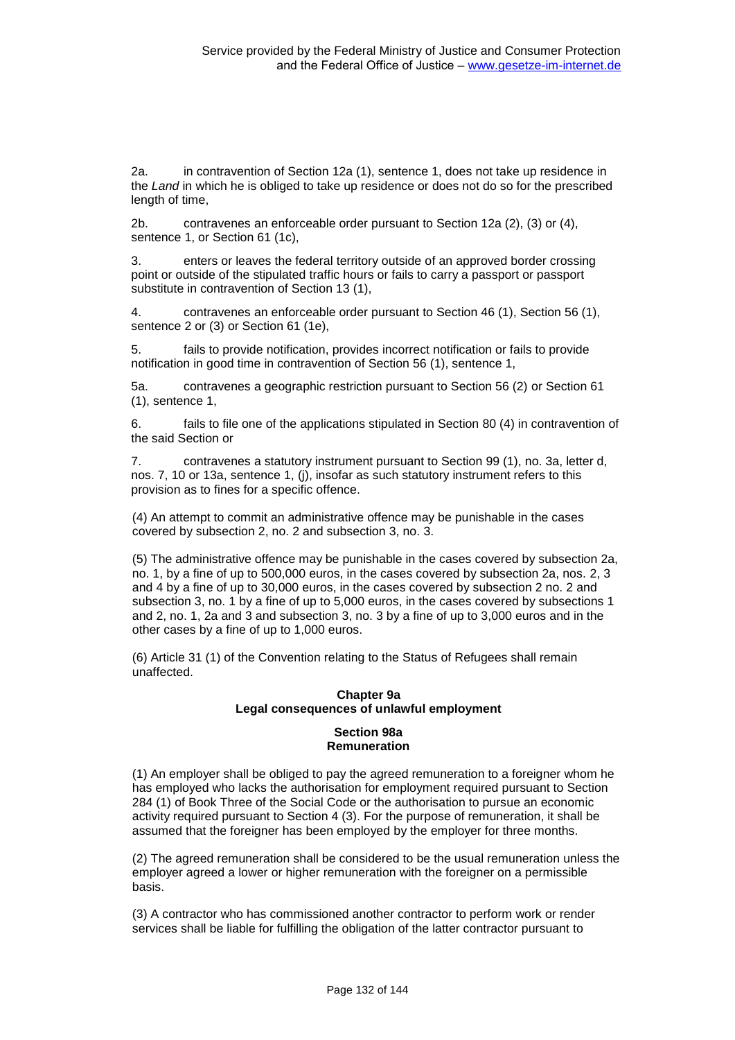2a. in contravention of Section 12a (1), sentence 1, does not take up residence in the *Land* in which he is obliged to take up residence or does not do so for the prescribed length of time,

2b. contravenes an enforceable order pursuant to Section 12a (2), (3) or (4), sentence 1, or Section 61 (1c),

3. enters or leaves the federal territory outside of an approved border crossing point or outside of the stipulated traffic hours or fails to carry a passport or passport substitute in contravention of Section 13 (1),

4. contravenes an enforceable order pursuant to Section 46 (1), Section 56 (1), sentence 2 or (3) or Section 61 (1e),

5. fails to provide notification, provides incorrect notification or fails to provide notification in good time in contravention of Section 56 (1), sentence 1,

5a. contravenes a geographic restriction pursuant to Section 56 (2) or Section 61 (1), sentence 1,

6. fails to file one of the applications stipulated in Section 80 (4) in contravention of the said Section or

7. contravenes a statutory instrument pursuant to Section 99 (1), no. 3a, letter d, nos. 7, 10 or 13a, sentence 1, (j), insofar as such statutory instrument refers to this provision as to fines for a specific offence.

(4) An attempt to commit an administrative offence may be punishable in the cases covered by subsection 2, no. 2 and subsection 3, no. 3.

(5) The administrative offence may be punishable in the cases covered by subsection 2a, no. 1, by a fine of up to 500,000 euros, in the cases covered by subsection 2a, nos. 2, 3 and 4 by a fine of up to 30,000 euros, in the cases covered by subsection 2 no. 2 and subsection 3, no. 1 by a fine of up to 5,000 euros, in the cases covered by subsections 1 and 2, no. 1, 2a and 3 and subsection 3, no. 3 by a fine of up to 3,000 euros and in the other cases by a fine of up to 1,000 euros.

(6) Article 31 (1) of the Convention relating to the Status of Refugees shall remain unaffected.

## Chapter 9a
## Legal consequences of unlawful employment

### Section 98a
### Remuneration

(1) An employer shall be obliged to pay the agreed remuneration to a foreigner whom he has employed who lacks the authorisation for employment required pursuant to Section 284 (1) of Book Three of the Social Code or the authorisation to pursue an economic activity required pursuant to Section 4 (3). For the purpose of remuneration, it shall be assumed that the foreigner has been employed by the employer for three months.

(2) The agreed remuneration shall be considered to be the usual remuneration unless the employer agreed a lower or higher remuneration with the foreigner on a permissible basis.

(3) A contractor who has commissioned another contractor to perform work or render services shall be liable for fulfilling the obligation of the latter contractor pursuant to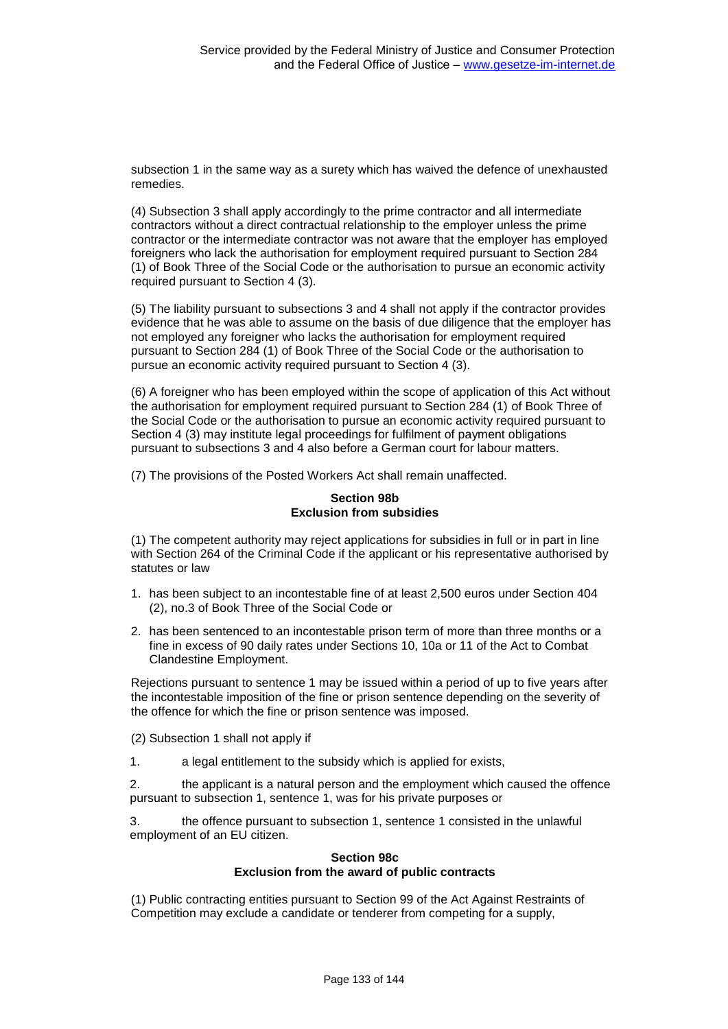subsection 1 in the same way as a surety which has waived the defence of unexhausted remedies.

(4) Subsection 3 shall apply accordingly to the prime contractor and all intermediate contractors without a direct contractual relationship to the employer unless the prime contractor or the intermediate contractor was not aware that the employer has employed foreigners who lack the authorisation for employment required pursuant to Section 284 (1) of Book Three of the Social Code or the authorisation to pursue an economic activity required pursuant to Section 4 (3).

(5) The liability pursuant to subsections 3 and 4 shall not apply if the contractor provides evidence that he was able to assume on the basis of due diligence that the employer has not employed any foreigner who lacks the authorisation for employment required pursuant to Section 284 (1) of Book Three of the Social Code or the authorisation to pursue an economic activity required pursuant to Section 4 (3).

(6) A foreigner who has been employed within the scope of application of this Act without the authorisation for employment required pursuant to Section 284 (1) of Book Three of the Social Code or the authorisation to pursue an economic activity required pursuant to Section 4 (3) may institute legal proceedings for fulfilment of payment obligations pursuant to subsections 3 and 4 also before a German court for labour matters.

(7) The provisions of the Posted Workers Act shall remain unaffected.

**Section 98b**
**Exclusion from subsidies**

(1) The competent authority may reject applications for subsidies in full or in part in line with Section 264 of the Criminal Code if the applicant or his representative authorised by statutes or law

1. has been subject to an incontestable fine of at least 2,500 euros under Section 404 (2), no.3 of Book Three of the Social Code or
2. has been sentenced to an incontestable prison term of more than three months or a fine in excess of 90 daily rates under Sections 10, 10a or 11 of the Act to Combat Clandestine Employment.

Rejections pursuant to sentence 1 may be issued within a period of up to five years after the incontestable imposition of the fine or prison sentence depending on the severity of the offence for which the fine or prison sentence was imposed.

(2) Subsection 1 shall not apply if

1. a legal entitlement to the subsidy which is applied for exists,
2. the applicant is a natural person and the employment which caused the offence pursuant to subsection 1, sentence 1, was for his private purposes or
3. the offence pursuant to subsection 1, sentence 1 consisted in the unlawful employment of an EU citizen.

**Section 98c**
**Exclusion from the award of public contracts**

(1) Public contracting entities pursuant to Section 99 of the Act Against Restraints of Competition may exclude a candidate or tenderer from competing for a supply,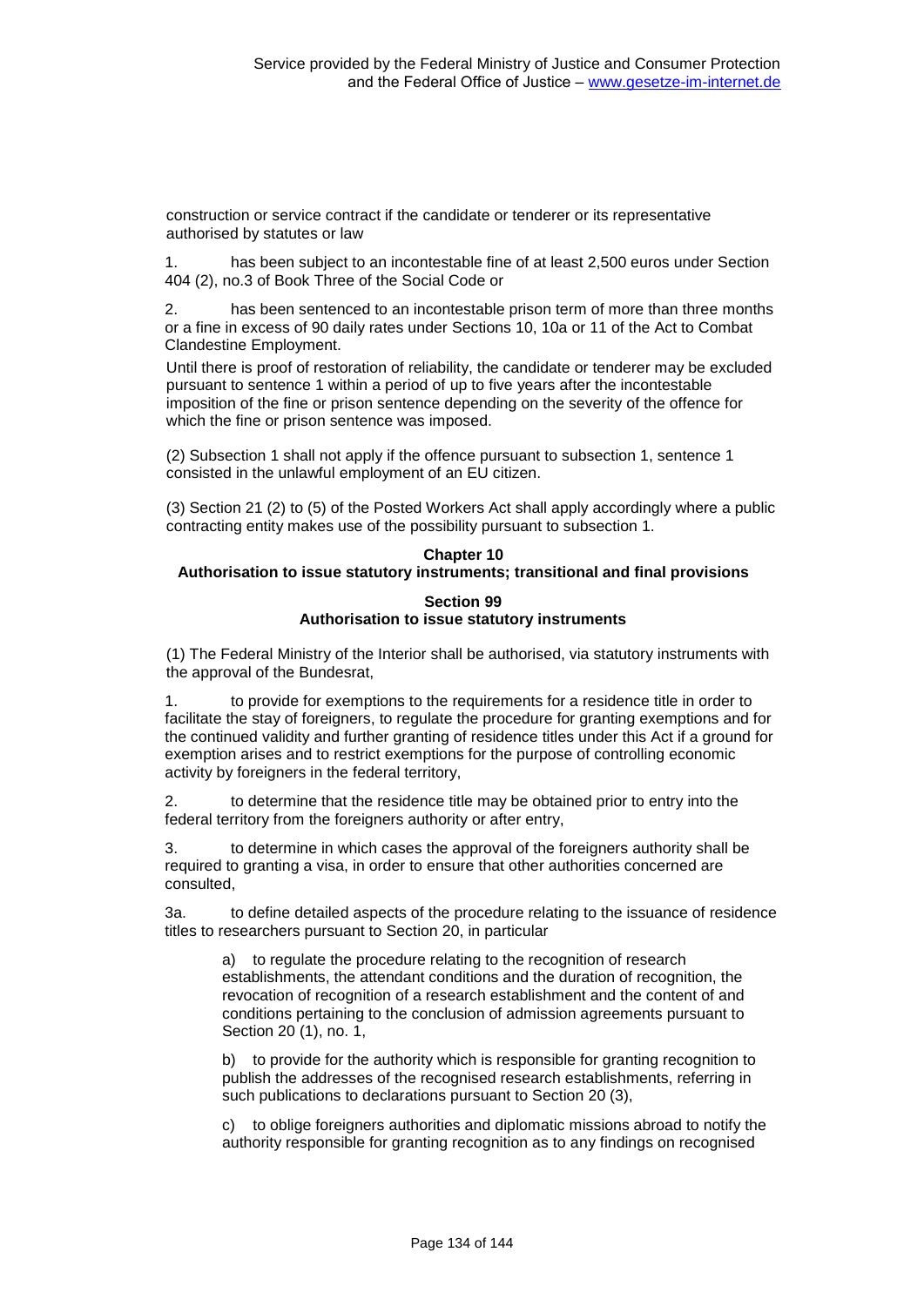construction or service contract if the candidate or tenderer or its representative authorised by statutes or law

1. has been subject to an incontestable fine of at least 2,500 euros under Section 404 (2), no.3 of Book Three of the Social Code or

2. has been sentenced to an incontestable prison term of more than three months or a fine in excess of 90 daily rates under Sections 10, 10a or 11 of the Act to Combat Clandestine Employment.

Until there is proof of restoration of reliability, the candidate or tenderer may be excluded pursuant to sentence 1 within a period of up to five years after the incontestable imposition of the fine or prison sentence depending on the severity of the offence for which the fine or prison sentence was imposed.

(2) Subsection 1 shall not apply if the offence pursuant to subsection 1, sentence 1 consisted in the unlawful employment of an EU citizen.

(3) Section 21 (2) to (5) of the Posted Workers Act shall apply accordingly where a public contracting entity makes use of the possibility pursuant to subsection 1.

## Chapter 10
## Authorisation to issue statutory instruments; transitional and final provisions

### Section 99
### Authorisation to issue statutory instruments

(1) The Federal Ministry of the Interior shall be authorised, via statutory instruments with the approval of the Bundesrat,

1. to provide for exemptions to the requirements for a residence title in order to facilitate the stay of foreigners, to regulate the procedure for granting exemptions and for the continued validity and further granting of residence titles under this Act if a ground for exemption arises and to restrict exemptions for the purpose of controlling economic activity by foreigners in the federal territory,

2. to determine that the residence title may be obtained prior to entry into the federal territory from the foreigners authority or after entry,

3. to determine in which cases the approval of the foreigners authority shall be required to granting a visa, in order to ensure that other authorities concerned are consulted,

3a. to define detailed aspects of the procedure relating to the issuance of residence titles to researchers pursuant to Section 20, in particular

   a) to regulate the procedure relating to the recognition of research establishments, the attendant conditions and the duration of recognition, the revocation of recognition of a research establishment and the content of and conditions pertaining to the conclusion of admission agreements pursuant to Section 20 (1), no. 1,

   b) to provide for the authority which is responsible for granting recognition to publish the addresses of the recognised research establishments, referring in such publications to declarations pursuant to Section 20 (3),

   c) to oblige foreigners authorities and diplomatic missions abroad to notify the authority responsible for granting recognition as to any findings on recognised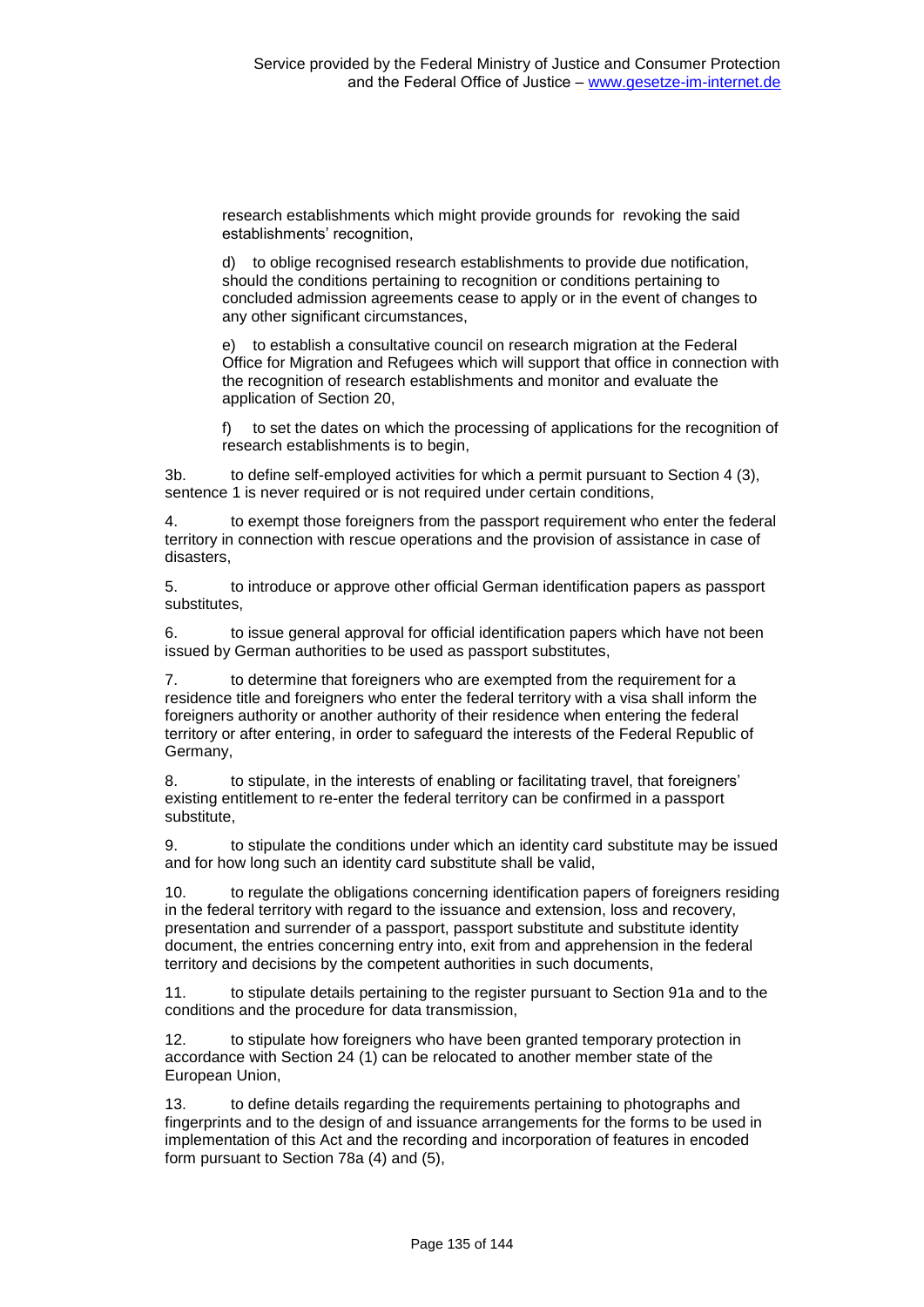research establishments which might provide grounds for revoking the said establishments' recognition,

d) to oblige recognised research establishments to provide due notification, should the conditions pertaining to recognition or conditions pertaining to concluded admission agreements cease to apply or in the event of changes to any other significant circumstances,

e) to establish a consultative council on research migration at the Federal Office for Migration and Refugees which will support that office in connection with the recognition of research establishments and monitor and evaluate the application of Section 20,

f) to set the dates on which the processing of applications for the recognition of research establishments is to begin,

3b. to define self-employed activities for which a permit pursuant to Section 4 (3), sentence 1 is never required or is not required under certain conditions,

4. to exempt those foreigners from the passport requirement who enter the federal territory in connection with rescue operations and the provision of assistance in case of disasters,

5. to introduce or approve other official German identification papers as passport substitutes,

6. to issue general approval for official identification papers which have not been issued by German authorities to be used as passport substitutes,

7. to determine that foreigners who are exempted from the requirement for a residence title and foreigners who enter the federal territory with a visa shall inform the foreigners authority or another authority of their residence when entering the federal territory or after entering, in order to safeguard the interests of the Federal Republic of Germany,

8. to stipulate, in the interests of enabling or facilitating travel, that foreigners' existing entitlement to re-enter the federal territory can be confirmed in a passport substitute,

9. to stipulate the conditions under which an identity card substitute may be issued and for how long such an identity card substitute shall be valid,

10. to regulate the obligations concerning identification papers of foreigners residing in the federal territory with regard to the issuance and extension, loss and recovery, presentation and surrender of a passport, passport substitute and substitute identity document, the entries concerning entry into, exit from and apprehension in the federal territory and decisions by the competent authorities in such documents,

11. to stipulate details pertaining to the register pursuant to Section 91a and to the conditions and the procedure for data transmission,

12. to stipulate how foreigners who have been granted temporary protection in accordance with Section 24 (1) can be relocated to another member state of the European Union,

13. to define details regarding the requirements pertaining to photographs and fingerprints and to the design of and issuance arrangements for the forms to be used in implementation of this Act and the recording and incorporation of features in encoded form pursuant to Section 78a (4) and (5),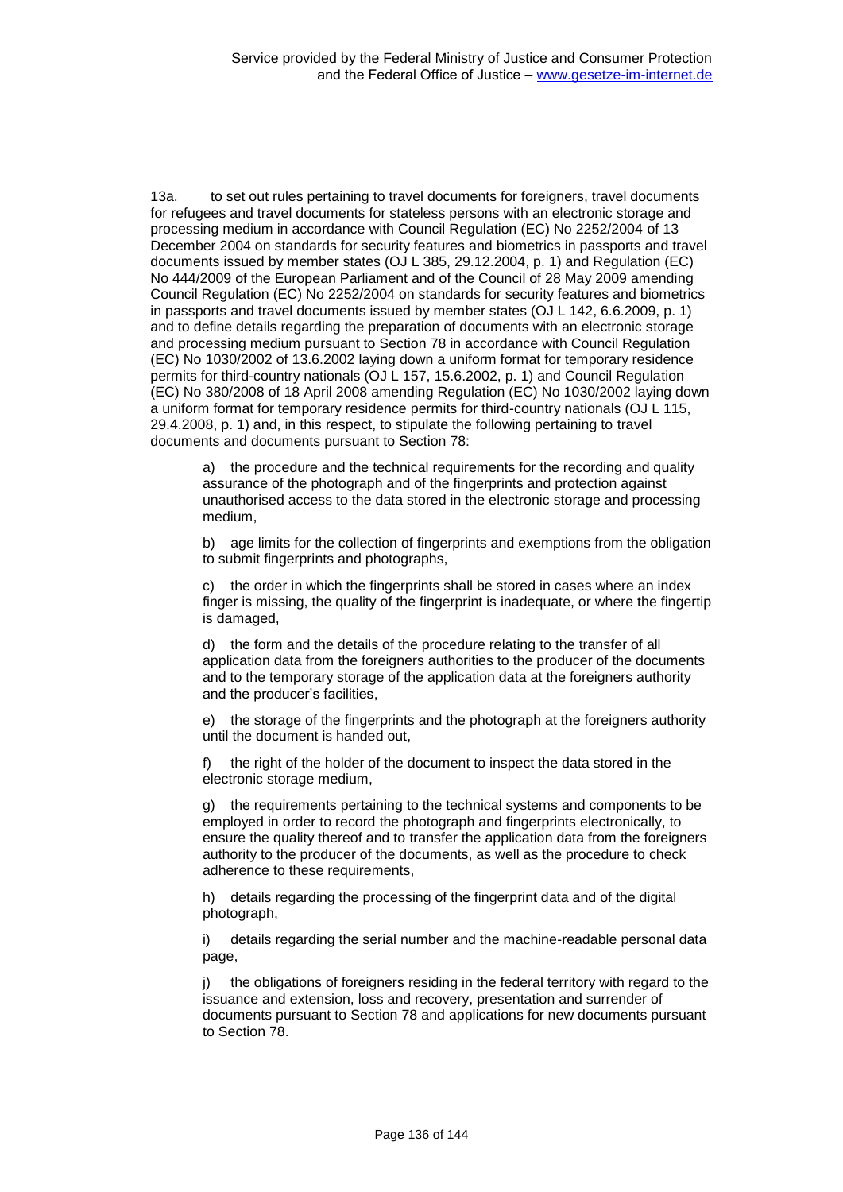13a. to set out rules pertaining to travel documents for foreigners, travel documents for refugees and travel documents for stateless persons with an electronic storage and processing medium in accordance with Council Regulation (EC) No 2252/2004 of 13 December 2004 on standards for security features and biometrics in passports and travel documents issued by member states (OJ L 385, 29.12.2004, p. 1) and Regulation (EC) No 444/2009 of the European Parliament and of the Council of 28 May 2009 amending Council Regulation (EC) No 2252/2004 on standards for security features and biometrics in passports and travel documents issued by member states (OJ L 142, 6.6.2009, p. 1) and to define details regarding the preparation of documents with an electronic storage and processing medium pursuant to Section 78 in accordance with Council Regulation (EC) No 1030/2002 of 13.6.2002 laying down a uniform format for temporary residence permits for third-country nationals (OJ L 157, 15.6.2002, p. 1) and Council Regulation (EC) No 380/2008 of 18 April 2008 amending Regulation (EC) No 1030/2002 laying down a uniform format for temporary residence permits for third-country nationals (OJ L 115, 29.4.2008, p. 1) and, in this respect, to stipulate the following pertaining to travel documents and documents pursuant to Section 78:

a) the procedure and the technical requirements for the recording and quality assurance of the photograph and of the fingerprints and protection against unauthorised access to the data stored in the electronic storage and processing medium,

b) age limits for the collection of fingerprints and exemptions from the obligation to submit fingerprints and photographs,

c) the order in which the fingerprints shall be stored in cases where an index finger is missing, the quality of the fingerprint is inadequate, or where the fingertip is damaged,

d) the form and the details of the procedure relating to the transfer of all application data from the foreigners authorities to the producer of the documents and to the temporary storage of the application data at the foreigners authority and the producer's facilities,

e) the storage of the fingerprints and the photograph at the foreigners authority until the document is handed out,

f) the right of the holder of the document to inspect the data stored in the electronic storage medium,

g) the requirements pertaining to the technical systems and components to be employed in order to record the photograph and fingerprints electronically, to ensure the quality thereof and to transfer the application data from the foreigners authority to the producer of the documents, as well as the procedure to check adherence to these requirements,

h) details regarding the processing of the fingerprint data and of the digital photograph,

i) details regarding the serial number and the machine-readable personal data page,

j) the obligations of foreigners residing in the federal territory with regard to the issuance and extension, loss and recovery, presentation and surrender of documents pursuant to Section 78 and applications for new documents pursuant to Section 78.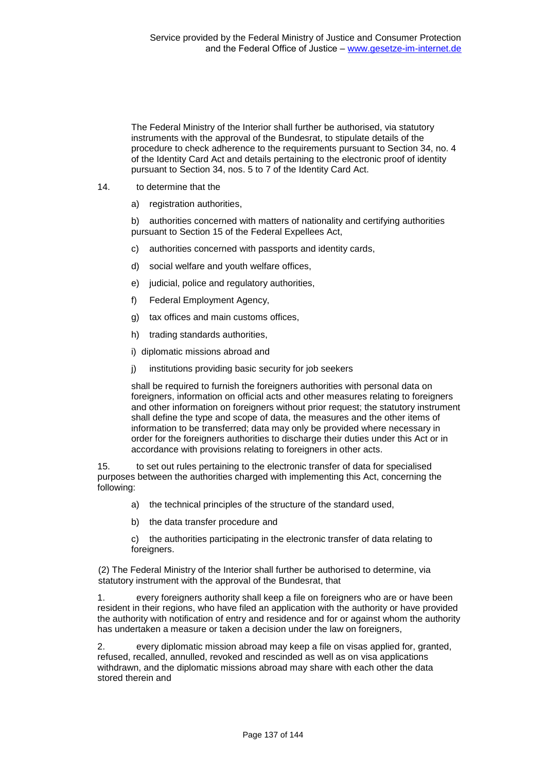The Federal Ministry of the Interior shall further be authorised, via statutory instruments with the approval of the Bundesrat, to stipulate details of the procedure to check adherence to the requirements pursuant to Section 34, no. 4 of the Identity Card Act and details pertaining to the electronic proof of identity pursuant to Section 34, nos. 5 to 7 of the Identity Card Act.

14. to determine that the

a) registration authorities,

b) authorities concerned with matters of nationality and certifying authorities pursuant to Section 15 of the Federal Expellees Act,

c) authorities concerned with passports and identity cards,

d) social welfare and youth welfare offices,

e) judicial, police and regulatory authorities,

f) Federal Employment Agency,

g) tax offices and main customs offices,

h) trading standards authorities,

i) diplomatic missions abroad and

j) institutions providing basic security for job seekers

shall be required to furnish the foreigners authorities with personal data on foreigners, information on official acts and other measures relating to foreigners and other information on foreigners without prior request; the statutory instrument shall define the type and scope of data, the measures and the other items of information to be transferred; data may only be provided where necessary in order for the foreigners authorities to discharge their duties under this Act or in accordance with provisions relating to foreigners in other acts.

15. to set out rules pertaining to the electronic transfer of data for specialised purposes between the authorities charged with implementing this Act, concerning the following:

a) the technical principles of the structure of the standard used,

b) the data transfer procedure and

c) the authorities participating in the electronic transfer of data relating to foreigners.

(2) The Federal Ministry of the Interior shall further be authorised to determine, via statutory instrument with the approval of the Bundesrat, that

1. every foreigners authority shall keep a file on foreigners who are or have been resident in their regions, who have filed an application with the authority or have provided the authority with notification of entry and residence and for or against whom the authority has undertaken a measure or taken a decision under the law on foreigners,

2. every diplomatic mission abroad may keep a file on visas applied for, granted, refused, recalled, annulled, revoked and rescinded as well as on visa applications withdrawn, and the diplomatic missions abroad may share with each other the data stored therein and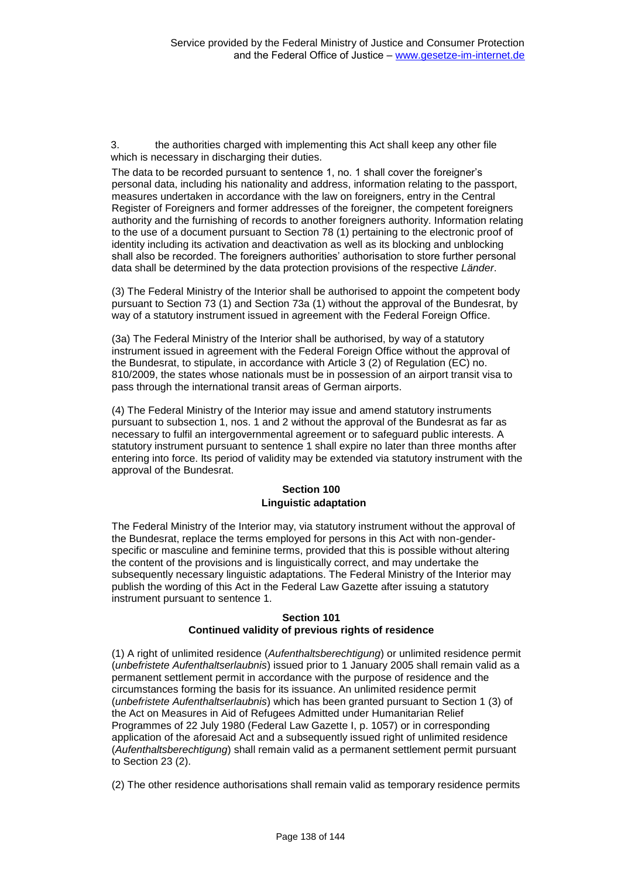3. the authorities charged with implementing this Act shall keep any other file which is necessary in discharging their duties.

The data to be recorded pursuant to sentence 1, no. 1 shall cover the foreigner's personal data, including his nationality and address, information relating to the passport, measures undertaken in accordance with the law on foreigners, entry in the Central Register of Foreigners and former addresses of the foreigner, the competent foreigners authority and the furnishing of records to another foreigners authority. Information relating to the use of a document pursuant to Section 78 (1) pertaining to the electronic proof of identity including its activation and deactivation as well as its blocking and unblocking shall also be recorded. The foreigners authorities' authorisation to store further personal data shall be determined by the data protection provisions of the respective *Länder*.

(3) The Federal Ministry of the Interior shall be authorised to appoint the competent body pursuant to Section 73 (1) and Section 73a (1) without the approval of the Bundesrat, by way of a statutory instrument issued in agreement with the Federal Foreign Office.

(3a) The Federal Ministry of the Interior shall be authorised, by way of a statutory instrument issued in agreement with the Federal Foreign Office without the approval of the Bundesrat, to stipulate, in accordance with Article 3 (2) of Regulation (EC) no. 810/2009, the states whose nationals must be in possession of an airport transit visa to pass through the international transit areas of German airports.

(4) The Federal Ministry of the Interior may issue and amend statutory instruments pursuant to subsection 1, nos. 1 and 2 without the approval of the Bundesrat as far as necessary to fulfil an intergovernmental agreement or to safeguard public interests. A statutory instrument pursuant to sentence 1 shall expire no later than three months after entering into force. Its period of validity may be extended via statutory instrument with the approval of the Bundesrat.

## Section 100
## Linguistic adaptation

The Federal Ministry of the Interior may, via statutory instrument without the approval of the Bundesrat, replace the terms employed for persons in this Act with non-gender-specific or masculine and feminine terms, provided that this is possible without altering the content of the provisions and is linguistically correct, and may undertake the subsequently necessary linguistic adaptations. The Federal Ministry of the Interior may publish the wording of this Act in the Federal Law Gazette after issuing a statutory instrument pursuant to sentence 1.

## Section 101
## Continued validity of previous rights of residence

(1) A right of unlimited residence (*Aufenthaltsberechtigung*) or unlimited residence permit (*unbefristete Aufenthaltserlaubnis*) issued prior to 1 January 2005 shall remain valid as a permanent settlement permit in accordance with the purpose of residence and the circumstances forming the basis for its issuance. An unlimited residence permit (*unbefristete Aufenthaltserlaubnis*) which has been granted pursuant to Section 1 (3) of the Act on Measures in Aid of Refugees Admitted under Humanitarian Relief Programmes of 22 July 1980 (Federal Law Gazette I, p. 1057) or in corresponding application of the aforesaid Act and a subsequently issued right of unlimited residence (*Aufenthaltsberechtigung*) shall remain valid as a permanent settlement permit pursuant to Section 23 (2).

(2) The other residence authorisations shall remain valid as temporary residence permits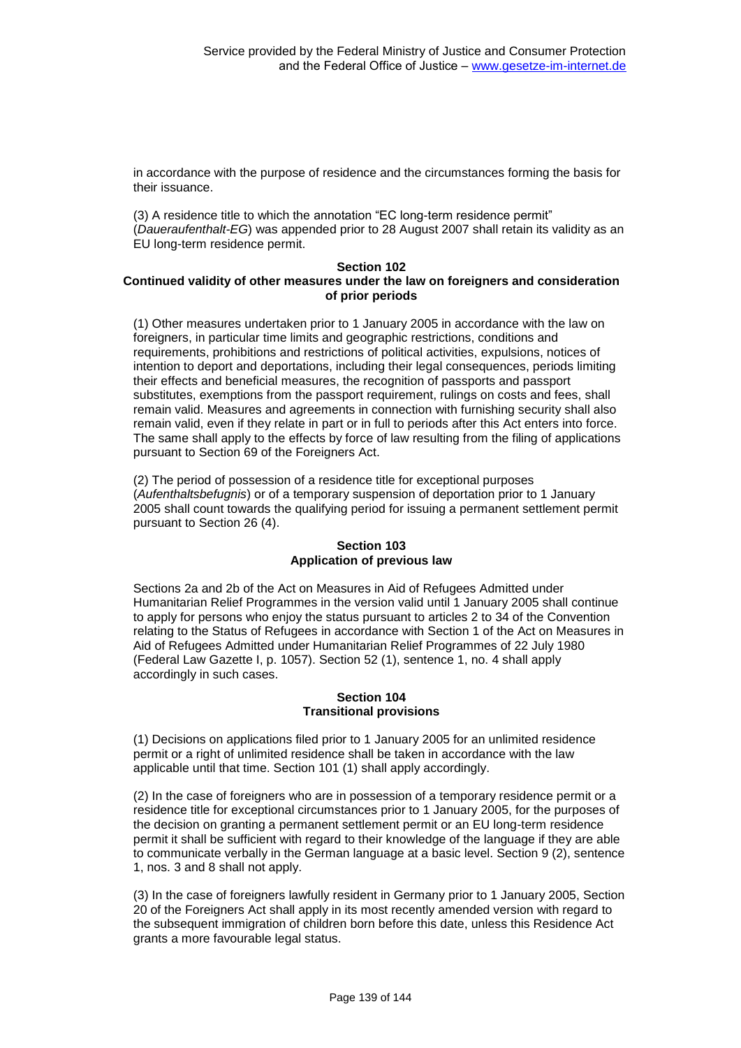in accordance with the purpose of residence and the circumstances forming the basis for their issuance.

(3) A residence title to which the annotation “EC long-term residence permit” (*Daueraufenthalt-EG*) was appended prior to 28 August 2007 shall retain its validity as an EU long-term residence permit.

**Section 102**
**Continued validity of other measures under the law on foreigners and consideration of prior periods**

(1) Other measures undertaken prior to 1 January 2005 in accordance with the law on foreigners, in particular time limits and geographic restrictions, conditions and requirements, prohibitions and restrictions of political activities, expulsions, notices of intention to deport and deportations, including their legal consequences, periods limiting their effects and beneficial measures, the recognition of passports and passport substitutes, exemptions from the passport requirement, rulings on costs and fees, shall remain valid. Measures and agreements in connection with furnishing security shall also remain valid, even if they relate in part or in full to periods after this Act enters into force. The same shall apply to the effects by force of law resulting from the filing of applications pursuant to Section 69 of the Foreigners Act.

(2) The period of possession of a residence title for exceptional purposes (*Aufenthaltsbefugnis*) or of a temporary suspension of deportation prior to 1 January 2005 shall count towards the qualifying period for issuing a permanent settlement permit pursuant to Section 26 (4).

**Section 103**
**Application of previous law**

Sections 2a and 2b of the Act on Measures in Aid of Refugees Admitted under Humanitarian Relief Programmes in the version valid until 1 January 2005 shall continue to apply for persons who enjoy the status pursuant to articles 2 to 34 of the Convention relating to the Status of Refugees in accordance with Section 1 of the Act on Measures in Aid of Refugees Admitted under Humanitarian Relief Programmes of 22 July 1980 (Federal Law Gazette I, p. 1057). Section 52 (1), sentence 1, no. 4 shall apply accordingly in such cases.

**Section 104**
**Transitional provisions**

(1) Decisions on applications filed prior to 1 January 2005 for an unlimited residence permit or a right of unlimited residence shall be taken in accordance with the law applicable until that time. Section 101 (1) shall apply accordingly.

(2) In the case of foreigners who are in possession of a temporary residence permit or a residence title for exceptional circumstances prior to 1 January 2005, for the purposes of the decision on granting a permanent settlement permit or an EU long-term residence permit it shall be sufficient with regard to their knowledge of the language if they are able to communicate verbally in the German language at a basic level. Section 9 (2), sentence 1, nos. 3 and 8 shall not apply.

(3) In the case of foreigners lawfully resident in Germany prior to 1 January 2005, Section 20 of the Foreigners Act shall apply in its most recently amended version with regard to the subsequent immigration of children born before this date, unless this Residence Act grants a more favourable legal status.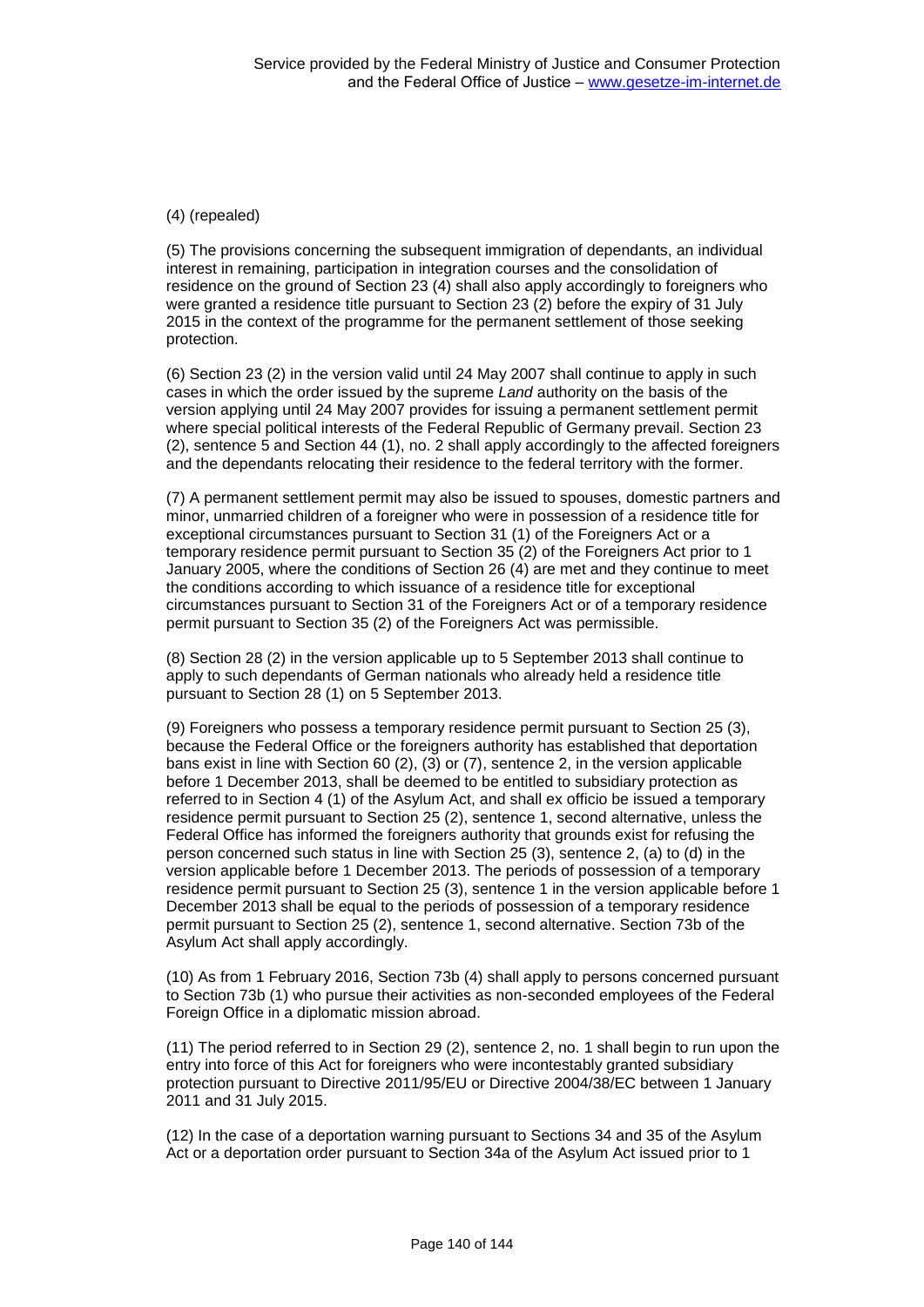(4) (repealed)

(5) The provisions concerning the subsequent immigration of dependants, an individual interest in remaining, participation in integration courses and the consolidation of residence on the ground of Section 23 (4) shall also apply accordingly to foreigners who were granted a residence title pursuant to Section 23 (2) before the expiry of 31 July 2015 in the context of the programme for the permanent settlement of those seeking protection.

(6) Section 23 (2) in the version valid until 24 May 2007 shall continue to apply in such cases in which the order issued by the supreme *Land* authority on the basis of the version applying until 24 May 2007 provides for issuing a permanent settlement permit where special political interests of the Federal Republic of Germany prevail. Section 23 (2), sentence 5 and Section 44 (1), no. 2 shall apply accordingly to the affected foreigners and the dependants relocating their residence to the federal territory with the former.

(7) A permanent settlement permit may also be issued to spouses, domestic partners and minor, unmarried children of a foreigner who were in possession of a residence title for exceptional circumstances pursuant to Section 31 (1) of the Foreigners Act or a temporary residence permit pursuant to Section 35 (2) of the Foreigners Act prior to 1 January 2005, where the conditions of Section 26 (4) are met and they continue to meet the conditions according to which issuance of a residence title for exceptional circumstances pursuant to Section 31 of the Foreigners Act or of a temporary residence permit pursuant to Section 35 (2) of the Foreigners Act was permissible.

(8) Section 28 (2) in the version applicable up to 5 September 2013 shall continue to apply to such dependants of German nationals who already held a residence title pursuant to Section 28 (1) on 5 September 2013.

(9) Foreigners who possess a temporary residence permit pursuant to Section 25 (3), because the Federal Office or the foreigners authority has established that deportation bans exist in line with Section 60 (2), (3) or (7), sentence 2, in the version applicable before 1 December 2013, shall be deemed to be entitled to subsidiary protection as referred to in Section 4 (1) of the Asylum Act, and shall ex officio be issued a temporary residence permit pursuant to Section 25 (2), sentence 1, second alternative, unless the Federal Office has informed the foreigners authority that grounds exist for refusing the person concerned such status in line with Section 25 (3), sentence 2, (a) to (d) in the version applicable before 1 December 2013. The periods of possession of a temporary residence permit pursuant to Section 25 (3), sentence 1 in the version applicable before 1 December 2013 shall be equal to the periods of possession of a temporary residence permit pursuant to Section 25 (2), sentence 1, second alternative. Section 73b of the Asylum Act shall apply accordingly.

(10) As from 1 February 2016, Section 73b (4) shall apply to persons concerned pursuant to Section 73b (1) who pursue their activities as non-seconded employees of the Federal Foreign Office in a diplomatic mission abroad.

(11) The period referred to in Section 29 (2), sentence 2, no. 1 shall begin to run upon the entry into force of this Act for foreigners who were incontestably granted subsidiary protection pursuant to Directive 2011/95/EU or Directive 2004/38/EC between 1 January 2011 and 31 July 2015.

(12) In the case of a deportation warning pursuant to Sections 34 and 35 of the Asylum Act or a deportation order pursuant to Section 34a of the Asylum Act issued prior to 1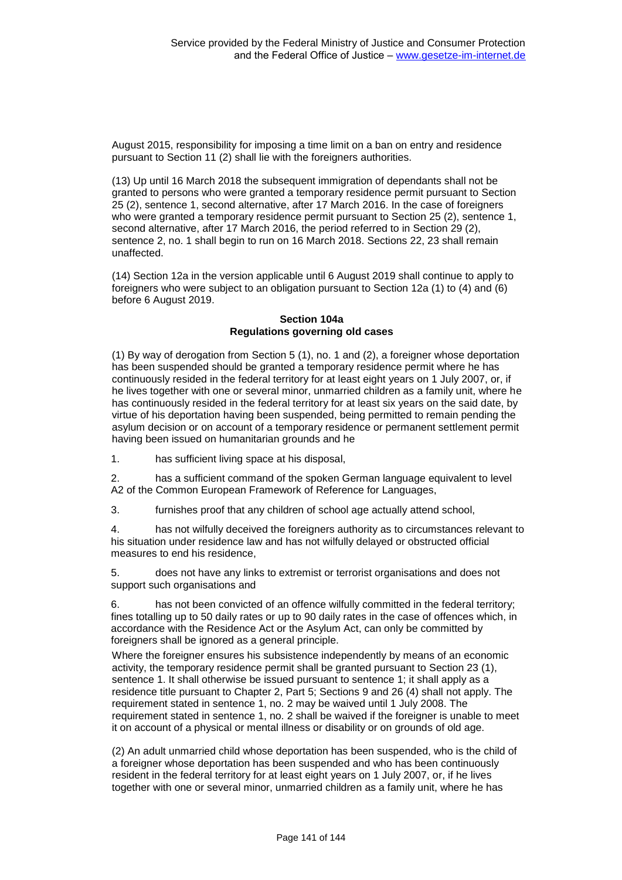August 2015, responsibility for imposing a time limit on a ban on entry and residence pursuant to Section 11 (2) shall lie with the foreigners authorities.

(13) Up until 16 March 2018 the subsequent immigration of dependants shall not be granted to persons who were granted a temporary residence permit pursuant to Section 25 (2), sentence 1, second alternative, after 17 March 2016. In the case of foreigners who were granted a temporary residence permit pursuant to Section 25 (2), sentence 1, second alternative, after 17 March 2016, the period referred to in Section 29 (2), sentence 2, no. 1 shall begin to run on 16 March 2018. Sections 22, 23 shall remain unaffected.

(14) Section 12a in the version applicable until 6 August 2019 shall continue to apply to foreigners who were subject to an obligation pursuant to Section 12a (1) to (4) and (6) before 6 August 2019.

**Section 104a**
**Regulations governing old cases**

(1) By way of derogation from Section 5 (1), no. 1 and (2), a foreigner whose deportation has been suspended should be granted a temporary residence permit where he has continuously resided in the federal territory for at least eight years on 1 July 2007, or, if he lives together with one or several minor, unmarried children as a family unit, where he has continuously resided in the federal territory for at least six years on the said date, by virtue of his deportation having been suspended, being permitted to remain pending the asylum decision or on account of a temporary residence or permanent settlement permit having been issued on humanitarian grounds and he

1. has sufficient living space at his disposal,

2. has a sufficient command of the spoken German language equivalent to level A2 of the Common European Framework of Reference for Languages,

3. furnishes proof that any children of school age actually attend school,

4. has not wilfully deceived the foreigners authority as to circumstances relevant to his situation under residence law and has not wilfully delayed or obstructed official measures to end his residence,

5. does not have any links to extremist or terrorist organisations and does not support such organisations and

6. has not been convicted of an offence wilfully committed in the federal territory; fines totalling up to 50 daily rates or up to 90 daily rates in the case of offences which, in accordance with the Residence Act or the Asylum Act, can only be committed by foreigners shall be ignored as a general principle.

Where the foreigner ensures his subsistence independently by means of an economic activity, the temporary residence permit shall be granted pursuant to Section 23 (1), sentence 1. It shall otherwise be issued pursuant to sentence 1; it shall apply as a residence title pursuant to Chapter 2, Part 5; Sections 9 and 26 (4) shall not apply. The requirement stated in sentence 1, no. 2 may be waived until 1 July 2008. The requirement stated in sentence 1, no. 2 shall be waived if the foreigner is unable to meet it on account of a physical or mental illness or disability or on grounds of old age.

(2) An adult unmarried child whose deportation has been suspended, who is the child of a foreigner whose deportation has been suspended and who has been continuously resident in the federal territory for at least eight years on 1 July 2007, or, if he lives together with one or several minor, unmarried children as a family unit, where he has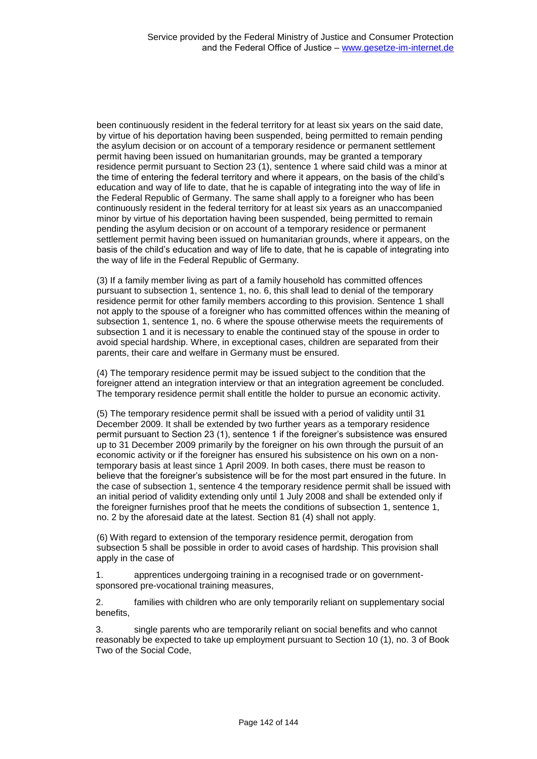been continuously resident in the federal territory for at least six years on the said date, by virtue of his deportation having been suspended, being permitted to remain pending the asylum decision or on account of a temporary residence or permanent settlement permit having been issued on humanitarian grounds, may be granted a temporary residence permit pursuant to Section 23 (1), sentence 1 where said child was a minor at the time of entering the federal territory and where it appears, on the basis of the child's education and way of life to date, that he is capable of integrating into the way of life in the Federal Republic of Germany. The same shall apply to a foreigner who has been continuously resident in the federal territory for at least six years as an unaccompanied minor by virtue of his deportation having been suspended, being permitted to remain pending the asylum decision or on account of a temporary residence or permanent settlement permit having been issued on humanitarian grounds, where it appears, on the basis of the child's education and way of life to date, that he is capable of integrating into the way of life in the Federal Republic of Germany.

(3) If a family member living as part of a family household has committed offences pursuant to subsection 1, sentence 1, no. 6, this shall lead to denial of the temporary residence permit for other family members according to this provision. Sentence 1 shall not apply to the spouse of a foreigner who has committed offences within the meaning of subsection 1, sentence 1, no. 6 where the spouse otherwise meets the requirements of subsection 1 and it is necessary to enable the continued stay of the spouse in order to avoid special hardship. Where, in exceptional cases, children are separated from their parents, their care and welfare in Germany must be ensured.

(4) The temporary residence permit may be issued subject to the condition that the foreigner attend an integration interview or that an integration agreement be concluded. The temporary residence permit shall entitle the holder to pursue an economic activity.

(5) The temporary residence permit shall be issued with a period of validity until 31 December 2009. It shall be extended by two further years as a temporary residence permit pursuant to Section 23 (1), sentence 1 if the foreigner's subsistence was ensured up to 31 December 2009 primarily by the foreigner on his own through the pursuit of an economic activity or if the foreigner has ensured his subsistence on his own on a non-temporary basis at least since 1 April 2009. In both cases, there must be reason to believe that the foreigner's subsistence will be for the most part ensured in the future. In the case of subsection 1, sentence 4 the temporary residence permit shall be issued with an initial period of validity extending only until 1 July 2008 and shall be extended only if the foreigner furnishes proof that he meets the conditions of subsection 1, sentence 1, no. 2 by the aforesaid date at the latest. Section 81 (4) shall not apply.

(6) With regard to extension of the temporary residence permit, derogation from subsection 5 shall be possible in order to avoid cases of hardship. This provision shall apply in the case of

1. apprentices undergoing training in a recognised trade or on government-sponsored pre-vocational training measures,

2. families with children who are only temporarily reliant on supplementary social benefits,

3. single parents who are temporarily reliant on social benefits and who cannot reasonably be expected to take up employment pursuant to Section 10 (1), no. 3 of Book Two of the Social Code,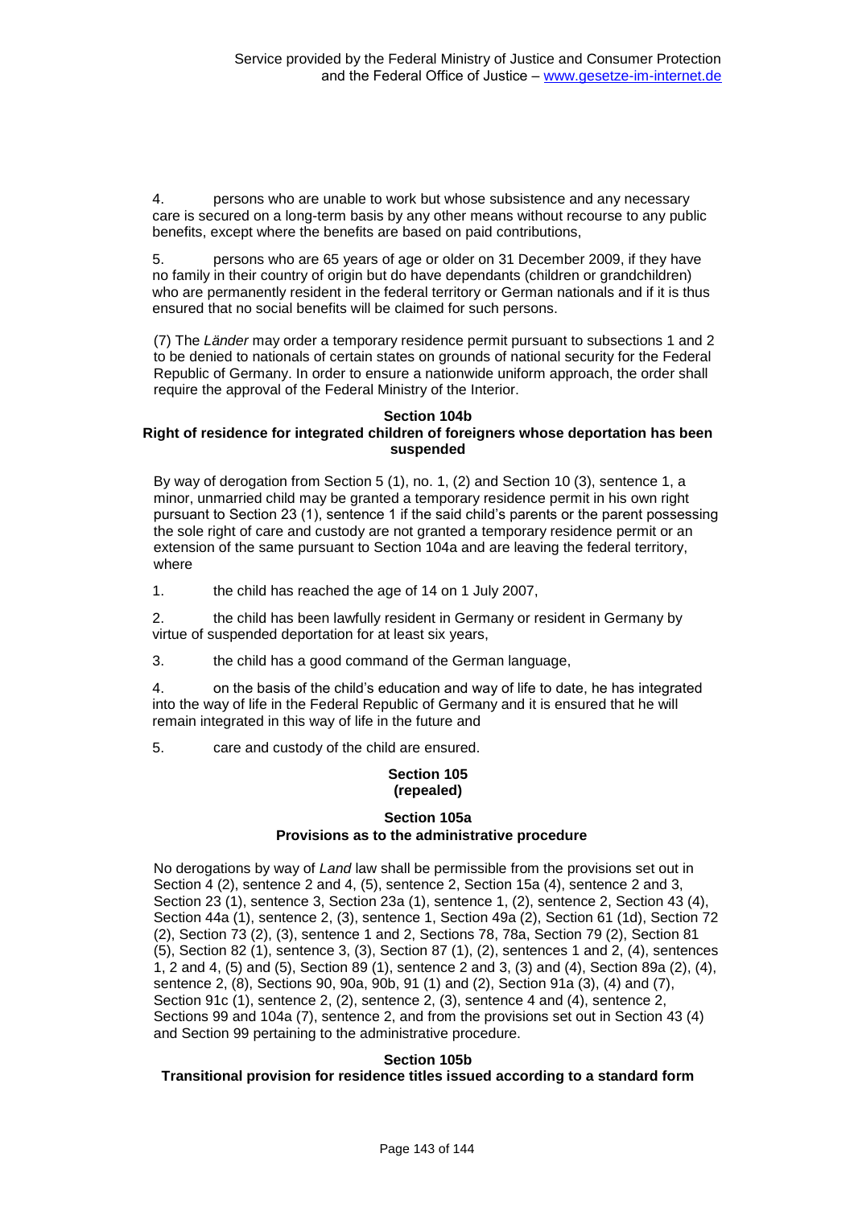4. persons who are unable to work but whose subsistence and any necessary care is secured on a long-term basis by any other means without recourse to any public benefits, except where the benefits are based on paid contributions,

5. persons who are 65 years of age or older on 31 December 2009, if they have no family in their country of origin but do have dependants (children or grandchildren) who are permanently resident in the federal territory or German nationals and if it is thus ensured that no social benefits will be claimed for such persons.

(7) The *Länder* may order a temporary residence permit pursuant to subsections 1 and 2 to be denied to nationals of certain states on grounds of national security for the Federal Republic of Germany. In order to ensure a nationwide uniform approach, the order shall require the approval of the Federal Ministry of the Interior.

### Section 104b
### Right of residence for integrated children of foreigners whose deportation has been suspended

By way of derogation from Section 5 (1), no. 1, (2) and Section 10 (3), sentence 1, a minor, unmarried child may be granted a temporary residence permit in his own right pursuant to Section 23 (1), sentence 1 if the said child's parents or the parent possessing the sole right of care and custody are not granted a temporary residence permit or an extension of the same pursuant to Section 104a and are leaving the federal territory, where

1. the child has reached the age of 14 on 1 July 2007,

2. the child has been lawfully resident in Germany or resident in Germany by virtue of suspended deportation for at least six years,

3. the child has a good command of the German language,

4. on the basis of the child's education and way of life to date, he has integrated into the way of life in the Federal Republic of Germany and it is ensured that he will remain integrated in this way of life in the future and

5. care and custody of the child are ensured.

### Section 105
### (repealed)

### Section 105a
### Provisions as to the administrative procedure

No derogations by way of *Land* law shall be permissible from the provisions set out in Section 4 (2), sentence 2 and 4, (5), sentence 2, Section 15a (4), sentence 2 and 3, Section 23 (1), sentence 3, Section 23a (1), sentence 1, (2), sentence 2, Section 43 (4), Section 44a (1), sentence 2, (3), sentence 1, Section 49a (2), Section 61 (1d), Section 72 (2), Section 73 (2), (3), sentence 1 and 2, Sections 78, 78a, Section 79 (2), Section 81 (5), Section 82 (1), sentence 3, (3), Section 87 (1), (2), sentences 1 and 2, (4), sentences 1, 2 and 4, (5) and (5), Section 89 (1), sentence 2 and 3, (3) and (4), Section 89a (2), (4), sentence 2, (8), Sections 90, 90a, 90b, 91 (1) and (2), Section 91a (3), (4) and (7), Section 91c (1), sentence 2, (2), sentence 2, (3), sentence 4 and (4), sentence 2, Sections 99 and 104a (7), sentence 2, and from the provisions set out in Section 43 (4) and Section 99 pertaining to the administrative procedure.

### Section 105b
### Transitional provision for residence titles issued according to a standard form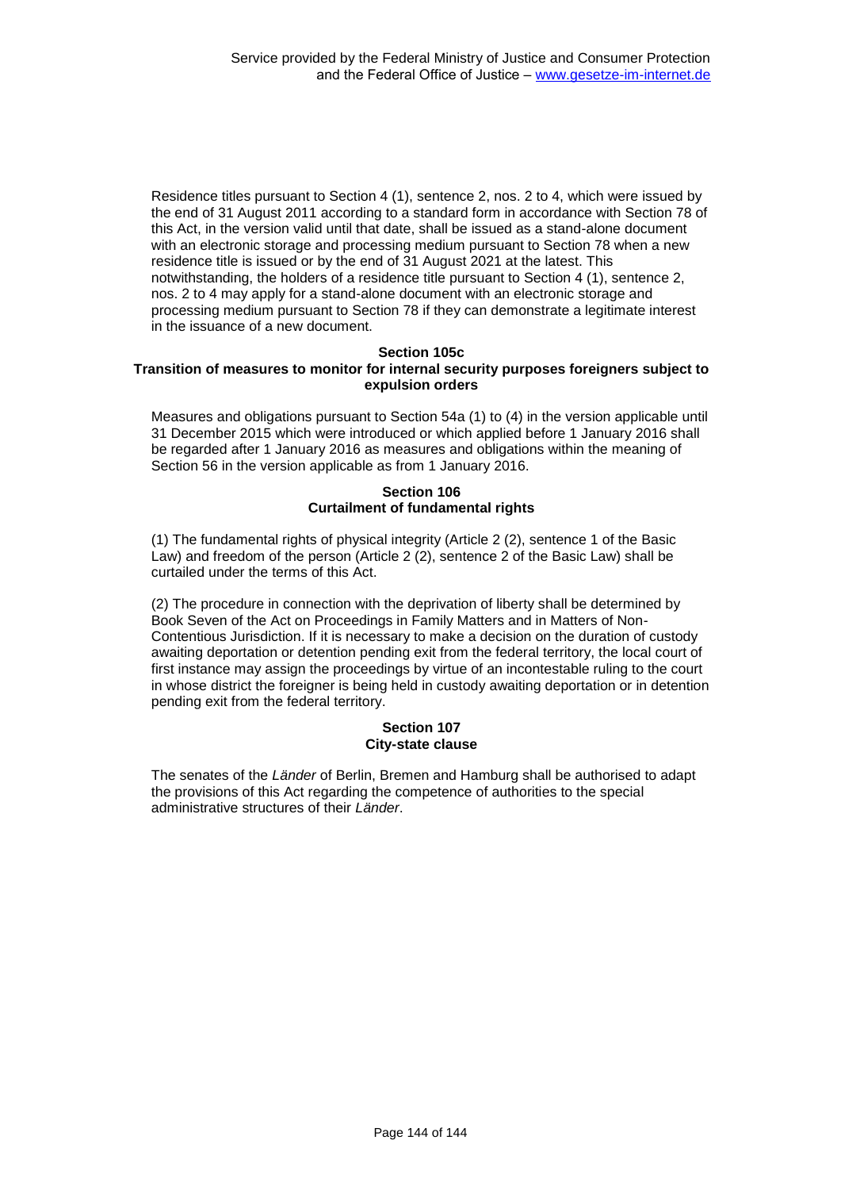Residence titles pursuant to Section 4 (1), sentence 2, nos. 2 to 4, which were issued by the end of 31 August 2011 according to a standard form in accordance with Section 78 of this Act, in the version valid until that date, shall be issued as a stand-alone document with an electronic storage and processing medium pursuant to Section 78 when a new residence title is issued or by the end of 31 August 2021 at the latest. This notwithstanding, the holders of a residence title pursuant to Section 4 (1), sentence 2, nos. 2 to 4 may apply for a stand-alone document with an electronic storage and processing medium pursuant to Section 78 if they can demonstrate a legitimate interest in the issuance of a new document.

### Section 105c
### Transition of measures to monitor for internal security purposes foreigners subject to expulsion orders

Measures and obligations pursuant to Section 54a (1) to (4) in the version applicable until 31 December 2015 which were introduced or which applied before 1 January 2016 shall be regarded after 1 January 2016 as measures and obligations within the meaning of Section 56 in the version applicable as from 1 January 2016.

### Section 106
### Curtailment of fundamental rights

(1) The fundamental rights of physical integrity (Article 2 (2), sentence 1 of the Basic Law) and freedom of the person (Article 2 (2), sentence 2 of the Basic Law) shall be curtailed under the terms of this Act.

(2) The procedure in connection with the deprivation of liberty shall be determined by Book Seven of the Act on Proceedings in Family Matters and in Matters of Non-Contentious Jurisdiction. If it is necessary to make a decision on the duration of custody awaiting deportation or detention pending exit from the federal territory, the local court of first instance may assign the proceedings by virtue of an incontestable ruling to the court in whose district the foreigner is being held in custody awaiting deportation or in detention pending exit from the federal territory.

### Section 107
### City-state clause

The senates of the *Länder* of Berlin, Bremen and Hamburg shall be authorised to adapt the provisions of this Act regarding the competence of authorities to the special administrative structures of their *Länder*.